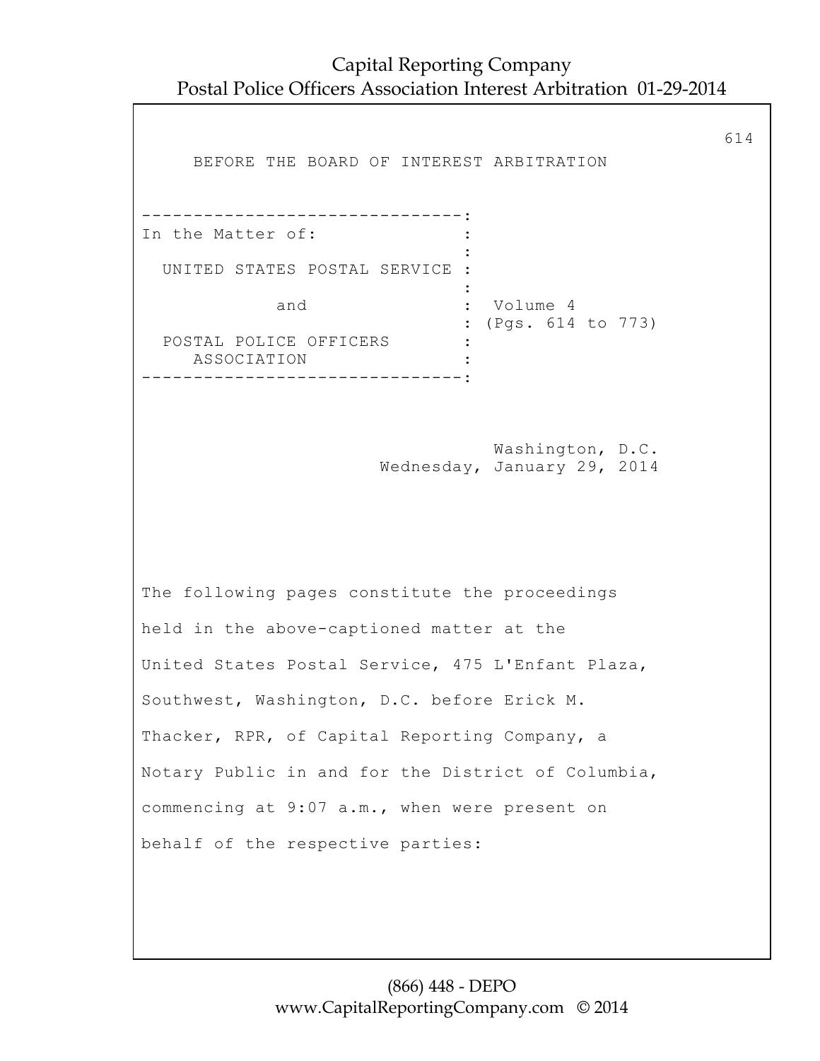BEFORE THE BOARD OF INTEREST ARBITRATION

```
-------------------------------:
In the Matter of:              :
                               :
  UNITED STATES POSTAL SERVICE :
                               :
            and                :  Volume 4
                               : (Pgs. 614 to 773)
  POSTAL POLICE OFFICERS       :
     ASSOCIATION               :
-------------------------------:
```

Washington, D.C.
Wednesday, January 29, 2014

The following pages constitute the proceedings held in the above-captioned matter at the United States Postal Service, 475 L'Enfant Plaza, Southwest, Washington, D.C. before Erick M. Thacker, RPR, of Capital Reporting Company, a Notary Public in and for the District of Columbia, commencing at 9:07 a.m., when were present on behalf of the respective parties: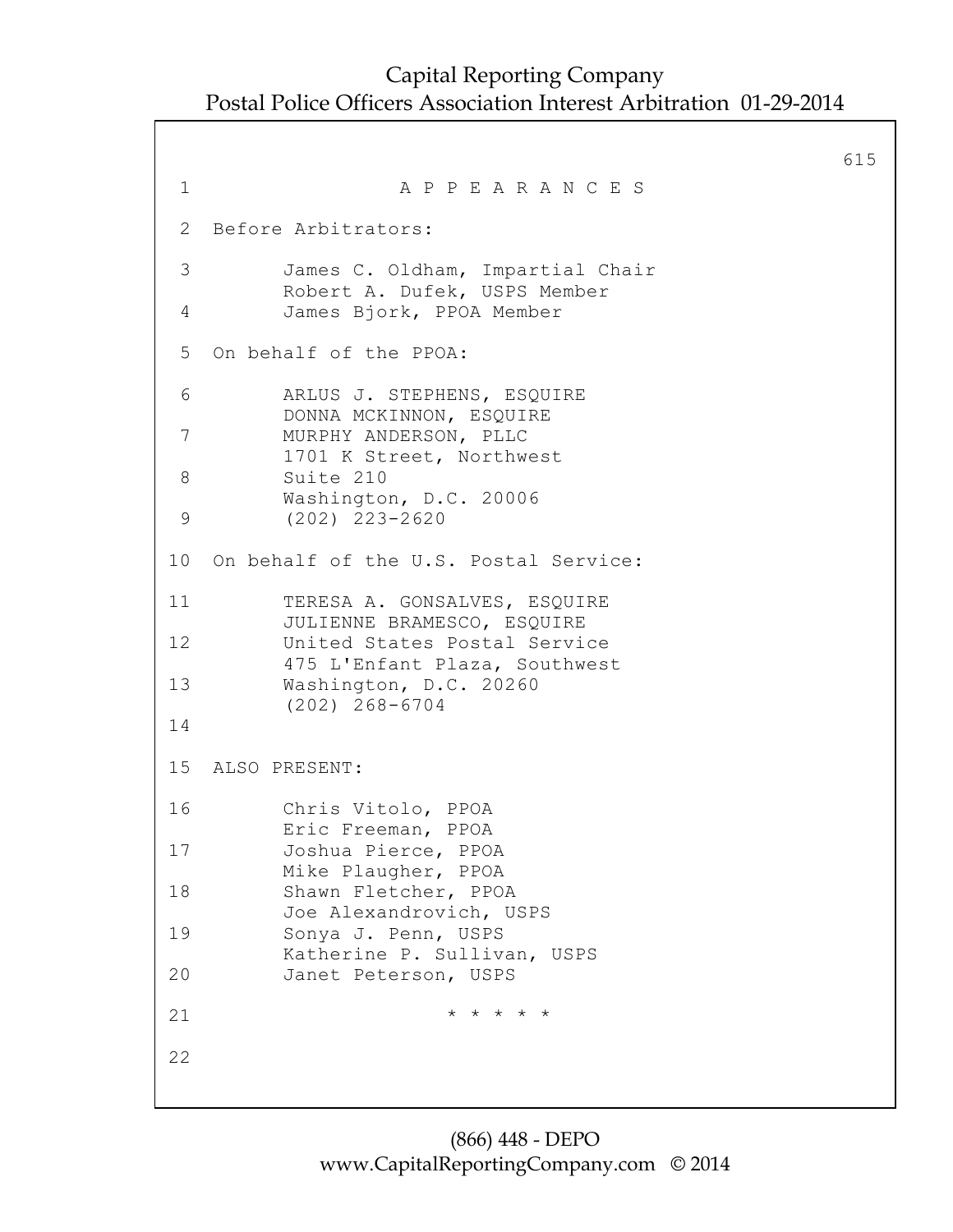# APPEARANCES

Before Arbitrators:

James C. Oldham, Impartial Chair
Robert A. Dufek, USPS Member
James Bjork, PPOA Member

On behalf of the PPOA:

ARLUS J. STEPHENS, ESQUIRE
DONNA MCKINNON, ESQUIRE
MURPHY ANDERSON, PLLC
1701 K Street, Northwest
Suite 210
Washington, D.C. 20006
(202) 223-2620

On behalf of the U.S. Postal Service:

TERESA A. GONSALVES, ESQUIRE
JULIENNE BRAMESCO, ESQUIRE
United States Postal Service
475 L'Enfant Plaza, Southwest
Washington, D.C. 20260
(202) 268-6704

ALSO PRESENT:

Chris Vitolo, PPOA
Eric Freeman, PPOA
Joshua Pierce, PPOA
Mike Plaugher, PPOA
Shawn Fletcher, PPOA
Joe Alexandrovich, USPS
Sonya J. Penn, USPS
Katherine P. Sullivan, USPS
Janet Peterson, USPS

* * * * *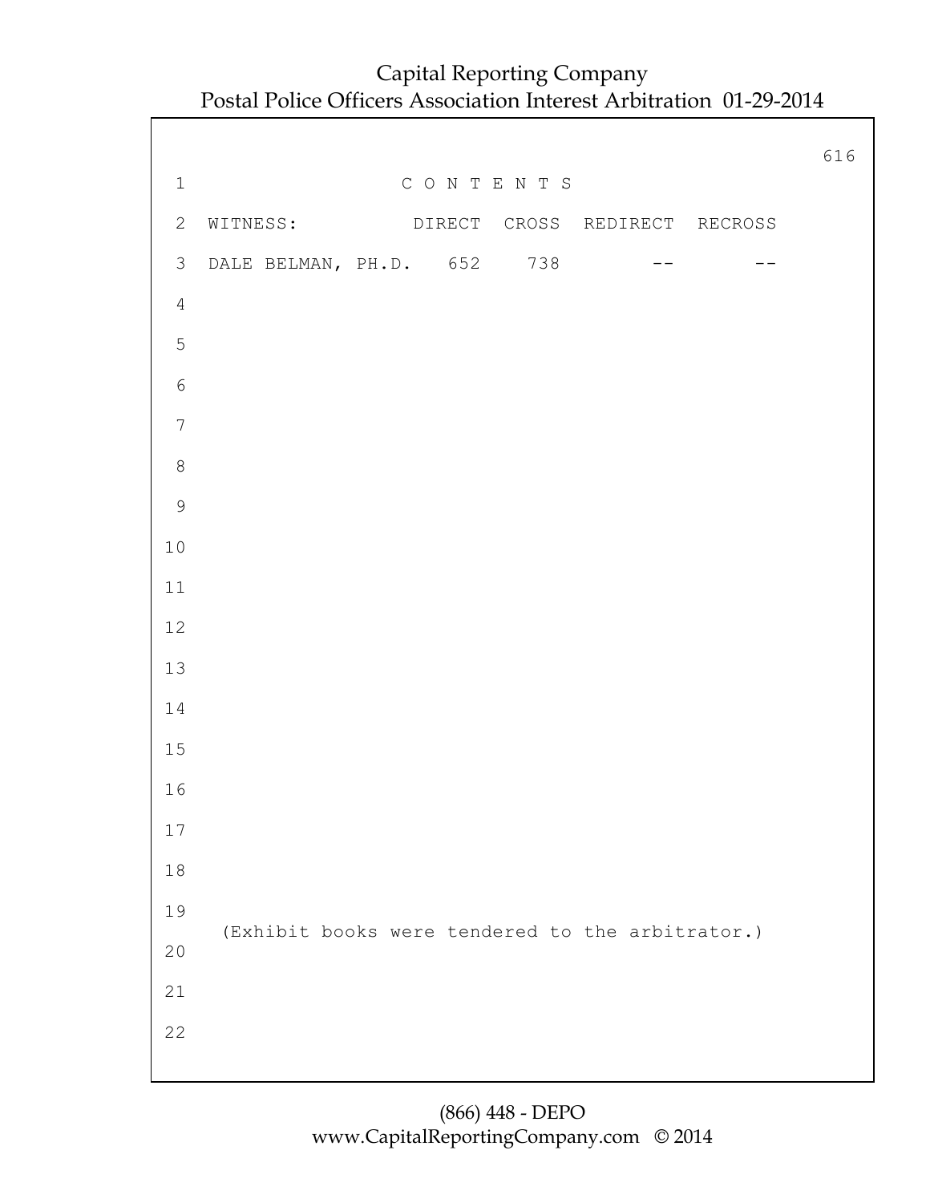# C O N T E N T S

| WITNESS: | DIRECT | CROSS | REDIRECT | RECROSS |
|---|---|---|---|---|
| DALE BELMAN, PH.D. | 652 | 738 | -- | -- |

(Exhibit books were tendered to the arbitrator.)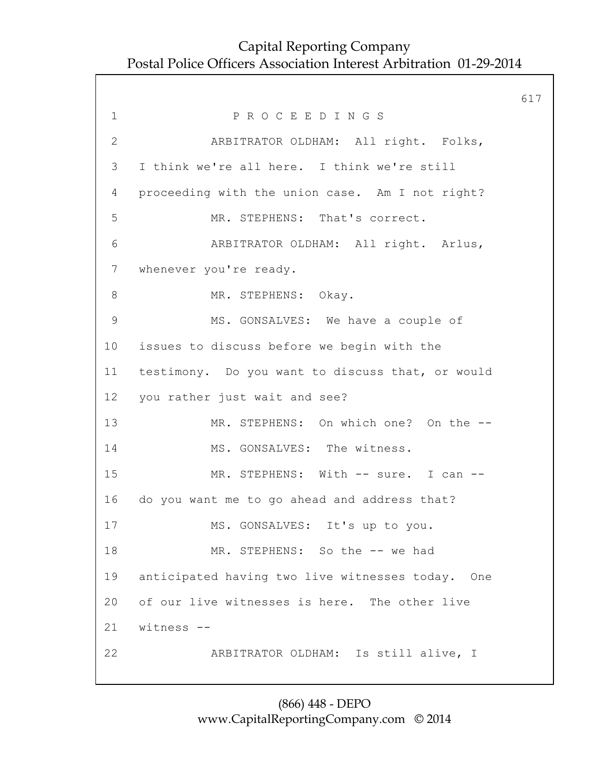P R O C E E D I N G S

ARBITRATOR OLDHAM: All right. Folks, I think we're all here. I think we're still proceeding with the union case. Am I not right?

MR. STEPHENS: That's correct.

ARBITRATOR OLDHAM: All right. Arlus, whenever you're ready.

MR. STEPHENS: Okay.

MS. GONSALVES: We have a couple of issues to discuss before we begin with the testimony. Do you want to discuss that, or would you rather just wait and see?

MR. STEPHENS: On which one? On the --

MS. GONSALVES: The witness.

MR. STEPHENS: With -- sure. I can -- do you want me to go ahead and address that?

MS. GONSALVES: It's up to you.

MR. STEPHENS: So the -- we had anticipated having two live witnesses today. One of our live witnesses is here. The other live witness --

ARBITRATOR OLDHAM: Is still alive, I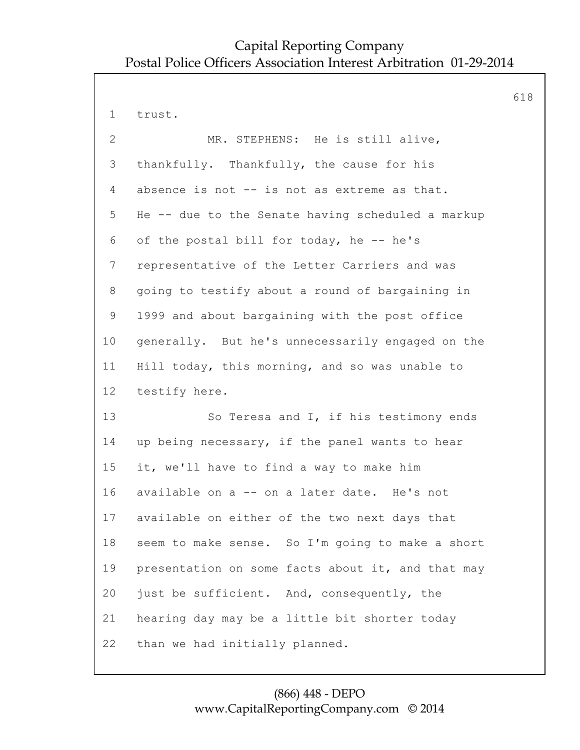trust.

MR. STEPHENS: He is still alive, thankfully. Thankfully, the cause for his absence is not -- is not as extreme as that. He -- due to the Senate having scheduled a markup of the postal bill for today, he -- he's representative of the Letter Carriers and was going to testify about a round of bargaining in 1999 and about bargaining with the post office generally. But he's unnecessarily engaged on the Hill today, this morning, and so was unable to testify here.

So Teresa and I, if his testimony ends up being necessary, if the panel wants to hear it, we'll have to find a way to make him available on a -- on a later date. He's not available on either of the two next days that seem to make sense. So I'm going to make a short presentation on some facts about it, and that may just be sufficient. And, consequently, the hearing day may be a little bit shorter today than we had initially planned.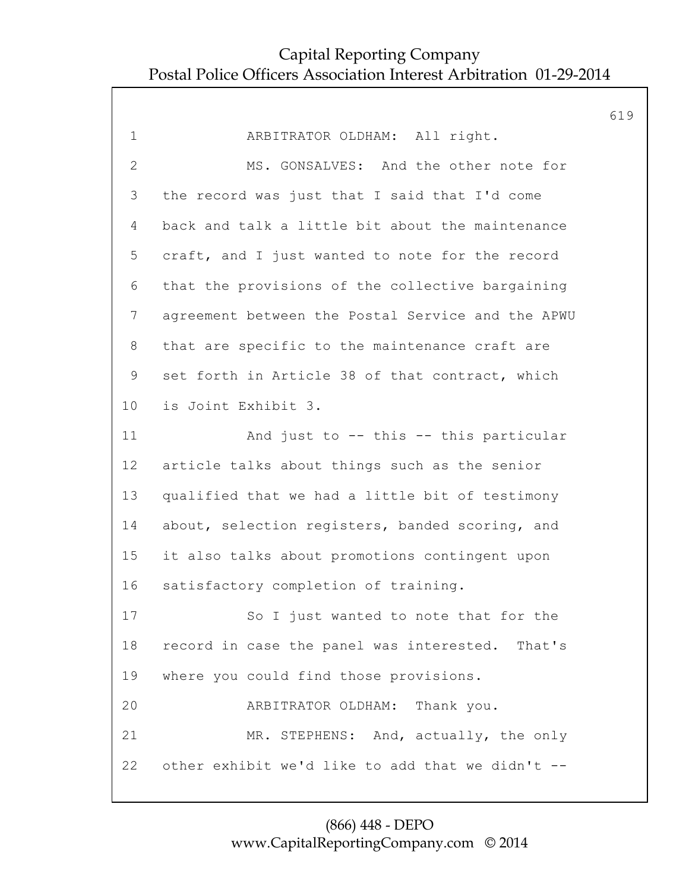ARBITRATOR OLDHAM: All right.

MS. GONSALVES: And the other note for the record was just that I said that I'd come back and talk a little bit about the maintenance craft, and I just wanted to note for the record that the provisions of the collective bargaining agreement between the Postal Service and the APWU that are specific to the maintenance craft are set forth in Article 38 of that contract, which is Joint Exhibit 3.

And just to -- this -- this particular article talks about things such as the senior qualified that we had a little bit of testimony about, selection registers, banded scoring, and it also talks about promotions contingent upon satisfactory completion of training.

So I just wanted to note that for the record in case the panel was interested. That's where you could find those provisions.

ARBITRATOR OLDHAM: Thank you.

MR. STEPHENS: And, actually, the only other exhibit we'd like to add that we didn't --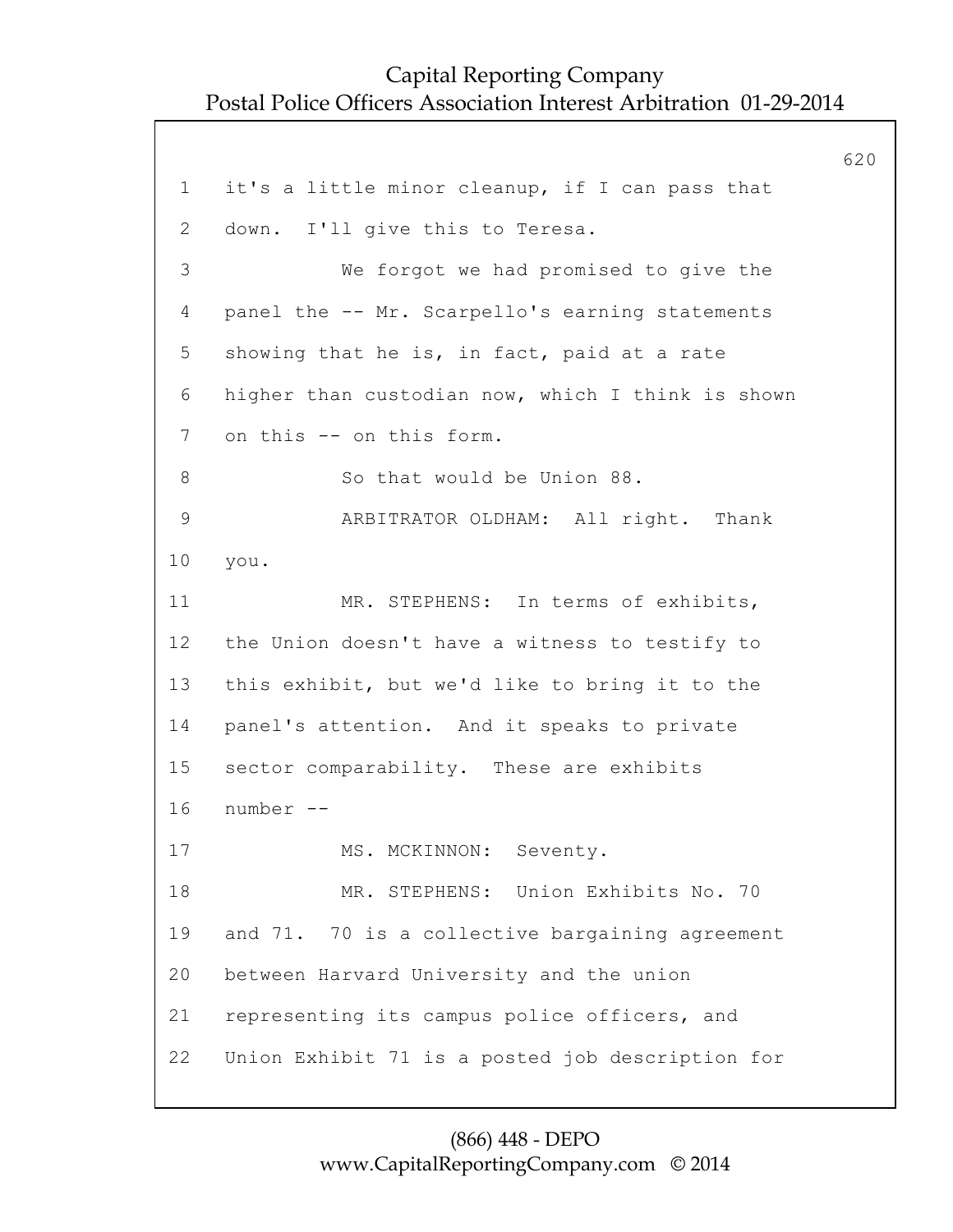1 it's a little minor cleanup, if I can pass that
2 down. I'll give this to Teresa.
3 We forgot we had promised to give the
4 panel the -- Mr. Scarpello's earning statements
5 showing that he is, in fact, paid at a rate
6 higher than custodian now, which I think is shown
7 on this -- on this form.
8 So that would be Union 88.
9 ARBITRATOR OLDHAM: All right. Thank
10 you.
11 MR. STEPHENS: In terms of exhibits,
12 the Union doesn't have a witness to testify to
13 this exhibit, but we'd like to bring it to the
14 panel's attention. And it speaks to private
15 sector comparability. These are exhibits
16 number --
17 MS. MCKINNON: Seventy.
18 MR. STEPHENS: Union Exhibits No. 70
19 and 71. 70 is a collective bargaining agreement
20 between Harvard University and the union
21 representing its campus police officers, and
22 Union Exhibit 71 is a posted job description for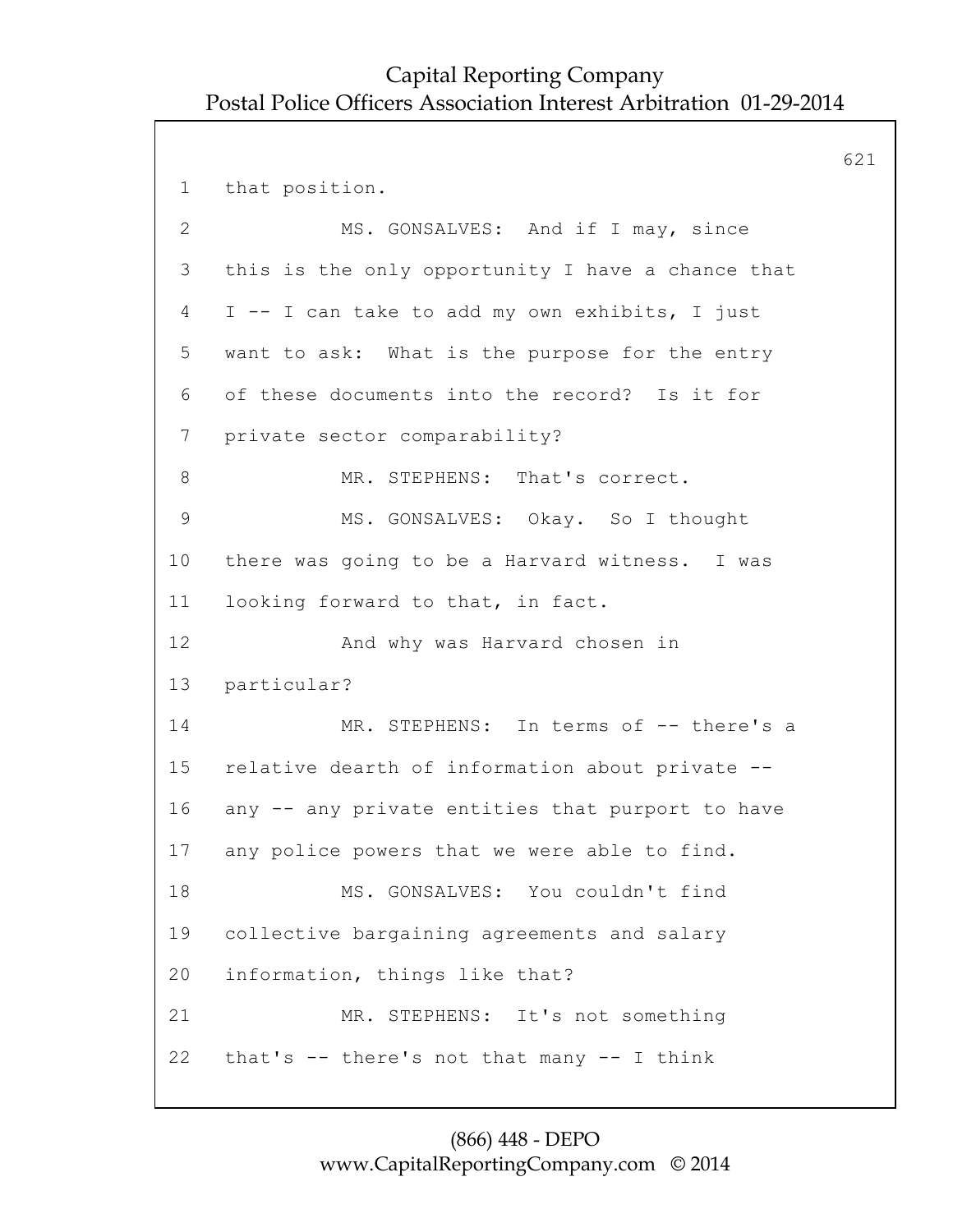1 that position.

2 MS. GONSALVES: And if I may, since

3 this is the only opportunity I have a chance that

4 I -- I can take to add my own exhibits, I just

5 want to ask: What is the purpose for the entry

6 of these documents into the record? Is it for

7 private sector comparability?

8 MR. STEPHENS: That's correct.

9 MS. GONSALVES: Okay. So I thought

10 there was going to be a Harvard witness. I was

11 looking forward to that, in fact.

12 And why was Harvard chosen in

13 particular?

14 MR. STEPHENS: In terms of -- there's a

15 relative dearth of information about private --

16 any -- any private entities that purport to have

17 any police powers that we were able to find.

18 MS. GONSALVES: You couldn't find

19 collective bargaining agreements and salary

20 information, things like that?

21 MR. STEPHENS: It's not something

22 that's -- there's not that many -- I think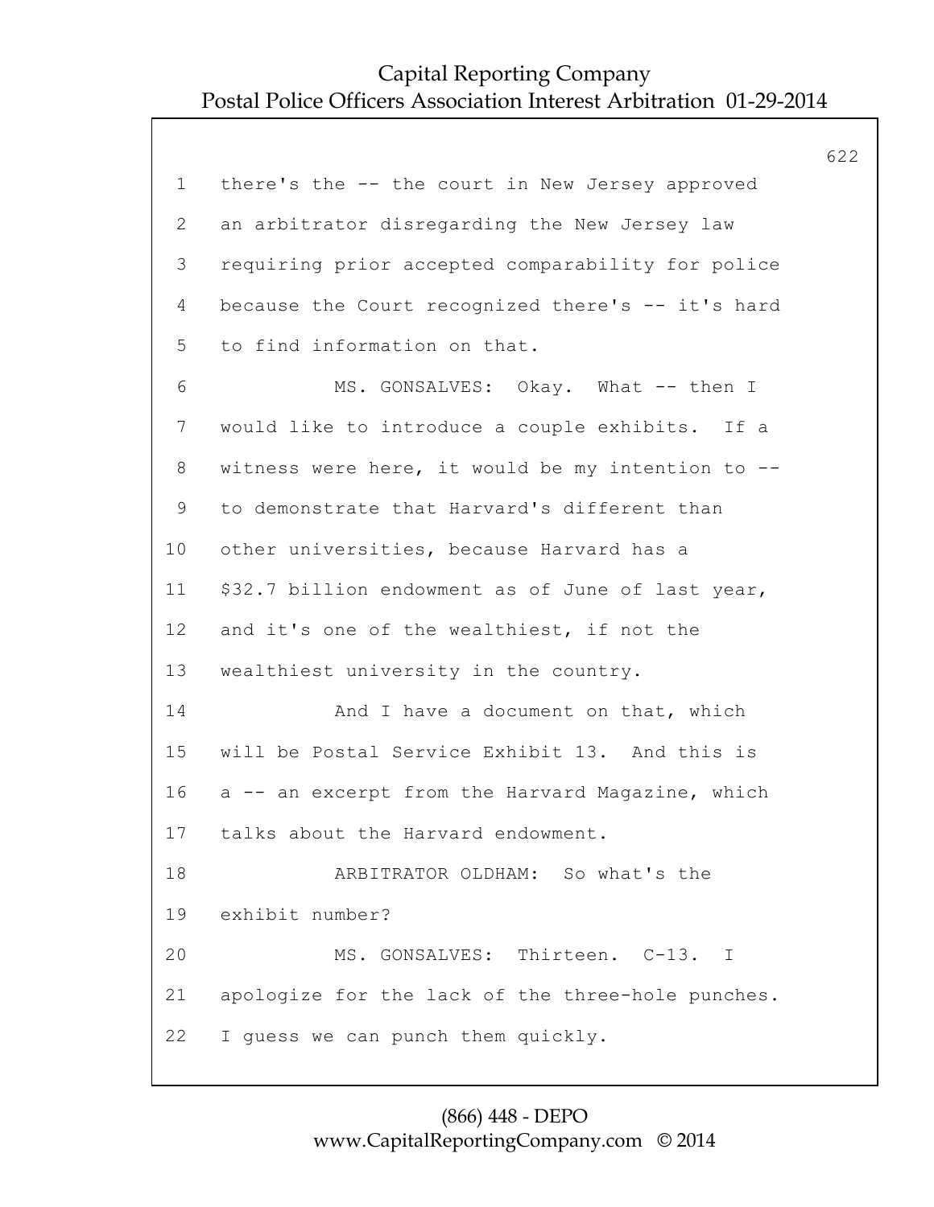1 there's the -- the court in New Jersey approved
2 an arbitrator disregarding the New Jersey law
3 requiring prior accepted comparability for police
4 because the Court recognized there's -- it's hard
5 to find information on that.
6 MS. GONSALVES: Okay. What -- then I
7 would like to introduce a couple exhibits. If a
8 witness were here, it would be my intention to --
9 to demonstrate that Harvard's different than
10 other universities, because Harvard has a
11 $32.7 billion endowment as of June of last year,
12 and it's one of the wealthiest, if not the
13 wealthiest university in the country.
14 And I have a document on that, which
15 will be Postal Service Exhibit 13. And this is
16 a -- an excerpt from the Harvard Magazine, which
17 talks about the Harvard endowment.
18 ARBITRATOR OLDHAM: So what's the
19 exhibit number?
20 MS. GONSALVES: Thirteen. C-13. I
21 apologize for the lack of the three-hole punches.
22 I guess we can punch them quickly.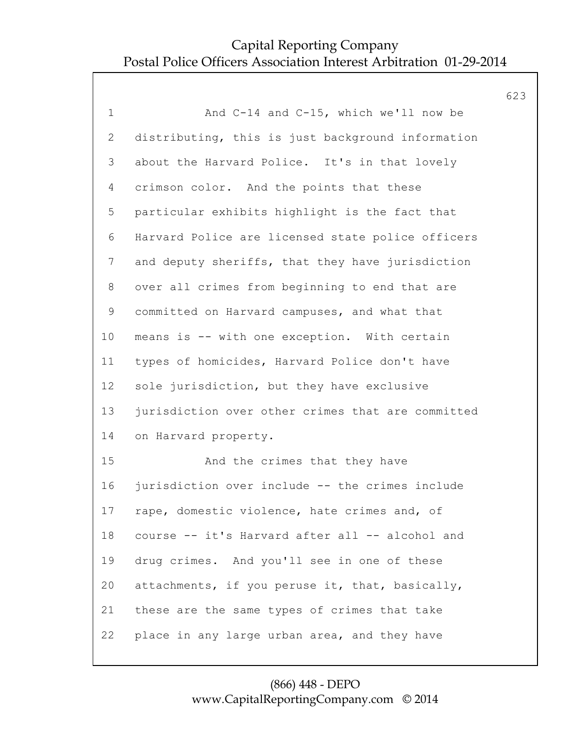And C-14 and C-15, which we'll now be distributing, this is just background information about the Harvard Police. It's in that lovely crimson color. And the points that these particular exhibits highlight is the fact that Harvard Police are licensed state police officers and deputy sheriffs, that they have jurisdiction over all crimes from beginning to end that are committed on Harvard campuses, and what that means is -- with one exception. With certain types of homicides, Harvard Police don't have sole jurisdiction, but they have exclusive jurisdiction over other crimes that are committed on Harvard property.

And the crimes that they have jurisdiction over include -- the crimes include rape, domestic violence, hate crimes and, of course -- it's Harvard after all -- alcohol and drug crimes. And you'll see in one of these attachments, if you peruse it, that, basically, these are the same types of crimes that take place in any large urban area, and they have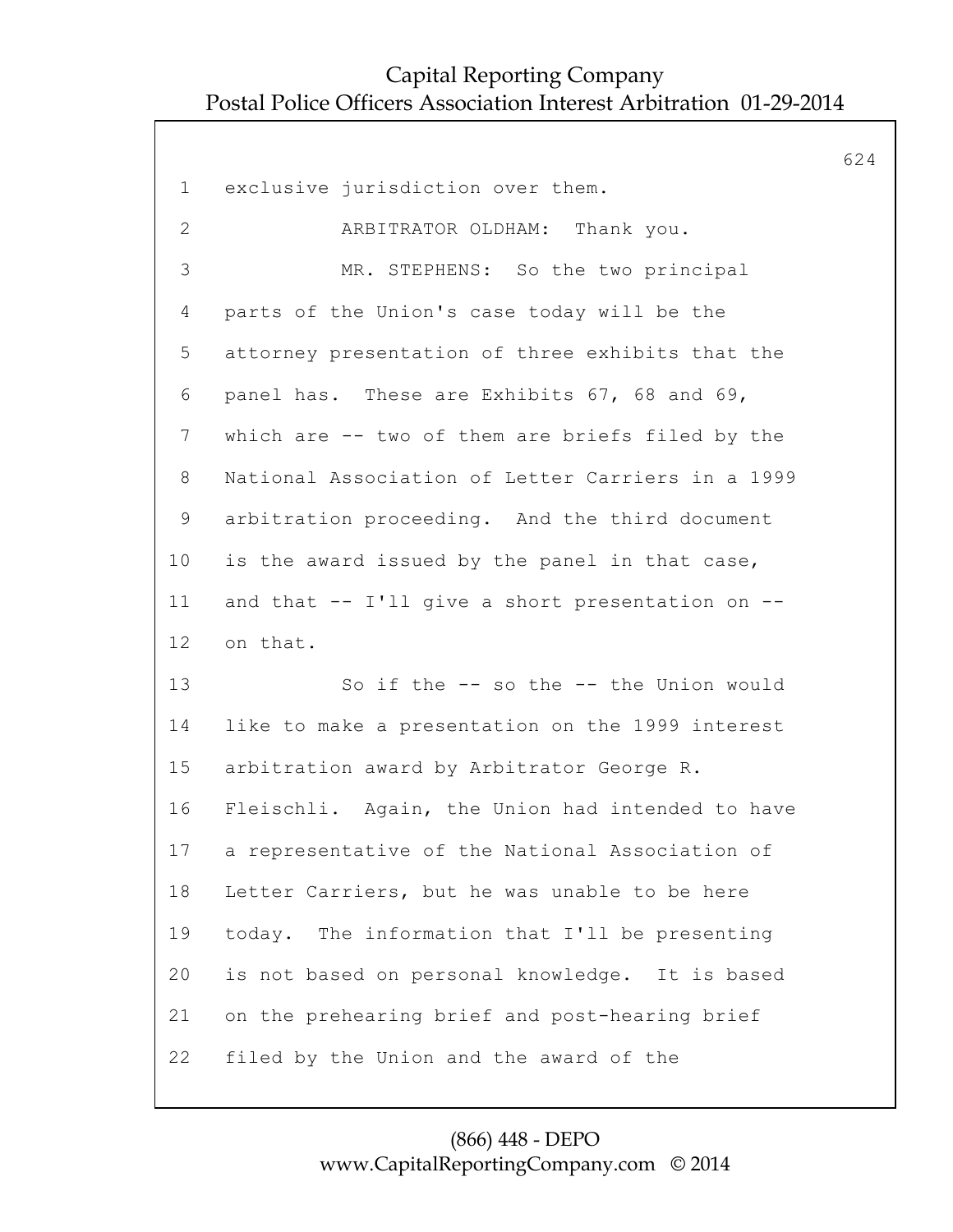1 exclusive jurisdiction over them.

2 ARBITRATOR OLDHAM: Thank you.

3 MR. STEPHENS: So the two principal

4 parts of the Union's case today will be the

5 attorney presentation of three exhibits that the

6 panel has. These are Exhibits 67, 68 and 69,

7 which are -- two of them are briefs filed by the

8 National Association of Letter Carriers in a 1999

9 arbitration proceeding. And the third document

10 is the award issued by the panel in that case,

11 and that -- I'll give a short presentation on --

12 on that.

13 So if the -- so the -- the Union would

14 like to make a presentation on the 1999 interest

15 arbitration award by Arbitrator George R.

16 Fleischli. Again, the Union had intended to have

17 a representative of the National Association of

18 Letter Carriers, but he was unable to be here

19 today. The information that I'll be presenting

20 is not based on personal knowledge. It is based

21 on the prehearing brief and post-hearing brief

22 filed by the Union and the award of the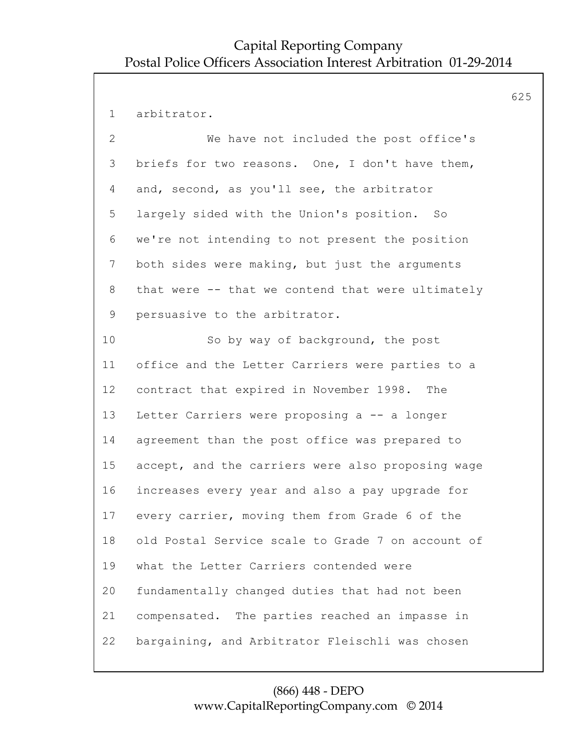arbitrator.

We have not included the post office's briefs for two reasons. One, I don't have them, and, second, as you'll see, the arbitrator largely sided with the Union's position. So we're not intending to not present the position both sides were making, but just the arguments that were -- that we contend that were ultimately persuasive to the arbitrator.

So by way of background, the post office and the Letter Carriers were parties to a contract that expired in November 1998. The Letter Carriers were proposing a -- a longer agreement than the post office was prepared to accept, and the carriers were also proposing wage increases every year and also a pay upgrade for every carrier, moving them from Grade 6 of the old Postal Service scale to Grade 7 on account of what the Letter Carriers contended were fundamentally changed duties that had not been compensated. The parties reached an impasse in bargaining, and Arbitrator Fleischli was chosen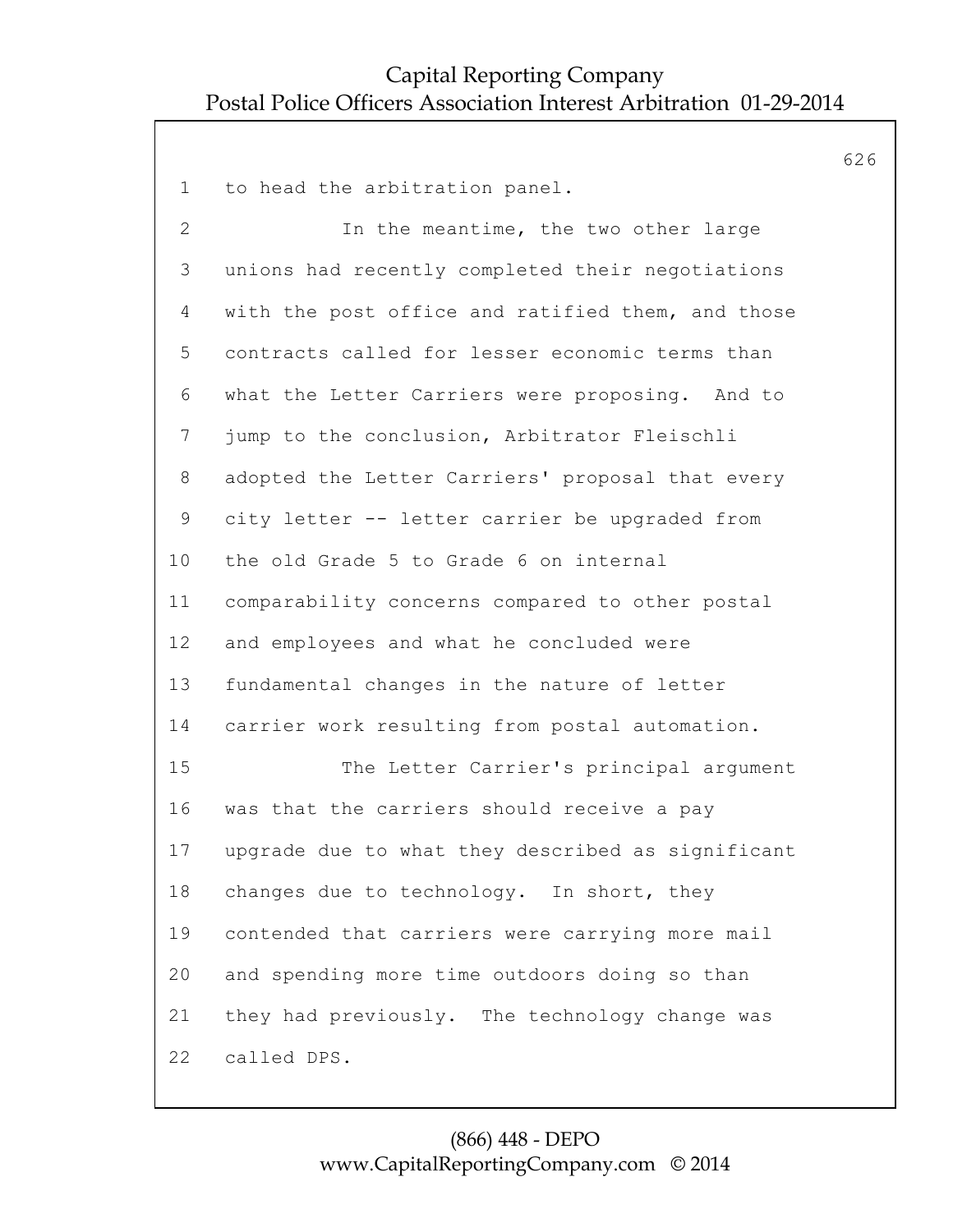to head the arbitration panel.

In the meantime, the two other large unions had recently completed their negotiations with the post office and ratified them, and those contracts called for lesser economic terms than what the Letter Carriers were proposing. And to jump to the conclusion, Arbitrator Fleischli adopted the Letter Carriers' proposal that every city letter -- letter carrier be upgraded from the old Grade 5 to Grade 6 on internal comparability concerns compared to other postal and employees and what he concluded were fundamental changes in the nature of letter carrier work resulting from postal automation.

The Letter Carrier's principal argument was that the carriers should receive a pay upgrade due to what they described as significant changes due to technology. In short, they contended that carriers were carrying more mail and spending more time outdoors doing so than they had previously. The technology change was called DPS.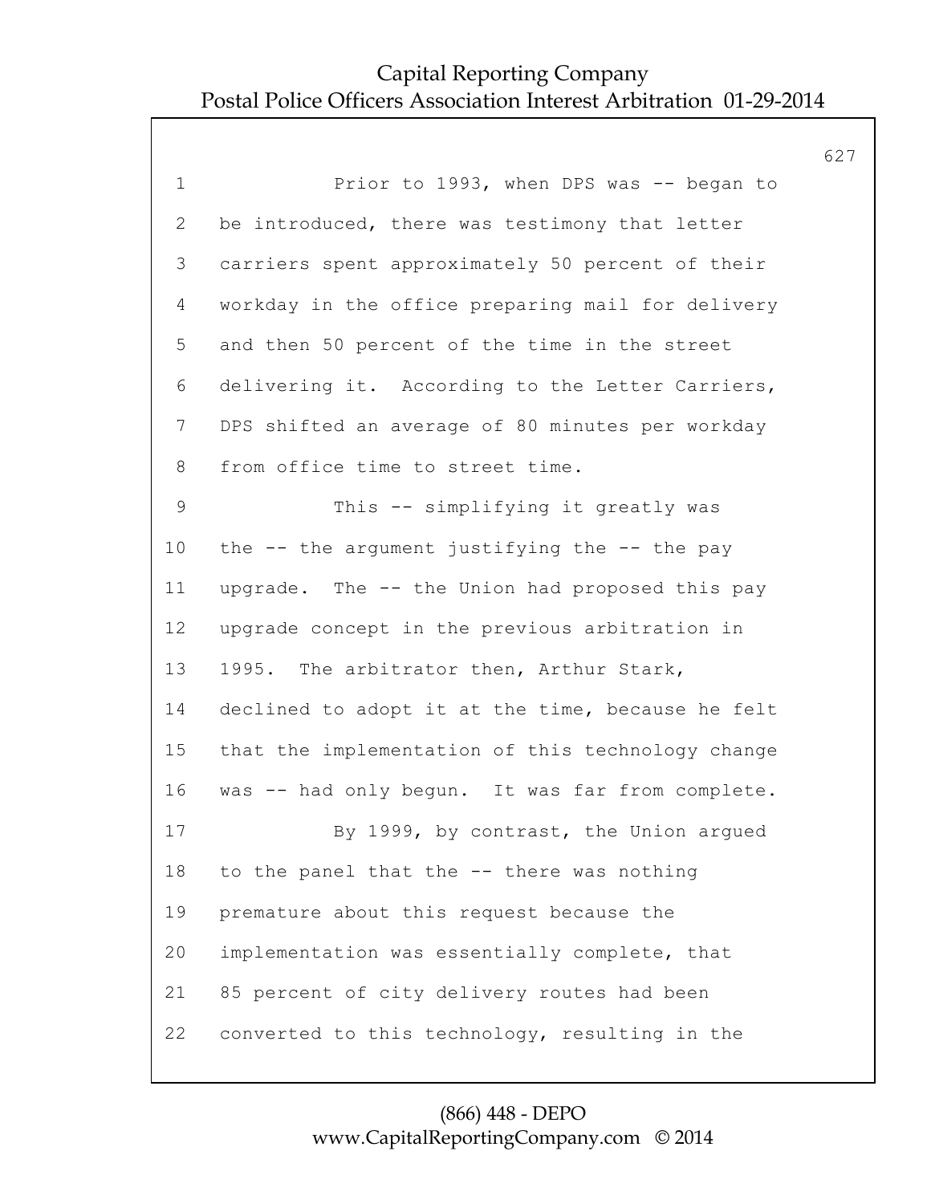Prior to 1993, when DPS was -- began to be introduced, there was testimony that letter carriers spent approximately 50 percent of their workday in the office preparing mail for delivery and then 50 percent of the time in the street delivering it. According to the Letter Carriers, DPS shifted an average of 80 minutes per workday from office time to street time.

This -- simplifying it greatly was the -- the argument justifying the -- the pay upgrade. The -- the Union had proposed this pay upgrade concept in the previous arbitration in 1995. The arbitrator then, Arthur Stark, declined to adopt it at the time, because he felt that the implementation of this technology change was -- had only begun. It was far from complete.

By 1999, by contrast, the Union argued to the panel that the -- there was nothing premature about this request because the implementation was essentially complete, that 85 percent of city delivery routes had been converted to this technology, resulting in the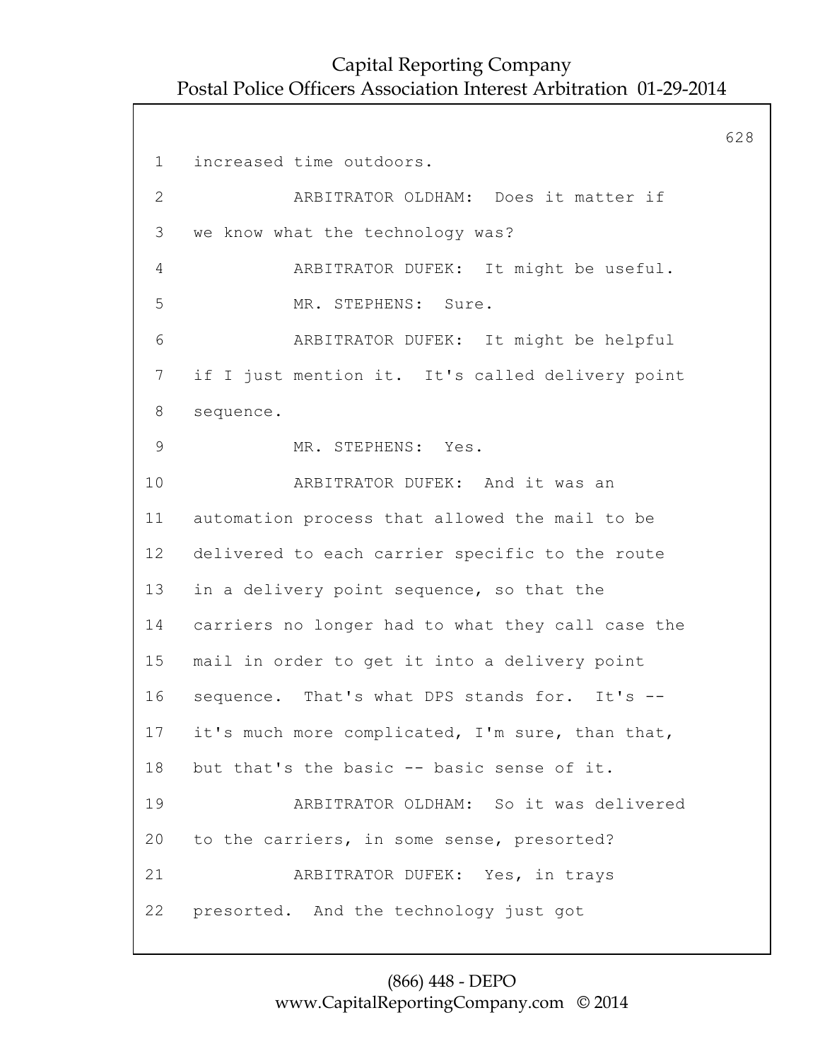1 increased time outdoors.

2 ARBITRATOR OLDHAM: Does it matter if

3 we know what the technology was?

4 ARBITRATOR DUFEK: It might be useful.

5 MR. STEPHENS: Sure.

6 ARBITRATOR DUFEK: It might be helpful

7 if I just mention it. It's called delivery point

8 sequence.

9 MR. STEPHENS: Yes.

10 ARBITRATOR DUFEK: And it was an

11 automation process that allowed the mail to be

12 delivered to each carrier specific to the route

13 in a delivery point sequence, so that the

14 carriers no longer had to what they call case the

15 mail in order to get it into a delivery point

16 sequence. That's what DPS stands for. It's --

17 it's much more complicated, I'm sure, than that,

18 but that's the basic -- basic sense of it.

19 ARBITRATOR OLDHAM: So it was delivered

20 to the carriers, in some sense, presorted?

21 ARBITRATOR DUFEK: Yes, in trays

22 presorted. And the technology just got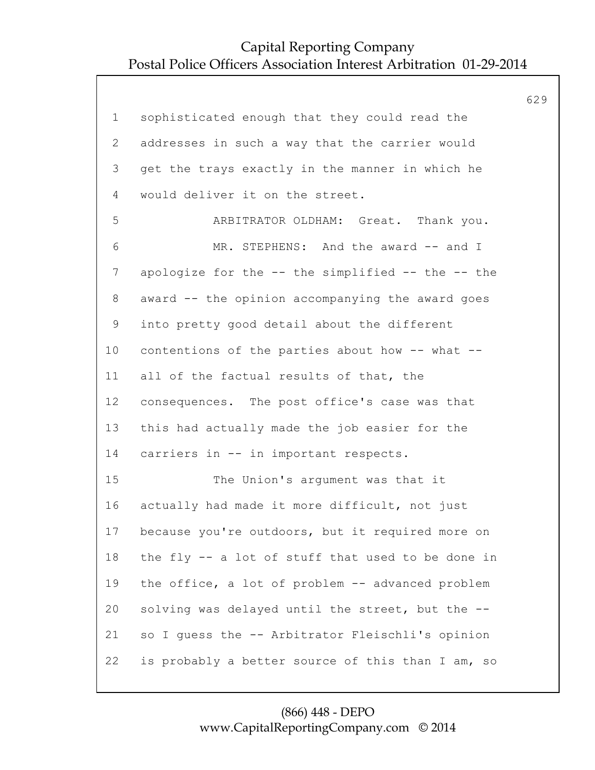1 sophisticated enough that they could read the
2 addresses in such a way that the carrier would
3 get the trays exactly in the manner in which he
4 would deliver it on the street.
5 ARBITRATOR OLDHAM: Great. Thank you.
6 MR. STEPHENS: And the award -- and I
7 apologize for the -- the simplified -- the -- the
8 award -- the opinion accompanying the award goes
9 into pretty good detail about the different
10 contentions of the parties about how -- what --
11 all of the factual results of that, the
12 consequences. The post office's case was that
13 this had actually made the job easier for the
14 carriers in -- in important respects.
15 The Union's argument was that it
16 actually had made it more difficult, not just
17 because you're outdoors, but it required more on
18 the fly -- a lot of stuff that used to be done in
19 the office, a lot of problem -- advanced problem
20 solving was delayed until the street, but the --
21 so I guess the -- Arbitrator Fleischli's opinion
22 is probably a better source of this than I am, so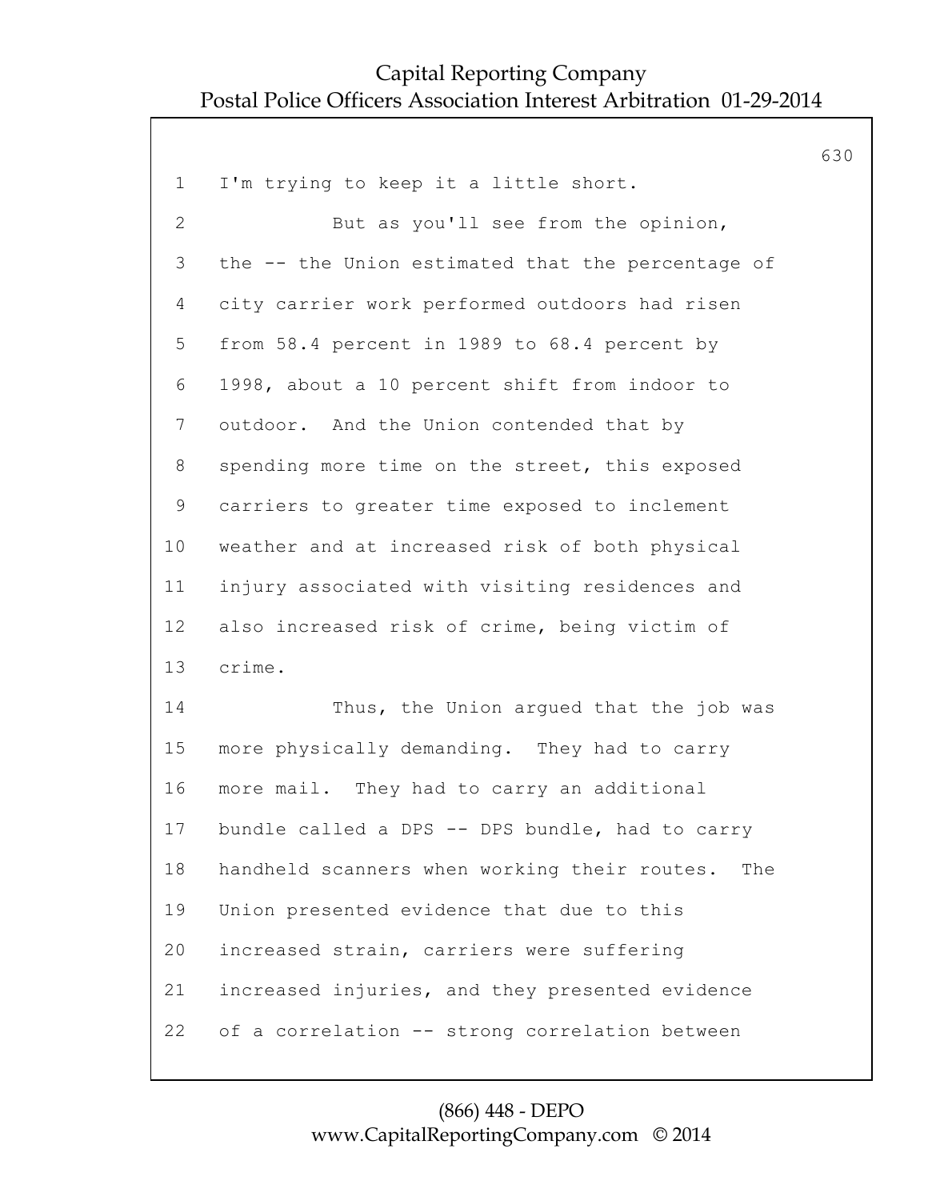I'm trying to keep it a little short.

But as you'll see from the opinion, the -- the Union estimated that the percentage of city carrier work performed outdoors had risen from 58.4 percent in 1989 to 68.4 percent by 1998, about a 10 percent shift from indoor to outdoor. And the Union contended that by spending more time on the street, this exposed carriers to greater time exposed to inclement weather and at increased risk of both physical injury associated with visiting residences and also increased risk of crime, being victim of crime.

Thus, the Union argued that the job was more physically demanding. They had to carry more mail. They had to carry an additional bundle called a DPS -- DPS bundle, had to carry handheld scanners when working their routes. The Union presented evidence that due to this increased strain, carriers were suffering increased injuries, and they presented evidence of a correlation -- strong correlation between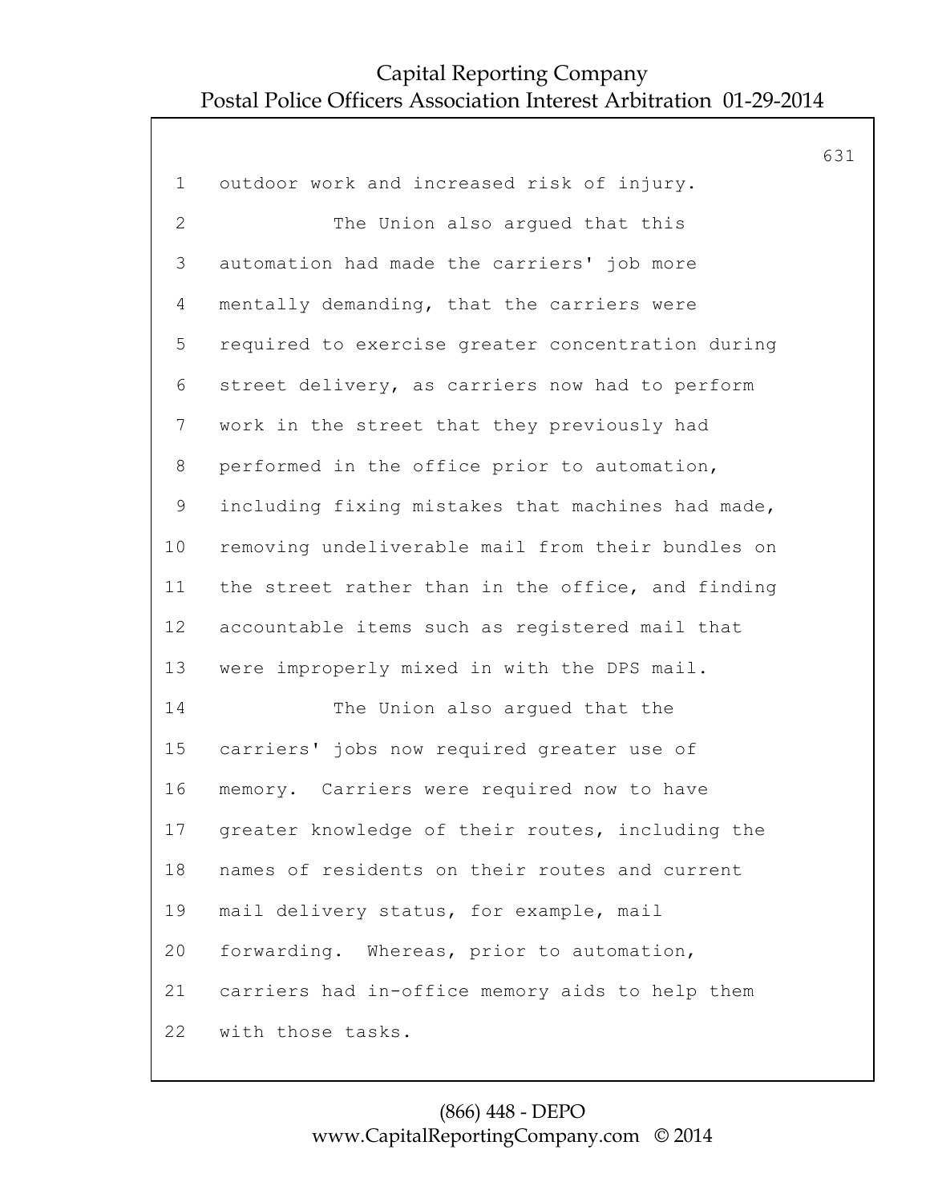outdoor work and increased risk of injury.

The Union also argued that this automation had made the carriers' job more mentally demanding, that the carriers were required to exercise greater concentration during street delivery, as carriers now had to perform work in the street that they previously had performed in the office prior to automation, including fixing mistakes that machines had made, removing undeliverable mail from their bundles on the street rather than in the office, and finding accountable items such as registered mail that were improperly mixed in with the DPS mail.

The Union also argued that the carriers' jobs now required greater use of memory. Carriers were required now to have greater knowledge of their routes, including the names of residents on their routes and current mail delivery status, for example, mail forwarding. Whereas, prior to automation, carriers had in-office memory aids to help them with those tasks.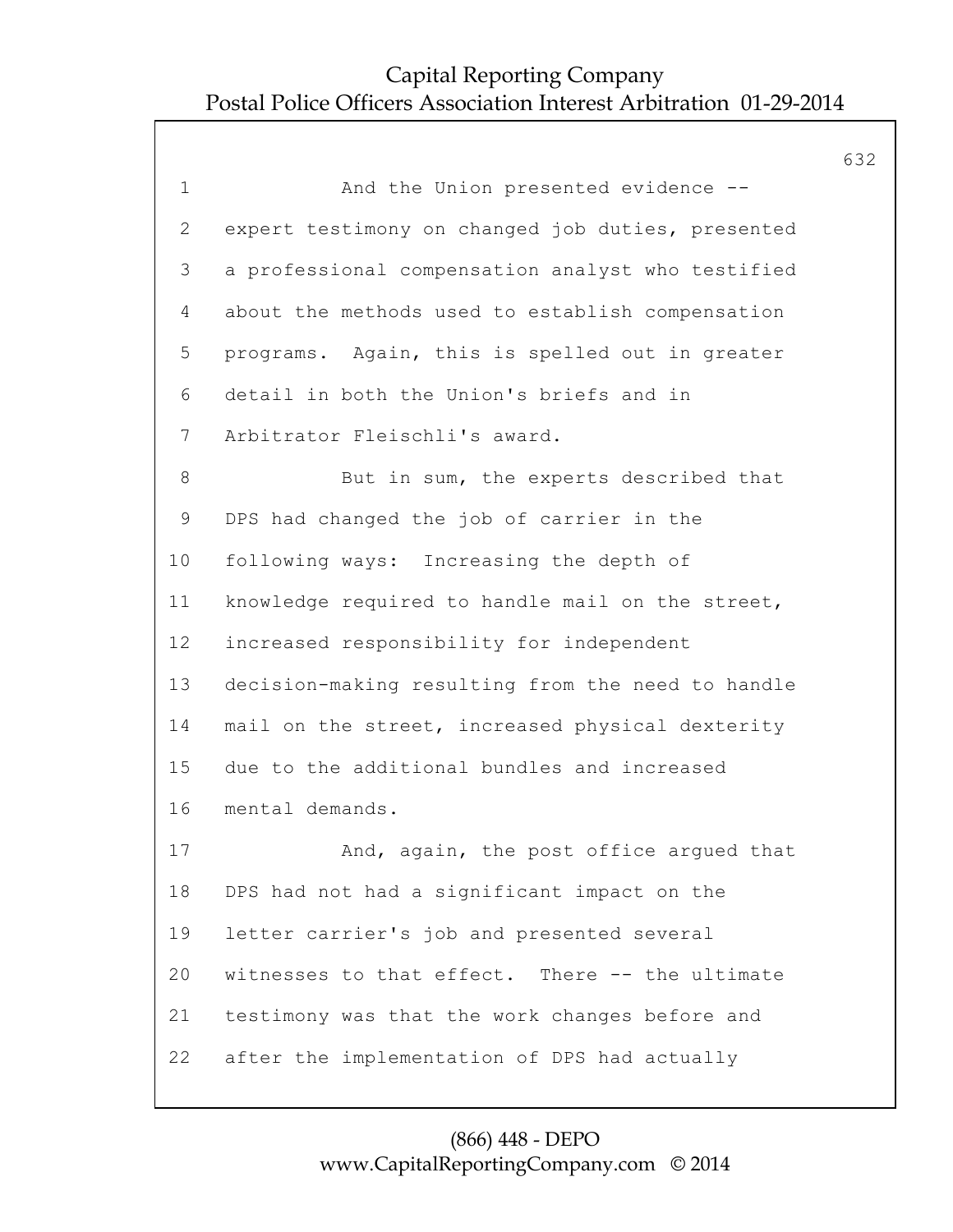And the Union presented evidence -- expert testimony on changed job duties, presented a professional compensation analyst who testified about the methods used to establish compensation programs. Again, this is spelled out in greater detail in both the Union's briefs and in Arbitrator Fleischli's award.

But in sum, the experts described that DPS had changed the job of carrier in the following ways: Increasing the depth of knowledge required to handle mail on the street, increased responsibility for independent decision-making resulting from the need to handle mail on the street, increased physical dexterity due to the additional bundles and increased mental demands.

And, again, the post office argued that DPS had not had a significant impact on the letter carrier's job and presented several witnesses to that effect. There -- the ultimate testimony was that the work changes before and after the implementation of DPS had actually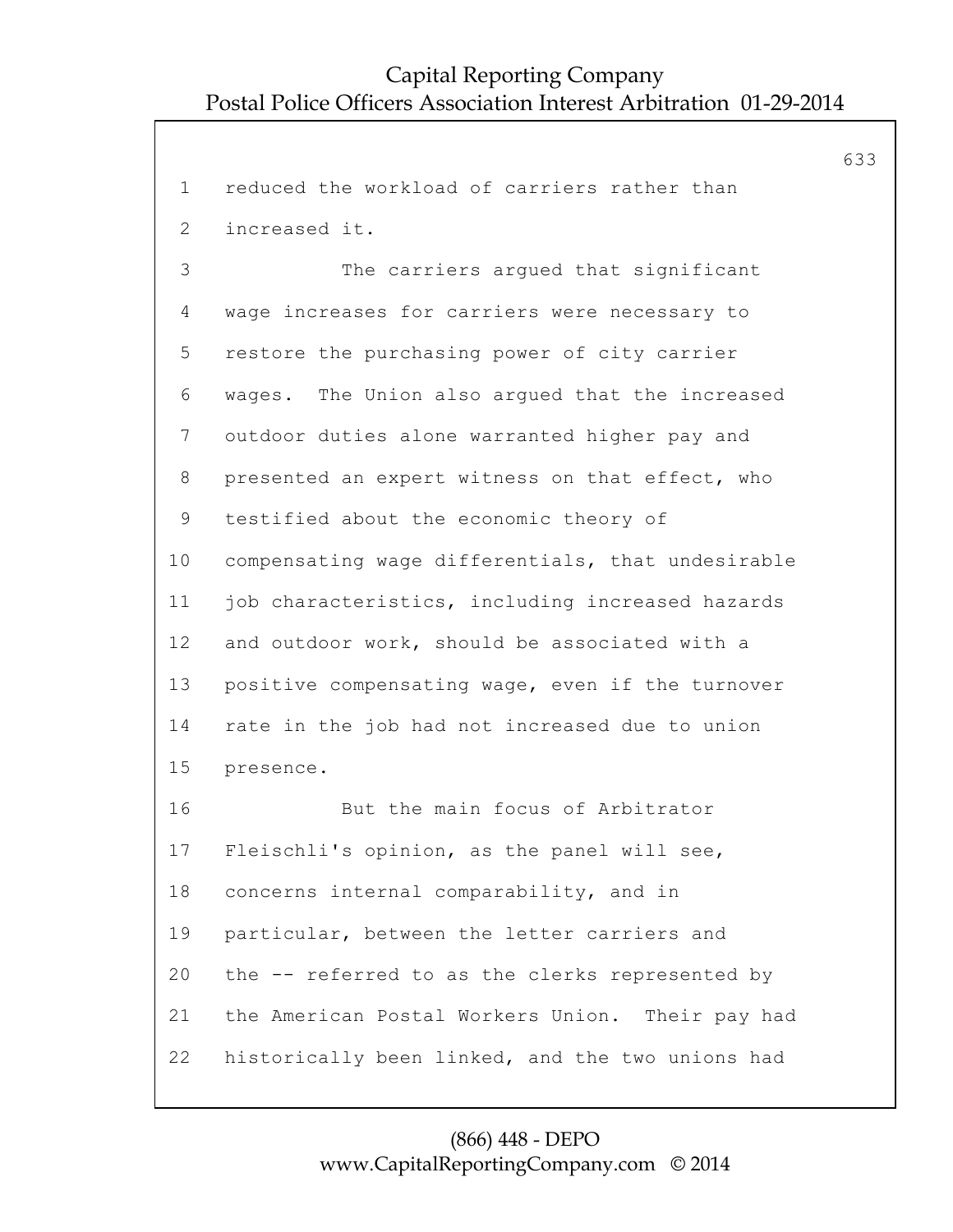reduced the workload of carriers rather than increased it.

The carriers argued that significant wage increases for carriers were necessary to restore the purchasing power of city carrier wages. The Union also argued that the increased outdoor duties alone warranted higher pay and presented an expert witness on that effect, who testified about the economic theory of compensating wage differentials, that undesirable job characteristics, including increased hazards and outdoor work, should be associated with a positive compensating wage, even if the turnover rate in the job had not increased due to union presence.

But the main focus of Arbitrator Fleischli's opinion, as the panel will see, concerns internal comparability, and in particular, between the letter carriers and the -- referred to as the clerks represented by the American Postal Workers Union. Their pay had historically been linked, and the two unions had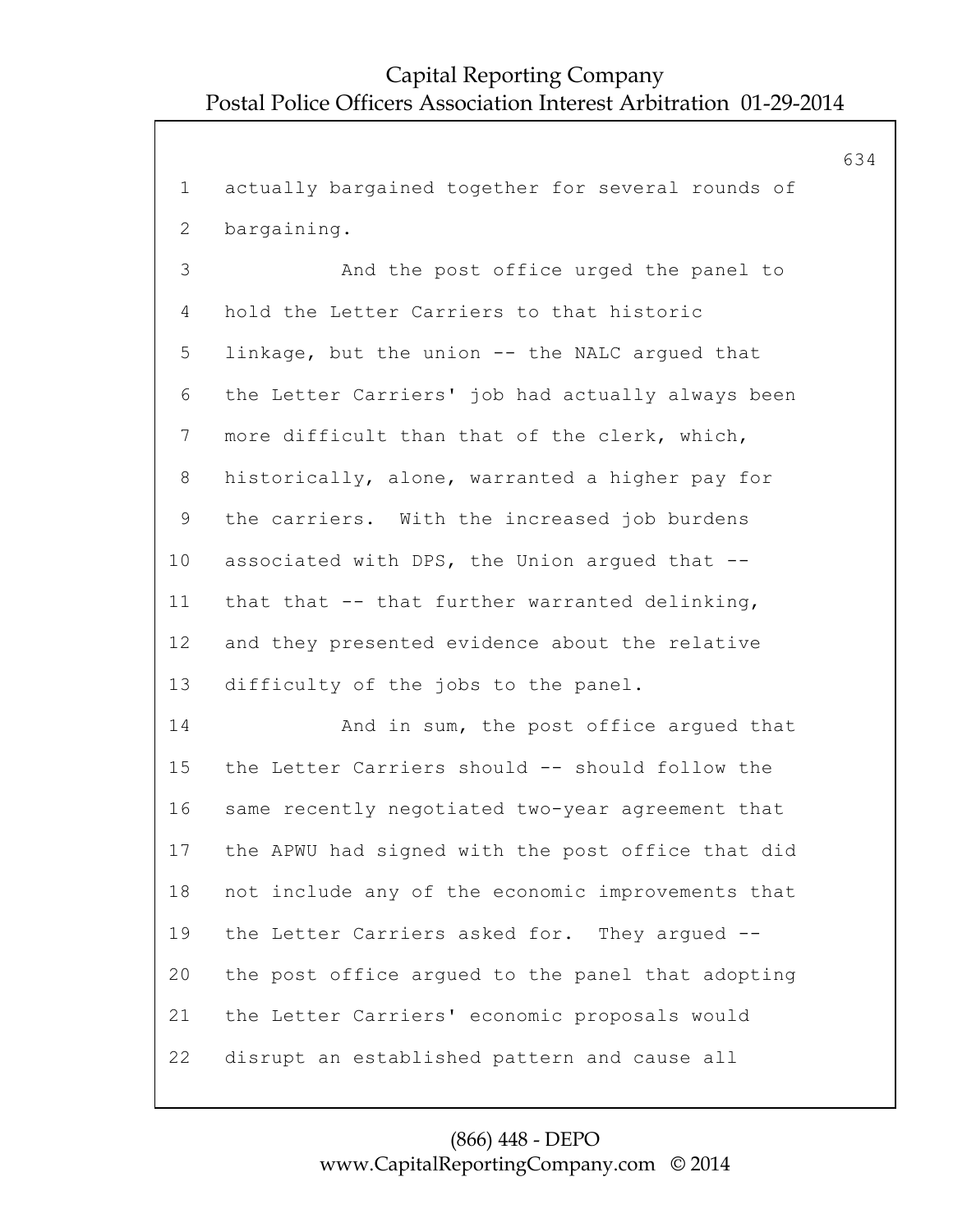actually bargained together for several rounds of bargaining.

And the post office urged the panel to hold the Letter Carriers to that historic linkage, but the union -- the NALC argued that the Letter Carriers' job had actually always been more difficult than that of the clerk, which, historically, alone, warranted a higher pay for the carriers. With the increased job burdens associated with DPS, the Union argued that -- that that -- that further warranted delinking, and they presented evidence about the relative difficulty of the jobs to the panel.

And in sum, the post office argued that the Letter Carriers should -- should follow the same recently negotiated two-year agreement that the APWU had signed with the post office that did not include any of the economic improvements that the Letter Carriers asked for. They argued -- the post office argued to the panel that adopting the Letter Carriers' economic proposals would disrupt an established pattern and cause all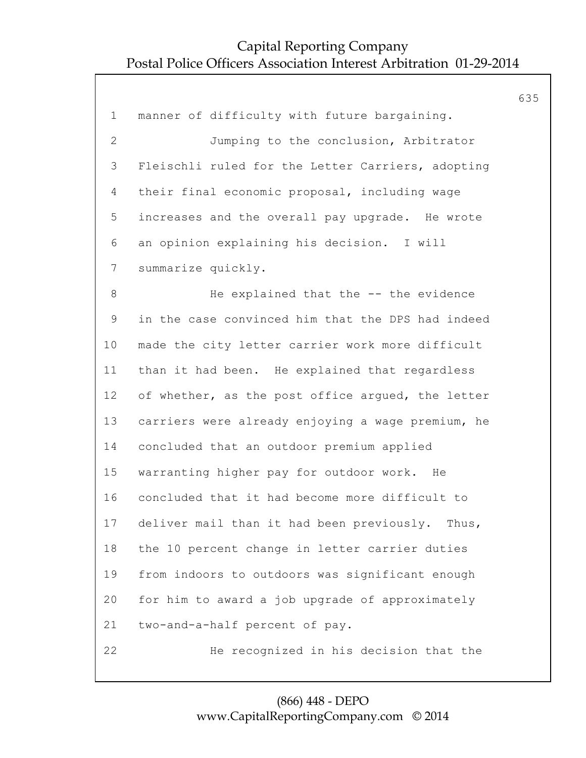manner of difficulty with future bargaining.

Jumping to the conclusion, Arbitrator Fleischli ruled for the Letter Carriers, adopting their final economic proposal, including wage increases and the overall pay upgrade. He wrote an opinion explaining his decision. I will summarize quickly.

He explained that the -- the evidence in the case convinced him that the DPS had indeed made the city letter carrier work more difficult than it had been. He explained that regardless of whether, as the post office argued, the letter carriers were already enjoying a wage premium, he concluded that an outdoor premium applied warranting higher pay for outdoor work. He concluded that it had become more difficult to deliver mail than it had been previously. Thus, the 10 percent change in letter carrier duties from indoors to outdoors was significant enough for him to award a job upgrade of approximately two-and-a-half percent of pay.

He recognized in his decision that the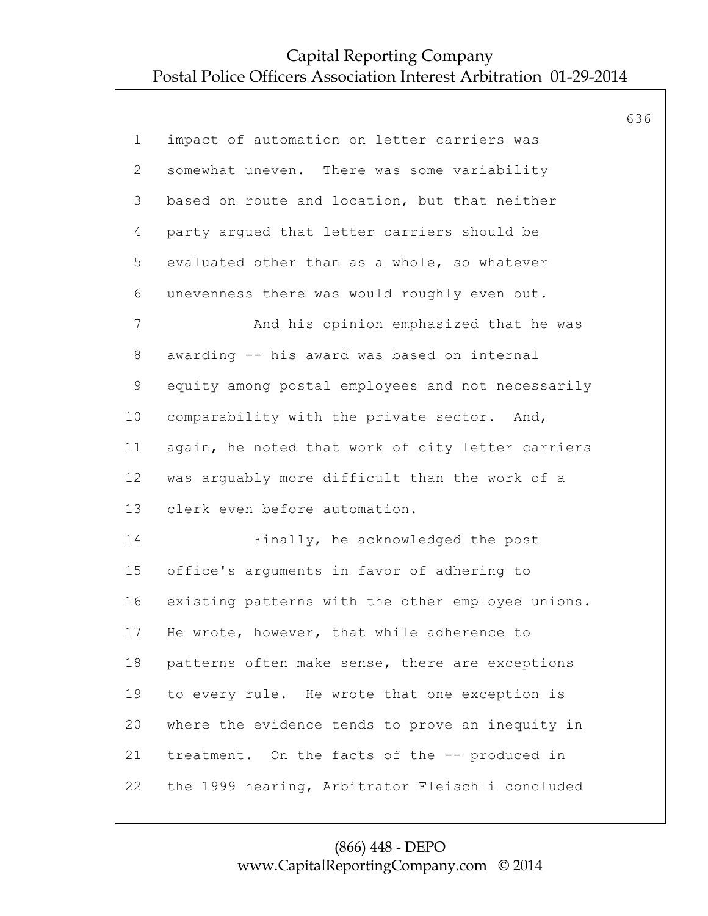1 impact of automation on letter carriers was
2 somewhat uneven. There was some variability
3 based on route and location, but that neither
4 party argued that letter carriers should be
5 evaluated other than as a whole, so whatever
6 unevenness there was would roughly even out.
7 And his opinion emphasized that he was
8 awarding -- his award was based on internal
9 equity among postal employees and not necessarily
10 comparability with the private sector. And,
11 again, he noted that work of city letter carriers
12 was arguably more difficult than the work of a
13 clerk even before automation.
14 Finally, he acknowledged the post
15 office's arguments in favor of adhering to
16 existing patterns with the other employee unions.
17 He wrote, however, that while adherence to
18 patterns often make sense, there are exceptions
19 to every rule. He wrote that one exception is
20 where the evidence tends to prove an inequity in
21 treatment. On the facts of the -- produced in
22 the 1999 hearing, Arbitrator Fleischli concluded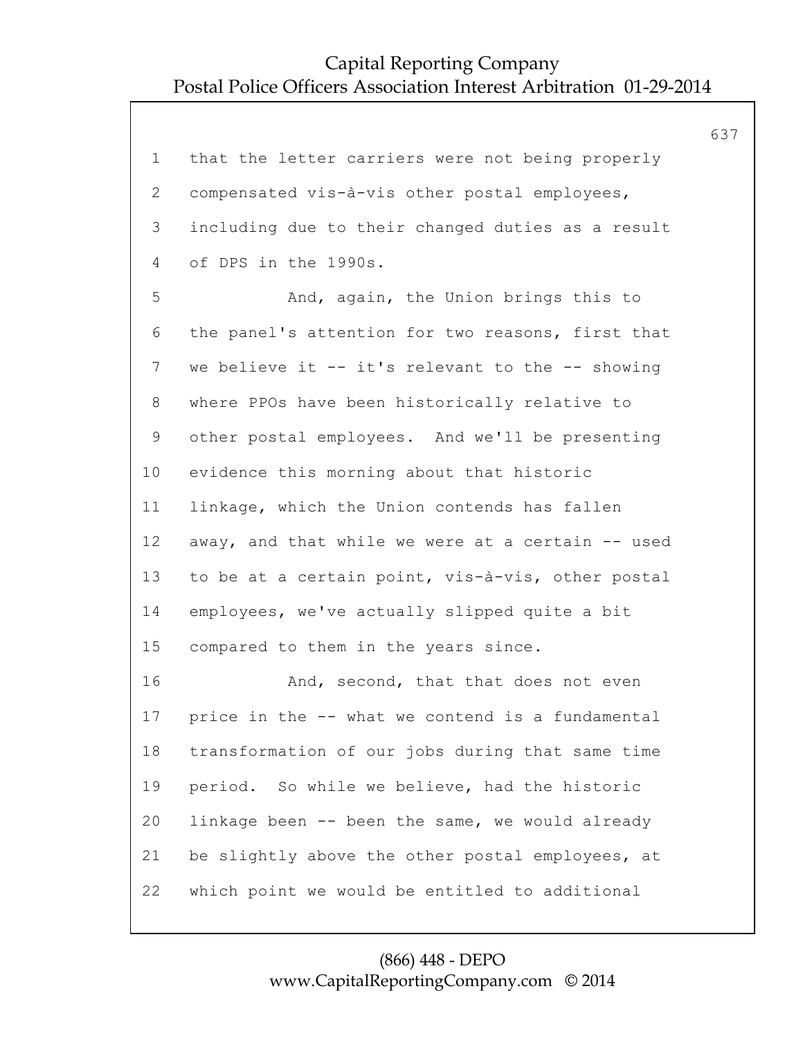1 that the letter carriers were not being properly
2 compensated vis-à-vis other postal employees,
3 including due to their changed duties as a result
4 of DPS in the 1990s.
5 And, again, the Union brings this to
6 the panel's attention for two reasons, first that
7 we believe it -- it's relevant to the -- showing
8 where PPOs have been historically relative to
9 other postal employees. And we'll be presenting
10 evidence this morning about that historic
11 linkage, which the Union contends has fallen
12 away, and that while we were at a certain -- used
13 to be at a certain point, vis-à-vis, other postal
14 employees, we've actually slipped quite a bit
15 compared to them in the years since.
16 And, second, that that does not even
17 price in the -- what we contend is a fundamental
18 transformation of our jobs during that same time
19 period. So while we believe, had the historic
20 linkage been -- been the same, we would already
21 be slightly above the other postal employees, at
22 which point we would be entitled to additional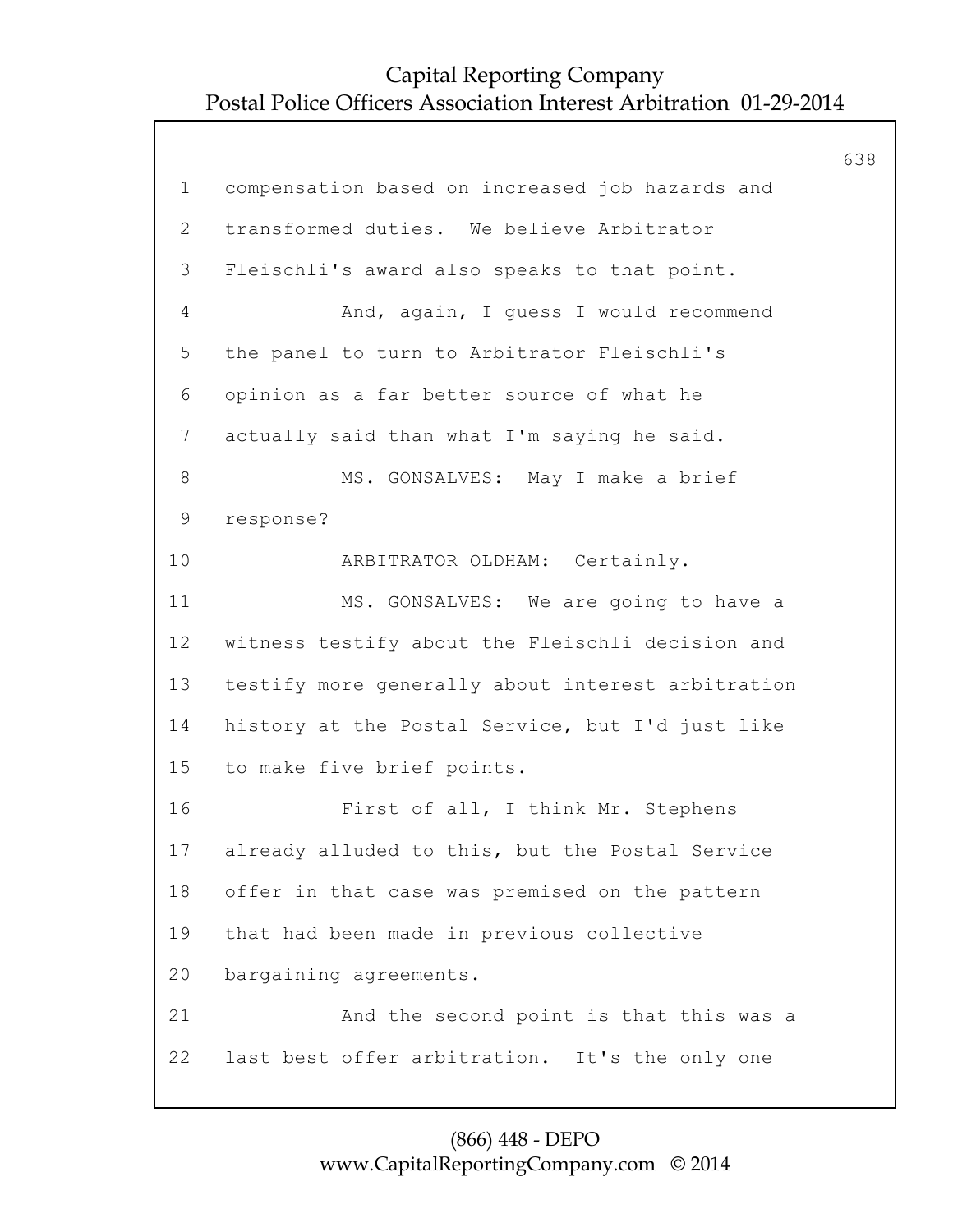1 compensation based on increased job hazards and
2 transformed duties. We believe Arbitrator
3 Fleischli's award also speaks to that point.
4 And, again, I guess I would recommend
5 the panel to turn to Arbitrator Fleischli's
6 opinion as a far better source of what he
7 actually said than what I'm saying he said.
8 MS. GONSALVES: May I make a brief
9 response?
10 ARBITRATOR OLDHAM: Certainly.
11 MS. GONSALVES: We are going to have a
12 witness testify about the Fleischli decision and
13 testify more generally about interest arbitration
14 history at the Postal Service, but I'd just like
15 to make five brief points.
16 First of all, I think Mr. Stephens
17 already alluded to this, but the Postal Service
18 offer in that case was premised on the pattern
19 that had been made in previous collective
20 bargaining agreements.
21 And the second point is that this was a
22 last best offer arbitration. It's the only one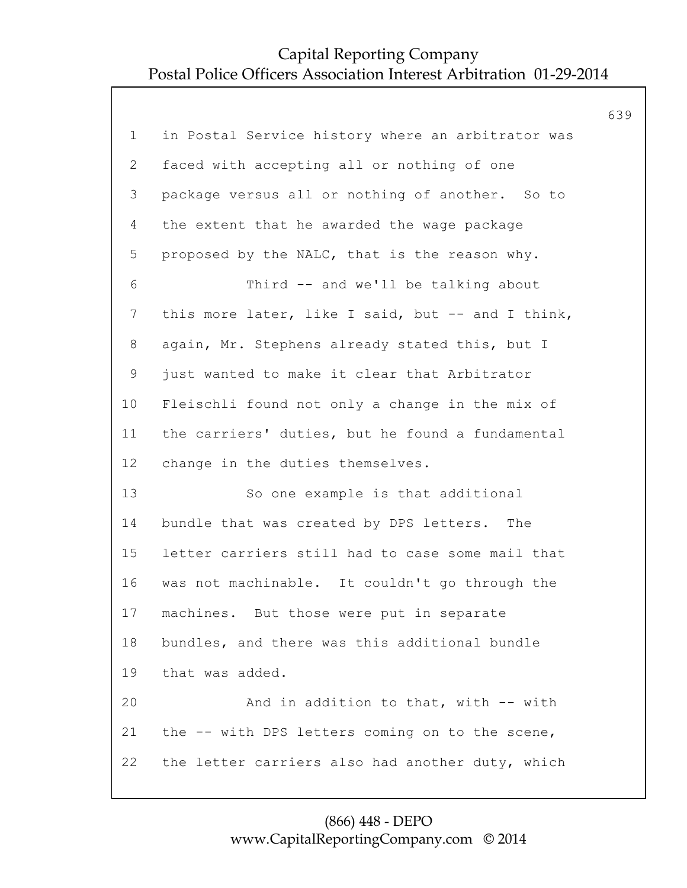1 in Postal Service history where an arbitrator was
2 faced with accepting all or nothing of one
3 package versus all or nothing of another. So to
4 the extent that he awarded the wage package
5 proposed by the NALC, that is the reason why.
6 Third -- and we'll be talking about
7 this more later, like I said, but -- and I think,
8 again, Mr. Stephens already stated this, but I
9 just wanted to make it clear that Arbitrator
10 Fleischli found not only a change in the mix of
11 the carriers' duties, but he found a fundamental
12 change in the duties themselves.
13 So one example is that additional
14 bundle that was created by DPS letters. The
15 letter carriers still had to case some mail that
16 was not machinable. It couldn't go through the
17 machines. But those were put in separate
18 bundles, and there was this additional bundle
19 that was added.
20 And in addition to that, with -- with
21 the -- with DPS letters coming on to the scene,
22 the letter carriers also had another duty, which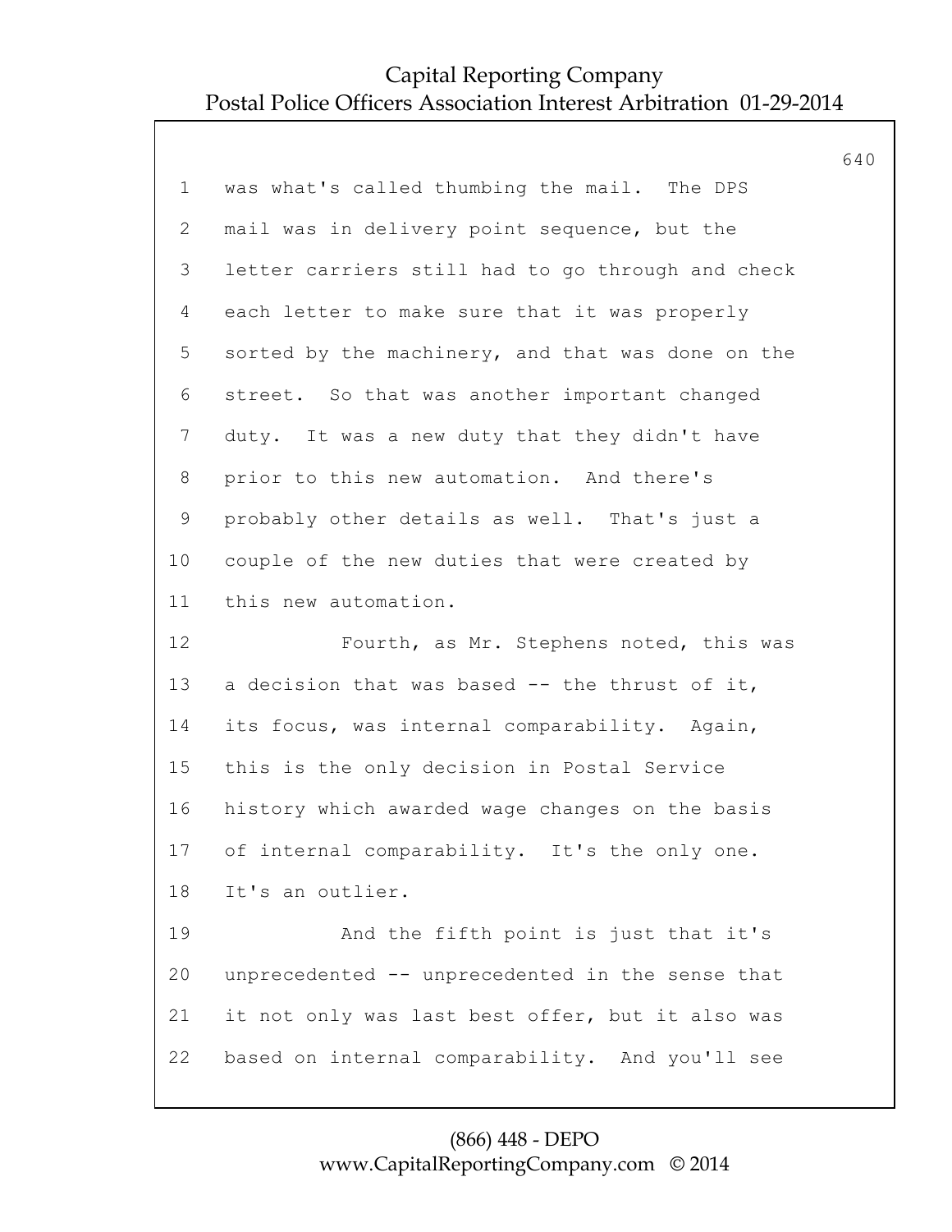was what's called thumbing the mail. The DPS mail was in delivery point sequence, but the letter carriers still had to go through and check each letter to make sure that it was properly sorted by the machinery, and that was done on the street. So that was another important changed duty. It was a new duty that they didn't have prior to this new automation. And there's probably other details as well. That's just a couple of the new duties that were created by this new automation.

Fourth, as Mr. Stephens noted, this was a decision that was based -- the thrust of it, its focus, was internal comparability. Again, this is the only decision in Postal Service history which awarded wage changes on the basis of internal comparability. It's the only one. It's an outlier.

And the fifth point is just that it's unprecedented -- unprecedented in the sense that it not only was last best offer, but it also was based on internal comparability. And you'll see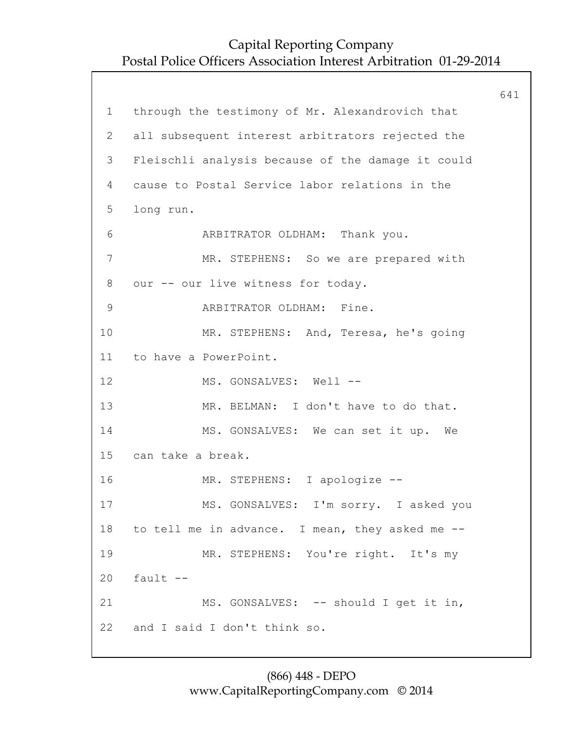1 through the testimony of Mr. Alexandrovich that
2 all subsequent interest arbitrators rejected the
3 Fleischli analysis because of the damage it could
4 cause to Postal Service labor relations in the
5 long run.
6 ARBITRATOR OLDHAM: Thank you.
7 MR. STEPHENS: So we are prepared with
8 our -- our live witness for today.
9 ARBITRATOR OLDHAM: Fine.
10 MR. STEPHENS: And, Teresa, he's going
11 to have a PowerPoint.
12 MS. GONSALVES: Well --
13 MR. BELMAN: I don't have to do that.
14 MS. GONSALVES: We can set it up. We
15 can take a break.
16 MR. STEPHENS: I apologize --
17 MS. GONSALVES: I'm sorry. I asked you
18 to tell me in advance. I mean, they asked me --
19 MR. STEPHENS: You're right. It's my
20 fault --
21 MS. GONSALVES: -- should I get it in,
22 and I said I don't think so.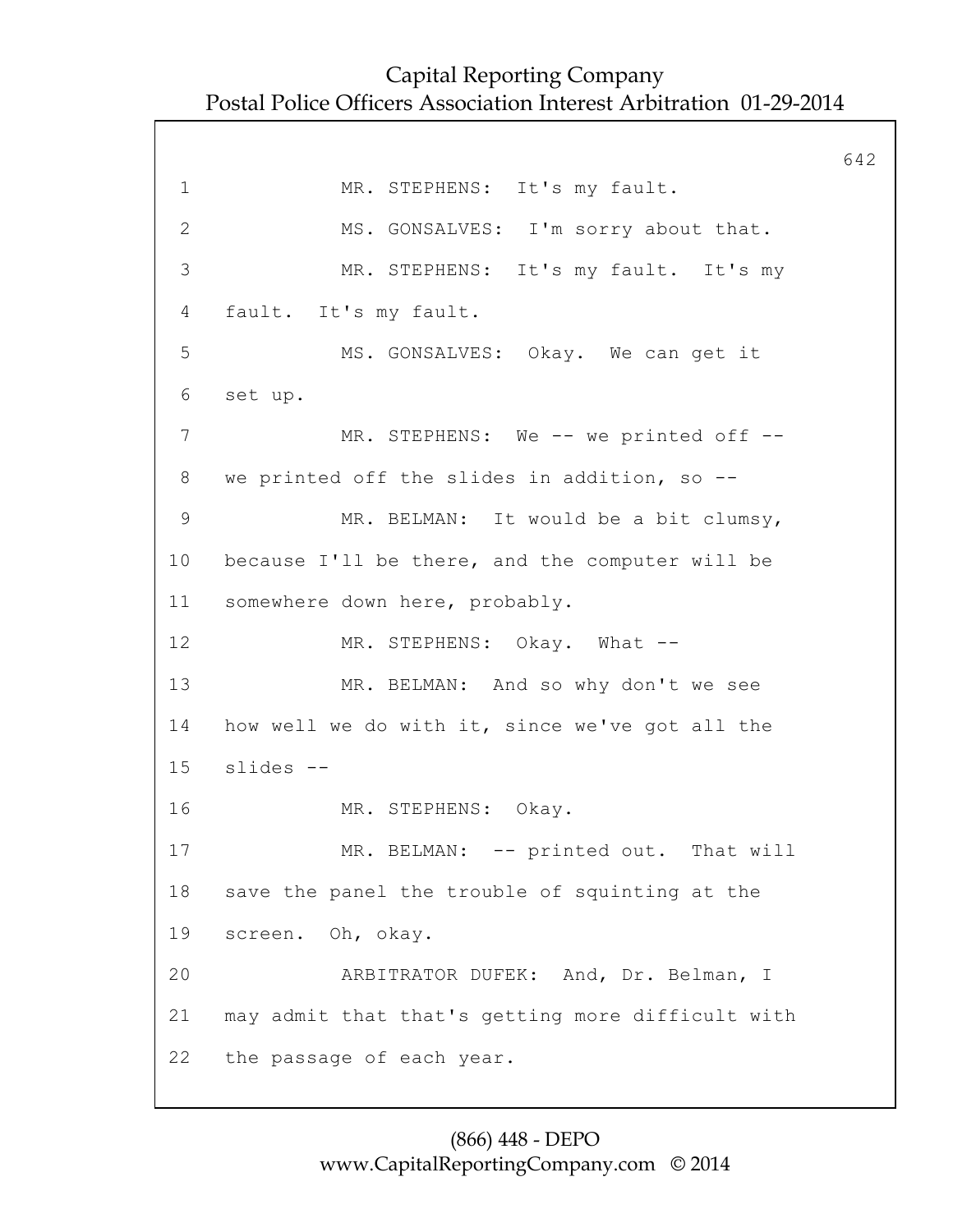1 MR. STEPHENS: It's my fault.

2 MS. GONSALVES: I'm sorry about that.

3 MR. STEPHENS: It's my fault. It's my

4 fault. It's my fault.

5 MS. GONSALVES: Okay. We can get it

6 set up.

7 MR. STEPHENS: We -- we printed off --

8 we printed off the slides in addition, so --

9 MR. BELMAN: It would be a bit clumsy,

10 because I'll be there, and the computer will be

11 somewhere down here, probably.

12 MR. STEPHENS: Okay. What --

13 MR. BELMAN: And so why don't we see

14 how well we do with it, since we've got all the

15 slides --

16 MR. STEPHENS: Okay.

17 MR. BELMAN: -- printed out. That will

18 save the panel the trouble of squinting at the

19 screen. Oh, okay.

20 ARBITRATOR DUFEK: And, Dr. Belman, I

21 may admit that that's getting more difficult with

22 the passage of each year.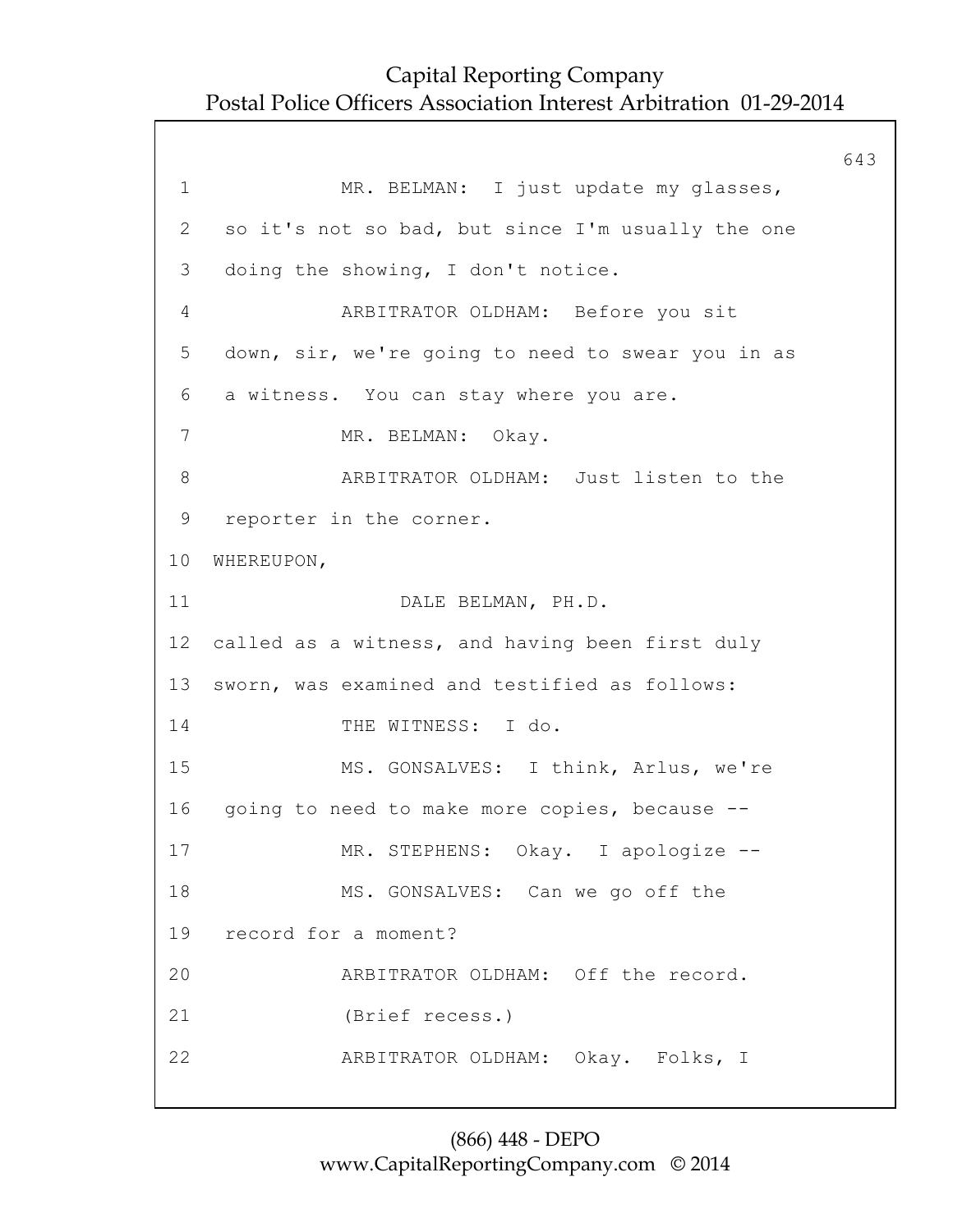MR. BELMAN: I just update my glasses, so it's not so bad, but since I'm usually the one doing the showing, I don't notice.

ARBITRATOR OLDHAM: Before you sit down, sir, we're going to need to swear you in as a witness. You can stay where you are.

MR. BELMAN: Okay.

ARBITRATOR OLDHAM: Just listen to the reporter in the corner.

WHEREUPON,

DALE BELMAN, PH.D.

called as a witness, and having been first duly sworn, was examined and testified as follows:

THE WITNESS: I do.

MS. GONSALVES: I think, Arlus, we're going to need to make more copies, because --

MR. STEPHENS: Okay. I apologize --

MS. GONSALVES: Can we go off the record for a moment?

ARBITRATOR OLDHAM: Off the record.

(Brief recess.)

ARBITRATOR OLDHAM: Okay. Folks, I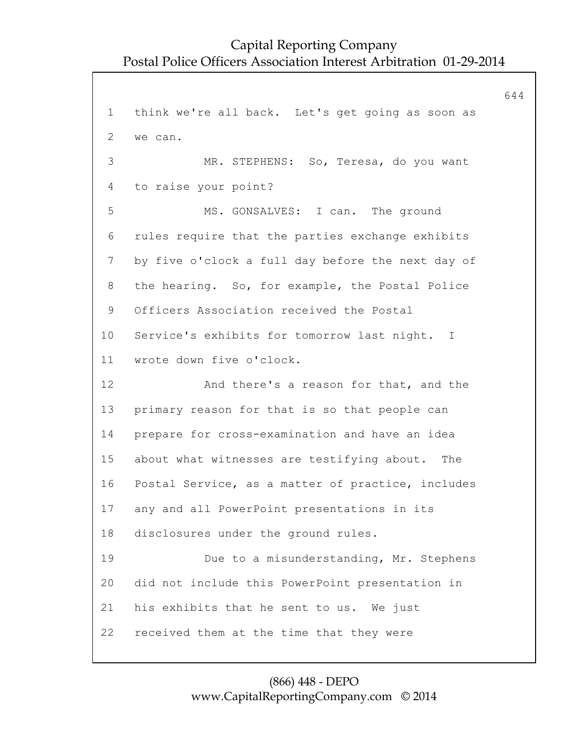think we're all back. Let's get going as soon as we can.

MR. STEPHENS: So, Teresa, do you want to raise your point?

MS. GONSALVES: I can. The ground rules require that the parties exchange exhibits by five o'clock a full day before the next day of the hearing. So, for example, the Postal Police Officers Association received the Postal Service's exhibits for tomorrow last night. I wrote down five o'clock.

And there's a reason for that, and the primary reason for that is so that people can prepare for cross-examination and have an idea about what witnesses are testifying about. The Postal Service, as a matter of practice, includes any and all PowerPoint presentations in its disclosures under the ground rules.

Due to a misunderstanding, Mr. Stephens did not include this PowerPoint presentation in his exhibits that he sent to us. We just received them at the time that they were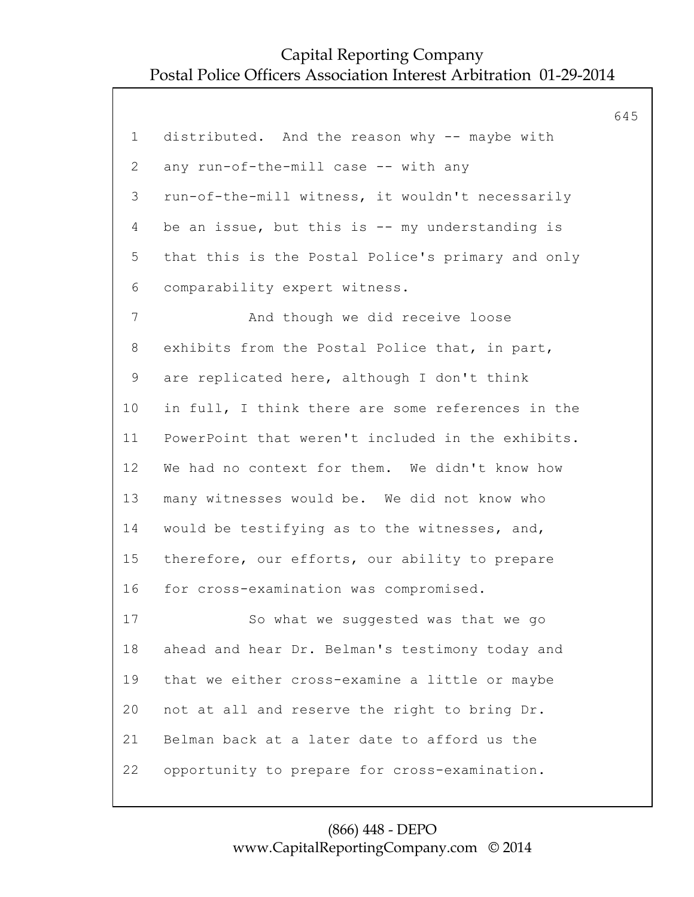distributed. And the reason why -- maybe with any run-of-the-mill case -- with any run-of-the-mill witness, it wouldn't necessarily be an issue, but this is -- my understanding is that this is the Postal Police's primary and only comparability expert witness.

And though we did receive loose exhibits from the Postal Police that, in part, are replicated here, although I don't think in full, I think there are some references in the PowerPoint that weren't included in the exhibits. We had no context for them. We didn't know how many witnesses would be. We did not know who would be testifying as to the witnesses, and, therefore, our efforts, our ability to prepare for cross-examination was compromised.

So what we suggested was that we go ahead and hear Dr. Belman's testimony today and that we either cross-examine a little or maybe not at all and reserve the right to bring Dr. Belman back at a later date to afford us the opportunity to prepare for cross-examination.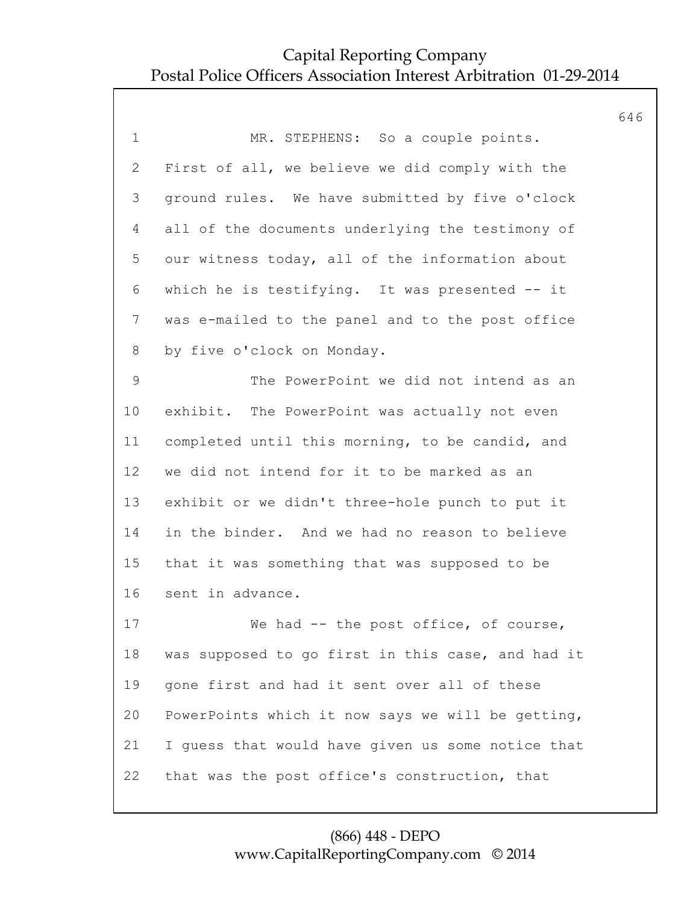1 MR. STEPHENS: So a couple points.
2 First of all, we believe we did comply with the
3 ground rules. We have submitted by five o'clock
4 all of the documents underlying the testimony of
5 our witness today, all of the information about
6 which he is testifying. It was presented -- it
7 was e-mailed to the panel and to the post office
8 by five o'clock on Monday.
9 The PowerPoint we did not intend as an
10 exhibit. The PowerPoint was actually not even
11 completed until this morning, to be candid, and
12 we did not intend for it to be marked as an
13 exhibit or we didn't three-hole punch to put it
14 in the binder. And we had no reason to believe
15 that it was something that was supposed to be
16 sent in advance.
17 We had -- the post office, of course,
18 was supposed to go first in this case, and had it
19 gone first and had it sent over all of these
20 PowerPoints which it now says we will be getting,
21 I guess that would have given us some notice that
22 that was the post office's construction, that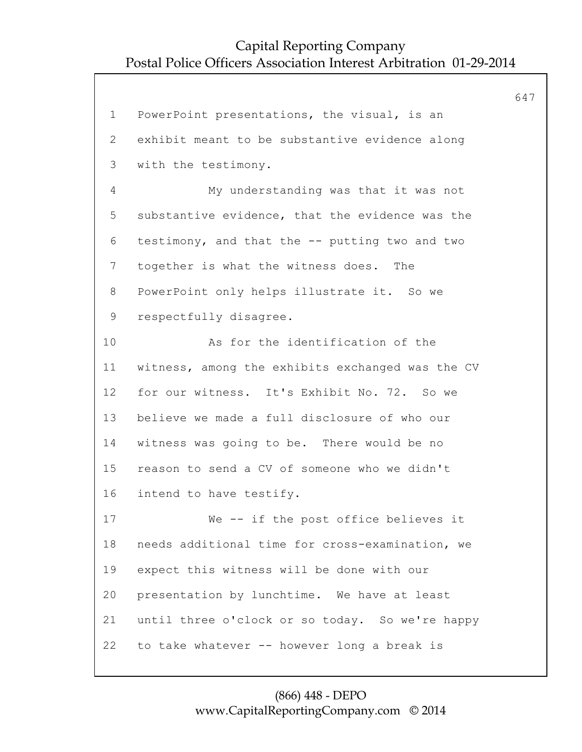PowerPoint presentations, the visual, is an exhibit meant to be substantive evidence along with the testimony.

My understanding was that it was not substantive evidence, that the evidence was the testimony, and that the -- putting two and two together is what the witness does. The PowerPoint only helps illustrate it. So we respectfully disagree.

As for the identification of the witness, among the exhibits exchanged was the CV for our witness. It's Exhibit No. 72. So we believe we made a full disclosure of who our witness was going to be. There would be no reason to send a CV of someone who we didn't intend to have testify.

We -- if the post office believes it needs additional time for cross-examination, we expect this witness will be done with our presentation by lunchtime. We have at least until three o'clock or so today. So we're happy to take whatever -- however long a break is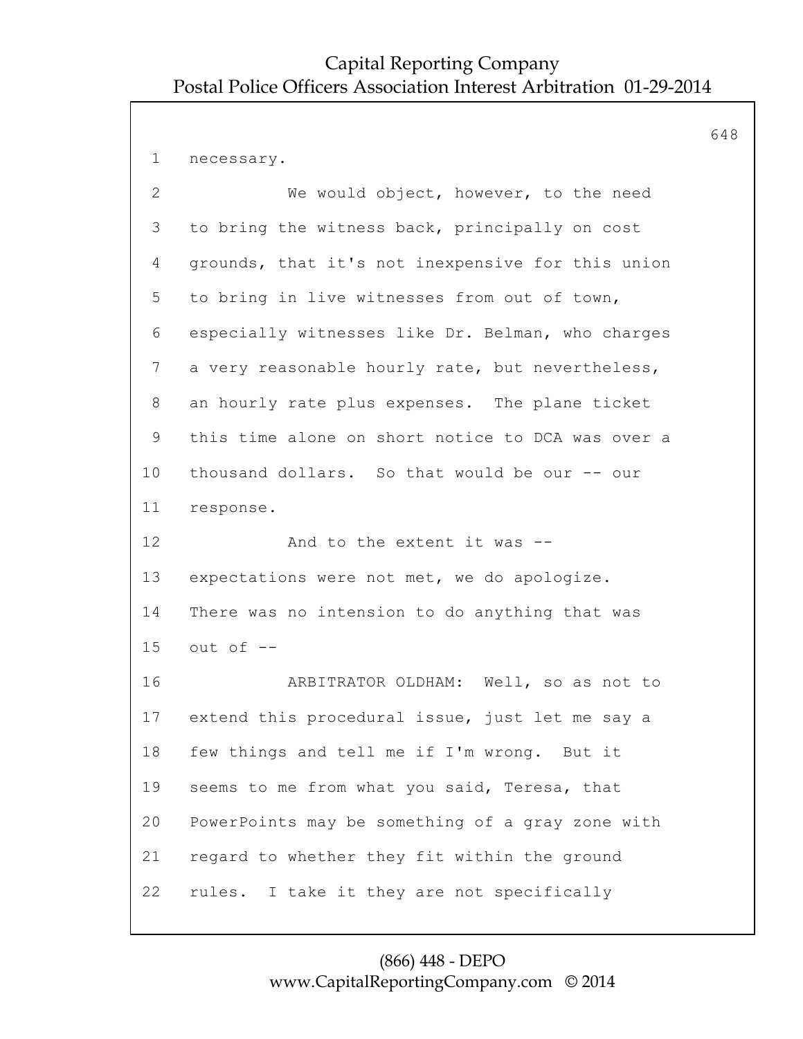1 necessary.

2 We would object, however, to the need

3 to bring the witness back, principally on cost

4 grounds, that it's not inexpensive for this union

5 to bring in live witnesses from out of town,

6 especially witnesses like Dr. Belman, who charges

7 a very reasonable hourly rate, but nevertheless,

8 an hourly rate plus expenses. The plane ticket

9 this time alone on short notice to DCA was over a

10 thousand dollars. So that would be our -- our

11 response.

12 And to the extent it was --

13 expectations were not met, we do apologize.

14 There was no intension to do anything that was

15 out of --

16 ARBITRATOR OLDHAM: Well, so as not to

17 extend this procedural issue, just let me say a

18 few things and tell me if I'm wrong. But it

19 seems to me from what you said, Teresa, that

20 PowerPoints may be something of a gray zone with

21 regard to whether they fit within the ground

22 rules. I take it they are not specifically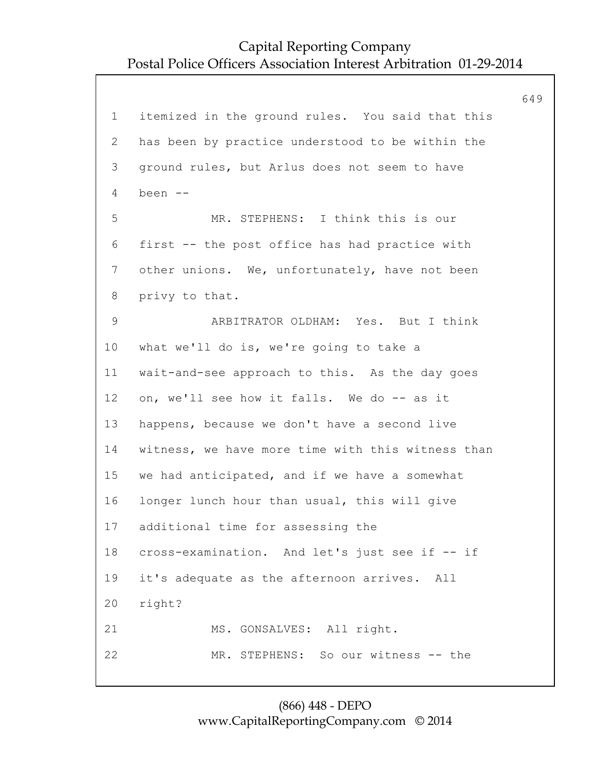itemized in the ground rules. You said that this has been by practice understood to be within the ground rules, but Arlus does not seem to have been --

MR. STEPHENS: I think this is our first -- the post office has had practice with other unions. We, unfortunately, have not been privy to that.

ARBITRATOR OLDHAM: Yes. But I think what we'll do is, we're going to take a wait-and-see approach to this. As the day goes on, we'll see how it falls. We do -- as it happens, because we don't have a second live witness, we have more time with this witness than we had anticipated, and if we have a somewhat longer lunch hour than usual, this will give additional time for assessing the cross-examination. And let's just see if -- if it's adequate as the afternoon arrives. All right?

MS. GONSALVES: All right.

MR. STEPHENS: So our witness -- the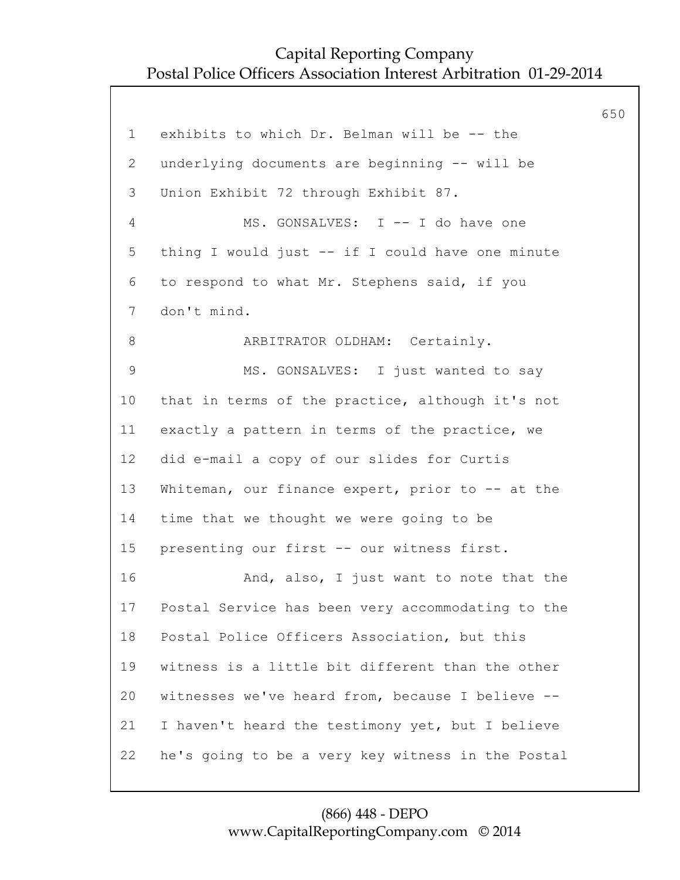1 exhibits to which Dr. Belman will be -- the
2 underlying documents are beginning -- will be
3 Union Exhibit 72 through Exhibit 87.
4 MS. GONSALVES: I -- I do have one
5 thing I would just -- if I could have one minute
6 to respond to what Mr. Stephens said, if you
7 don't mind.
8 ARBITRATOR OLDHAM: Certainly.
9 MS. GONSALVES: I just wanted to say
10 that in terms of the practice, although it's not
11 exactly a pattern in terms of the practice, we
12 did e-mail a copy of our slides for Curtis
13 Whiteman, our finance expert, prior to -- at the
14 time that we thought we were going to be
15 presenting our first -- our witness first.
16 And, also, I just want to note that the
17 Postal Service has been very accommodating to the
18 Postal Police Officers Association, but this
19 witness is a little bit different than the other
20 witnesses we've heard from, because I believe --
21 I haven't heard the testimony yet, but I believe
22 he's going to be a very key witness in the Postal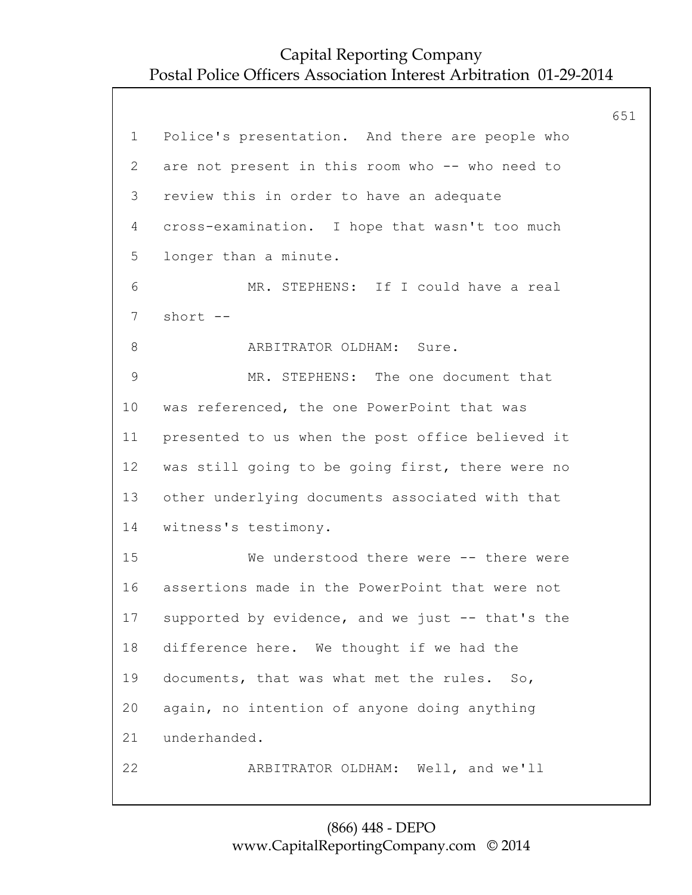1 Police's presentation. And there are people who
2 are not present in this room who -- who need to
3 review this in order to have an adequate
4 cross-examination. I hope that wasn't too much
5 longer than a minute.
6 MR. STEPHENS: If I could have a real
7 short --
8 ARBITRATOR OLDHAM: Sure.
9 MR. STEPHENS: The one document that
10 was referenced, the one PowerPoint that was
11 presented to us when the post office believed it
12 was still going to be going first, there were no
13 other underlying documents associated with that
14 witness's testimony.
15 We understood there were -- there were
16 assertions made in the PowerPoint that were not
17 supported by evidence, and we just -- that's the
18 difference here. We thought if we had the
19 documents, that was what met the rules. So,
20 again, no intention of anyone doing anything
21 underhanded.
22 ARBITRATOR OLDHAM: Well, and we'll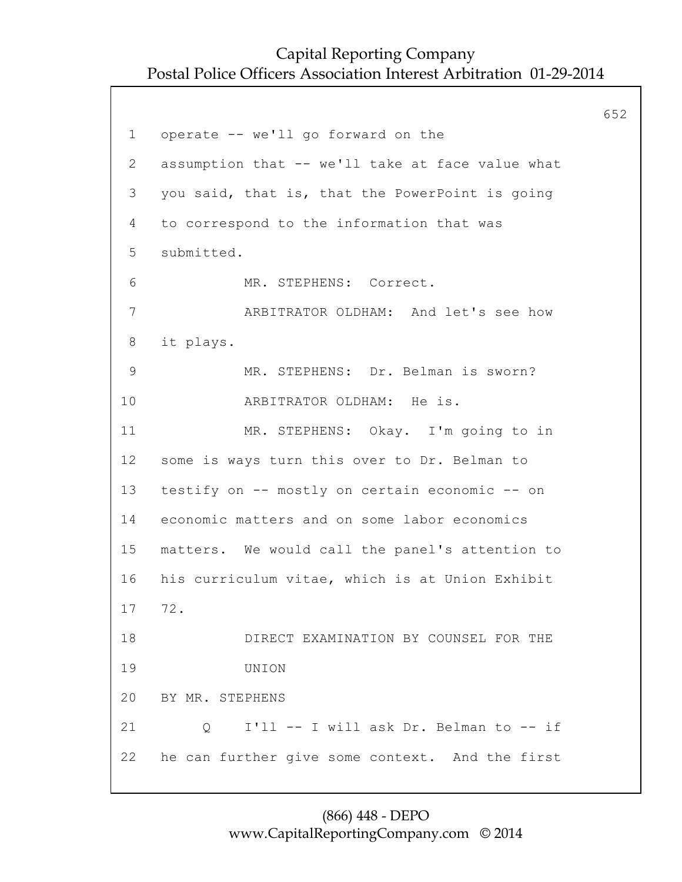operate -- we'll go forward on the assumption that -- we'll take at face value what you said, that is, that the PowerPoint is going to correspond to the information that was submitted.

MR. STEPHENS: Correct.

ARBITRATOR OLDHAM: And let's see how it plays.

MR. STEPHENS: Dr. Belman is sworn?

ARBITRATOR OLDHAM: He is.

MR. STEPHENS: Okay. I'm going to in some is ways turn this over to Dr. Belman to testify on -- mostly on certain economic -- on economic matters and on some labor economics matters. We would call the panel's attention to his curriculum vitae, which is at Union Exhibit 72.

DIRECT EXAMINATION BY COUNSEL FOR THE UNION

BY MR. STEPHENS

Q I'll -- I will ask Dr. Belman to -- if he can further give some context. And the first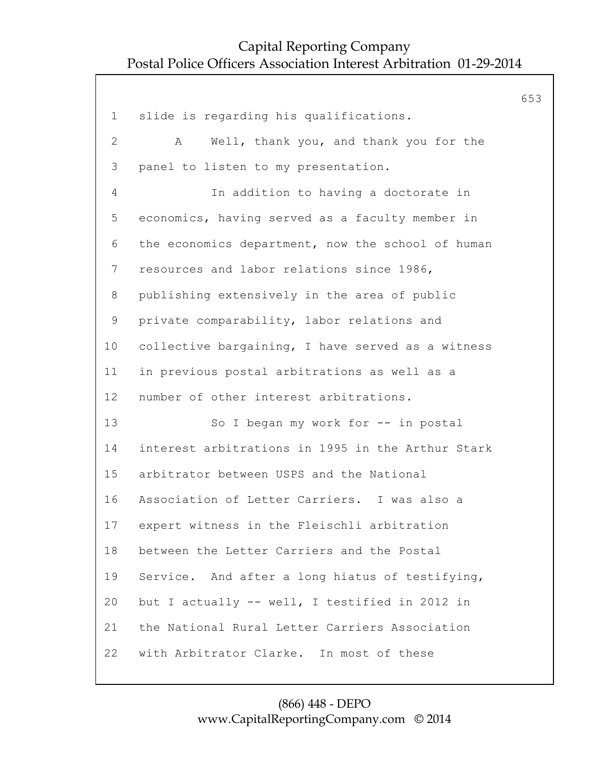slide is regarding his qualifications.

A Well, thank you, and thank you for the panel to listen to my presentation.

In addition to having a doctorate in economics, having served as a faculty member in the economics department, now the school of human resources and labor relations since 1986, publishing extensively in the area of public private comparability, labor relations and collective bargaining, I have served as a witness in previous postal arbitrations as well as a number of other interest arbitrations.

So I began my work for -- in postal interest arbitrations in 1995 in the Arthur Stark arbitrator between USPS and the National Association of Letter Carriers. I was also a expert witness in the Fleischli arbitration between the Letter Carriers and the Postal Service. And after a long hiatus of testifying, but I actually -- well, I testified in 2012 in the National Rural Letter Carriers Association with Arbitrator Clarke. In most of these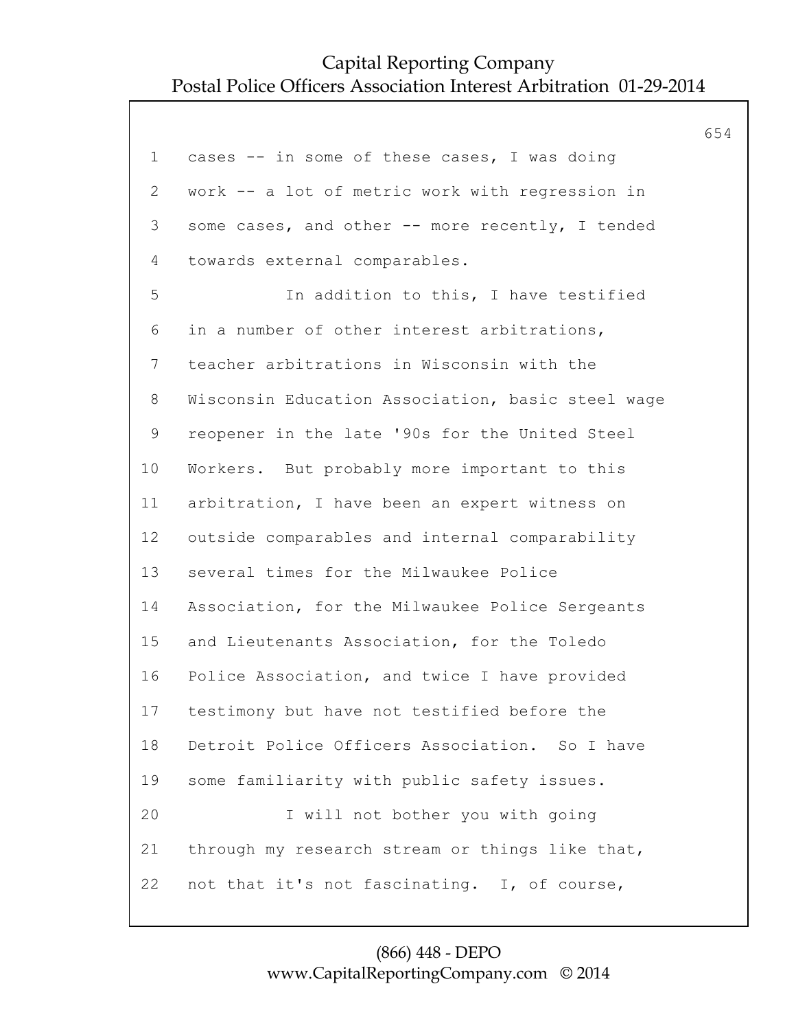cases -- in some of these cases, I was doing work -- a lot of metric work with regression in some cases, and other -- more recently, I tended towards external comparables.

In addition to this, I have testified in a number of other interest arbitrations, teacher arbitrations in Wisconsin with the Wisconsin Education Association, basic steel wage reopener in the late '90s for the United Steel Workers. But probably more important to this arbitration, I have been an expert witness on outside comparables and internal comparability several times for the Milwaukee Police Association, for the Milwaukee Police Sergeants and Lieutenants Association, for the Toledo Police Association, and twice I have provided testimony but have not testified before the Detroit Police Officers Association. So I have some familiarity with public safety issues.

I will not bother you with going through my research stream or things like that, not that it's not fascinating. I, of course,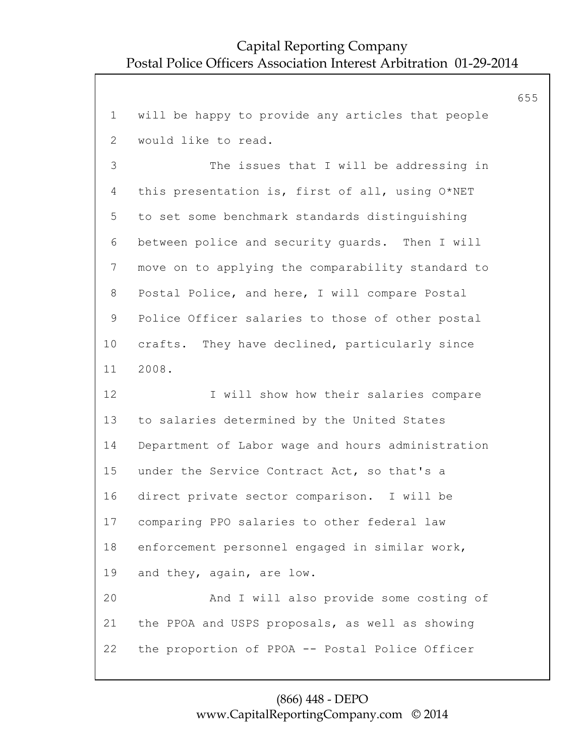will be happy to provide any articles that people would like to read.

The issues that I will be addressing in this presentation is, first of all, using O*NET to set some benchmark standards distinguishing between police and security guards. Then I will move on to applying the comparability standard to Postal Police, and here, I will compare Postal Police Officer salaries to those of other postal crafts. They have declined, particularly since 2008.

I will show how their salaries compare to salaries determined by the United States Department of Labor wage and hours administration under the Service Contract Act, so that's a direct private sector comparison. I will be comparing PPO salaries to other federal law enforcement personnel engaged in similar work, and they, again, are low.

And I will also provide some costing of the PPOA and USPS proposals, as well as showing the proportion of PPOA -- Postal Police Officer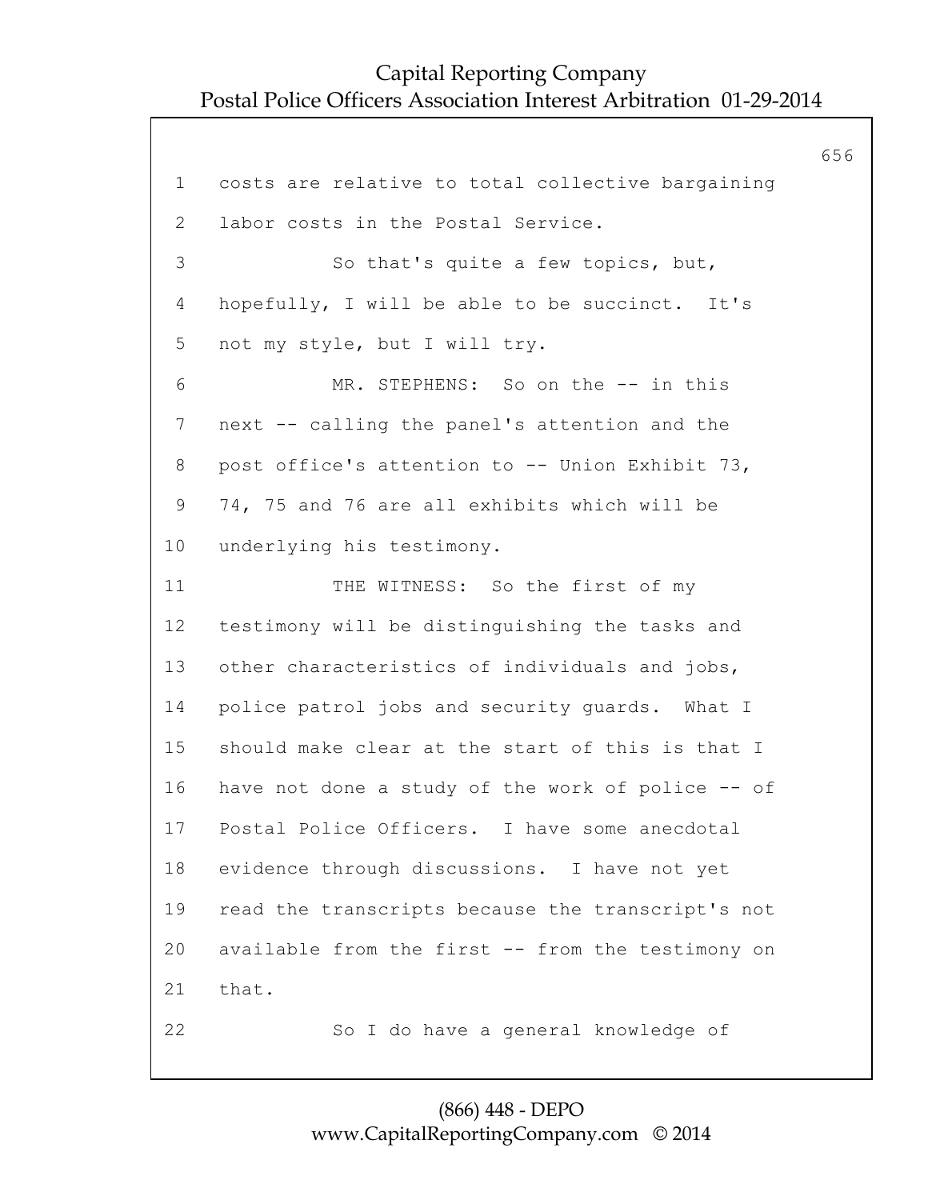costs are relative to total collective bargaining labor costs in the Postal Service.

So that's quite a few topics, but, hopefully, I will be able to be succinct. It's not my style, but I will try.

MR. STEPHENS: So on the -- in this next -- calling the panel's attention and the post office's attention to -- Union Exhibit 73, 74, 75 and 76 are all exhibits which will be underlying his testimony.

THE WITNESS: So the first of my testimony will be distinguishing the tasks and other characteristics of individuals and jobs, police patrol jobs and security guards. What I should make clear at the start of this is that I have not done a study of the work of police -- of Postal Police Officers. I have some anecdotal evidence through discussions. I have not yet read the transcripts because the transcript's not available from the first -- from the testimony on that.

So I do have a general knowledge of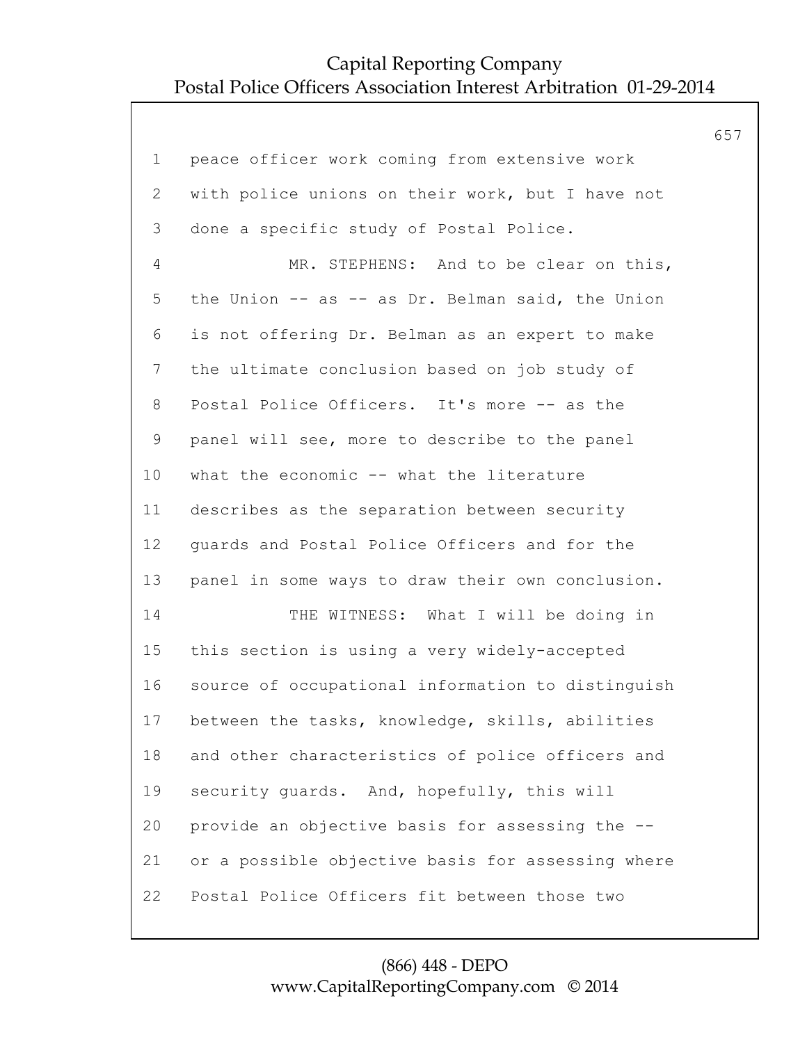1 peace officer work coming from extensive work
2 with police unions on their work, but I have not
3 done a specific study of Postal Police.
4 MR. STEPHENS: And to be clear on this,
5 the Union -- as -- as Dr. Belman said, the Union
6 is not offering Dr. Belman as an expert to make
7 the ultimate conclusion based on job study of
8 Postal Police Officers. It's more -- as the
9 panel will see, more to describe to the panel
10 what the economic -- what the literature
11 describes as the separation between security
12 guards and Postal Police Officers and for the
13 panel in some ways to draw their own conclusion.
14 THE WITNESS: What I will be doing in
15 this section is using a very widely-accepted
16 source of occupational information to distinguish
17 between the tasks, knowledge, skills, abilities
18 and other characteristics of police officers and
19 security guards. And, hopefully, this will
20 provide an objective basis for assessing the --
21 or a possible objective basis for assessing where
22 Postal Police Officers fit between those two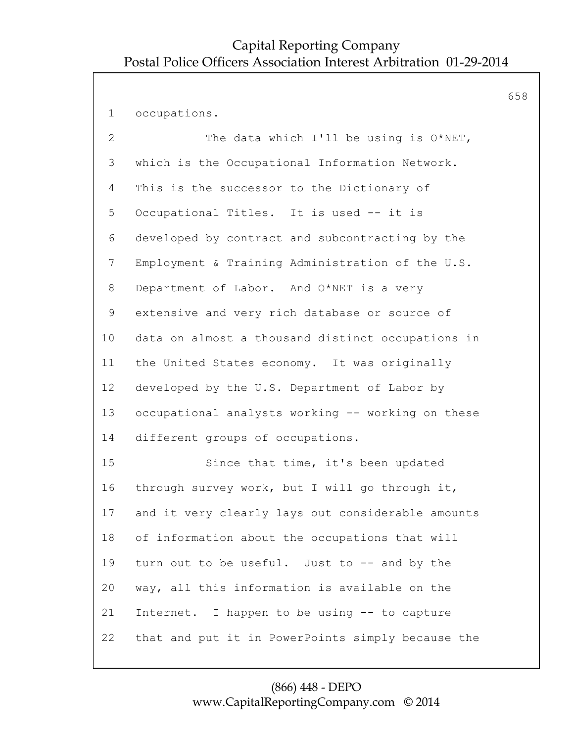occupations.

The data which I'll be using is O*NET, which is the Occupational Information Network. This is the successor to the Dictionary of Occupational Titles. It is used -- it is developed by contract and subcontracting by the Employment & Training Administration of the U.S. Department of Labor. And O*NET is a very extensive and very rich database or source of data on almost a thousand distinct occupations in the United States economy. It was originally developed by the U.S. Department of Labor by occupational analysts working -- working on these different groups of occupations.

Since that time, it's been updated through survey work, but I will go through it, and it very clearly lays out considerable amounts of information about the occupations that will turn out to be useful. Just to -- and by the way, all this information is available on the Internet. I happen to be using -- to capture that and put it in PowerPoints simply because the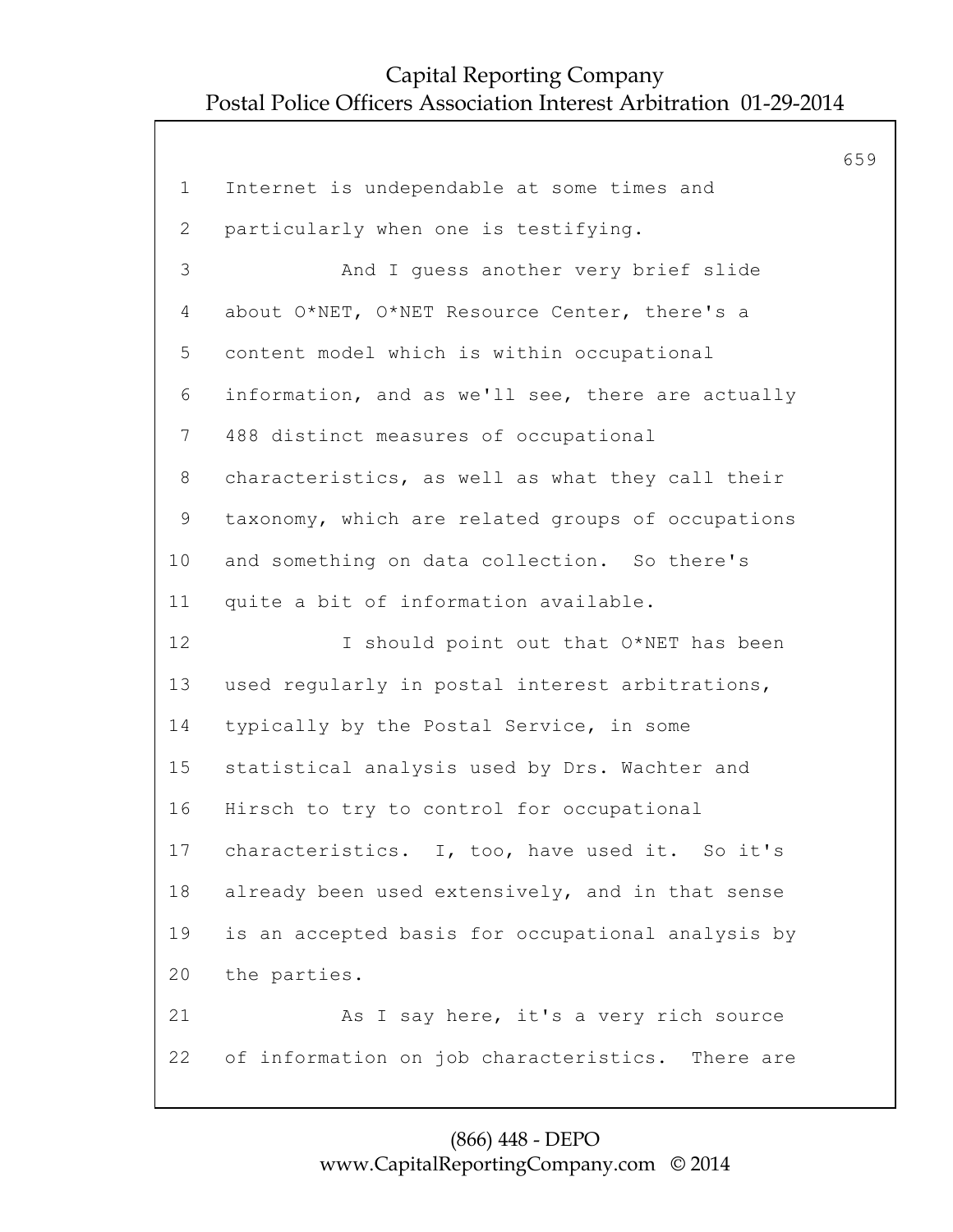Internet is undependable at some times and particularly when one is testifying.

And I guess another very brief slide about O*NET, O*NET Resource Center, there's a content model which is within occupational information, and as we'll see, there are actually 488 distinct measures of occupational characteristics, as well as what they call their taxonomy, which are related groups of occupations and something on data collection. So there's quite a bit of information available.

I should point out that O*NET has been used regularly in postal interest arbitrations, typically by the Postal Service, in some statistical analysis used by Drs. Wachter and Hirsch to try to control for occupational characteristics. I, too, have used it. So it's already been used extensively, and in that sense is an accepted basis for occupational analysis by the parties.

As I say here, it's a very rich source of information on job characteristics. There are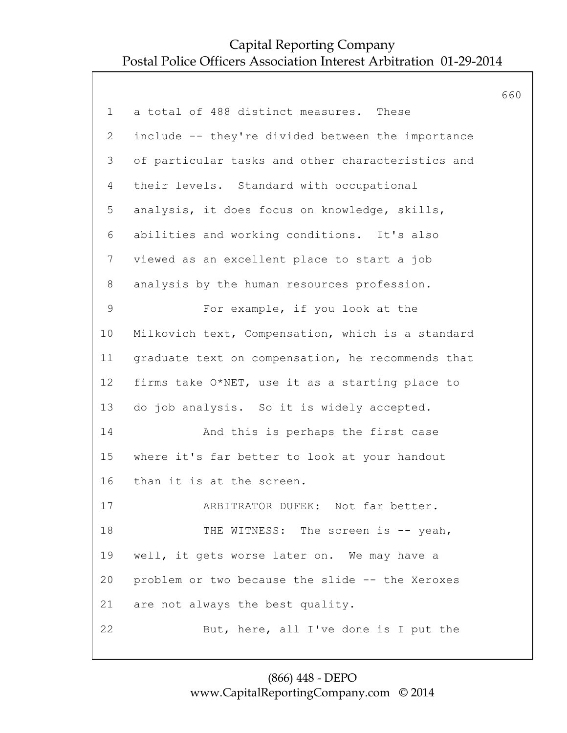a total of 488 distinct measures. These include -- they're divided between the importance of particular tasks and other characteristics and their levels. Standard with occupational analysis, it does focus on knowledge, skills, abilities and working conditions. It's also viewed as an excellent place to start a job analysis by the human resources profession.

For example, if you look at the Milkovich text, Compensation, which is a standard graduate text on compensation, he recommends that firms take O*NET, use it as a starting place to do job analysis. So it is widely accepted.

And this is perhaps the first case where it's far better to look at your handout than it is at the screen.

ARBITRATOR DUFEK: Not far better.

THE WITNESS: The screen is -- yeah, well, it gets worse later on. We may have a problem or two because the slide -- the Xeroxes are not always the best quality.

But, here, all I've done is I put the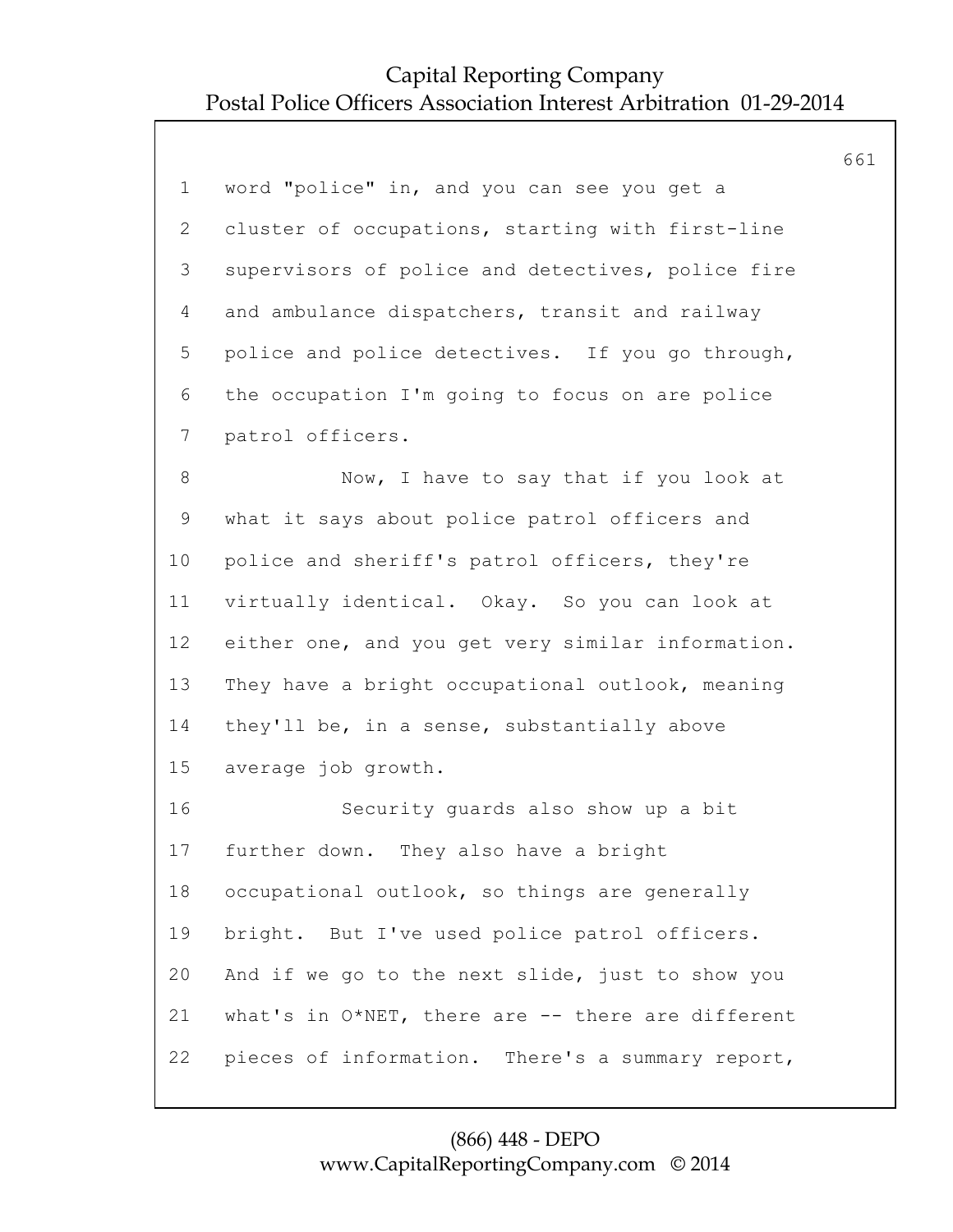1 word "police" in, and you can see you get a
2 cluster of occupations, starting with first-line
3 supervisors of police and detectives, police fire
4 and ambulance dispatchers, transit and railway
5 police and police detectives. If you go through,
6 the occupation I'm going to focus on are police
7 patrol officers.

8 Now, I have to say that if you look at
9 what it says about police patrol officers and
10 police and sheriff's patrol officers, they're
11 virtually identical. Okay. So you can look at
12 either one, and you get very similar information.
13 They have a bright occupational outlook, meaning
14 they'll be, in a sense, substantially above
15 average job growth.

16 Security guards also show up a bit
17 further down. They also have a bright
18 occupational outlook, so things are generally
19 bright. But I've used police patrol officers.
20 And if we go to the next slide, just to show you
21 what's in O*NET, there are -- there are different
22 pieces of information. There's a summary report,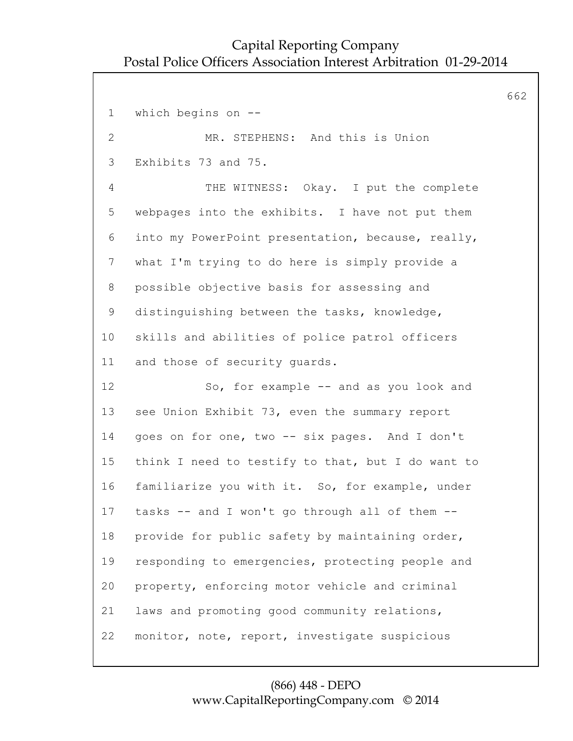which begins on --

MR. STEPHENS: And this is Union Exhibits 73 and 75.

THE WITNESS: Okay. I put the complete webpages into the exhibits. I have not put them into my PowerPoint presentation, because, really, what I'm trying to do here is simply provide a possible objective basis for assessing and distinguishing between the tasks, knowledge, skills and abilities of police patrol officers and those of security guards.

So, for example -- and as you look and see Union Exhibit 73, even the summary report goes on for one, two -- six pages. And I don't think I need to testify to that, but I do want to familiarize you with it. So, for example, under tasks -- and I won't go through all of them -- provide for public safety by maintaining order, responding to emergencies, protecting people and property, enforcing motor vehicle and criminal laws and promoting good community relations, monitor, note, report, investigate suspicious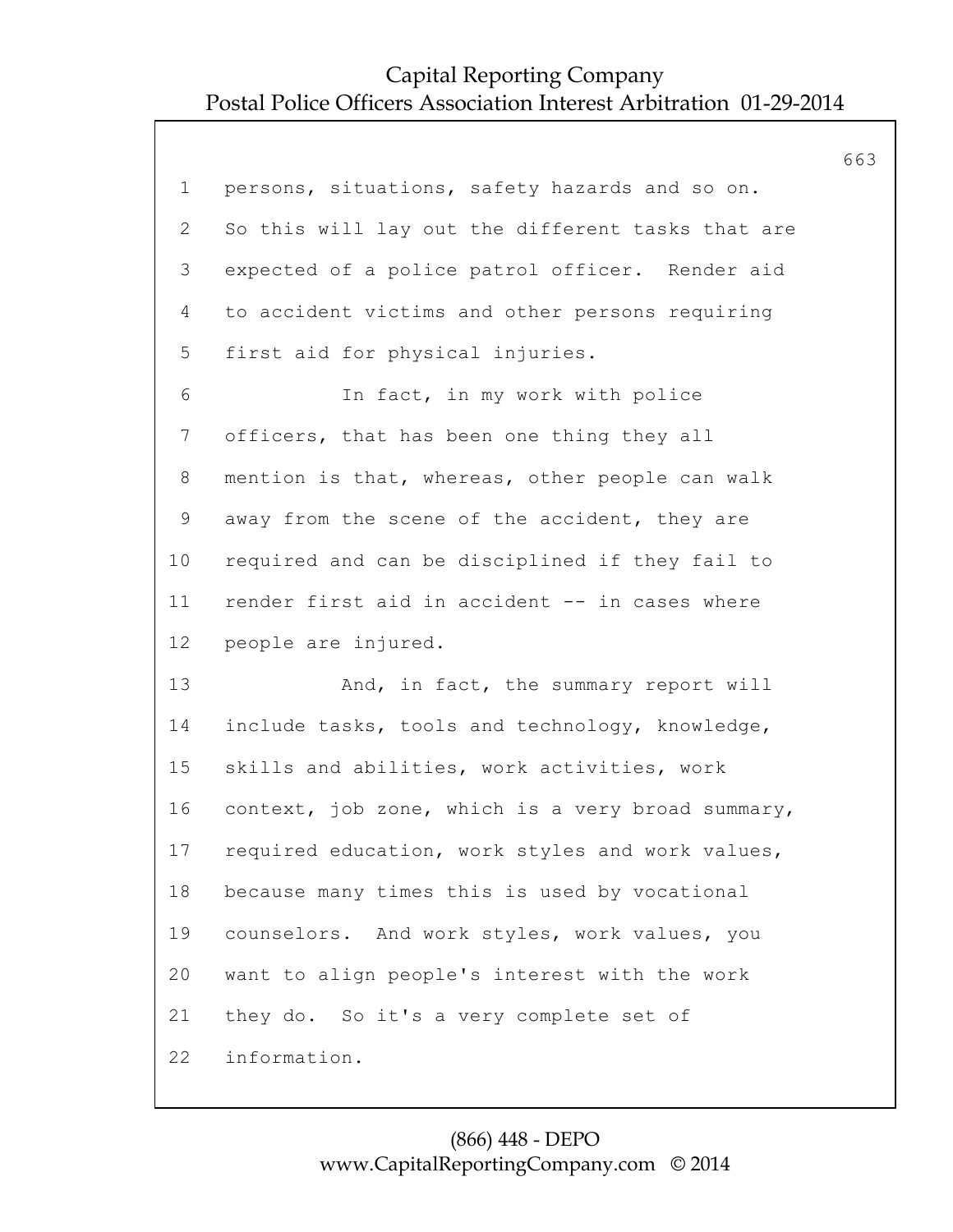persons, situations, safety hazards and so on. So this will lay out the different tasks that are expected of a police patrol officer. Render aid to accident victims and other persons requiring first aid for physical injuries.

In fact, in my work with police officers, that has been one thing they all mention is that, whereas, other people can walk away from the scene of the accident, they are required and can be disciplined if they fail to render first aid in accident -- in cases where people are injured.

And, in fact, the summary report will include tasks, tools and technology, knowledge, skills and abilities, work activities, work context, job zone, which is a very broad summary, required education, work styles and work values, because many times this is used by vocational counselors. And work styles, work values, you want to align people's interest with the work they do. So it's a very complete set of information.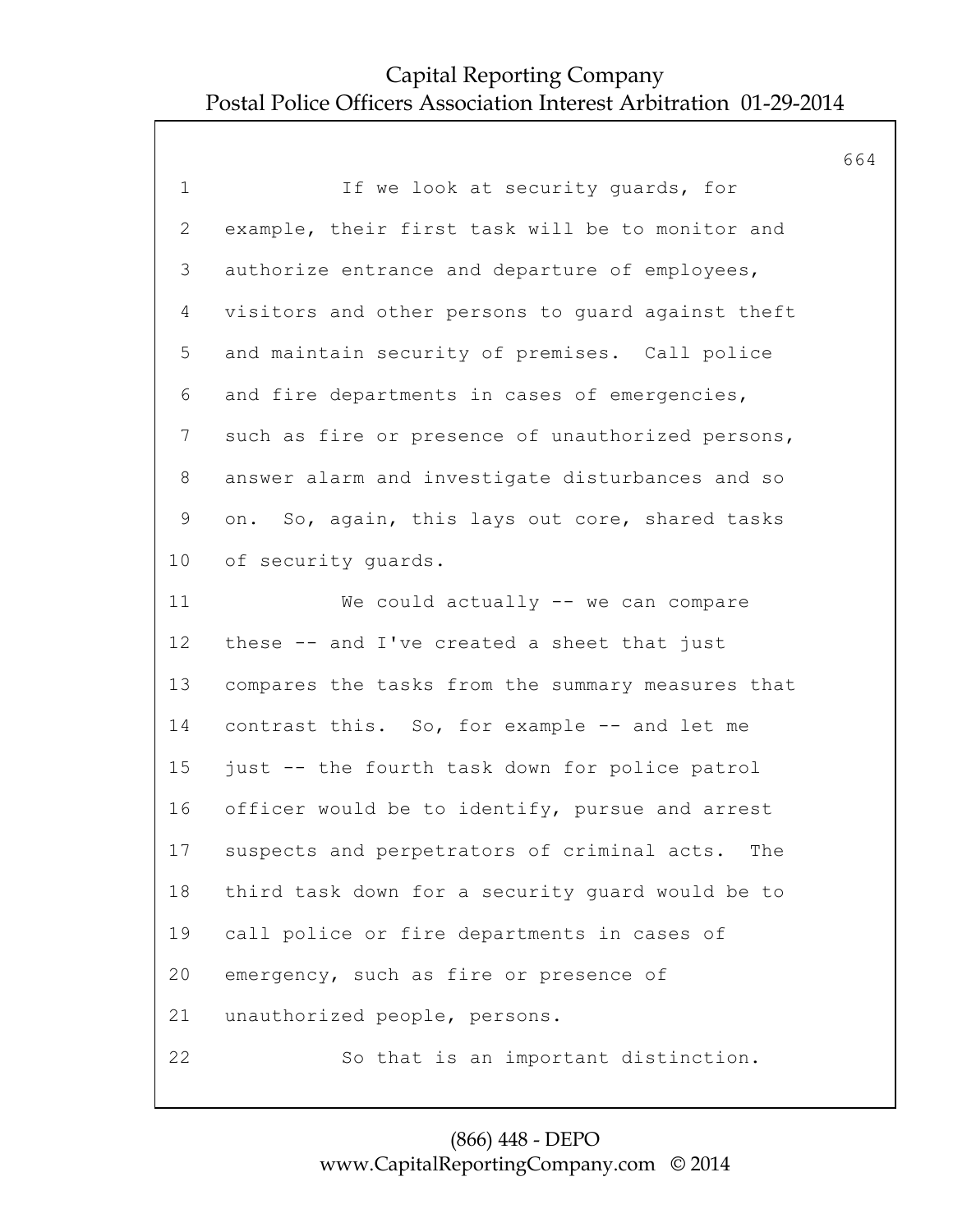1 If we look at security guards, for
2 example, their first task will be to monitor and
3 authorize entrance and departure of employees,
4 visitors and other persons to guard against theft
5 and maintain security of premises. Call police
6 and fire departments in cases of emergencies,
7 such as fire or presence of unauthorized persons,
8 answer alarm and investigate disturbances and so
9 on. So, again, this lays out core, shared tasks
10 of security guards.
11 We could actually -- we can compare
12 these -- and I've created a sheet that just
13 compares the tasks from the summary measures that
14 contrast this. So, for example -- and let me
15 just -- the fourth task down for police patrol
16 officer would be to identify, pursue and arrest
17 suspects and perpetrators of criminal acts. The
18 third task down for a security guard would be to
19 call police or fire departments in cases of
20 emergency, such as fire or presence of
21 unauthorized people, persons.
22 So that is an important distinction.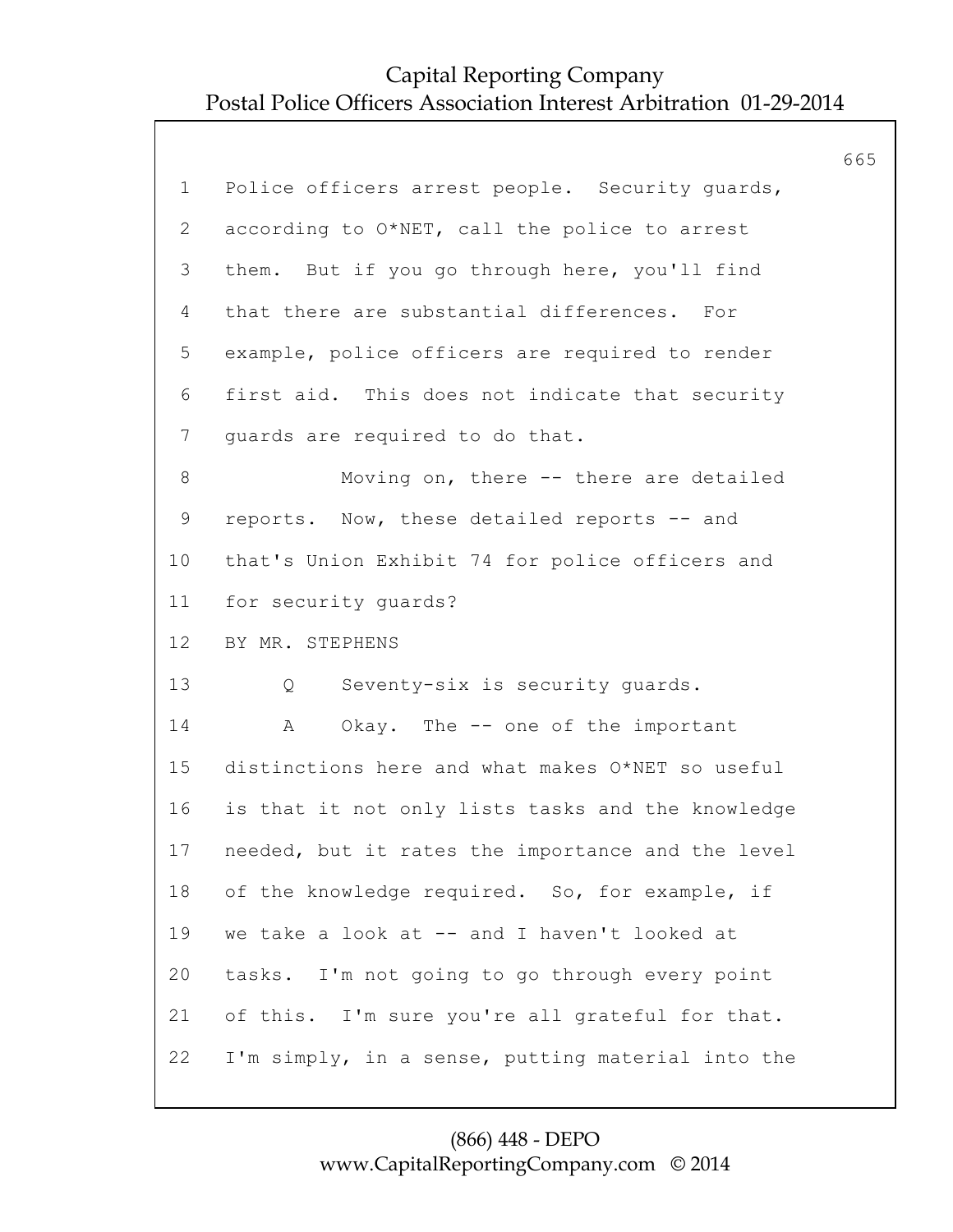1 Police officers arrest people. Security guards,
2 according to O*NET, call the police to arrest
3 them. But if you go through here, you'll find
4 that there are substantial differences. For
5 example, police officers are required to render
6 first aid. This does not indicate that security
7 guards are required to do that.
8 Moving on, there -- there are detailed
9 reports. Now, these detailed reports -- and
10 that's Union Exhibit 74 for police officers and
11 for security guards?
12 BY MR. STEPHENS
13 Q Seventy-six is security guards.
14 A Okay. The -- one of the important
15 distinctions here and what makes O*NET so useful
16 is that it not only lists tasks and the knowledge
17 needed, but it rates the importance and the level
18 of the knowledge required. So, for example, if
19 we take a look at -- and I haven't looked at
20 tasks. I'm not going to go through every point
21 of this. I'm sure you're all grateful for that.
22 I'm simply, in a sense, putting material into the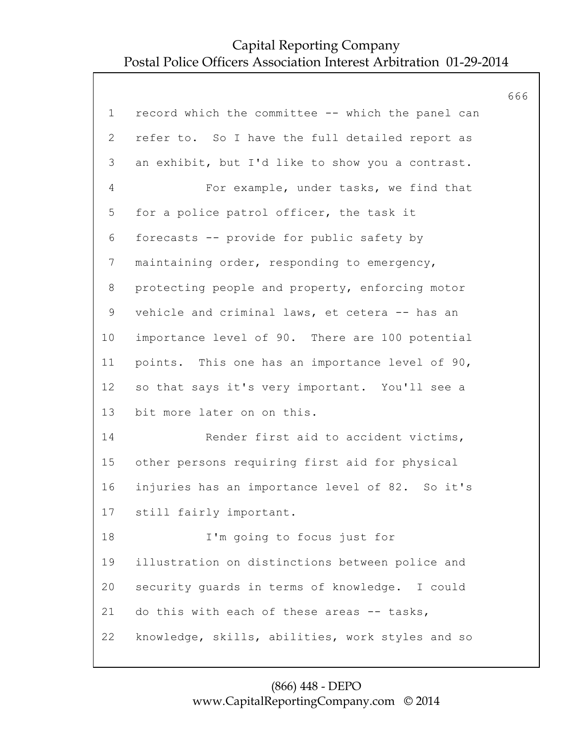1 record which the committee -- which the panel can
2 refer to. So I have the full detailed report as
3 an exhibit, but I'd like to show you a contrast.
4 For example, under tasks, we find that
5 for a police patrol officer, the task it
6 forecasts -- provide for public safety by
7 maintaining order, responding to emergency,
8 protecting people and property, enforcing motor
9 vehicle and criminal laws, et cetera -- has an
10 importance level of 90. There are 100 potential
11 points. This one has an importance level of 90,
12 so that says it's very important. You'll see a
13 bit more later on on this.
14 Render first aid to accident victims,
15 other persons requiring first aid for physical
16 injuries has an importance level of 82. So it's
17 still fairly important.
18 I'm going to focus just for
19 illustration on distinctions between police and
20 security guards in terms of knowledge. I could
21 do this with each of these areas -- tasks,
22 knowledge, skills, abilities, work styles and so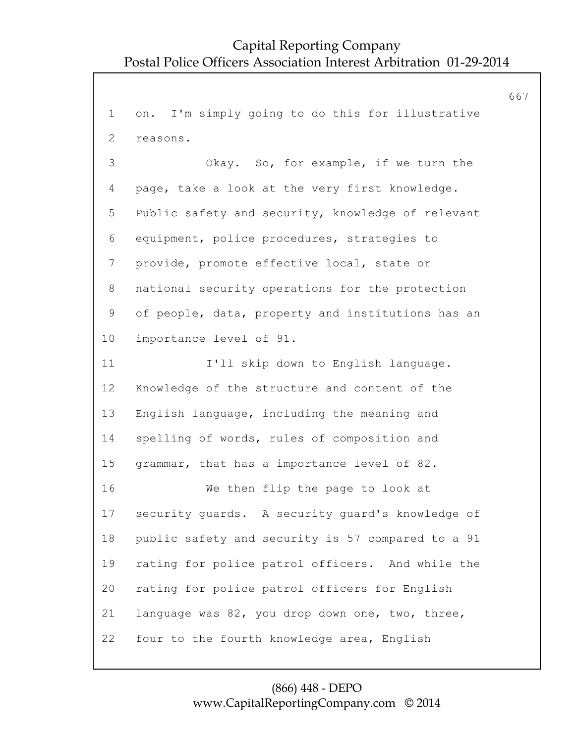on. I'm simply going to do this for illustrative reasons.

Okay. So, for example, if we turn the page, take a look at the very first knowledge. Public safety and security, knowledge of relevant equipment, police procedures, strategies to provide, promote effective local, state or national security operations for the protection of people, data, property and institutions has an importance level of 91.

I'll skip down to English language. Knowledge of the structure and content of the English language, including the meaning and spelling of words, rules of composition and grammar, that has a importance level of 82.

We then flip the page to look at security guards. A security guard's knowledge of public safety and security is 57 compared to a 91 rating for police patrol officers. And while the rating for police patrol officers for English language was 82, you drop down one, two, three, four to the fourth knowledge area, English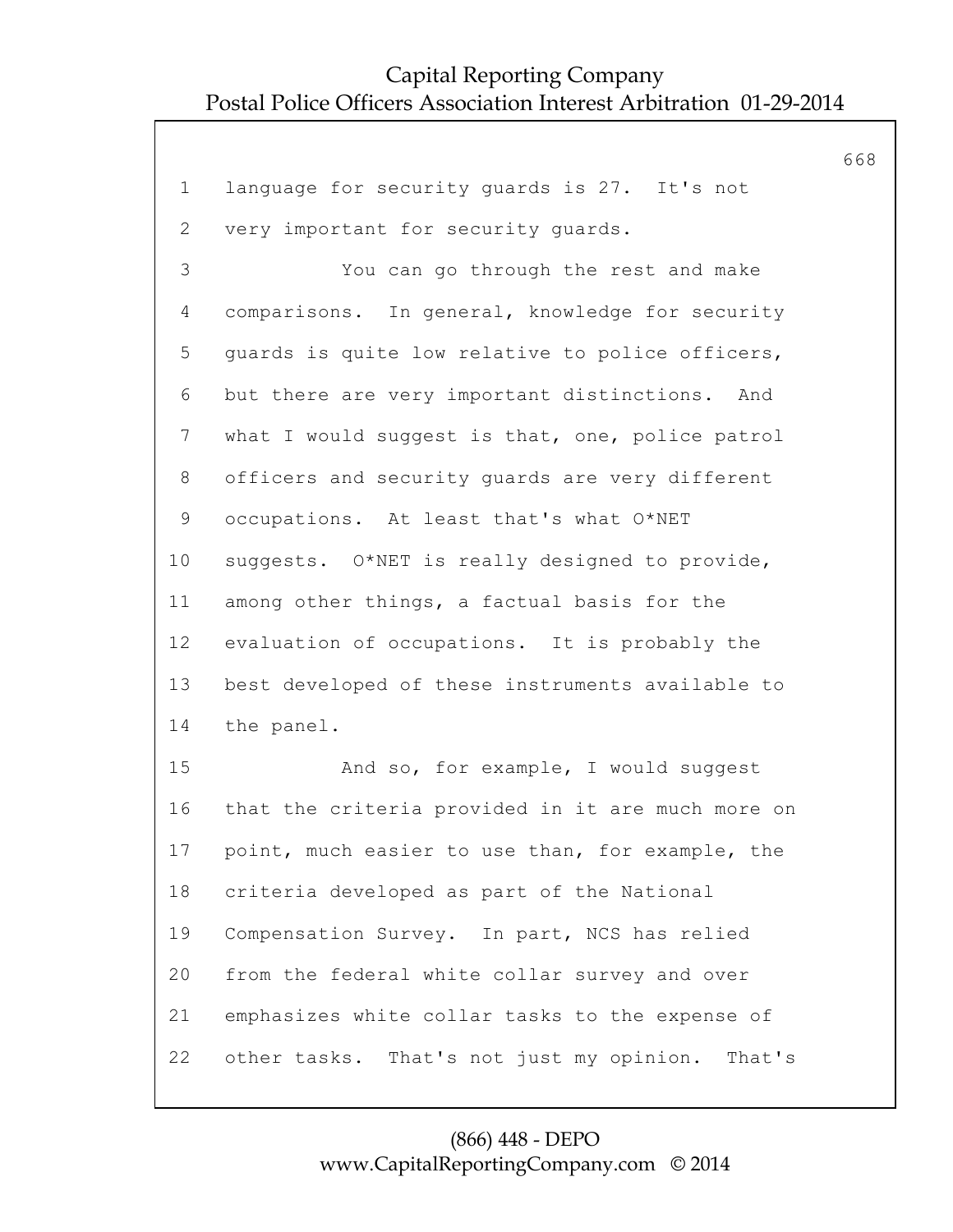language for security guards is 27. It's not very important for security guards.

You can go through the rest and make comparisons. In general, knowledge for security guards is quite low relative to police officers, but there are very important distinctions. And what I would suggest is that, one, police patrol officers and security guards are very different occupations. At least that's what O*NET suggests. O*NET is really designed to provide, among other things, a factual basis for the evaluation of occupations. It is probably the best developed of these instruments available to the panel.

And so, for example, I would suggest that the criteria provided in it are much more on point, much easier to use than, for example, the criteria developed as part of the National Compensation Survey. In part, NCS has relied from the federal white collar survey and over emphasizes white collar tasks to the expense of other tasks. That's not just my opinion. That's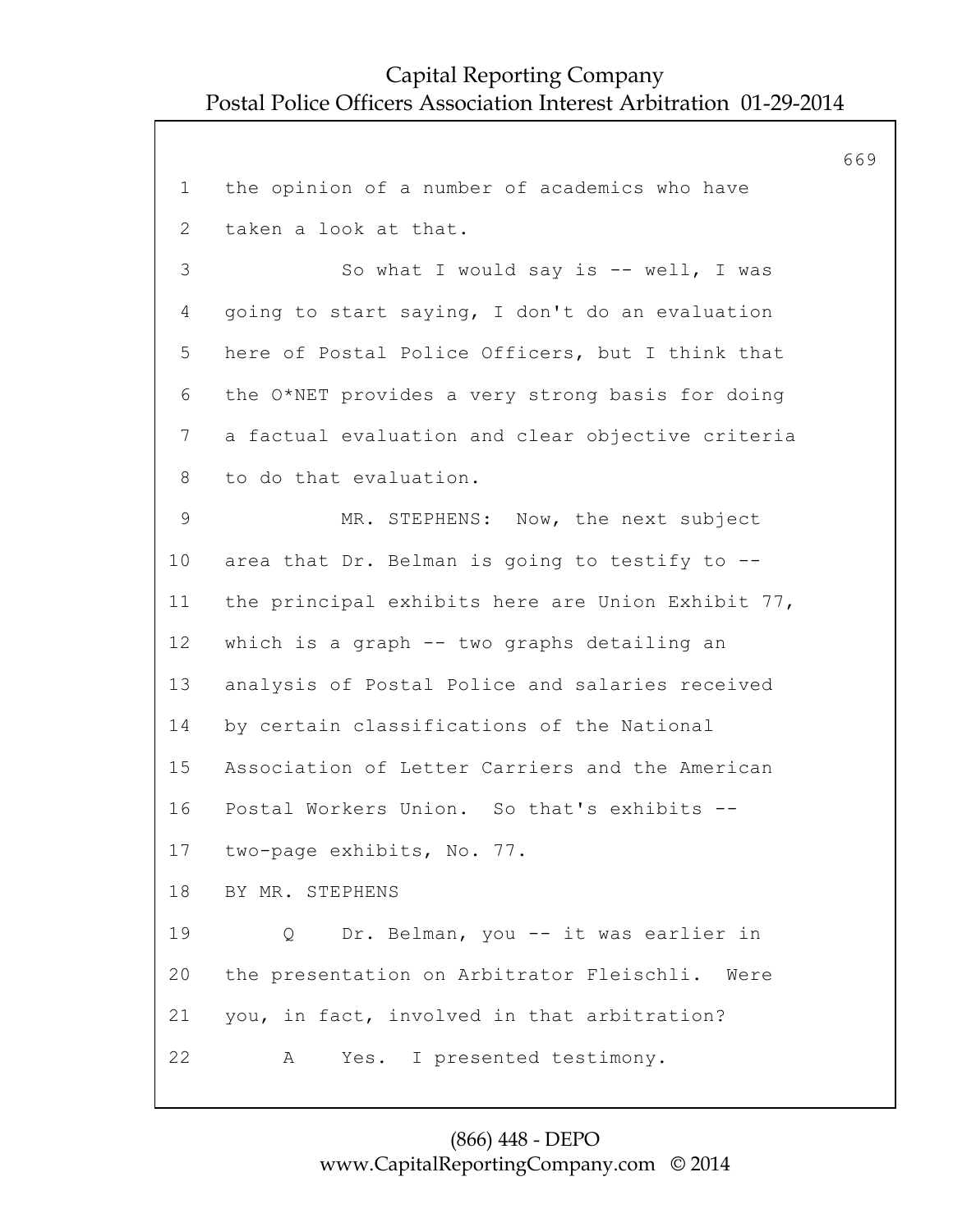1 the opinion of a number of academics who have
2 taken a look at that.
3 So what I would say is -- well, I was
4 going to start saying, I don't do an evaluation
5 here of Postal Police Officers, but I think that
6 the O*NET provides a very strong basis for doing
7 a factual evaluation and clear objective criteria
8 to do that evaluation.
9 MR. STEPHENS: Now, the next subject
10 area that Dr. Belman is going to testify to --
11 the principal exhibits here are Union Exhibit 77,
12 which is a graph -- two graphs detailing an
13 analysis of Postal Police and salaries received
14 by certain classifications of the National
15 Association of Letter Carriers and the American
16 Postal Workers Union. So that's exhibits --
17 two-page exhibits, No. 77.
18 BY MR. STEPHENS
19 Q Dr. Belman, you -- it was earlier in
20 the presentation on Arbitrator Fleischli. Were
21 you, in fact, involved in that arbitration?
22 A Yes. I presented testimony.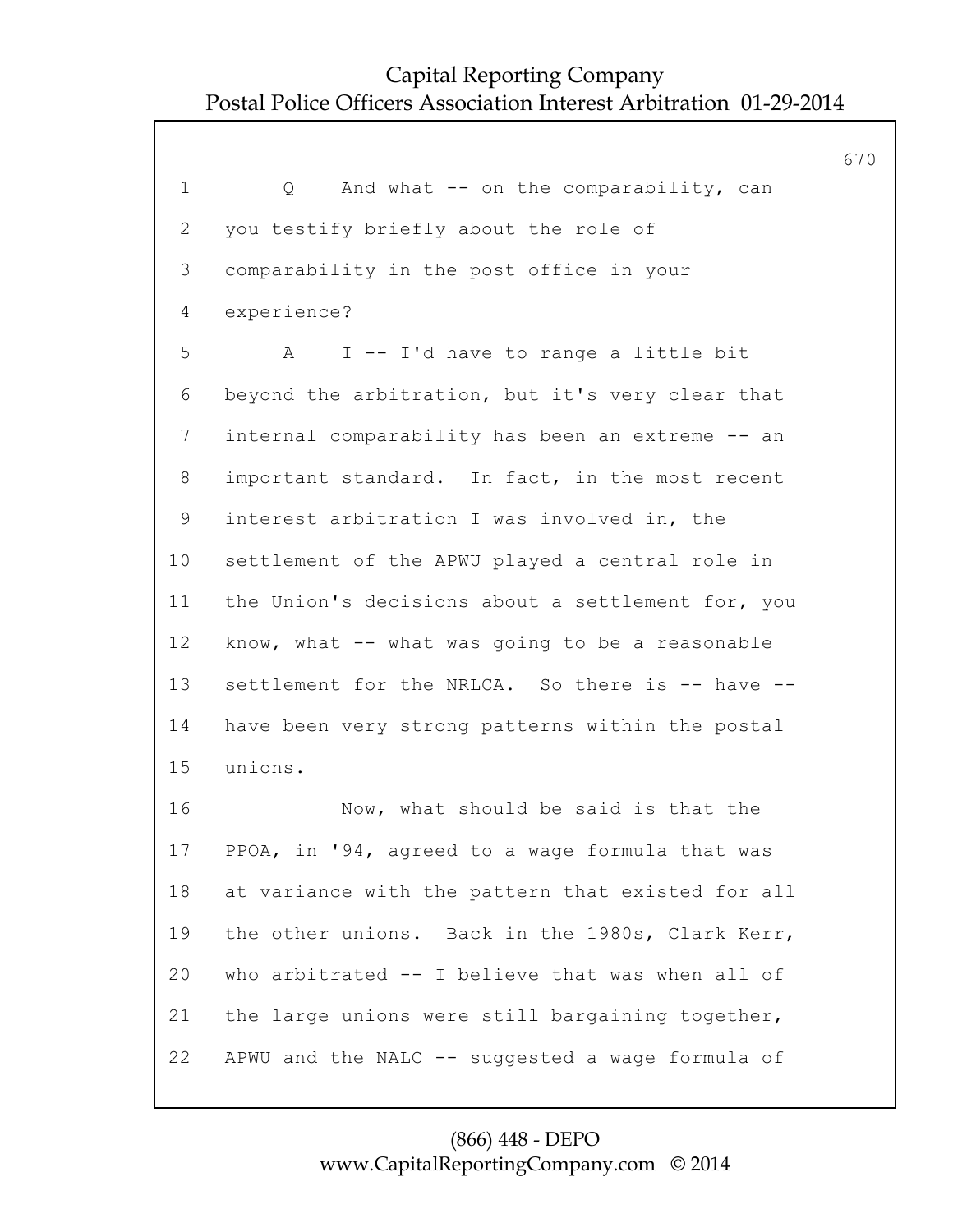1 Q And what -- on the comparability, can
2 you testify briefly about the role of
3 comparability in the post office in your
4 experience?
5 A I -- I'd have to range a little bit
6 beyond the arbitration, but it's very clear that
7 internal comparability has been an extreme -- an
8 important standard. In fact, in the most recent
9 interest arbitration I was involved in, the
10 settlement of the APWU played a central role in
11 the Union's decisions about a settlement for, you
12 know, what -- what was going to be a reasonable
13 settlement for the NRLCA. So there is -- have --
14 have been very strong patterns within the postal
15 unions.
16 Now, what should be said is that the
17 PPOA, in '94, agreed to a wage formula that was
18 at variance with the pattern that existed for all
19 the other unions. Back in the 1980s, Clark Kerr,
20 who arbitrated -- I believe that was when all of
21 the large unions were still bargaining together,
22 APWU and the NALC -- suggested a wage formula of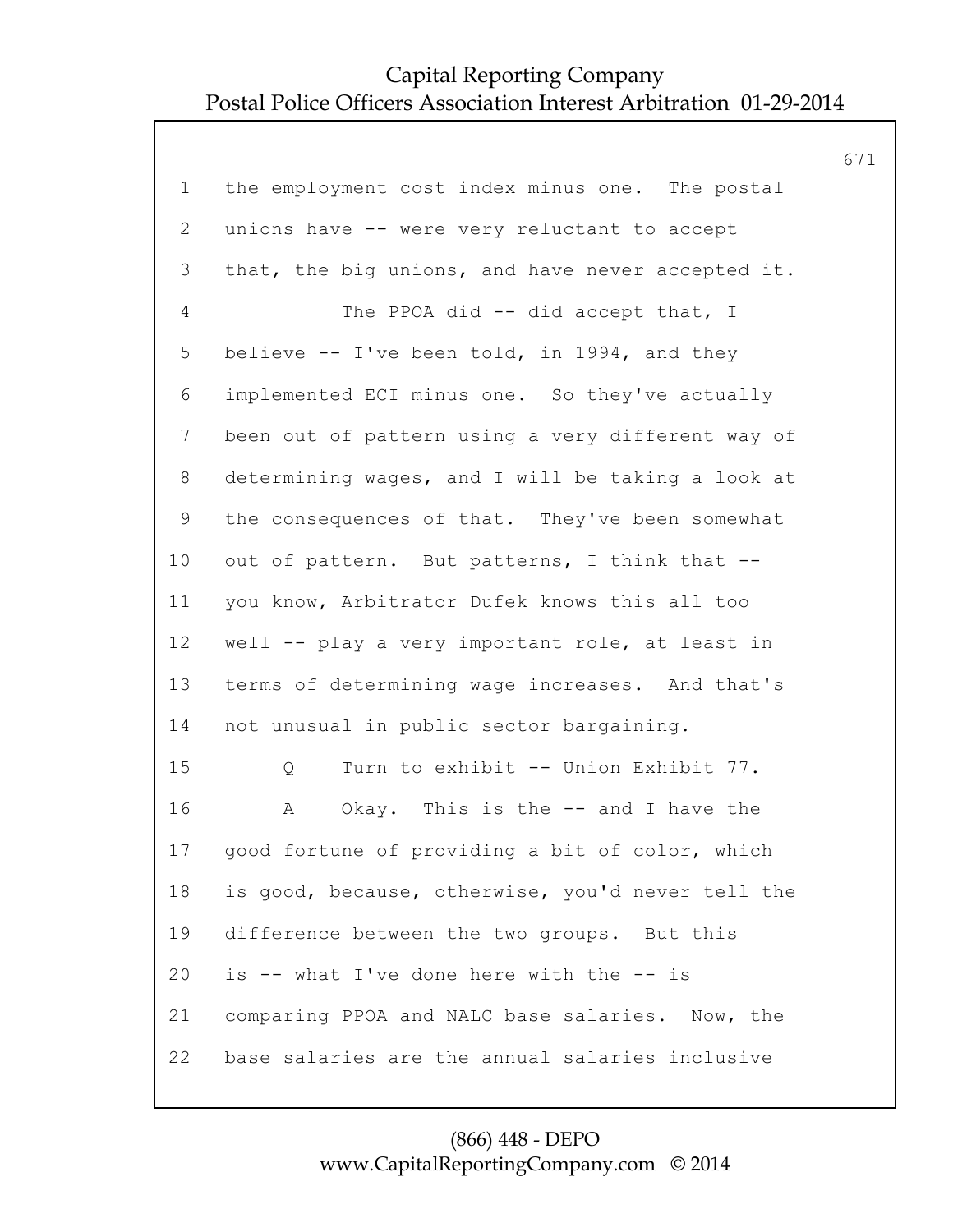1 the employment cost index minus one. The postal
2 unions have -- were very reluctant to accept
3 that, the big unions, and have never accepted it.
4 The PPOA did -- did accept that, I
5 believe -- I've been told, in 1994, and they
6 implemented ECI minus one. So they've actually
7 been out of pattern using a very different way of
8 determining wages, and I will be taking a look at
9 the consequences of that. They've been somewhat
10 out of pattern. But patterns, I think that --
11 you know, Arbitrator Dufek knows this all too
12 well -- play a very important role, at least in
13 terms of determining wage increases. And that's
14 not unusual in public sector bargaining.
15 Q Turn to exhibit -- Union Exhibit 77.
16 A Okay. This is the -- and I have the
17 good fortune of providing a bit of color, which
18 is good, because, otherwise, you'd never tell the
19 difference between the two groups. But this
20 is -- what I've done here with the -- is
21 comparing PPOA and NALC base salaries. Now, the
22 base salaries are the annual salaries inclusive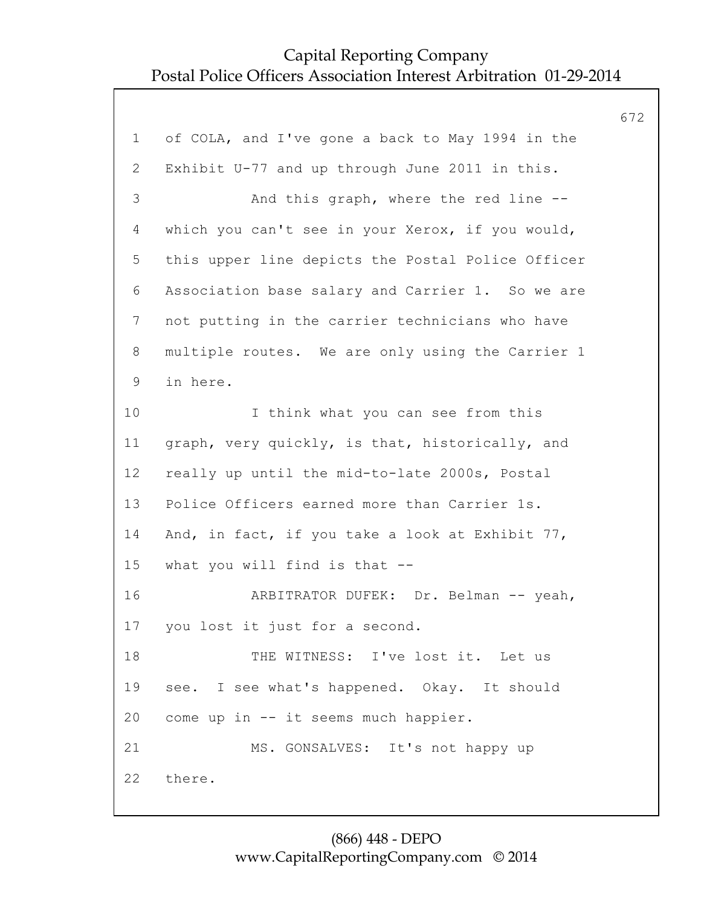1 of COLA, and I've gone a back to May 1994 in the
2 Exhibit U-77 and up through June 2011 in this.
3 And this graph, where the red line --
4 which you can't see in your Xerox, if you would,
5 this upper line depicts the Postal Police Officer
6 Association base salary and Carrier 1. So we are
7 not putting in the carrier technicians who have
8 multiple routes. We are only using the Carrier 1
9 in here.
10 I think what you can see from this
11 graph, very quickly, is that, historically, and
12 really up until the mid-to-late 2000s, Postal
13 Police Officers earned more than Carrier 1s.
14 And, in fact, if you take a look at Exhibit 77,
15 what you will find is that --
16 ARBITRATOR DUFEK: Dr. Belman -- yeah,
17 you lost it just for a second.
18 THE WITNESS: I've lost it. Let us
19 see. I see what's happened. Okay. It should
20 come up in -- it seems much happier.
21 MS. GONSALVES: It's not happy up
22 there.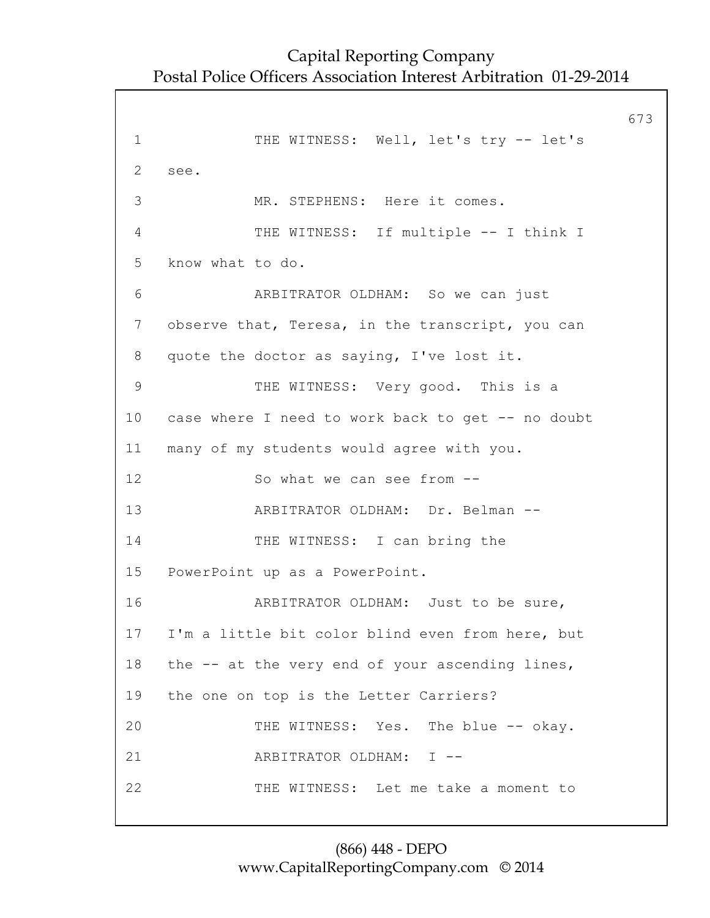1 THE WITNESS: Well, let's try -- let's
2 see.
3 MR. STEPHENS: Here it comes.
4 THE WITNESS: If multiple -- I think I
5 know what to do.
6 ARBITRATOR OLDHAM: So we can just
7 observe that, Teresa, in the transcript, you can
8 quote the doctor as saying, I've lost it.
9 THE WITNESS: Very good. This is a
10 case where I need to work back to get -- no doubt
11 many of my students would agree with you.
12 So what we can see from --
13 ARBITRATOR OLDHAM: Dr. Belman --
14 THE WITNESS: I can bring the
15 PowerPoint up as a PowerPoint.
16 ARBITRATOR OLDHAM: Just to be sure,
17 I'm a little bit color blind even from here, but
18 the -- at the very end of your ascending lines,
19 the one on top is the Letter Carriers?
20 THE WITNESS: Yes. The blue -- okay.
21 ARBITRATOR OLDHAM: I --
22 THE WITNESS: Let me take a moment to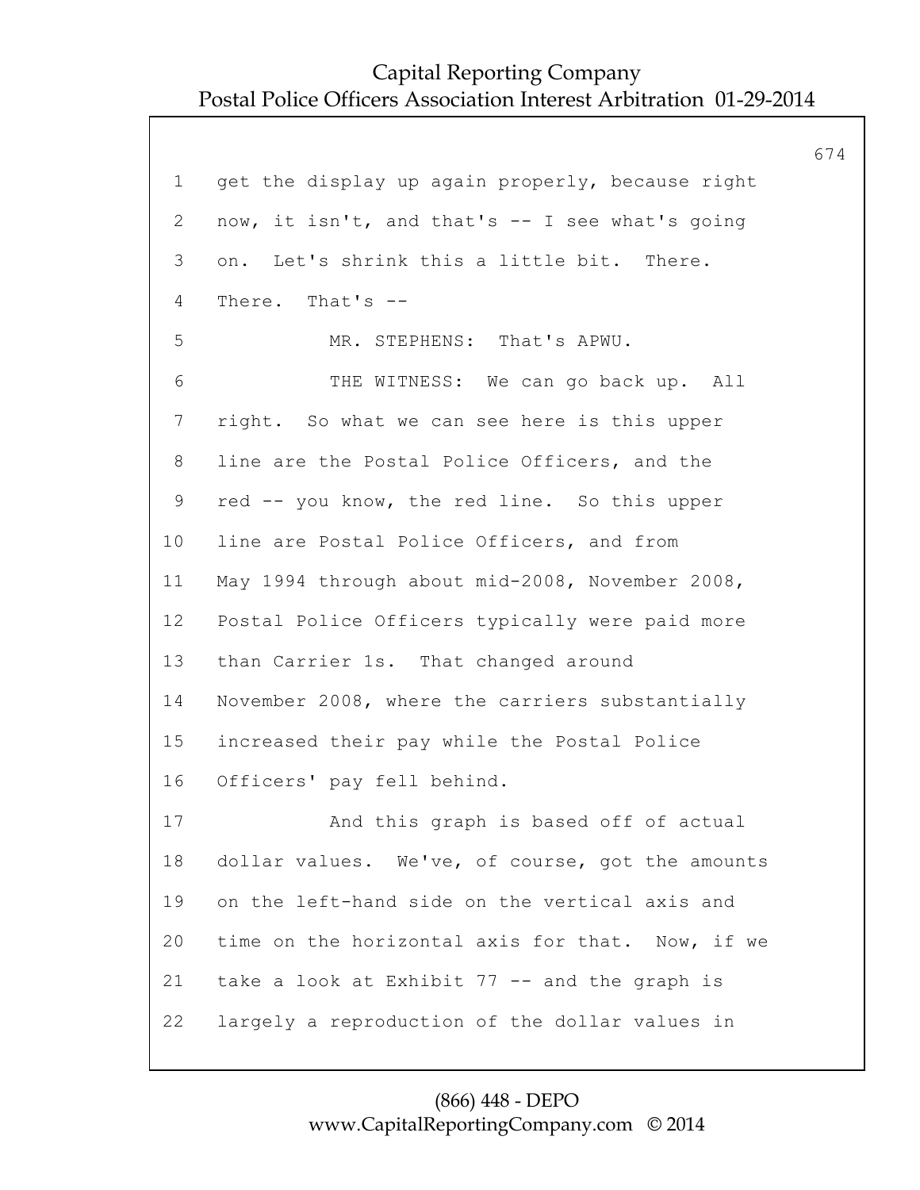get the display up again properly, because right now, it isn't, and that's -- I see what's going on. Let's shrink this a little bit. There. There. That's --

MR. STEPHENS: That's APWU.

THE WITNESS: We can go back up. All right. So what we can see here is this upper line are the Postal Police Officers, and the red -- you know, the red line. So this upper line are Postal Police Officers, and from May 1994 through about mid-2008, November 2008, Postal Police Officers typically were paid more than Carrier 1s. That changed around November 2008, where the carriers substantially increased their pay while the Postal Police Officers' pay fell behind.

And this graph is based off of actual dollar values. We've, of course, got the amounts on the left-hand side on the vertical axis and time on the horizontal axis for that. Now, if we take a look at Exhibit 77 -- and the graph is largely a reproduction of the dollar values in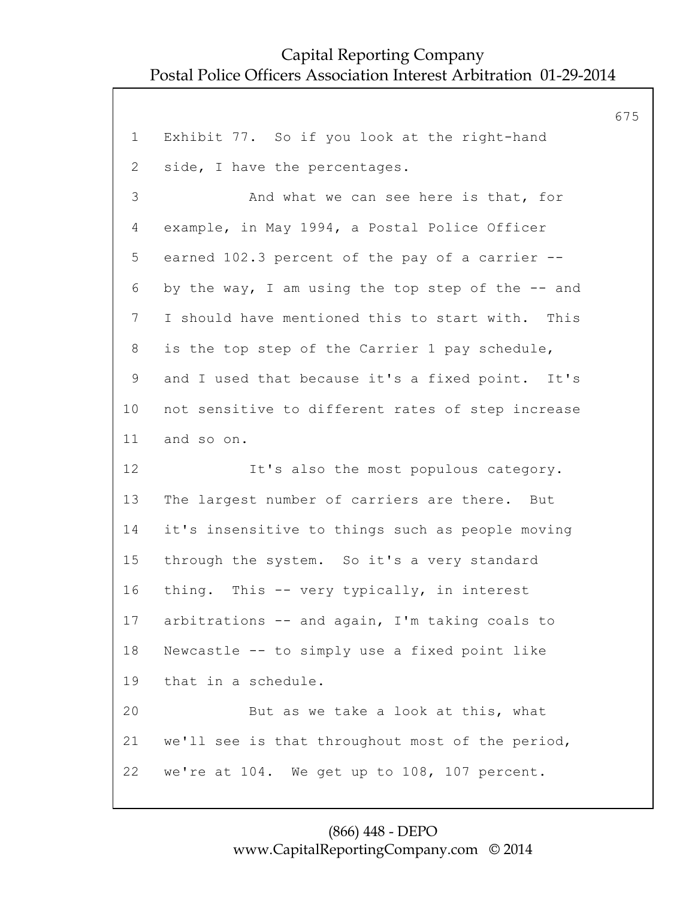Exhibit 77. So if you look at the right-hand side, I have the percentages.

And what we can see here is that, for example, in May 1994, a Postal Police Officer earned 102.3 percent of the pay of a carrier -- by the way, I am using the top step of the -- and I should have mentioned this to start with. This is the top step of the Carrier 1 pay schedule, and I used that because it's a fixed point. It's not sensitive to different rates of step increase and so on.

It's also the most populous category. The largest number of carriers are there. But it's insensitive to things such as people moving through the system. So it's a very standard thing. This -- very typically, in interest arbitrations -- and again, I'm taking coals to Newcastle -- to simply use a fixed point like that in a schedule.

But as we take a look at this, what we'll see is that throughout most of the period, we're at 104. We get up to 108, 107 percent.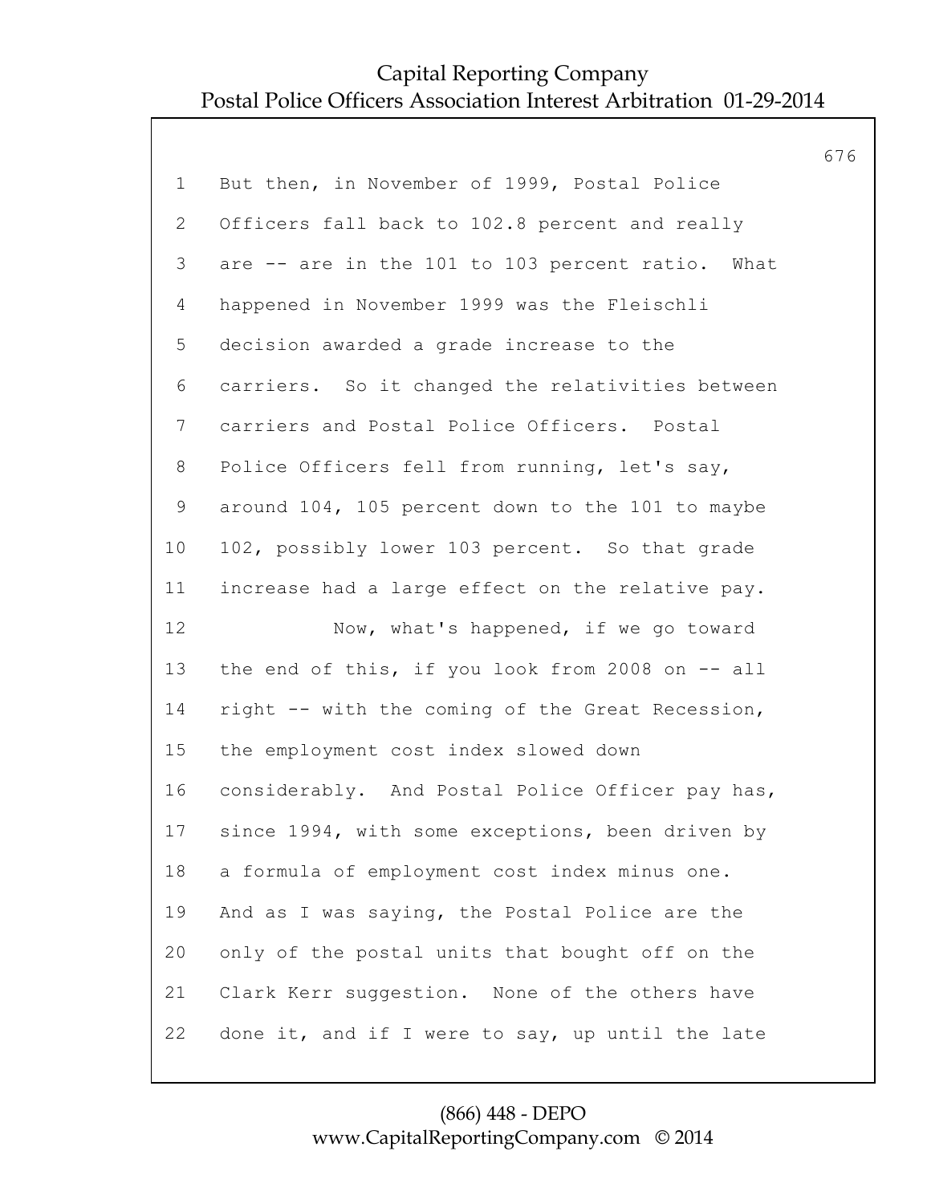But then, in November of 1999, Postal Police Officers fall back to 102.8 percent and really are -- are in the 101 to 103 percent ratio. What happened in November 1999 was the Fleischli decision awarded a grade increase to the carriers. So it changed the relativities between carriers and Postal Police Officers. Postal Police Officers fell from running, let's say, around 104, 105 percent down to the 101 to maybe 102, possibly lower 103 percent. So that grade increase had a large effect on the relative pay.

Now, what's happened, if we go toward the end of this, if you look from 2008 on -- all right -- with the coming of the Great Recession, the employment cost index slowed down considerably. And Postal Police Officer pay has, since 1994, with some exceptions, been driven by a formula of employment cost index minus one. And as I was saying, the Postal Police are the only of the postal units that bought off on the Clark Kerr suggestion. None of the others have done it, and if I were to say, up until the late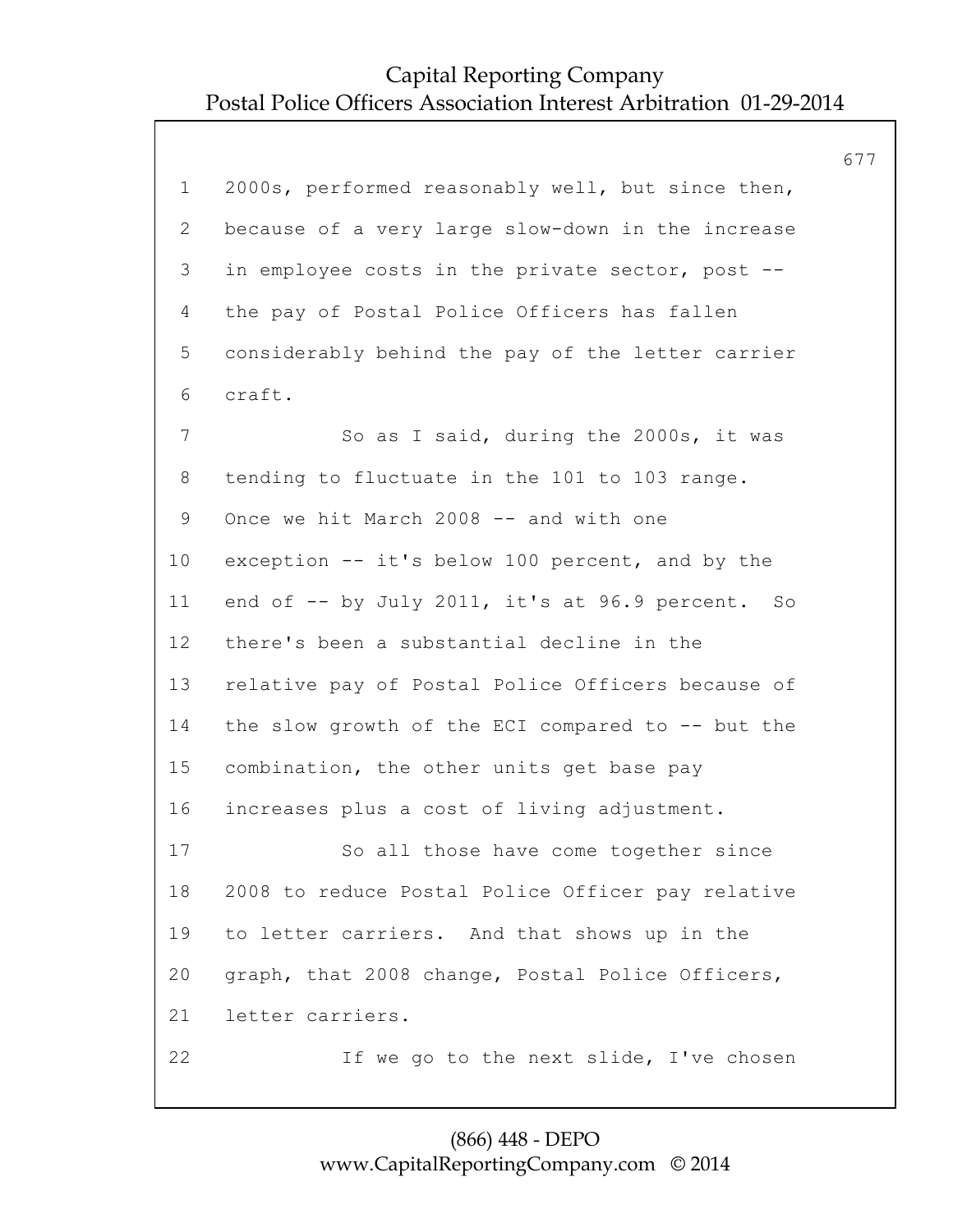2000s, performed reasonably well, but since then, because of a very large slow-down in the increase in employee costs in the private sector, post -- the pay of Postal Police Officers has fallen considerably behind the pay of the letter carrier craft.

So as I said, during the 2000s, it was tending to fluctuate in the 101 to 103 range. Once we hit March 2008 -- and with one exception -- it's below 100 percent, and by the end of -- by July 2011, it's at 96.9 percent. So there's been a substantial decline in the relative pay of Postal Police Officers because of the slow growth of the ECI compared to -- but the combination, the other units get base pay increases plus a cost of living adjustment.

So all those have come together since 2008 to reduce Postal Police Officer pay relative to letter carriers. And that shows up in the graph, that 2008 change, Postal Police Officers, letter carriers.

If we go to the next slide, I've chosen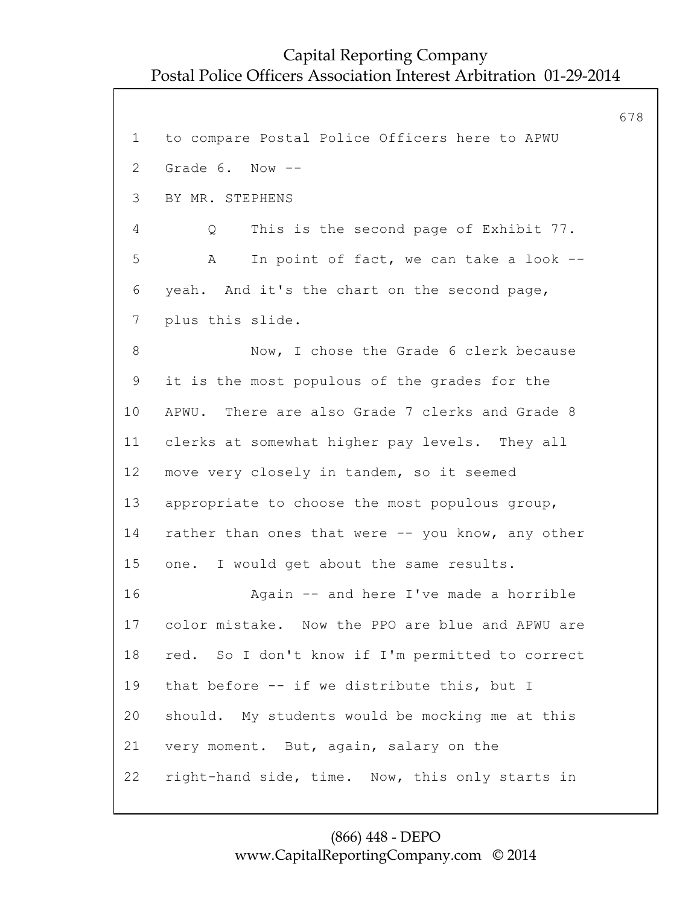1 to compare Postal Police Officers here to APWU

2 Grade 6. Now --

3 BY MR. STEPHENS

4 Q This is the second page of Exhibit 77.

5 A In point of fact, we can take a look --

6 yeah. And it's the chart on the second page,

7 plus this slide.

8 Now, I chose the Grade 6 clerk because

9 it is the most populous of the grades for the

10 APWU. There are also Grade 7 clerks and Grade 8

11 clerks at somewhat higher pay levels. They all

12 move very closely in tandem, so it seemed

13 appropriate to choose the most populous group,

14 rather than ones that were -- you know, any other

15 one. I would get about the same results.

16 Again -- and here I've made a horrible

17 color mistake. Now the PPO are blue and APWU are

18 red. So I don't know if I'm permitted to correct

19 that before -- if we distribute this, but I

20 should. My students would be mocking me at this

21 very moment. But, again, salary on the

22 right-hand side, time. Now, this only starts in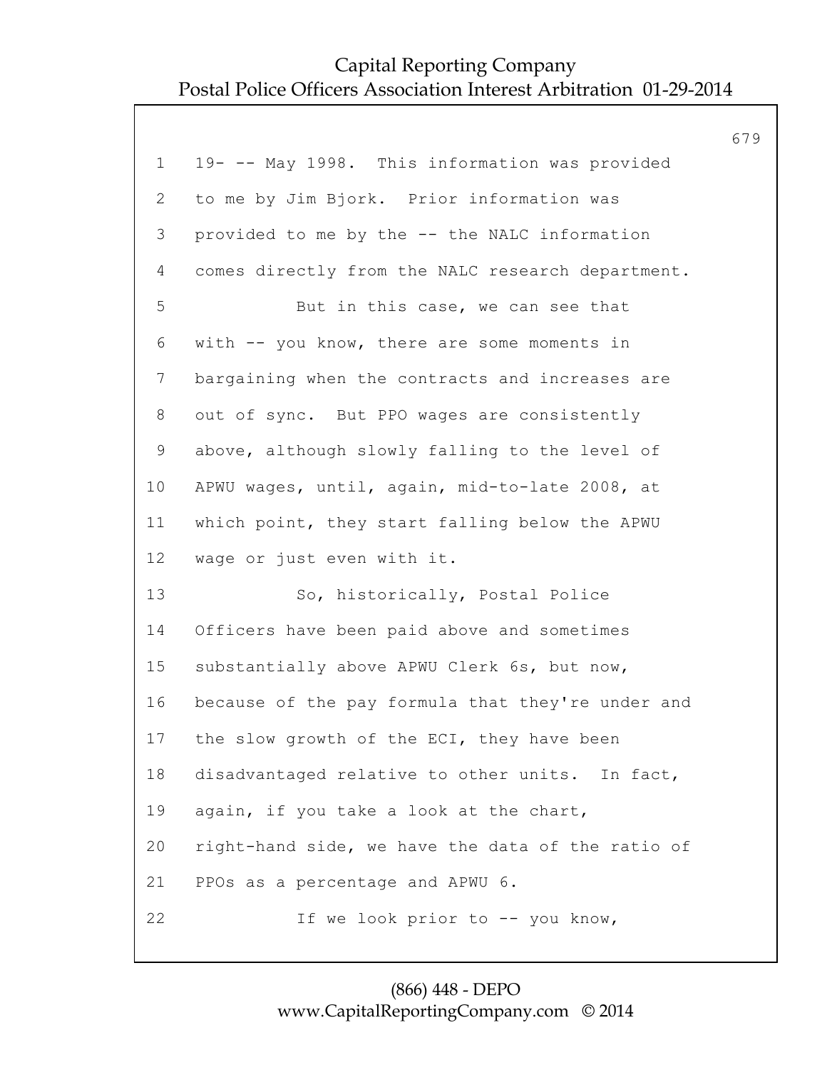1 19- -- May 1998. This information was provided
2 to me by Jim Bjork. Prior information was
3 provided to me by the -- the NALC information
4 comes directly from the NALC research department.
5 But in this case, we can see that
6 with -- you know, there are some moments in
7 bargaining when the contracts and increases are
8 out of sync. But PPO wages are consistently
9 above, although slowly falling to the level of
10 APWU wages, until, again, mid-to-late 2008, at
11 which point, they start falling below the APWU
12 wage or just even with it.
13 So, historically, Postal Police
14 Officers have been paid above and sometimes
15 substantially above APWU Clerk 6s, but now,
16 because of the pay formula that they're under and
17 the slow growth of the ECI, they have been
18 disadvantaged relative to other units. In fact,
19 again, if you take a look at the chart,
20 right-hand side, we have the data of the ratio of
21 PPOs as a percentage and APWU 6.
22 If we look prior to -- you know,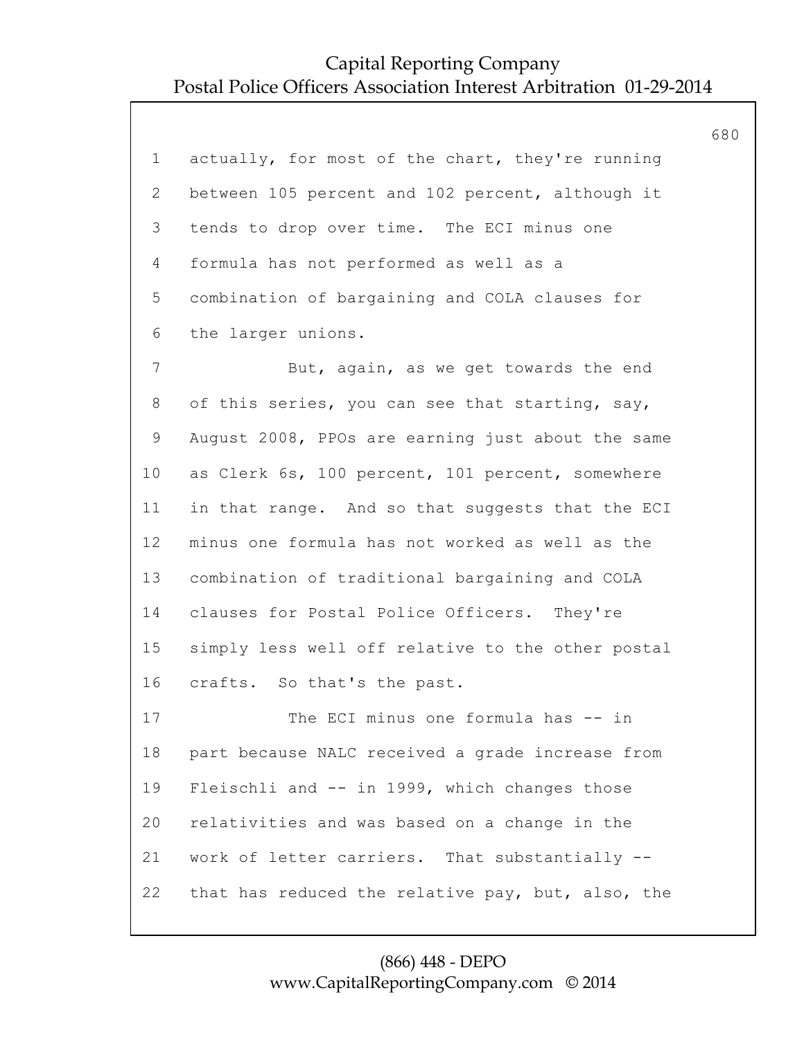actually, for most of the chart, they're running between 105 percent and 102 percent, although it tends to drop over time. The ECI minus one formula has not performed as well as a combination of bargaining and COLA clauses for the larger unions.

But, again, as we get towards the end of this series, you can see that starting, say, August 2008, PPOs are earning just about the same as Clerk 6s, 100 percent, 101 percent, somewhere in that range. And so that suggests that the ECI minus one formula has not worked as well as the combination of traditional bargaining and COLA clauses for Postal Police Officers. They're simply less well off relative to the other postal crafts. So that's the past.

The ECI minus one formula has -- in part because NALC received a grade increase from Fleischli and -- in 1999, which changes those relativities and was based on a change in the work of letter carriers. That substantially -- that has reduced the relative pay, but, also, the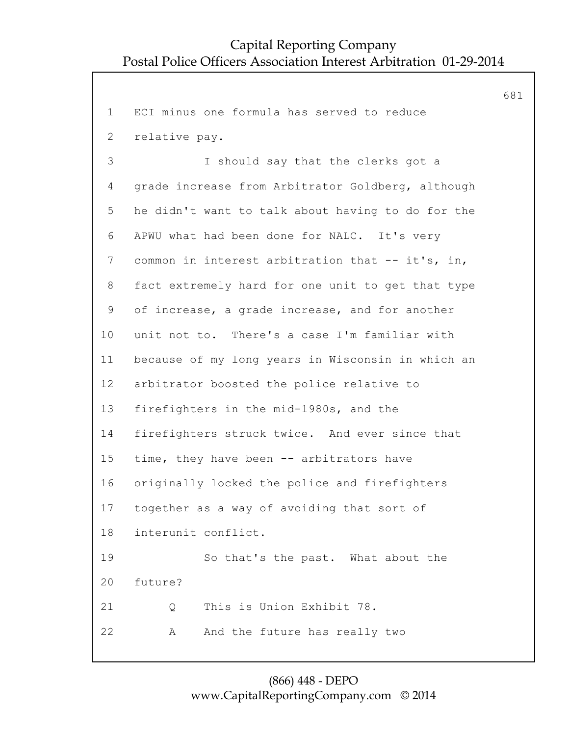ECI minus one formula has served to reduce relative pay.

I should say that the clerks got a grade increase from Arbitrator Goldberg, although he didn't want to talk about having to do for the APWU what had been done for NALC. It's very common in interest arbitration that -- it's, in, fact extremely hard for one unit to get that type of increase, a grade increase, and for another unit not to. There's a case I'm familiar with because of my long years in Wisconsin in which an arbitrator boosted the police relative to firefighters in the mid-1980s, and the firefighters struck twice. And ever since that time, they have been -- arbitrators have originally locked the police and firefighters together as a way of avoiding that sort of interunit conflict.

So that's the past. What about the future?

Q This is Union Exhibit 78.

A And the future has really two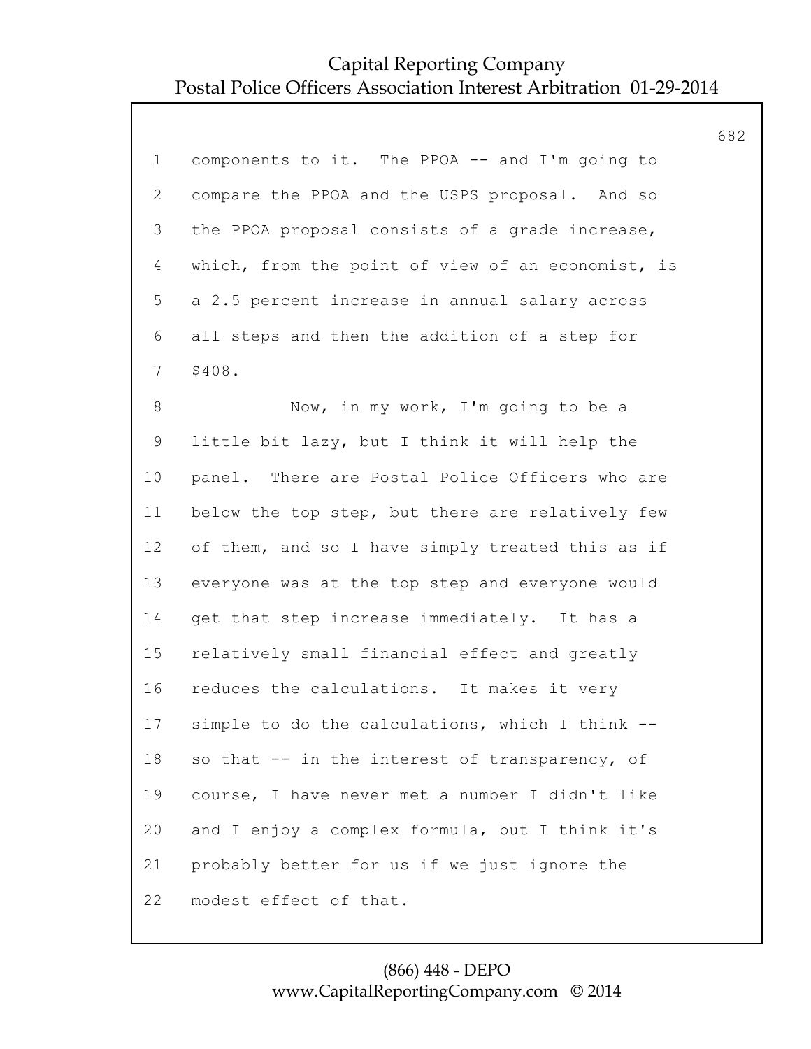1 components to it. The PPOA -- and I'm going to
2 compare the PPOA and the USPS proposal. And so
3 the PPOA proposal consists of a grade increase,
4 which, from the point of view of an economist, is
5 a 2.5 percent increase in annual salary across
6 all steps and then the addition of a step for
7 $408.
8 Now, in my work, I'm going to be a
9 little bit lazy, but I think it will help the
10 panel. There are Postal Police Officers who are
11 below the top step, but there are relatively few
12 of them, and so I have simply treated this as if
13 everyone was at the top step and everyone would
14 get that step increase immediately. It has a
15 relatively small financial effect and greatly
16 reduces the calculations. It makes it very
17 simple to do the calculations, which I think --
18 so that -- in the interest of transparency, of
19 course, I have never met a number I didn't like
20 and I enjoy a complex formula, but I think it's
21 probably better for us if we just ignore the
22 modest effect of that.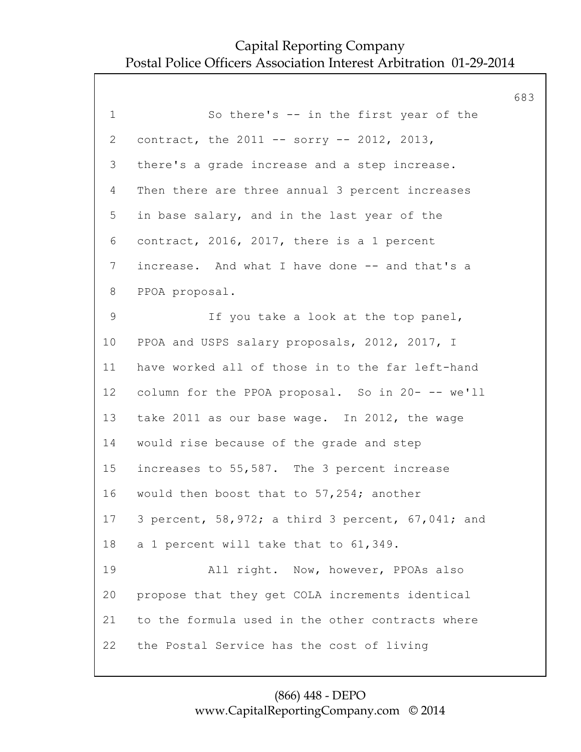1 So there's -- in the first year of the
2 contract, the 2011 -- sorry -- 2012, 2013,
3 there's a grade increase and a step increase.
4 Then there are three annual 3 percent increases
5 in base salary, and in the last year of the
6 contract, 2016, 2017, there is a 1 percent
7 increase. And what I have done -- and that's a
8 PPOA proposal.
9 If you take a look at the top panel,
10 PPOA and USPS salary proposals, 2012, 2017, I
11 have worked all of those in to the far left-hand
12 column for the PPOA proposal. So in 20- -- we'll
13 take 2011 as our base wage. In 2012, the wage
14 would rise because of the grade and step
15 increases to 55,587. The 3 percent increase
16 would then boost that to 57,254; another
17 3 percent, 58,972; a third 3 percent, 67,041; and
18 a 1 percent will take that to 61,349.
19 All right. Now, however, PPOAs also
20 propose that they get COLA increments identical
21 to the formula used in the other contracts where
22 the Postal Service has the cost of living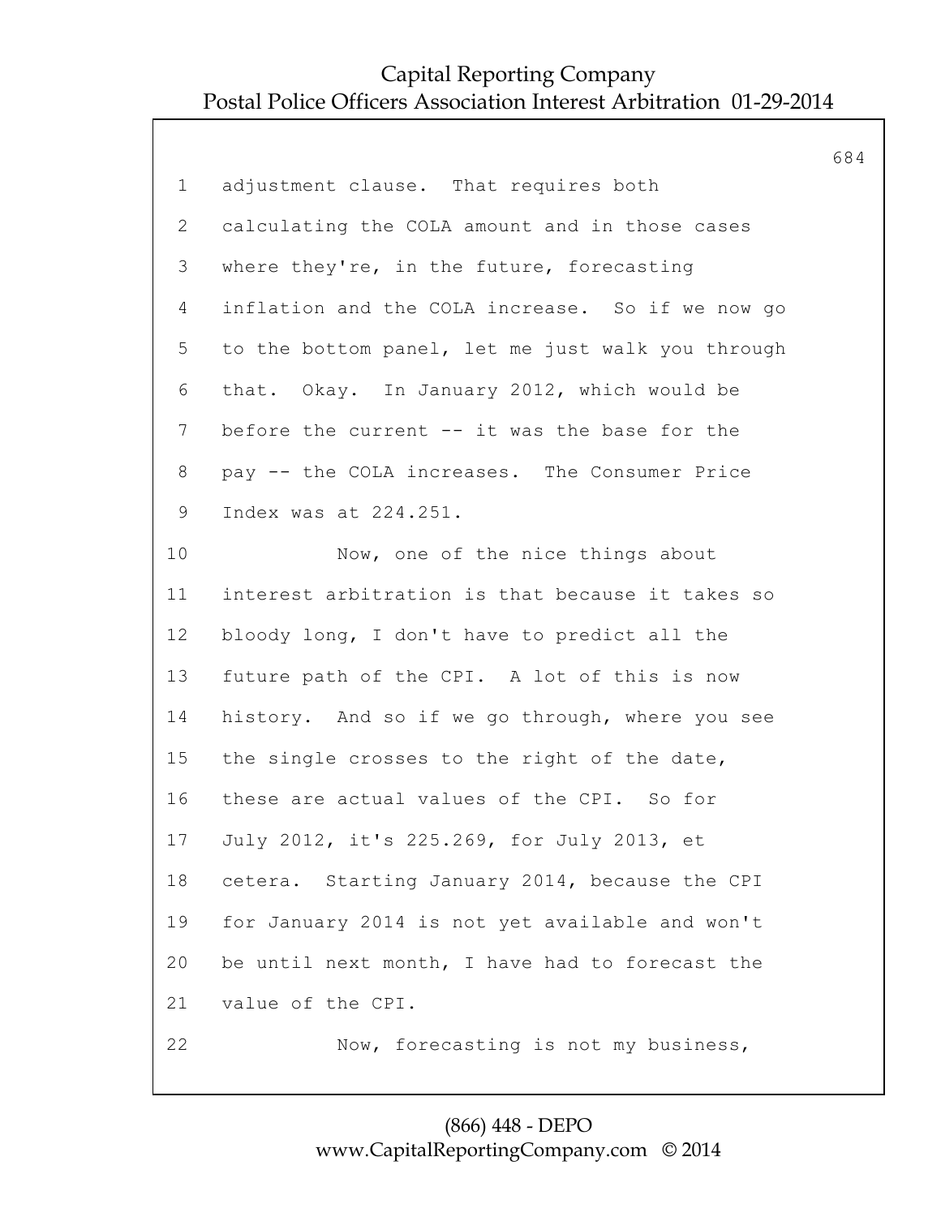adjustment clause. That requires both calculating the COLA amount and in those cases where they're, in the future, forecasting inflation and the COLA increase. So if we now go to the bottom panel, let me just walk you through that. Okay. In January 2012, which would be before the current -- it was the base for the pay -- the COLA increases. The Consumer Price Index was at 224.251.

Now, one of the nice things about interest arbitration is that because it takes so bloody long, I don't have to predict all the future path of the CPI. A lot of this is now history. And so if we go through, where you see the single crosses to the right of the date, these are actual values of the CPI. So for July 2012, it's 225.269, for July 2013, et cetera. Starting January 2014, because the CPI for January 2014 is not yet available and won't be until next month, I have had to forecast the value of the CPI.

Now, forecasting is not my business,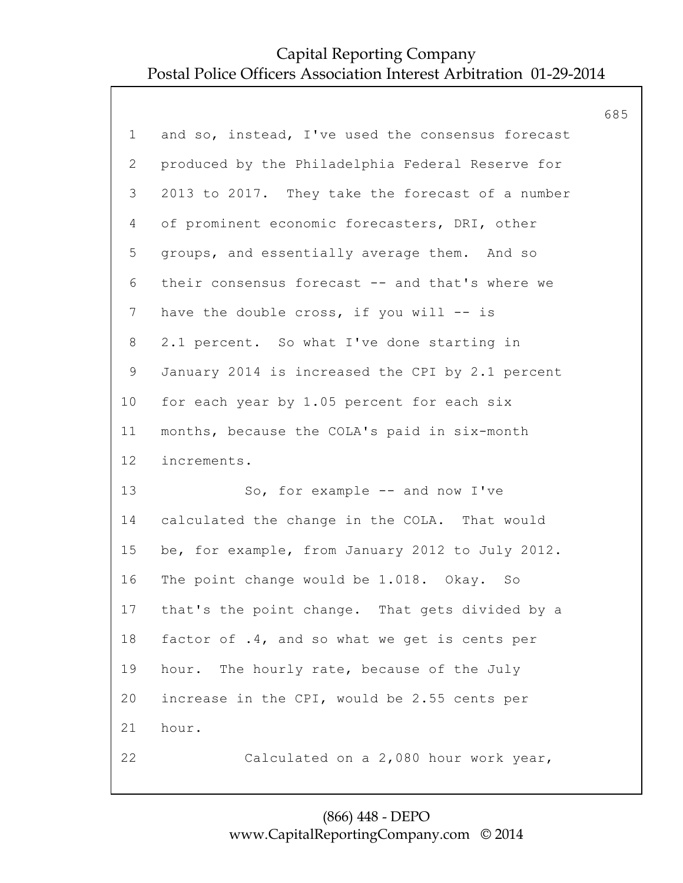and so, instead, I've used the consensus forecast produced by the Philadelphia Federal Reserve for 2013 to 2017. They take the forecast of a number of prominent economic forecasters, DRI, other groups, and essentially average them. And so their consensus forecast -- and that's where we have the double cross, if you will -- is 2.1 percent. So what I've done starting in January 2014 is increased the CPI by 2.1 percent for each year by 1.05 percent for each six months, because the COLA's paid in six-month increments.

So, for example -- and now I've calculated the change in the COLA. That would be, for example, from January 2012 to July 2012. The point change would be 1.018. Okay. So that's the point change. That gets divided by a factor of .4, and so what we get is cents per hour. The hourly rate, because of the July increase in the CPI, would be 2.55 cents per hour.

Calculated on a 2,080 hour work year,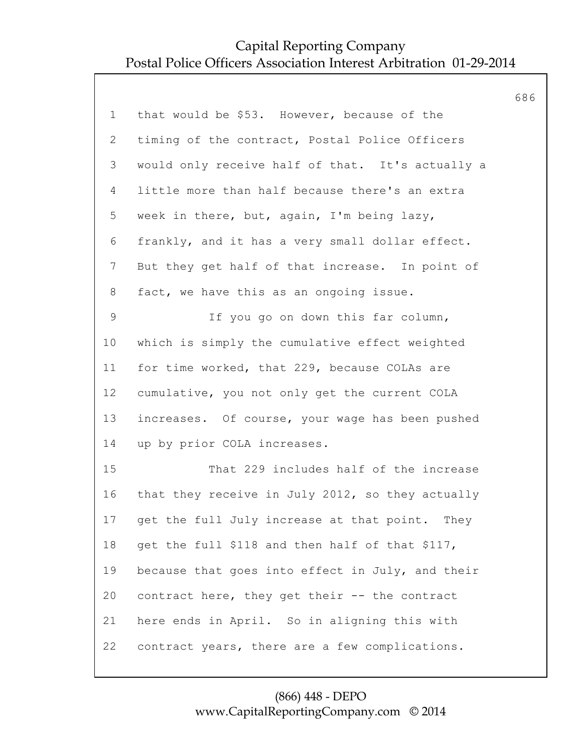1 that would be $53. However, because of the
2 timing of the contract, Postal Police Officers
3 would only receive half of that. It's actually a
4 little more than half because there's an extra
5 week in there, but, again, I'm being lazy,
6 frankly, and it has a very small dollar effect.
7 But they get half of that increase. In point of
8 fact, we have this as an ongoing issue.

9 If you go on down this far column,
10 which is simply the cumulative effect weighted
11 for time worked, that 229, because COLAs are
12 cumulative, you not only get the current COLA
13 increases. Of course, your wage has been pushed
14 up by prior COLA increases.

15 That 229 includes half of the increase
16 that they receive in July 2012, so they actually
17 get the full July increase at that point. They
18 get the full $118 and then half of that $117,
19 because that goes into effect in July, and their
20 contract here, they get their -- the contract
21 here ends in April. So in aligning this with
22 contract years, there are a few complications.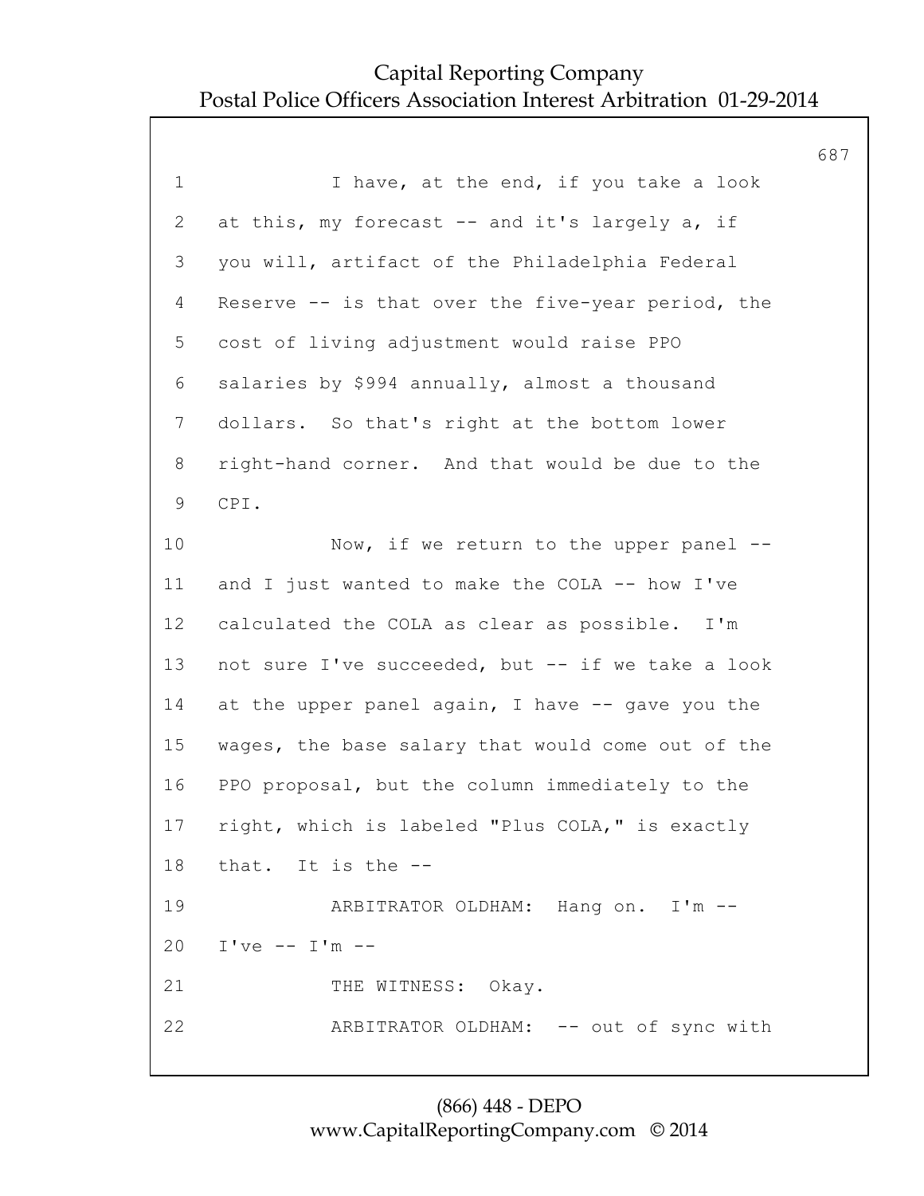1 I have, at the end, if you take a look
2 at this, my forecast -- and it's largely a, if
3 you will, artifact of the Philadelphia Federal
4 Reserve -- is that over the five-year period, the
5 cost of living adjustment would raise PPO
6 salaries by $994 annually, almost a thousand
7 dollars. So that's right at the bottom lower
8 right-hand corner. And that would be due to the
9 CPI.
10 Now, if we return to the upper panel --
11 and I just wanted to make the COLA -- how I've
12 calculated the COLA as clear as possible. I'm
13 not sure I've succeeded, but -- if we take a look
14 at the upper panel again, I have -- gave you the
15 wages, the base salary that would come out of the
16 PPO proposal, but the column immediately to the
17 right, which is labeled "Plus COLA," is exactly
18 that. It is the --
19 ARBITRATOR OLDHAM: Hang on. I'm --
20 I've -- I'm --
21 THE WITNESS: Okay.
22 ARBITRATOR OLDHAM: -- out of sync with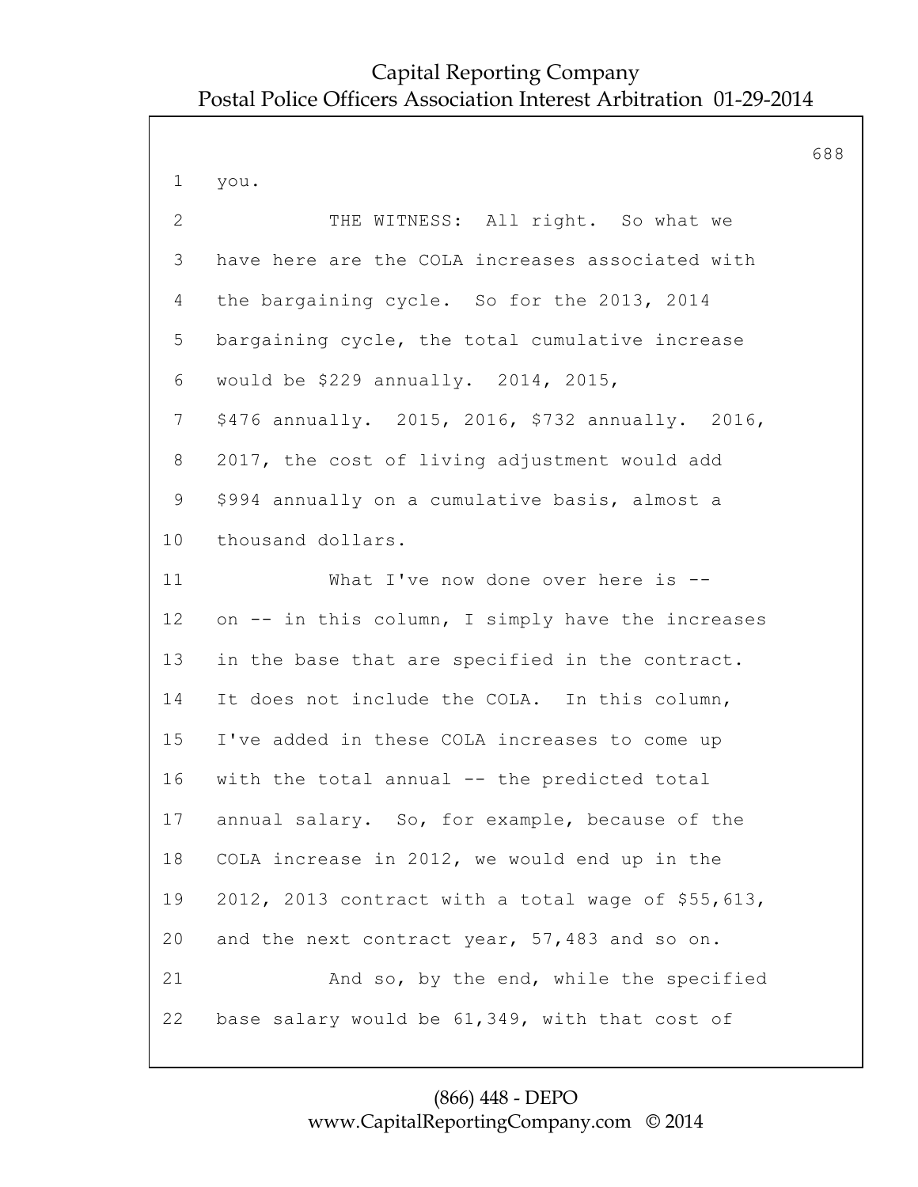you.

THE WITNESS: All right. So what we have here are the COLA increases associated with the bargaining cycle. So for the 2013, 2014 bargaining cycle, the total cumulative increase would be $229 annually. 2014, 2015, $476 annually. 2015, 2016, $732 annually. 2016, 2017, the cost of living adjustment would add $994 annually on a cumulative basis, almost a thousand dollars.

What I've now done over here is -- on -- in this column, I simply have the increases in the base that are specified in the contract. It does not include the COLA. In this column, I've added in these COLA increases to come up with the total annual -- the predicted total annual salary. So, for example, because of the COLA increase in 2012, we would end up in the 2012, 2013 contract with a total wage of $55,613, and the next contract year, 57,483 and so on.

And so, by the end, while the specified base salary would be 61,349, with that cost of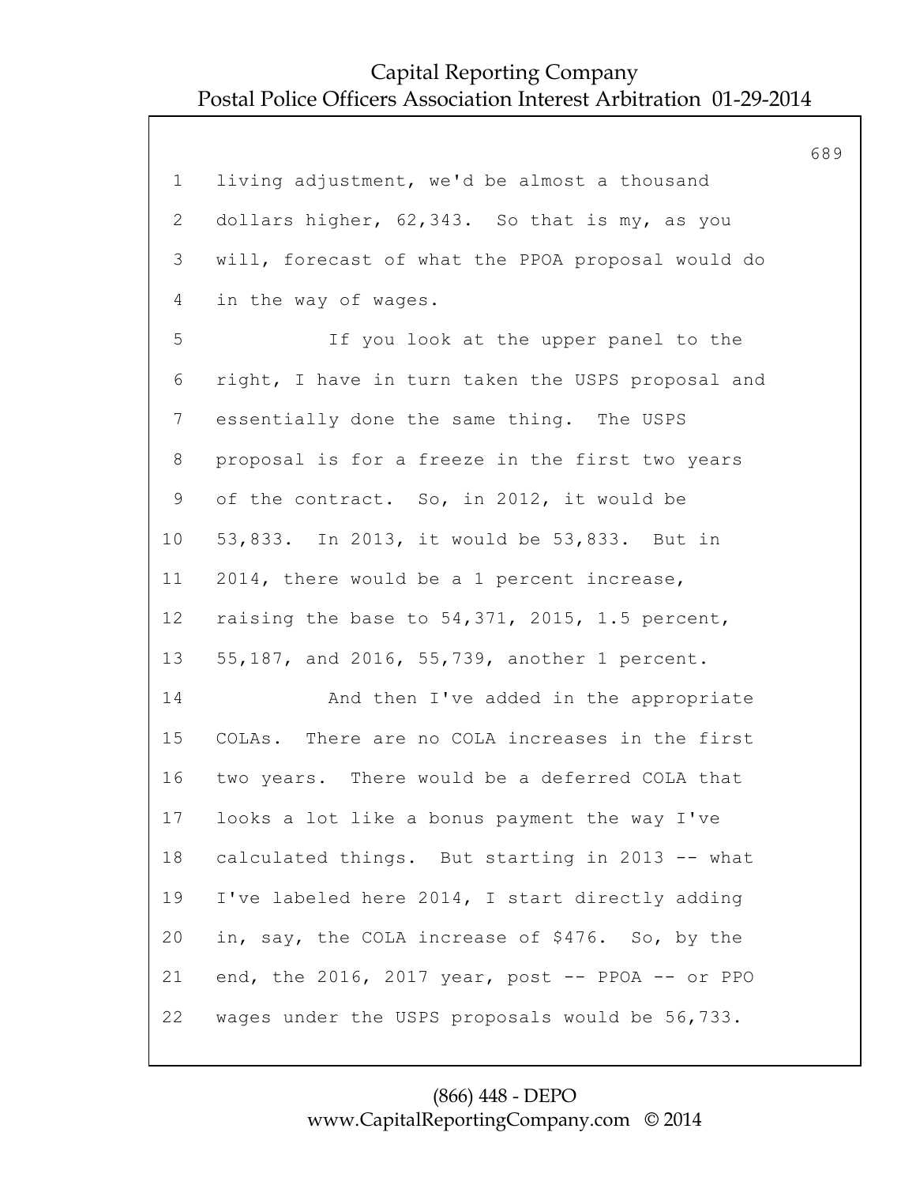living adjustment, we'd be almost a thousand dollars higher, 62,343. So that is my, as you will, forecast of what the PPOA proposal would do in the way of wages.

If you look at the upper panel to the right, I have in turn taken the USPS proposal and essentially done the same thing. The USPS proposal is for a freeze in the first two years of the contract. So, in 2012, it would be 53,833. In 2013, it would be 53,833. But in 2014, there would be a 1 percent increase, raising the base to 54,371, 2015, 1.5 percent, 55,187, and 2016, 55,739, another 1 percent.

And then I've added in the appropriate COLAs. There are no COLA increases in the first two years. There would be a deferred COLA that looks a lot like a bonus payment the way I've calculated things. But starting in 2013 -- what I've labeled here 2014, I start directly adding in, say, the COLA increase of $476. So, by the end, the 2016, 2017 year, post -- PPOA -- or PPO wages under the USPS proposals would be 56,733.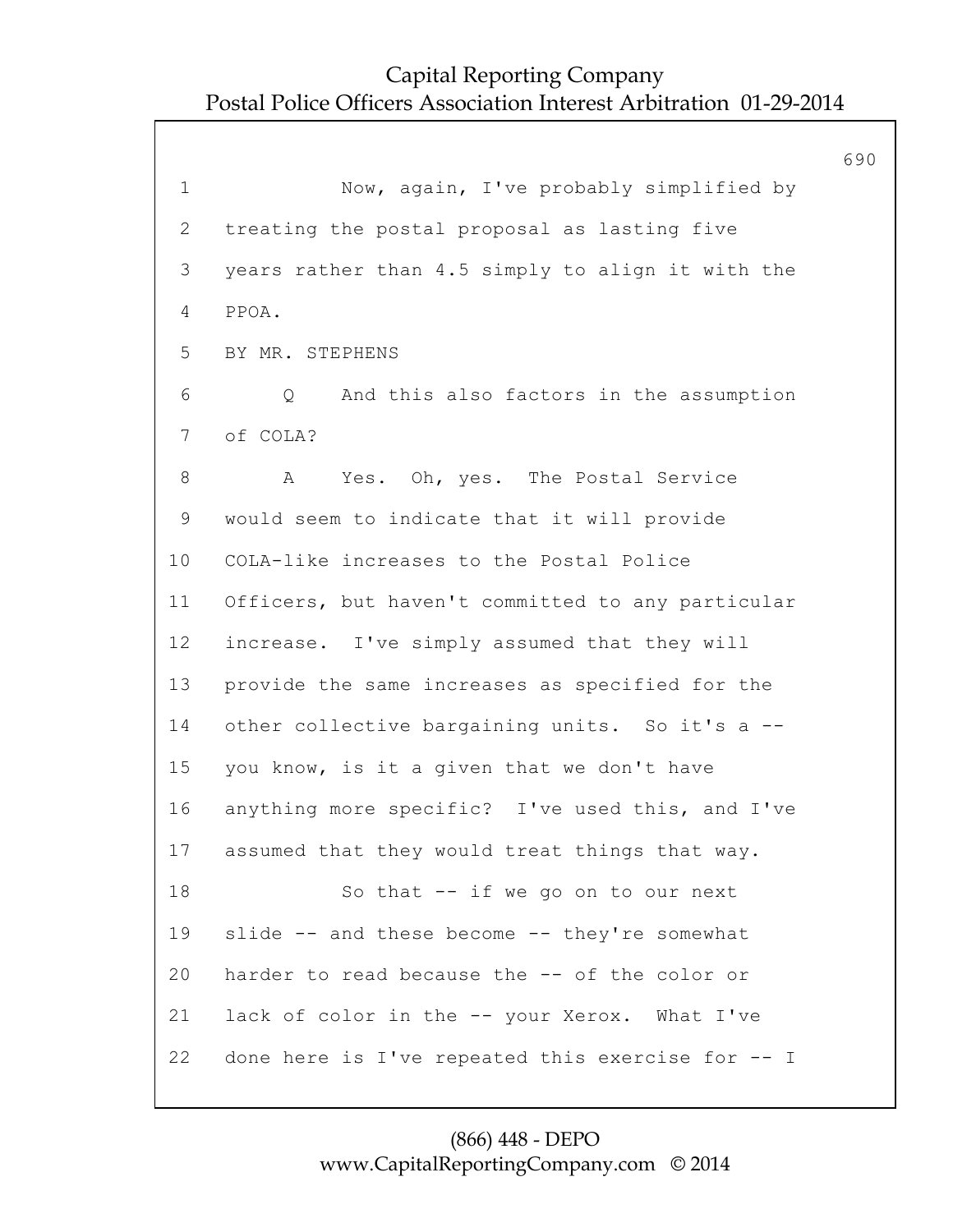1 Now, again, I've probably simplified by
2 treating the postal proposal as lasting five
3 years rather than 4.5 simply to align it with the
4 PPOA.
5 BY MR. STEPHENS
6 Q And this also factors in the assumption
7 of COLA?
8 A Yes. Oh, yes. The Postal Service
9 would seem to indicate that it will provide
10 COLA-like increases to the Postal Police
11 Officers, but haven't committed to any particular
12 increase. I've simply assumed that they will
13 provide the same increases as specified for the
14 other collective bargaining units. So it's a --
15 you know, is it a given that we don't have
16 anything more specific? I've used this, and I've
17 assumed that they would treat things that way.
18 So that -- if we go on to our next
19 slide -- and these become -- they're somewhat
20 harder to read because the -- of the color or
21 lack of color in the -- your Xerox. What I've
22 done here is I've repeated this exercise for -- I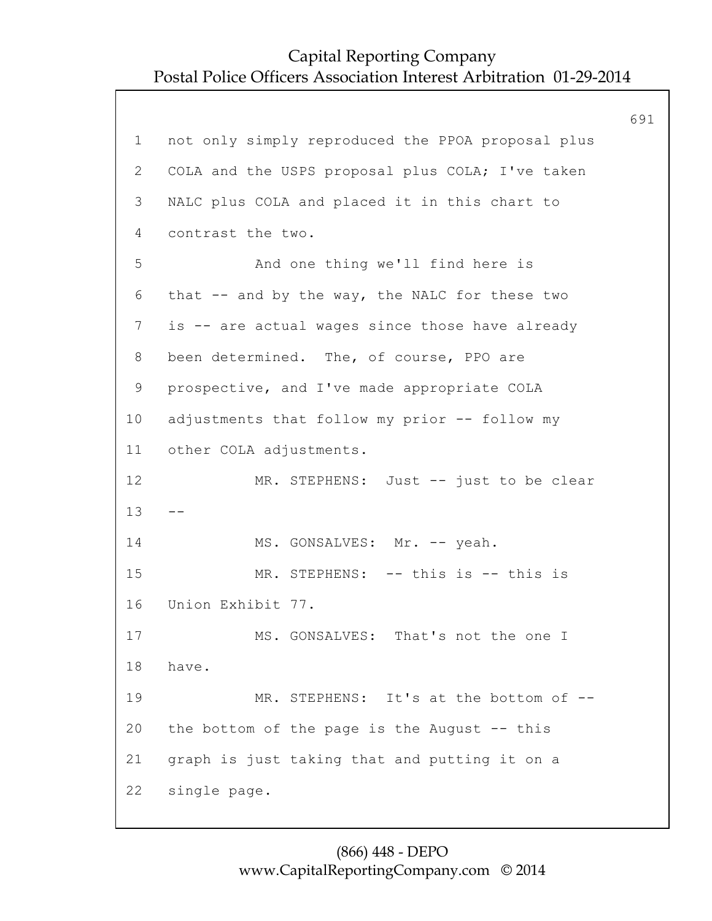not only simply reproduced the PPOA proposal plus COLA and the USPS proposal plus COLA; I've taken NALC plus COLA and placed it in this chart to contrast the two.

And one thing we'll find here is that -- and by the way, the NALC for these two is -- are actual wages since those have already been determined. The, of course, PPO are prospective, and I've made appropriate COLA adjustments that follow my prior -- follow my other COLA adjustments.

MR. STEPHENS: Just -- just to be clear --

MS. GONSALVES: Mr. -- yeah.

MR. STEPHENS: -- this is -- this is Union Exhibit 77.

MS. GONSALVES: That's not the one I have.

MR. STEPHENS: It's at the bottom of -- the bottom of the page is the August -- this graph is just taking that and putting it on a single page.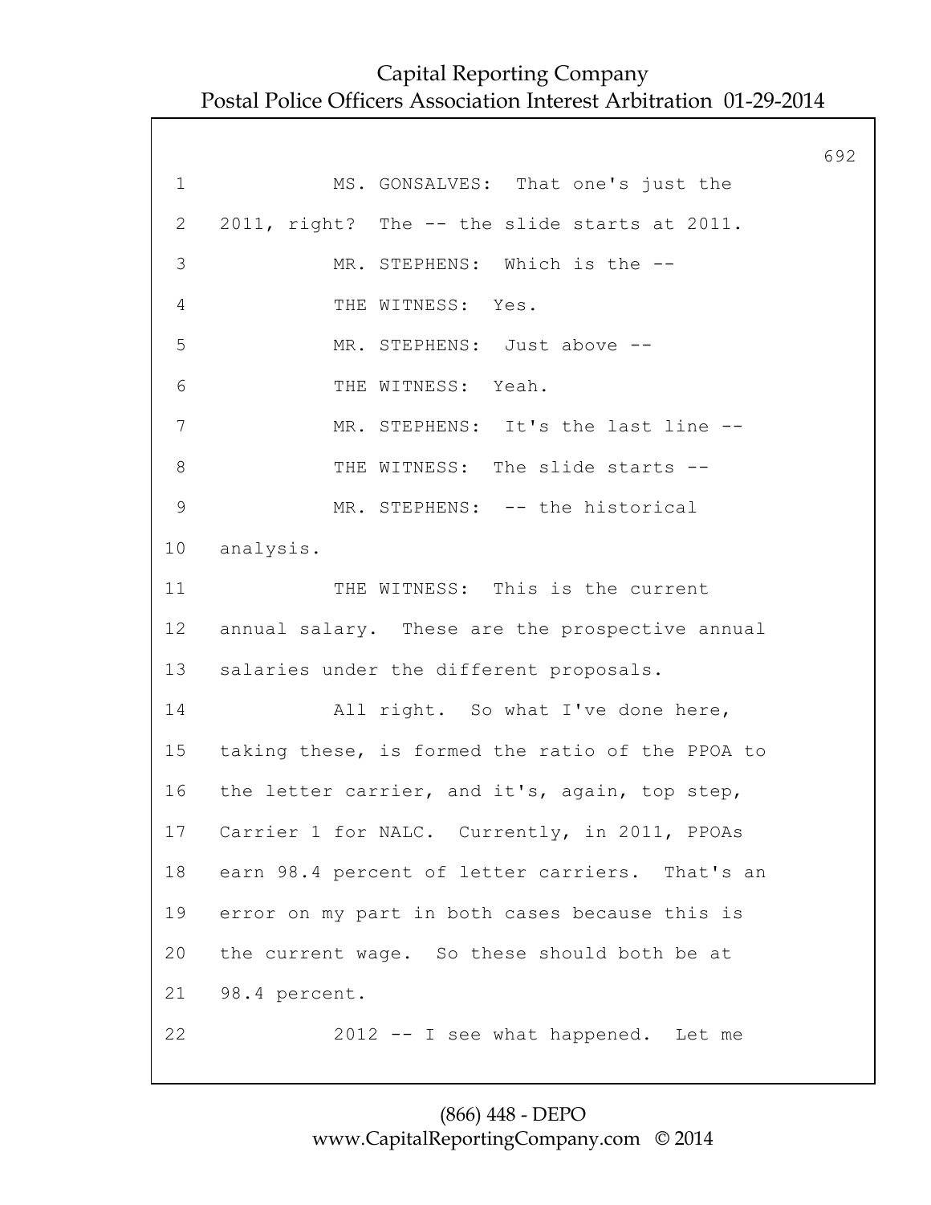MS. GONSALVES: That one's just the 2011, right? The -- the slide starts at 2011.

MR. STEPHENS: Which is the --

THE WITNESS: Yes.

MR. STEPHENS: Just above --

THE WITNESS: Yeah.

MR. STEPHENS: It's the last line --

THE WITNESS: The slide starts --

MR. STEPHENS: -- the historical analysis.

THE WITNESS: This is the current annual salary. These are the prospective annual salaries under the different proposals.

All right. So what I've done here, taking these, is formed the ratio of the PPOA to the letter carrier, and it's, again, top step, Carrier 1 for NALC. Currently, in 2011, PPOAs earn 98.4 percent of letter carriers. That's an error on my part in both cases because this is the current wage. So these should both be at 98.4 percent.

2012 -- I see what happened. Let me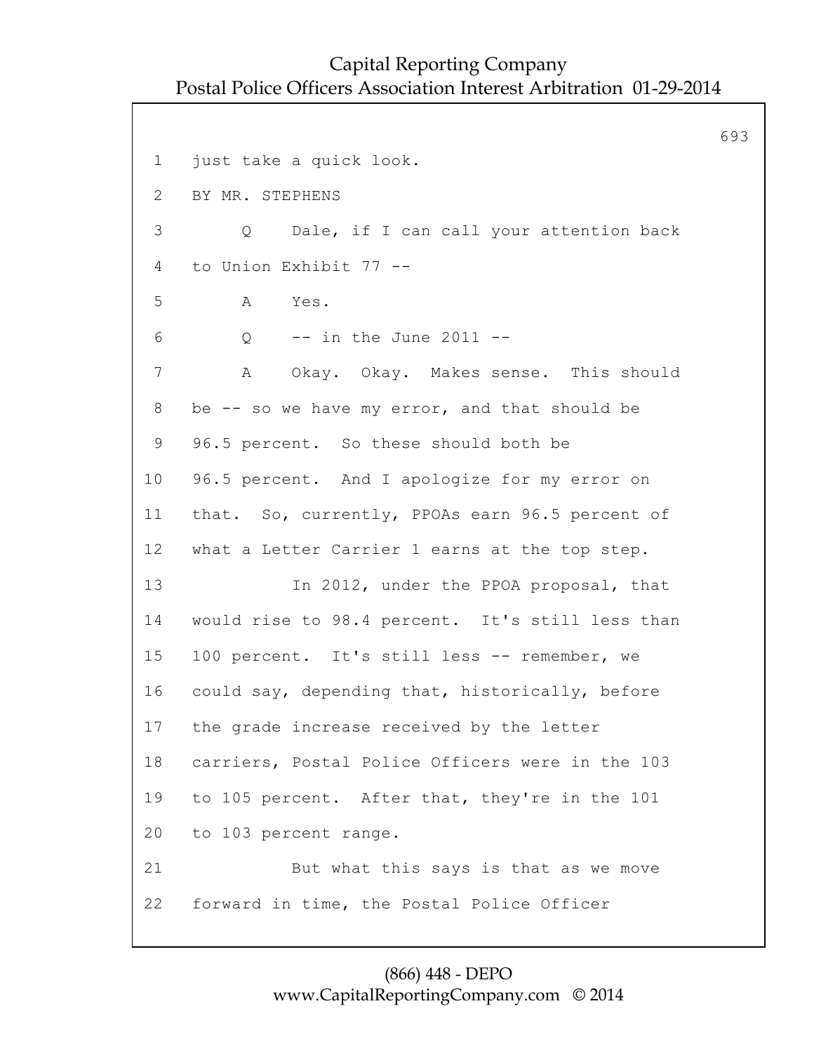1 just take a quick look.

2 BY MR. STEPHENS

3 Q Dale, if I can call your attention back

4 to Union Exhibit 77 --

5 A Yes.

6 Q -- in the June 2011 --

7 A Okay. Okay. Makes sense. This should

8 be -- so we have my error, and that should be

9 96.5 percent. So these should both be

10 96.5 percent. And I apologize for my error on

11 that. So, currently, PPOAs earn 96.5 percent of

12 what a Letter Carrier 1 earns at the top step.

13 In 2012, under the PPOA proposal, that

14 would rise to 98.4 percent. It's still less than

15 100 percent. It's still less -- remember, we

16 could say, depending that, historically, before

17 the grade increase received by the letter

18 carriers, Postal Police Officers were in the 103

19 to 105 percent. After that, they're in the 101

20 to 103 percent range.

21 But what this says is that as we move

22 forward in time, the Postal Police Officer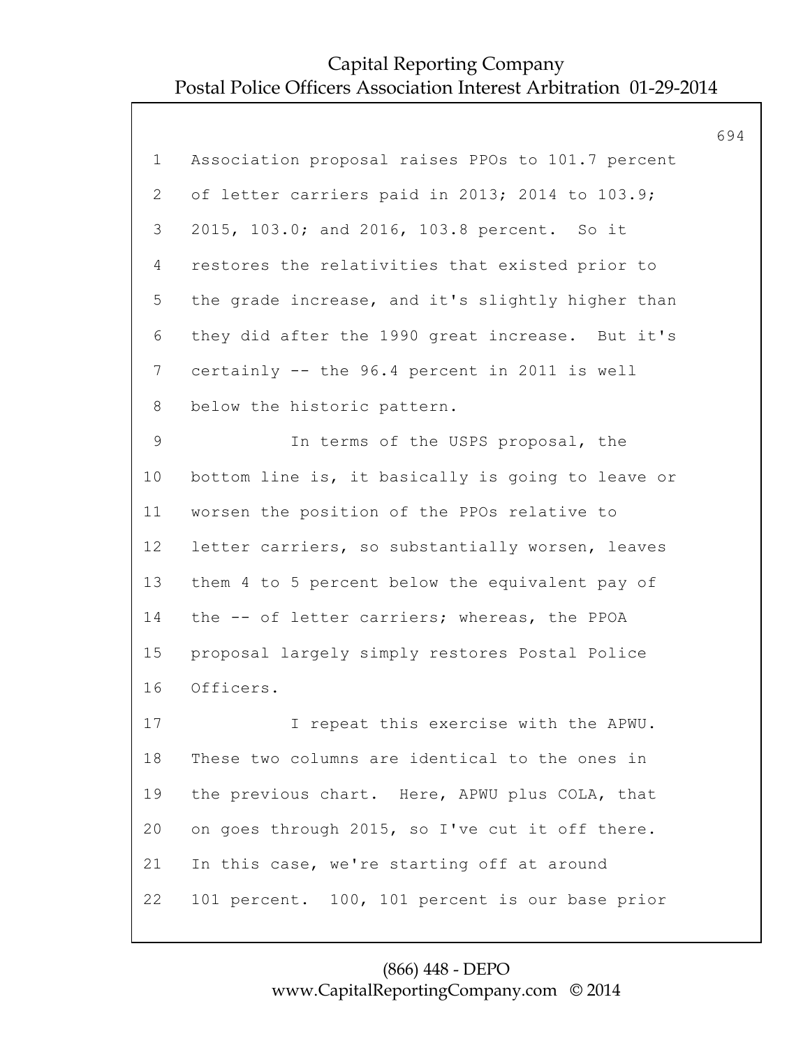Association proposal raises PPOs to 101.7 percent of letter carriers paid in 2013; 2014 to 103.9; 2015, 103.0; and 2016, 103.8 percent. So it restores the relativities that existed prior to the grade increase, and it's slightly higher than they did after the 1990 great increase. But it's certainly -- the 96.4 percent in 2011 is well below the historic pattern.

In terms of the USPS proposal, the bottom line is, it basically is going to leave or worsen the position of the PPOs relative to letter carriers, so substantially worsen, leaves them 4 to 5 percent below the equivalent pay of the -- of letter carriers; whereas, the PPOA proposal largely simply restores Postal Police Officers.

I repeat this exercise with the APWU. These two columns are identical to the ones in the previous chart. Here, APWU plus COLA, that on goes through 2015, so I've cut it off there. In this case, we're starting off at around 101 percent. 100, 101 percent is our base prior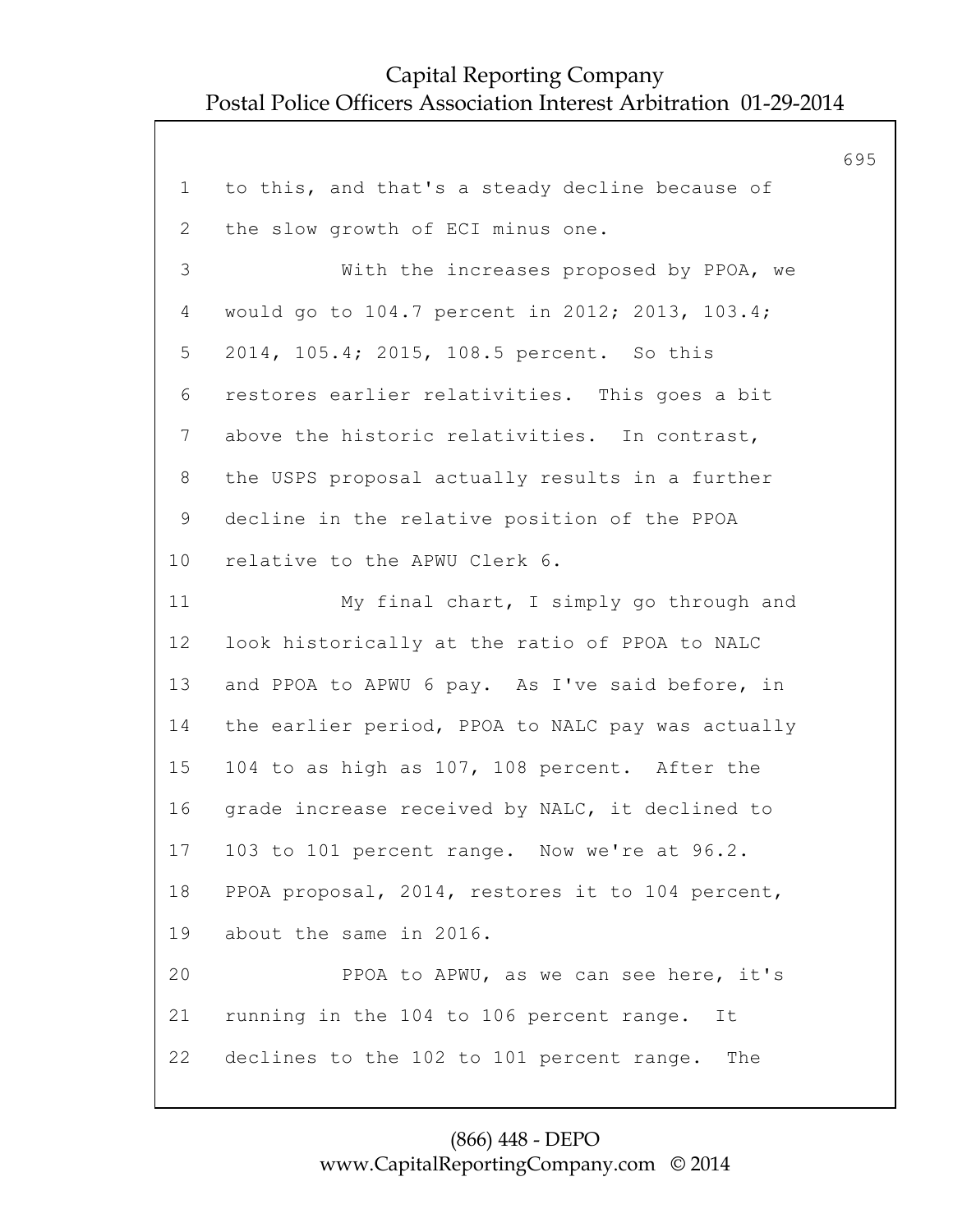to this, and that's a steady decline because of the slow growth of ECI minus one.

With the increases proposed by PPOA, we would go to 104.7 percent in 2012; 2013, 103.4; 2014, 105.4; 2015, 108.5 percent. So this restores earlier relativities. This goes a bit above the historic relativities. In contrast, the USPS proposal actually results in a further decline in the relative position of the PPOA relative to the APWU Clerk 6.

My final chart, I simply go through and look historically at the ratio of PPOA to NALC and PPOA to APWU 6 pay. As I've said before, in the earlier period, PPOA to NALC pay was actually 104 to as high as 107, 108 percent. After the grade increase received by NALC, it declined to 103 to 101 percent range. Now we're at 96.2. PPOA proposal, 2014, restores it to 104 percent, about the same in 2016.

PPOA to APWU, as we can see here, it's running in the 104 to 106 percent range. It declines to the 102 to 101 percent range. The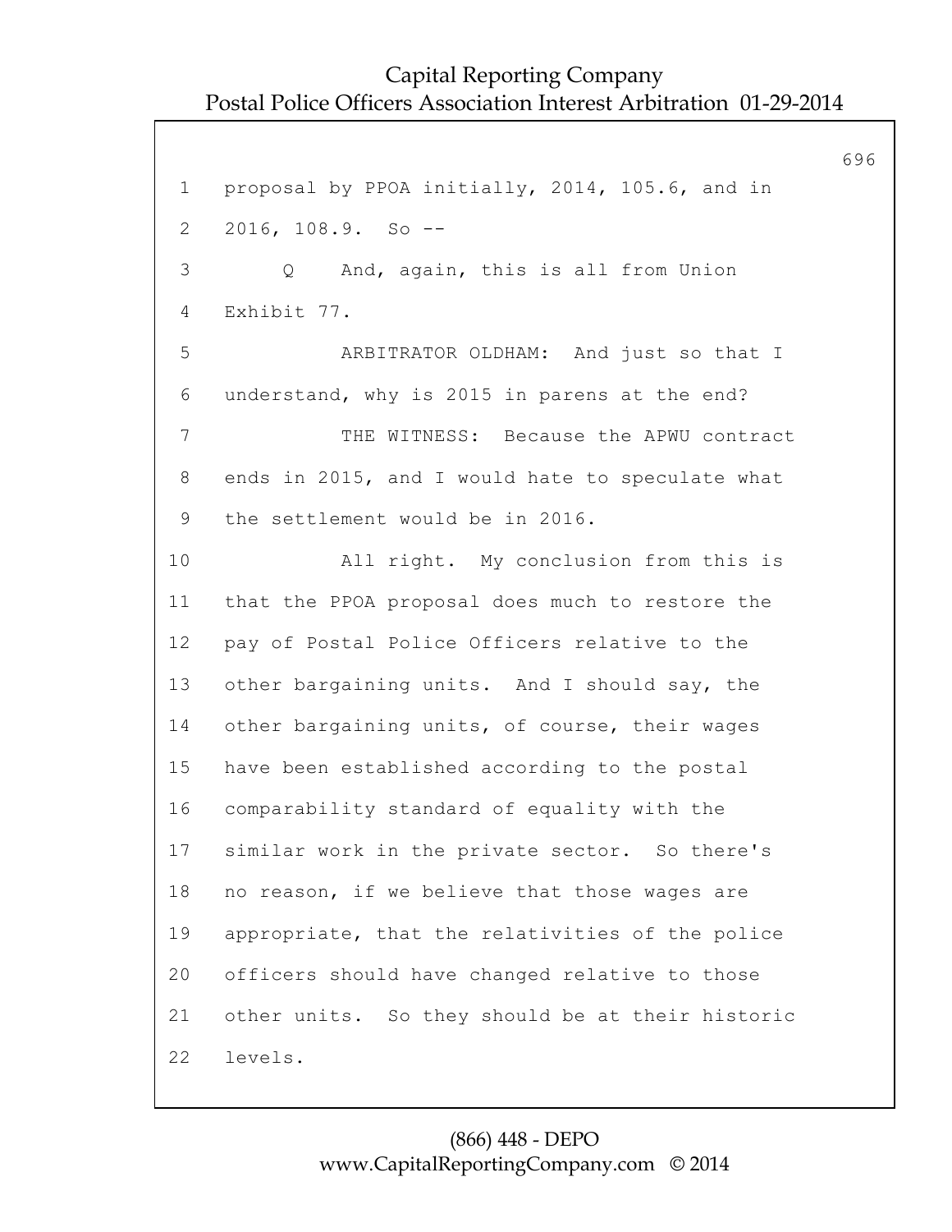1 proposal by PPOA initially, 2014, 105.6, and in

2 2016, 108.9. So --

3 Q And, again, this is all from Union

4 Exhibit 77.

5 ARBITRATOR OLDHAM: And just so that I

6 understand, why is 2015 in parens at the end?

7 THE WITNESS: Because the APWU contract

8 ends in 2015, and I would hate to speculate what

9 the settlement would be in 2016.

10 All right. My conclusion from this is

11 that the PPOA proposal does much to restore the

12 pay of Postal Police Officers relative to the

13 other bargaining units. And I should say, the

14 other bargaining units, of course, their wages

15 have been established according to the postal

16 comparability standard of equality with the

17 similar work in the private sector. So there's

18 no reason, if we believe that those wages are

19 appropriate, that the relativities of the police

20 officers should have changed relative to those

21 other units. So they should be at their historic

22 levels.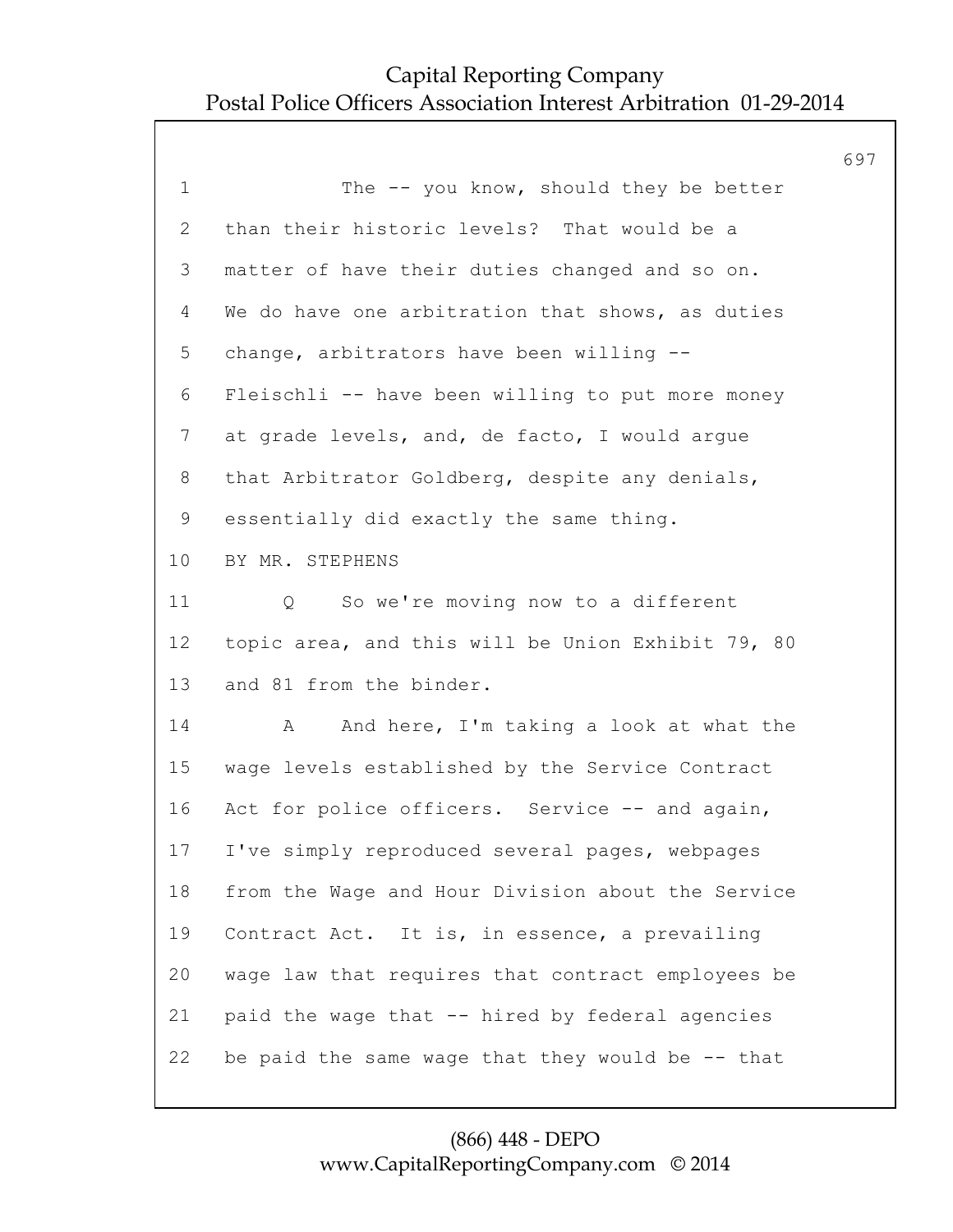1 The -- you know, should they be better

2 than their historic levels? That would be a

3 matter of have their duties changed and so on.

4 We do have one arbitration that shows, as duties

5 change, arbitrators have been willing --

6 Fleischli -- have been willing to put more money

7 at grade levels, and, de facto, I would argue

8 that Arbitrator Goldberg, despite any denials,

9 essentially did exactly the same thing.

10 BY MR. STEPHENS

11 Q So we're moving now to a different

12 topic area, and this will be Union Exhibit 79, 80

13 and 81 from the binder.

14 A And here, I'm taking a look at what the

15 wage levels established by the Service Contract

16 Act for police officers. Service -- and again,

17 I've simply reproduced several pages, webpages

18 from the Wage and Hour Division about the Service

19 Contract Act. It is, in essence, a prevailing

20 wage law that requires that contract employees be

21 paid the wage that -- hired by federal agencies

22 be paid the same wage that they would be -- that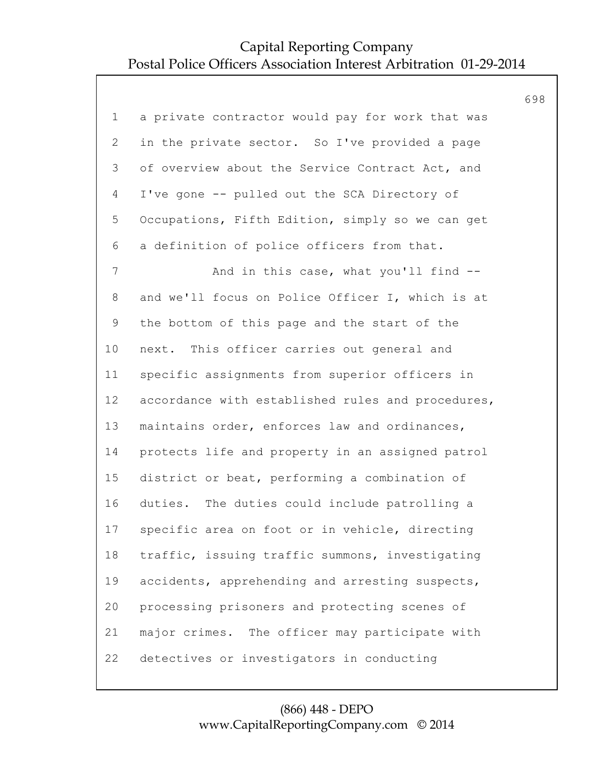a private contractor would pay for work that was in the private sector. So I've provided a page of overview about the Service Contract Act, and I've gone -- pulled out the SCA Directory of Occupations, Fifth Edition, simply so we can get a definition of police officers from that.

And in this case, what you'll find -- and we'll focus on Police Officer I, which is at the bottom of this page and the start of the next. This officer carries out general and specific assignments from superior officers in accordance with established rules and procedures, maintains order, enforces law and ordinances, protects life and property in an assigned patrol district or beat, performing a combination of duties. The duties could include patrolling a specific area on foot or in vehicle, directing traffic, issuing traffic summons, investigating accidents, apprehending and arresting suspects, processing prisoners and protecting scenes of major crimes. The officer may participate with detectives or investigators in conducting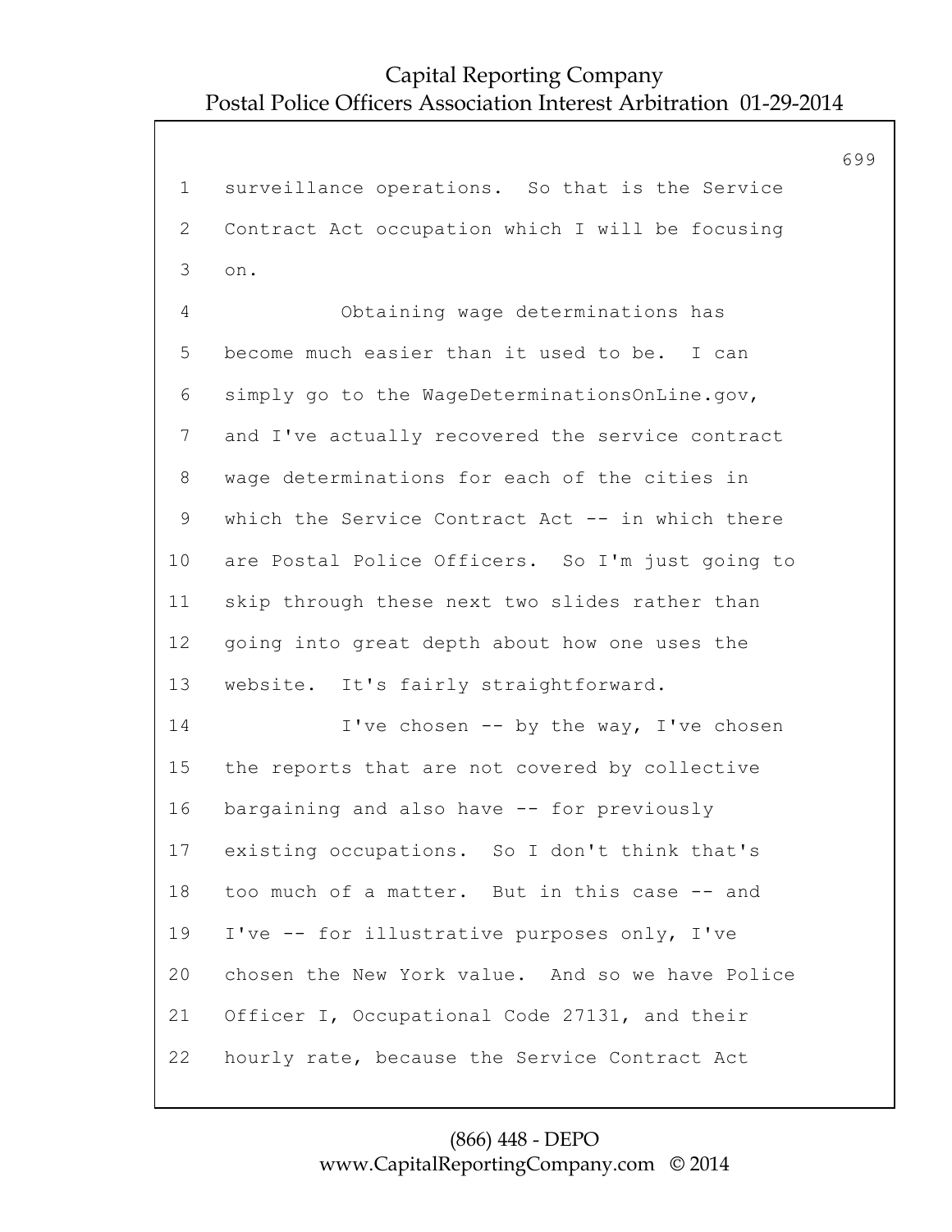surveillance operations. So that is the Service Contract Act occupation which I will be focusing on.

Obtaining wage determinations has become much easier than it used to be. I can simply go to the WageDeterminationsOnLine.gov, and I've actually recovered the service contract wage determinations for each of the cities in which the Service Contract Act -- in which there are Postal Police Officers. So I'm just going to skip through these next two slides rather than going into great depth about how one uses the website. It's fairly straightforward.

I've chosen -- by the way, I've chosen the reports that are not covered by collective bargaining and also have -- for previously existing occupations. So I don't think that's too much of a matter. But in this case -- and I've -- for illustrative purposes only, I've chosen the New York value. And so we have Police Officer I, Occupational Code 27131, and their hourly rate, because the Service Contract Act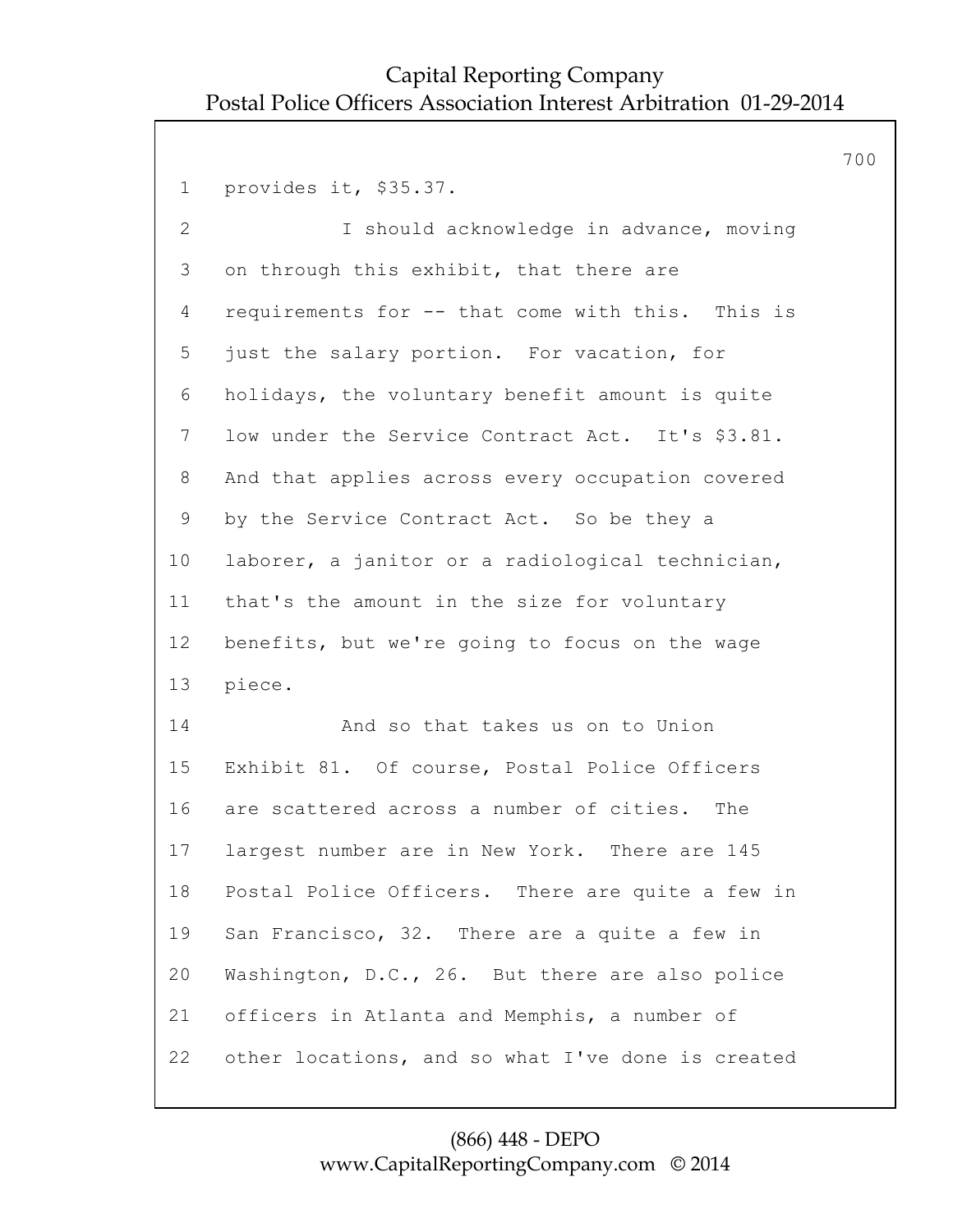provides it, $35.37.

I should acknowledge in advance, moving on through this exhibit, that there are requirements for -- that come with this. This is just the salary portion. For vacation, for holidays, the voluntary benefit amount is quite low under the Service Contract Act. It's $3.81. And that applies across every occupation covered by the Service Contract Act. So be they a laborer, a janitor or a radiological technician, that's the amount in the size for voluntary benefits, but we're going to focus on the wage piece.

And so that takes us on to Union Exhibit 81. Of course, Postal Police Officers are scattered across a number of cities. The largest number are in New York. There are 145 Postal Police Officers. There are quite a few in San Francisco, 32. There are a quite a few in Washington, D.C., 26. But there are also police officers in Atlanta and Memphis, a number of other locations, and so what I've done is created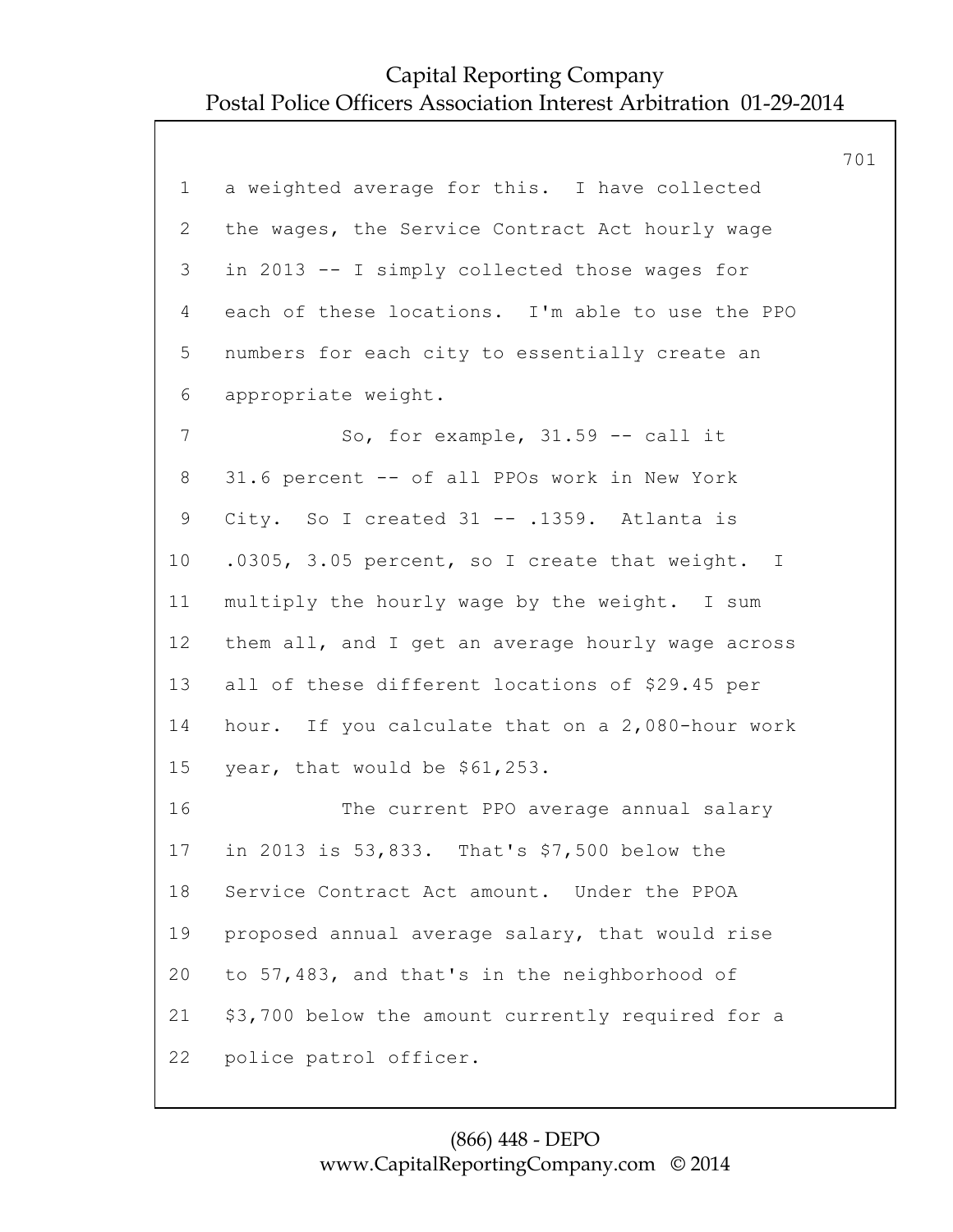1 a weighted average for this. I have collected
2 the wages, the Service Contract Act hourly wage
3 in 2013 -- I simply collected those wages for
4 each of these locations. I'm able to use the PPO
5 numbers for each city to essentially create an
6 appropriate weight.
7 So, for example, 31.59 -- call it
8 31.6 percent -- of all PPOs work in New York
9 City. So I created 31 -- .1359. Atlanta is
10 .0305, 3.05 percent, so I create that weight. I
11 multiply the hourly wage by the weight. I sum
12 them all, and I get an average hourly wage across
13 all of these different locations of $29.45 per
14 hour. If you calculate that on a 2,080-hour work
15 year, that would be $61,253.
16 The current PPO average annual salary
17 in 2013 is 53,833. That's $7,500 below the
18 Service Contract Act amount. Under the PPOA
19 proposed annual average salary, that would rise
20 to 57,483, and that's in the neighborhood of
21 $3,700 below the amount currently required for a
22 police patrol officer.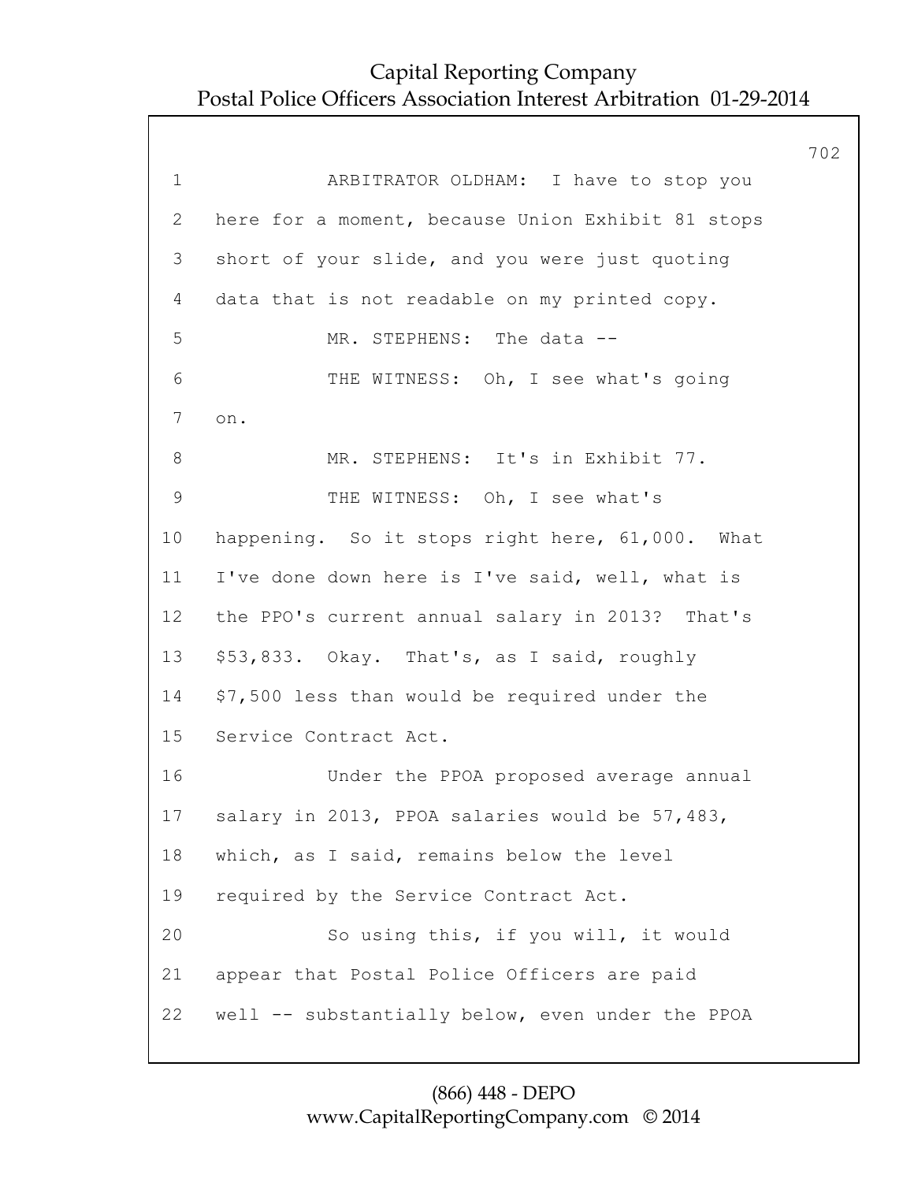1 ARBITRATOR OLDHAM: I have to stop you
2 here for a moment, because Union Exhibit 81 stops
3 short of your slide, and you were just quoting
4 data that is not readable on my printed copy.
5 MR. STEPHENS: The data --
6 THE WITNESS: Oh, I see what's going
7 on.
8 MR. STEPHENS: It's in Exhibit 77.
9 THE WITNESS: Oh, I see what's
10 happening. So it stops right here, 61,000. What
11 I've done down here is I've said, well, what is
12 the PPO's current annual salary in 2013? That's
13 $53,833. Okay. That's, as I said, roughly
14 $7,500 less than would be required under the
15 Service Contract Act.
16 Under the PPOA proposed average annual
17 salary in 2013, PPOA salaries would be 57,483,
18 which, as I said, remains below the level
19 required by the Service Contract Act.
20 So using this, if you will, it would
21 appear that Postal Police Officers are paid
22 well -- substantially below, even under the PPOA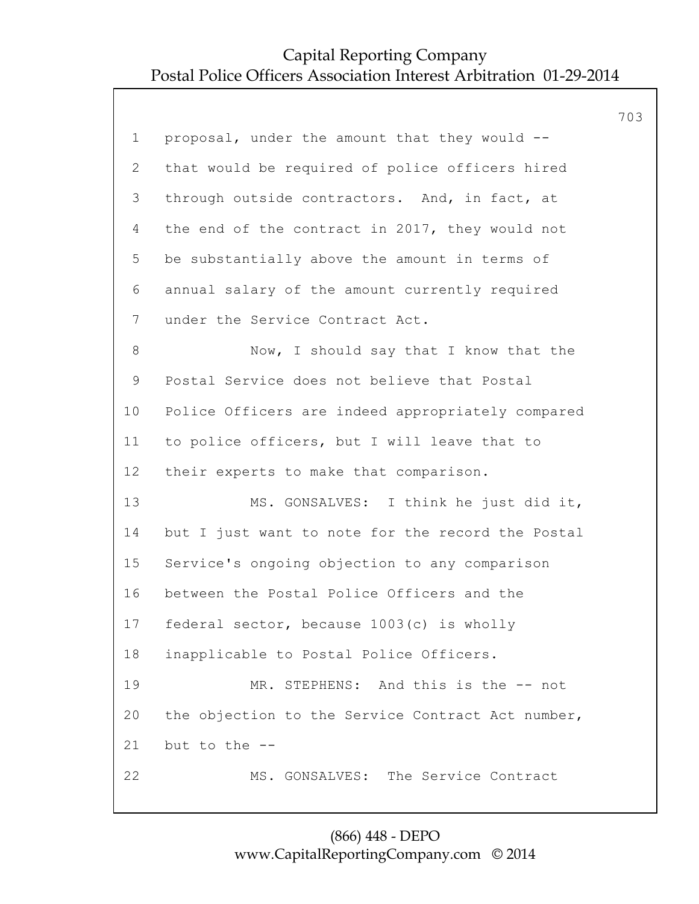1 proposal, under the amount that they would --
2 that would be required of police officers hired
3 through outside contractors. And, in fact, at
4 the end of the contract in 2017, they would not
5 be substantially above the amount in terms of
6 annual salary of the amount currently required
7 under the Service Contract Act.
8 Now, I should say that I know that the
9 Postal Service does not believe that Postal
10 Police Officers are indeed appropriately compared
11 to police officers, but I will leave that to
12 their experts to make that comparison.
13 MS. GONSALVES: I think he just did it,
14 but I just want to note for the record the Postal
15 Service's ongoing objection to any comparison
16 between the Postal Police Officers and the
17 federal sector, because 1003(c) is wholly
18 inapplicable to Postal Police Officers.
19 MR. STEPHENS: And this is the -- not
20 the objection to the Service Contract Act number,
21 but to the --
22 MS. GONSALVES: The Service Contract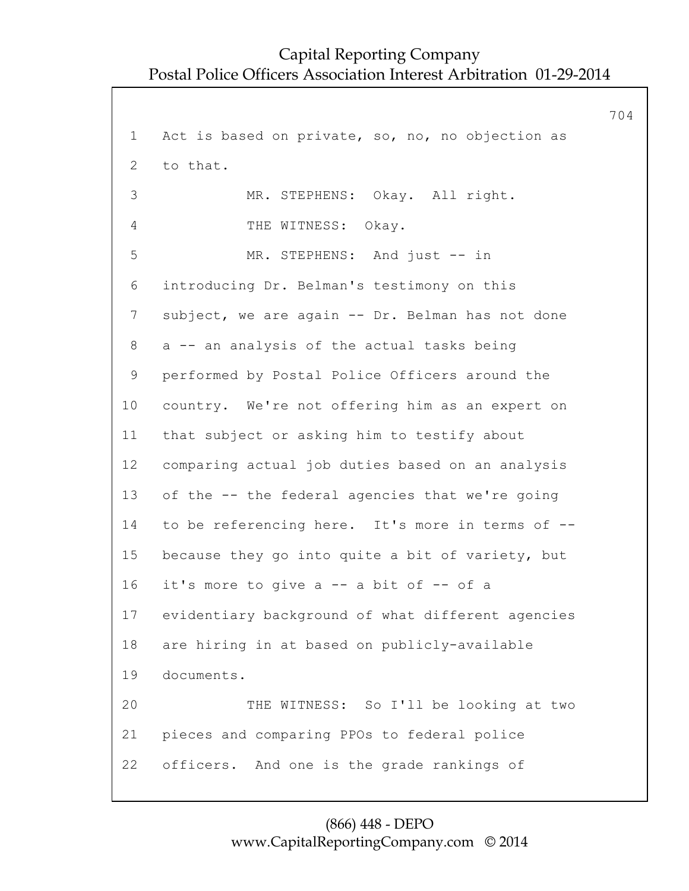Act is based on private, so, no, no objection as to that.

MR. STEPHENS: Okay. All right.

THE WITNESS: Okay.

MR. STEPHENS: And just -- in introducing Dr. Belman's testimony on this subject, we are again -- Dr. Belman has not done a -- an analysis of the actual tasks being performed by Postal Police Officers around the country. We're not offering him as an expert on that subject or asking him to testify about comparing actual job duties based on an analysis of the -- the federal agencies that we're going to be referencing here. It's more in terms of -- because they go into quite a bit of variety, but it's more to give a -- a bit of -- of a evidentiary background of what different agencies are hiring in at based on publicly-available documents.

THE WITNESS: So I'll be looking at two pieces and comparing PPOs to federal police officers. And one is the grade rankings of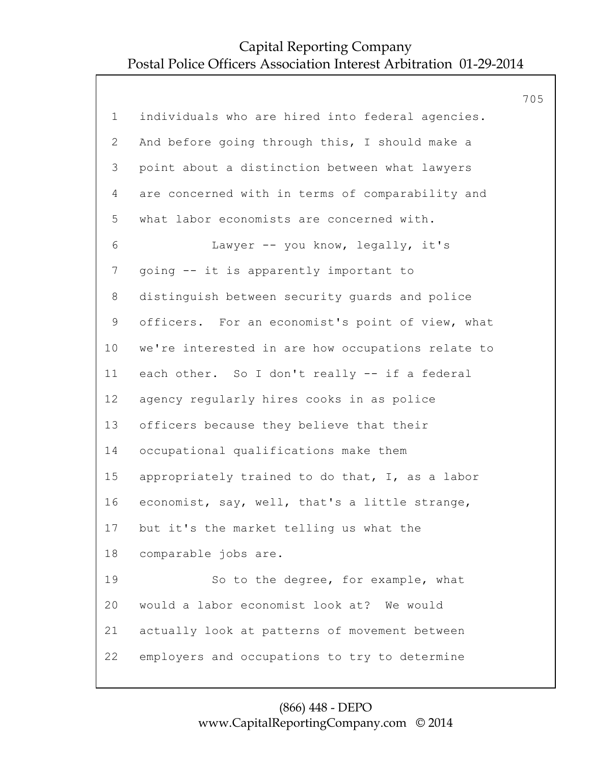individuals who are hired into federal agencies. And before going through this, I should make a point about a distinction between what lawyers are concerned with in terms of comparability and what labor economists are concerned with.

Lawyer -- you know, legally, it's going -- it is apparently important to distinguish between security guards and police officers. For an economist's point of view, what we're interested in are how occupations relate to each other. So I don't really -- if a federal agency regularly hires cooks in as police officers because they believe that their occupational qualifications make them appropriately trained to do that, I, as a labor economist, say, well, that's a little strange, but it's the market telling us what the comparable jobs are.

So to the degree, for example, what would a labor economist look at? We would actually look at patterns of movement between employers and occupations to try to determine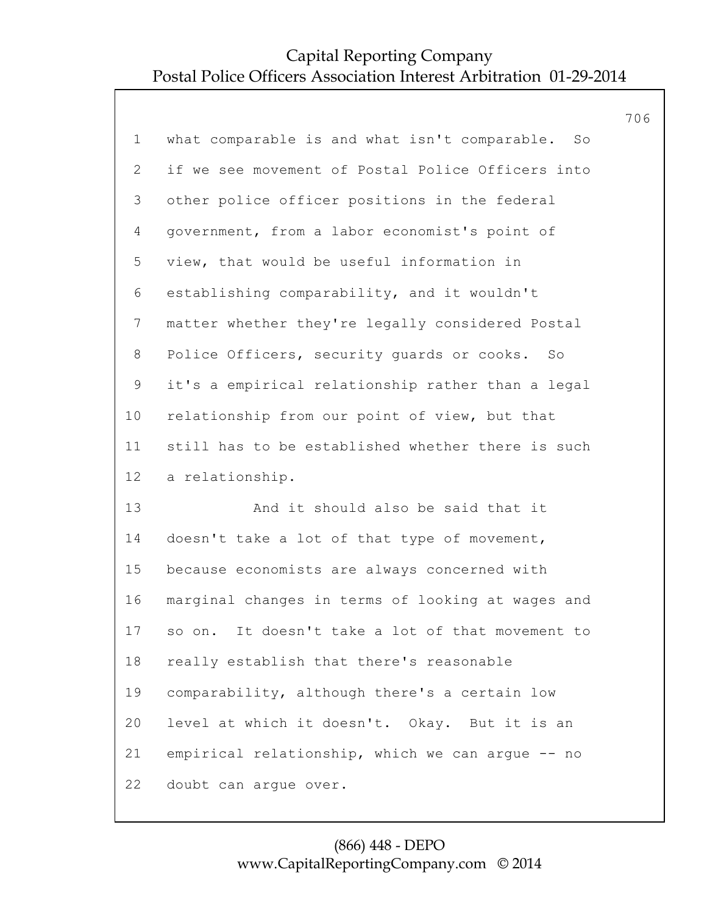1 what comparable is and what isn't comparable. So
2 if we see movement of Postal Police Officers into
3 other police officer positions in the federal
4 government, from a labor economist's point of
5 view, that would be useful information in
6 establishing comparability, and it wouldn't
7 matter whether they're legally considered Postal
8 Police Officers, security guards or cooks. So
9 it's a empirical relationship rather than a legal
10 relationship from our point of view, but that
11 still has to be established whether there is such
12 a relationship.
13 And it should also be said that it
14 doesn't take a lot of that type of movement,
15 because economists are always concerned with
16 marginal changes in terms of looking at wages and
17 so on. It doesn't take a lot of that movement to
18 really establish that there's reasonable
19 comparability, although there's a certain low
20 level at which it doesn't. Okay. But it is an
21 empirical relationship, which we can argue -- no
22 doubt can argue over.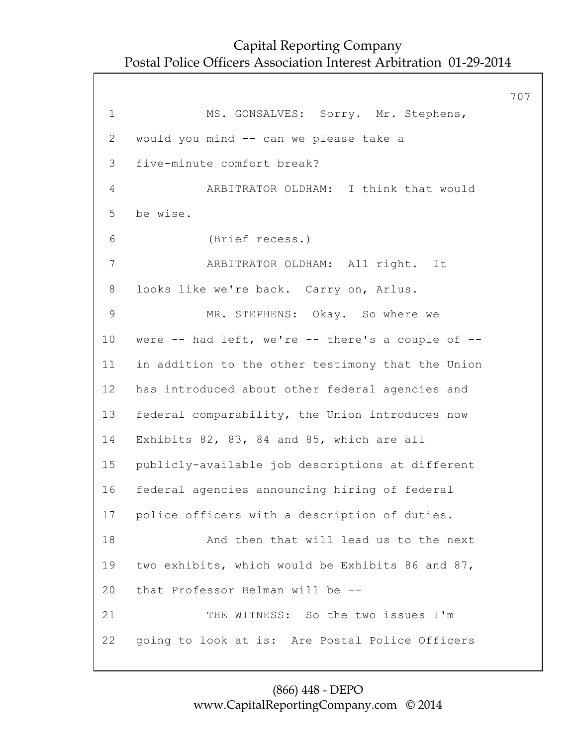MS. GONSALVES: Sorry. Mr. Stephens, would you mind -- can we please take a five-minute comfort break?

ARBITRATOR OLDHAM: I think that would be wise.

(Brief recess.)

ARBITRATOR OLDHAM: All right. It looks like we're back. Carry on, Arlus.

MR. STEPHENS: Okay. So where we were -- had left, we're -- there's a couple of -- in addition to the other testimony that the Union has introduced about other federal agencies and federal comparability, the Union introduces now Exhibits 82, 83, 84 and 85, which are all publicly-available job descriptions at different federal agencies announcing hiring of federal police officers with a description of duties.

And then that will lead us to the next two exhibits, which would be Exhibits 86 and 87, that Professor Belman will be --

THE WITNESS: So the two issues I'm going to look at is: Are Postal Police Officers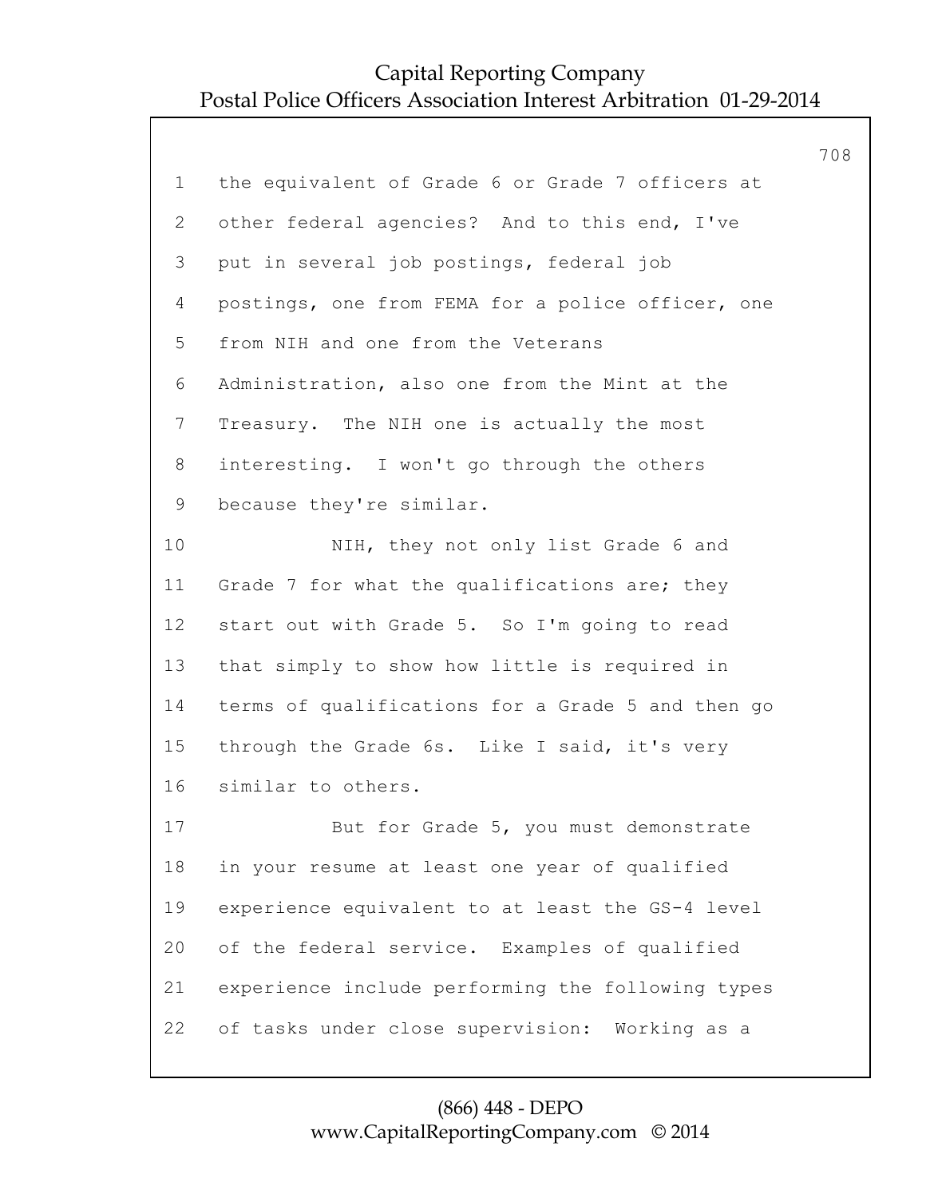1 the equivalent of Grade 6 or Grade 7 officers at
2 other federal agencies? And to this end, I've
3 put in several job postings, federal job
4 postings, one from FEMA for a police officer, one
5 from NIH and one from the Veterans
6 Administration, also one from the Mint at the
7 Treasury. The NIH one is actually the most
8 interesting. I won't go through the others
9 because they're similar.
10 NIH, they not only list Grade 6 and
11 Grade 7 for what the qualifications are; they
12 start out with Grade 5. So I'm going to read
13 that simply to show how little is required in
14 terms of qualifications for a Grade 5 and then go
15 through the Grade 6s. Like I said, it's very
16 similar to others.
17 But for Grade 5, you must demonstrate
18 in your resume at least one year of qualified
19 experience equivalent to at least the GS-4 level
20 of the federal service. Examples of qualified
21 experience include performing the following types
22 of tasks under close supervision: Working as a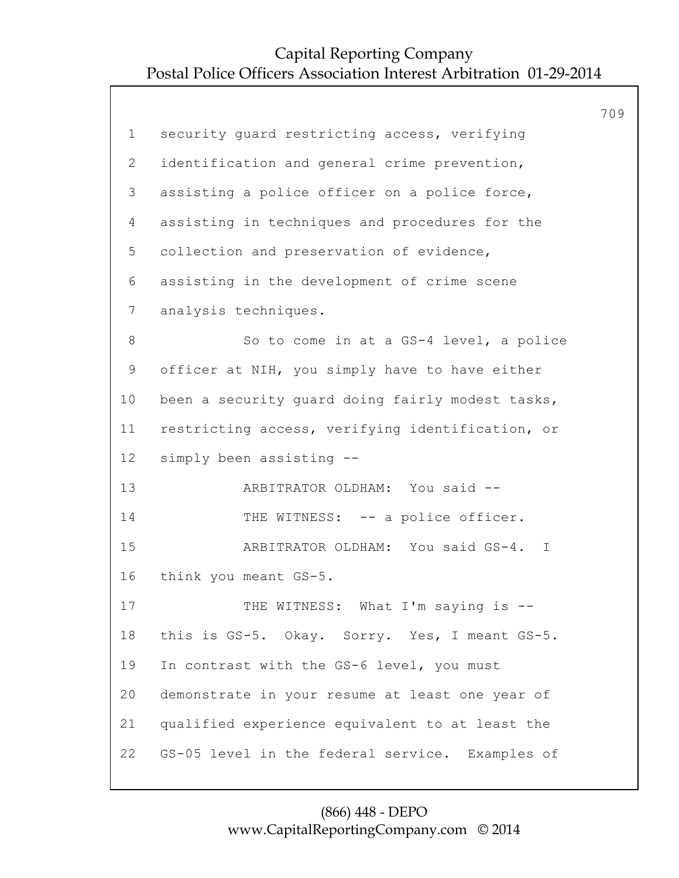security guard restricting access, verifying identification and general crime prevention, assisting a police officer on a police force, assisting in techniques and procedures for the collection and preservation of evidence, assisting in the development of crime scene analysis techniques.

So to come in at a GS-4 level, a police officer at NIH, you simply have to have either been a security guard doing fairly modest tasks, restricting access, verifying identification, or simply been assisting --

ARBITRATOR OLDHAM: You said --

THE WITNESS: -- a police officer.

ARBITRATOR OLDHAM: You said GS-4. I think you meant GS-5.

THE WITNESS: What I'm saying is -- this is GS-5. Okay. Sorry. Yes, I meant GS-5. In contrast with the GS-6 level, you must demonstrate in your resume at least one year of qualified experience equivalent to at least the GS-05 level in the federal service. Examples of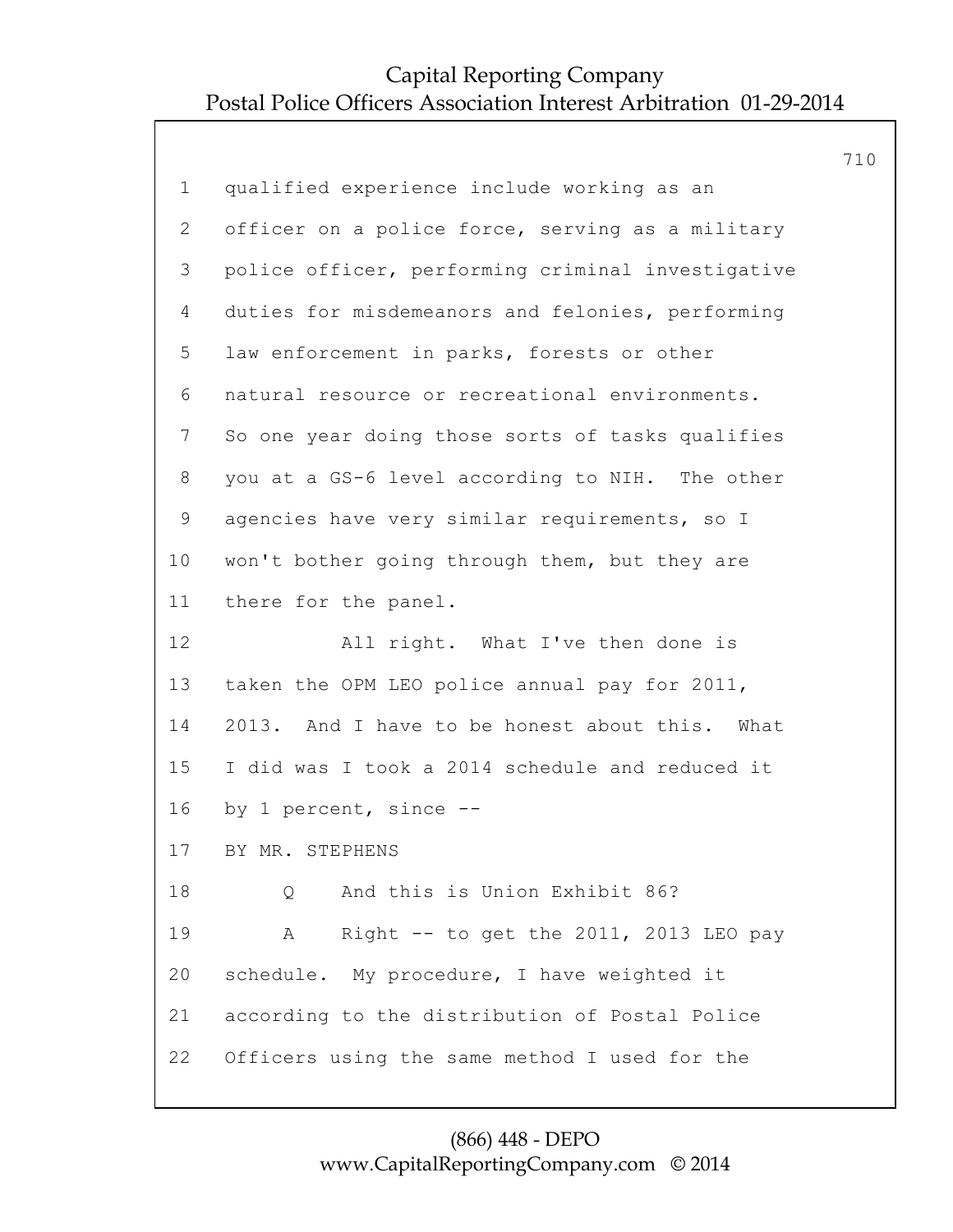qualified experience include working as an officer on a police force, serving as a military police officer, performing criminal investigative duties for misdemeanors and felonies, performing law enforcement in parks, forests or other natural resource or recreational environments. So one year doing those sorts of tasks qualifies you at a GS-6 level according to NIH. The other agencies have very similar requirements, so I won't bother going through them, but they are there for the panel.

All right. What I've then done is taken the OPM LEO police annual pay for 2011, 2013. And I have to be honest about this. What I did was I took a 2014 schedule and reduced it by 1 percent, since --

BY MR. STEPHENS

Q And this is Union Exhibit 86?

A Right -- to get the 2011, 2013 LEO pay schedule. My procedure, I have weighted it according to the distribution of Postal Police Officers using the same method I used for the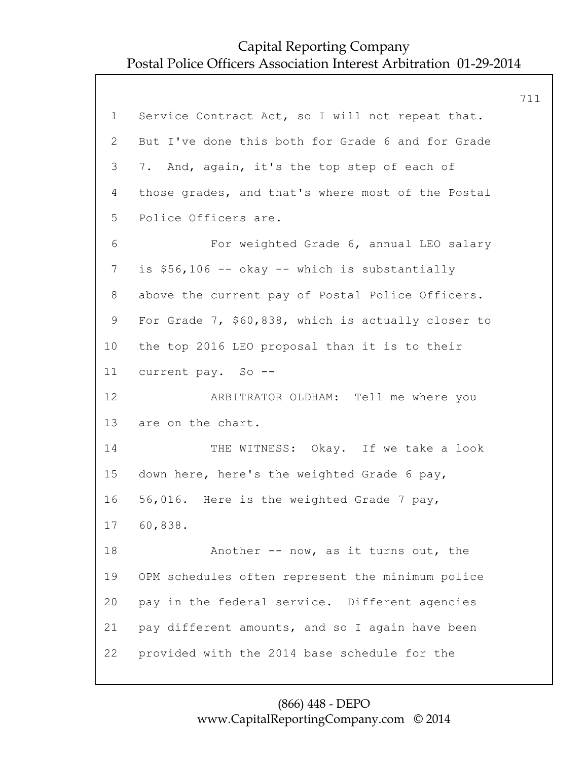1 Service Contract Act, so I will not repeat that.
2 But I've done this both for Grade 6 and for Grade
3 7. And, again, it's the top step of each of
4 those grades, and that's where most of the Postal
5 Police Officers are.
6 For weighted Grade 6, annual LEO salary
7 is $56,106 -- okay -- which is substantially
8 above the current pay of Postal Police Officers.
9 For Grade 7, $60,838, which is actually closer to
10 the top 2016 LEO proposal than it is to their
11 current pay. So --
12 ARBITRATOR OLDHAM: Tell me where you
13 are on the chart.
14 THE WITNESS: Okay. If we take a look
15 down here, here's the weighted Grade 6 pay,
16 56,016. Here is the weighted Grade 7 pay,
17 60,838.
18 Another -- now, as it turns out, the
19 OPM schedules often represent the minimum police
20 pay in the federal service. Different agencies
21 pay different amounts, and so I again have been
22 provided with the 2014 base schedule for the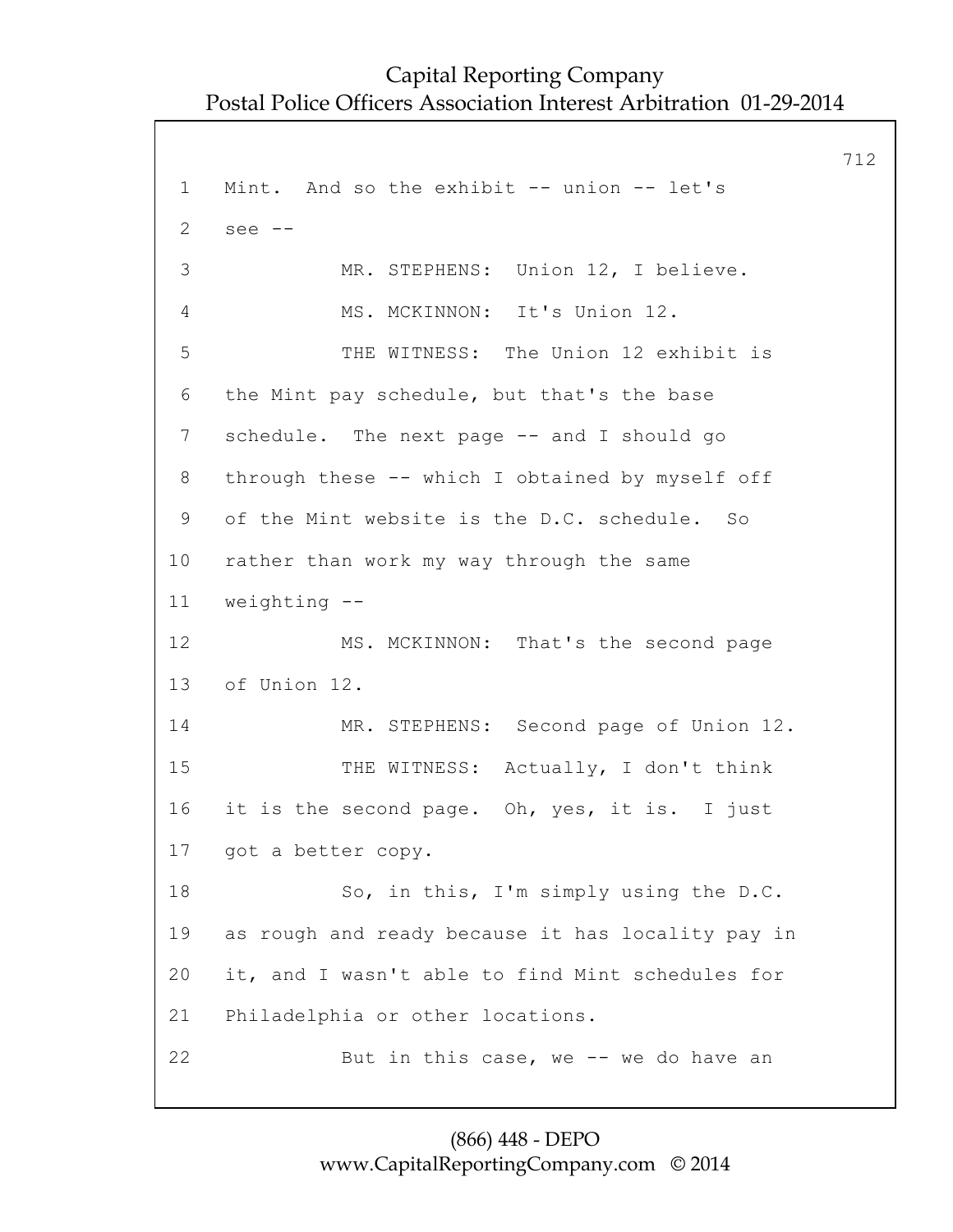Mint. And so the exhibit -- union -- let's see --

MR. STEPHENS: Union 12, I believe.

MS. MCKINNON: It's Union 12.

THE WITNESS: The Union 12 exhibit is the Mint pay schedule, but that's the base schedule. The next page -- and I should go through these -- which I obtained by myself off of the Mint website is the D.C. schedule. So rather than work my way through the same weighting --

MS. MCKINNON: That's the second page of Union 12.

MR. STEPHENS: Second page of Union 12.

THE WITNESS: Actually, I don't think it is the second page. Oh, yes, it is. I just got a better copy.

So, in this, I'm simply using the D.C. as rough and ready because it has locality pay in it, and I wasn't able to find Mint schedules for Philadelphia or other locations.

But in this case, we -- we do have an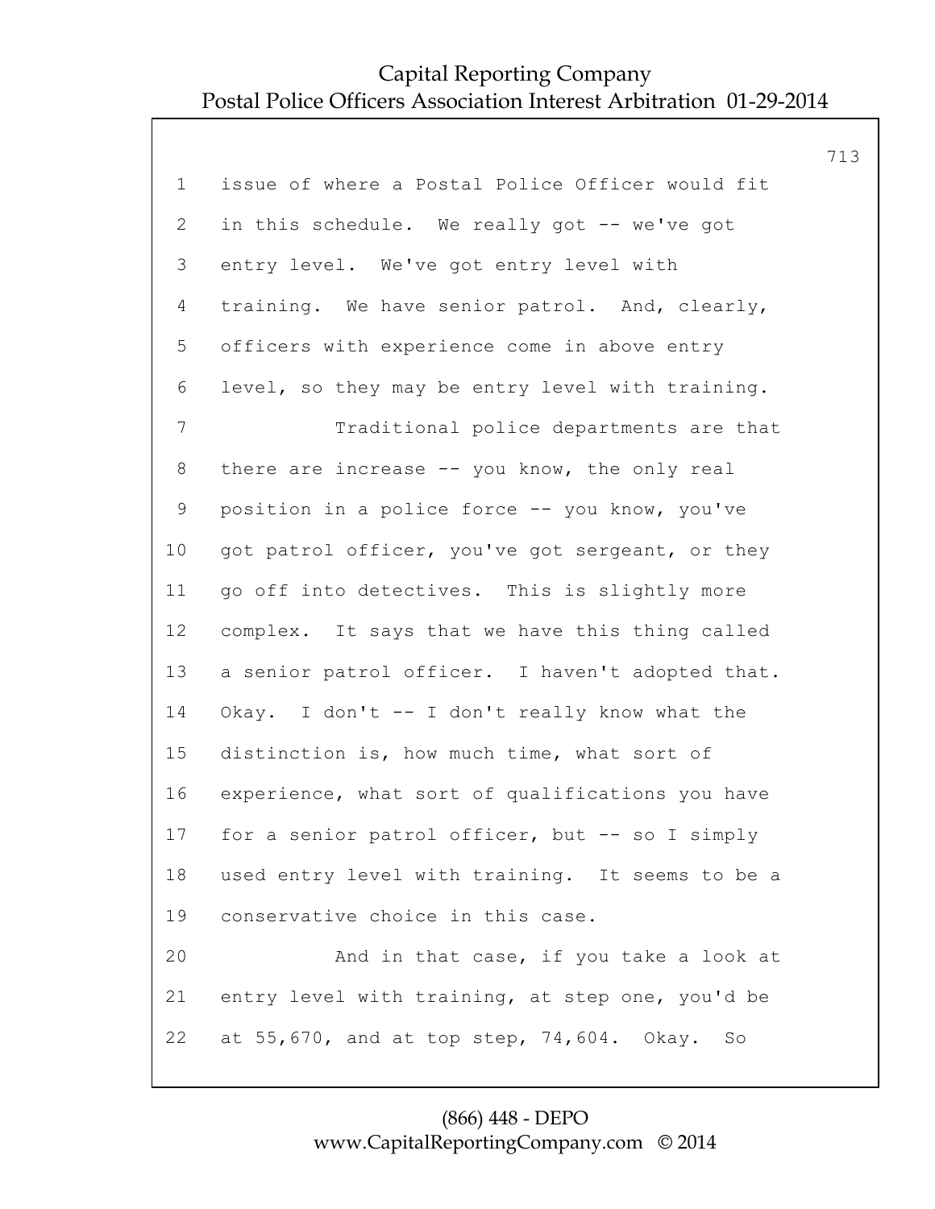issue of where a Postal Police Officer would fit in this schedule. We really got -- we've got entry level. We've got entry level with training. We have senior patrol. And, clearly, officers with experience come in above entry level, so they may be entry level with training.

Traditional police departments are that there are increase -- you know, the only real position in a police force -- you know, you've got patrol officer, you've got sergeant, or they go off into detectives. This is slightly more complex. It says that we have this thing called a senior patrol officer. I haven't adopted that. Okay. I don't -- I don't really know what the distinction is, how much time, what sort of experience, what sort of qualifications you have for a senior patrol officer, but -- so I simply used entry level with training. It seems to be a conservative choice in this case.

And in that case, if you take a look at entry level with training, at step one, you'd be at 55,670, and at top step, 74,604. Okay. So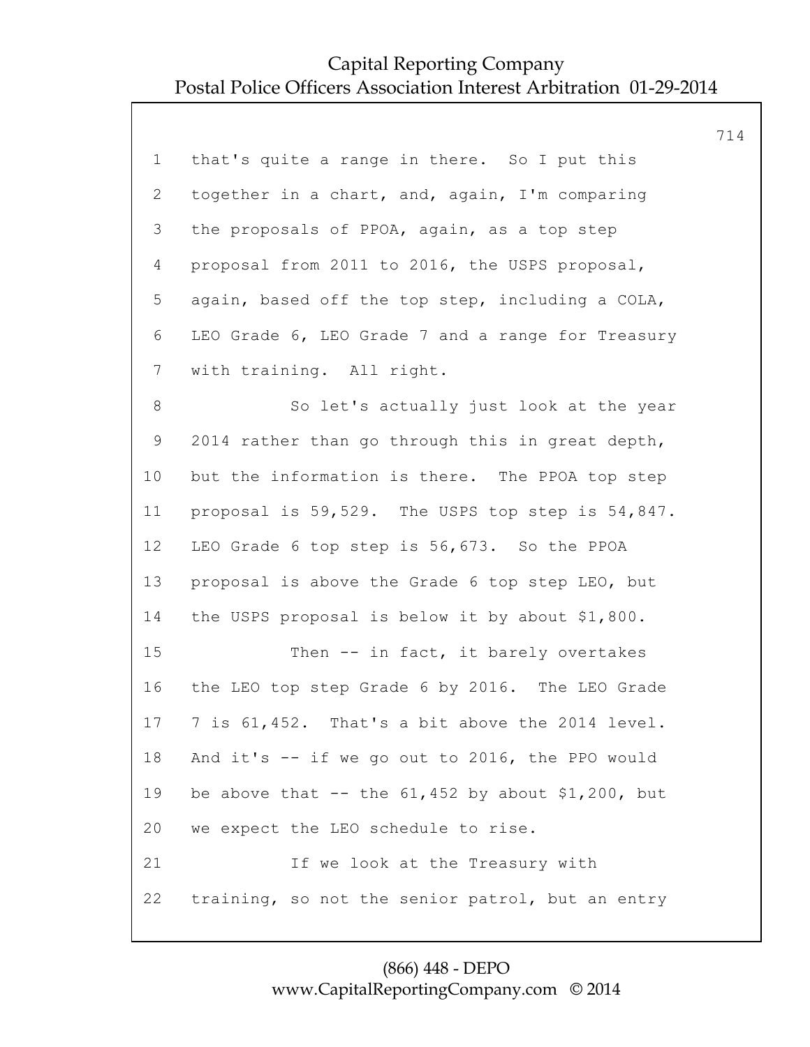that's quite a range in there. So I put this together in a chart, and, again, I'm comparing the proposals of PPOA, again, as a top step proposal from 2011 to 2016, the USPS proposal, again, based off the top step, including a COLA, LEO Grade 6, LEO Grade 7 and a range for Treasury with training. All right.

So let's actually just look at the year 2014 rather than go through this in great depth, but the information is there. The PPOA top step proposal is 59,529. The USPS top step is 54,847. LEO Grade 6 top step is 56,673. So the PPOA proposal is above the Grade 6 top step LEO, but the USPS proposal is below it by about $1,800.

Then -- in fact, it barely overtakes the LEO top step Grade 6 by 2016. The LEO Grade 7 is 61,452. That's a bit above the 2014 level. And it's -- if we go out to 2016, the PPO would be above that -- the 61,452 by about $1,200, but we expect the LEO schedule to rise.

If we look at the Treasury with training, so not the senior patrol, but an entry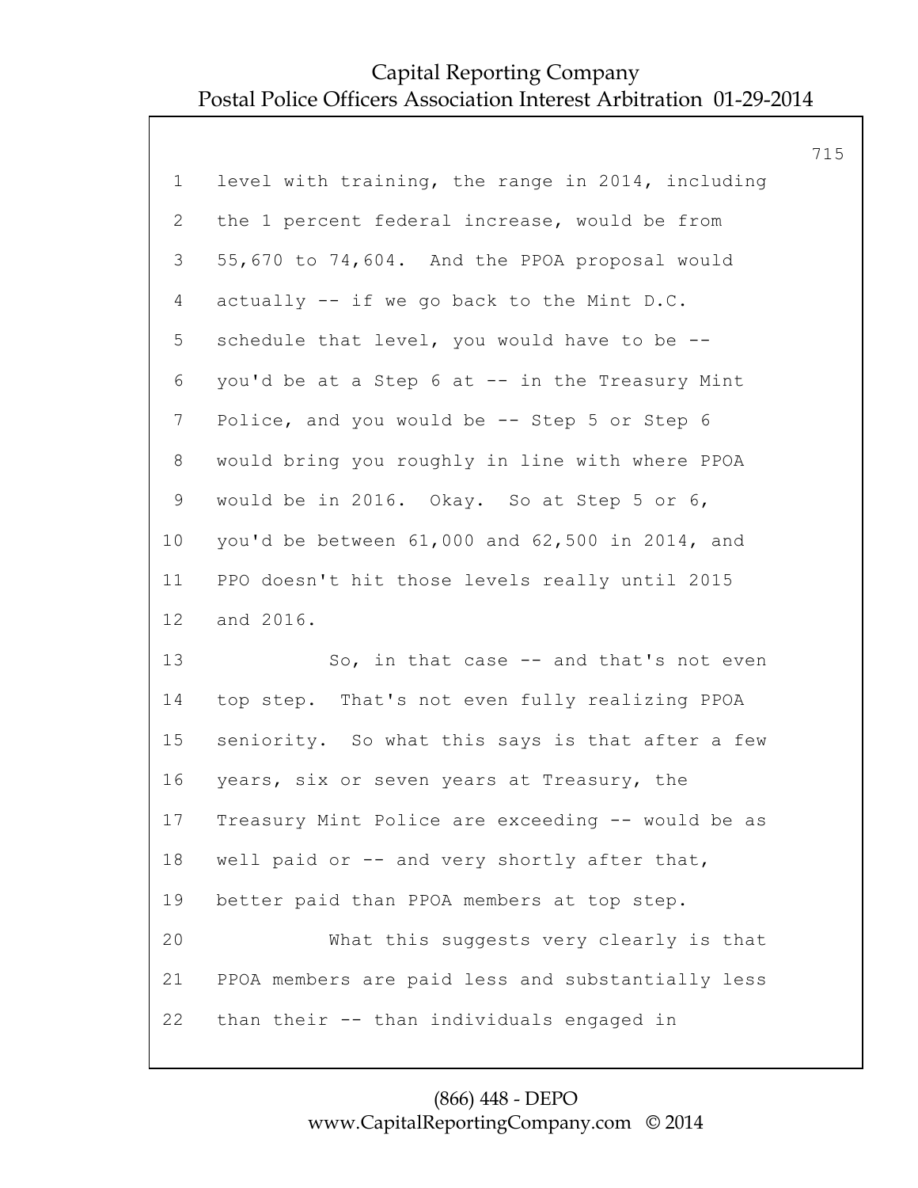1 level with training, the range in 2014, including
2 the 1 percent federal increase, would be from
3 55,670 to 74,604. And the PPOA proposal would
4 actually -- if we go back to the Mint D.C.
5 schedule that level, you would have to be --
6 you'd be at a Step 6 at -- in the Treasury Mint
7 Police, and you would be -- Step 5 or Step 6
8 would bring you roughly in line with where PPOA
9 would be in 2016. Okay. So at Step 5 or 6,
10 you'd be between 61,000 and 62,500 in 2014, and
11 PPO doesn't hit those levels really until 2015
12 and 2016.
13 So, in that case -- and that's not even
14 top step. That's not even fully realizing PPOA
15 seniority. So what this says is that after a few
16 years, six or seven years at Treasury, the
17 Treasury Mint Police are exceeding -- would be as
18 well paid or -- and very shortly after that,
19 better paid than PPOA members at top step.
20 What this suggests very clearly is that
21 PPOA members are paid less and substantially less
22 than their -- than individuals engaged in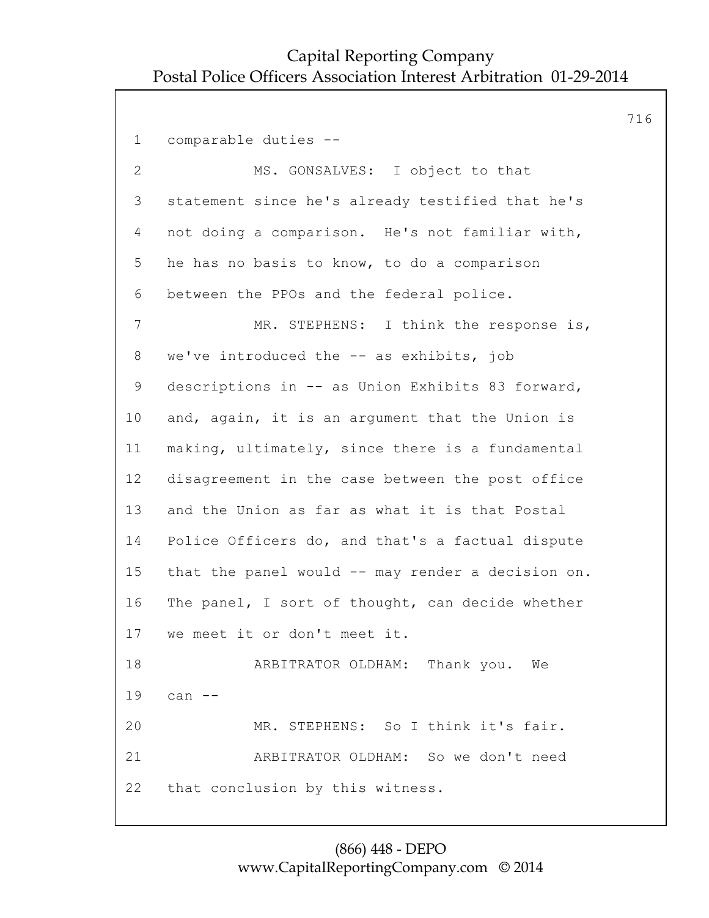1 comparable duties --

2 MS. GONSALVES: I object to that

3 statement since he's already testified that he's

4 not doing a comparison. He's not familiar with,

5 he has no basis to know, to do a comparison

6 between the PPOs and the federal police.

7 MR. STEPHENS: I think the response is,

8 we've introduced the -- as exhibits, job

9 descriptions in -- as Union Exhibits 83 forward,

10 and, again, it is an argument that the Union is

11 making, ultimately, since there is a fundamental

12 disagreement in the case between the post office

13 and the Union as far as what it is that Postal

14 Police Officers do, and that's a factual dispute

15 that the panel would -- may render a decision on.

16 The panel, I sort of thought, can decide whether

17 we meet it or don't meet it.

18 ARBITRATOR OLDHAM: Thank you. We

19 can --

20 MR. STEPHENS: So I think it's fair.

21 ARBITRATOR OLDHAM: So we don't need

22 that conclusion by this witness.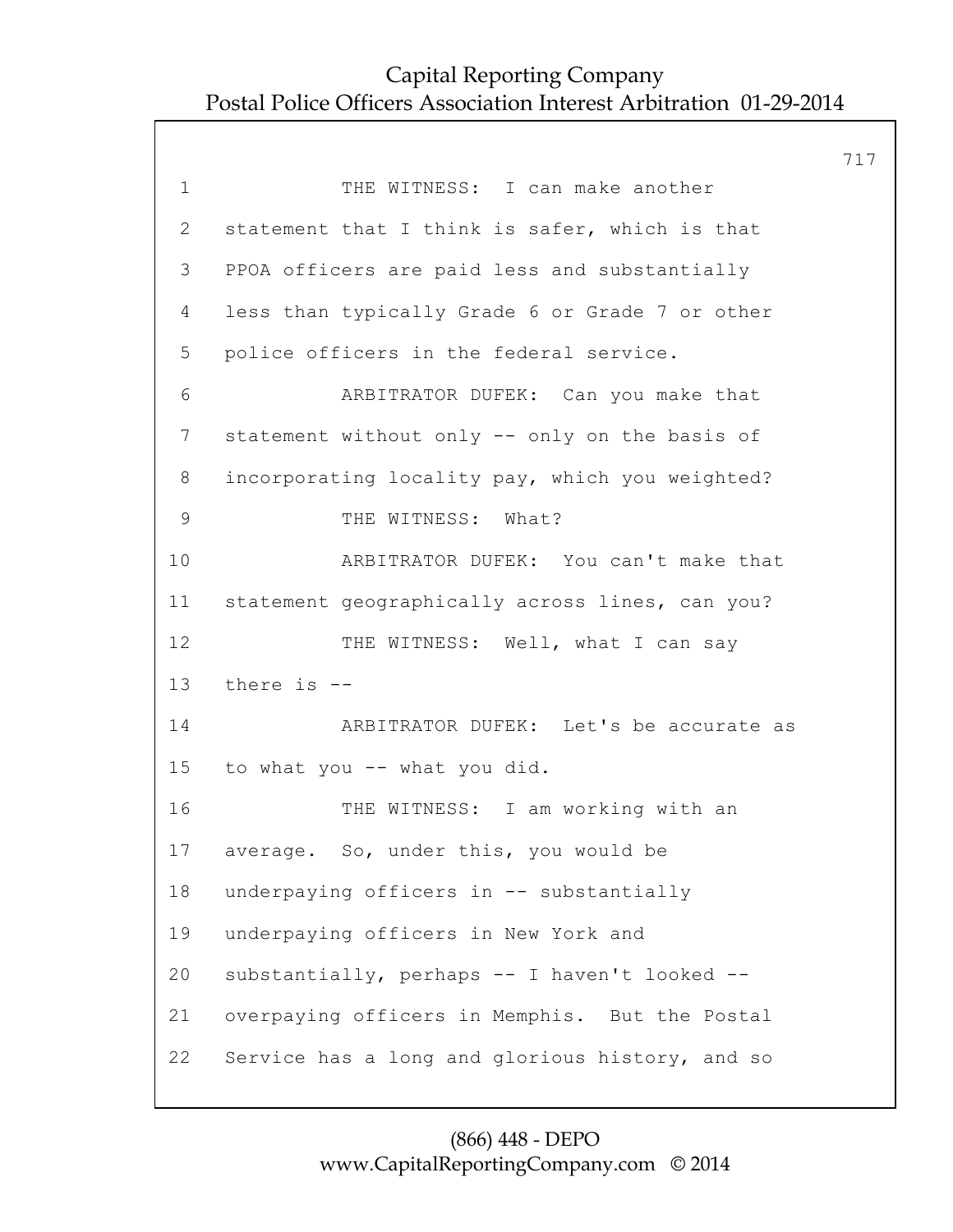1 THE WITNESS: I can make another
2 statement that I think is safer, which is that
3 PPOA officers are paid less and substantially
4 less than typically Grade 6 or Grade 7 or other
5 police officers in the federal service.
6 ARBITRATOR DUFEK: Can you make that
7 statement without only -- only on the basis of
8 incorporating locality pay, which you weighted?
9 THE WITNESS: What?
10 ARBITRATOR DUFEK: You can't make that
11 statement geographically across lines, can you?
12 THE WITNESS: Well, what I can say
13 there is --
14 ARBITRATOR DUFEK: Let's be accurate as
15 to what you -- what you did.
16 THE WITNESS: I am working with an
17 average. So, under this, you would be
18 underpaying officers in -- substantially
19 underpaying officers in New York and
20 substantially, perhaps -- I haven't looked --
21 overpaying officers in Memphis. But the Postal
22 Service has a long and glorious history, and so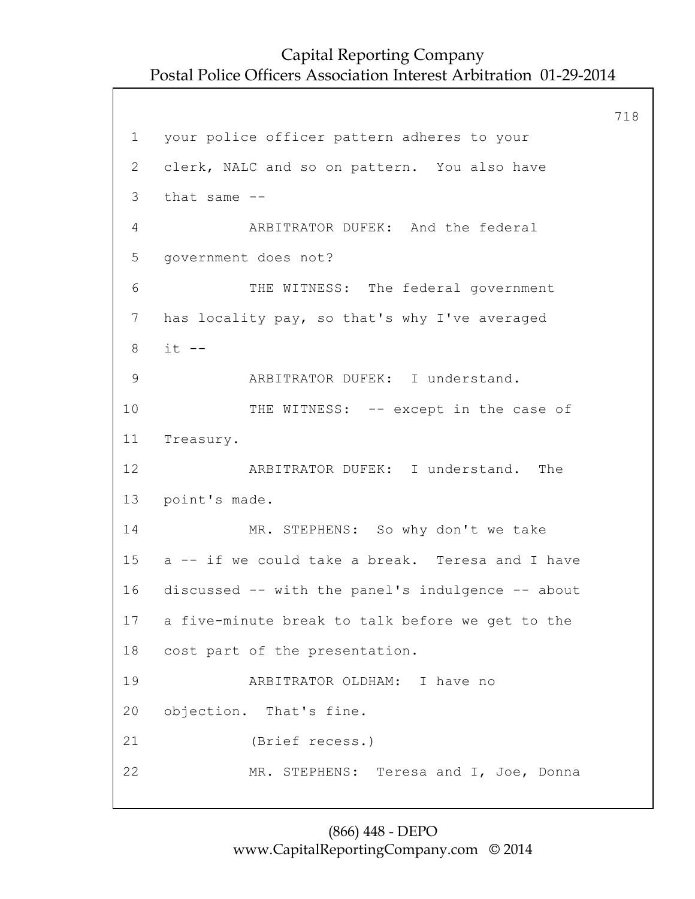your police officer pattern adheres to your clerk, NALC and so on pattern. You also have that same --

ARBITRATOR DUFEK: And the federal government does not?

THE WITNESS: The federal government has locality pay, so that's why I've averaged it --

ARBITRATOR DUFEK: I understand.

THE WITNESS: -- except in the case of Treasury.

ARBITRATOR DUFEK: I understand. The point's made.

MR. STEPHENS: So why don't we take a -- if we could take a break. Teresa and I have discussed -- with the panel's indulgence -- about a five-minute break to talk before we get to the cost part of the presentation.

ARBITRATOR OLDHAM: I have no objection. That's fine.

(Brief recess.)

MR. STEPHENS: Teresa and I, Joe, Donna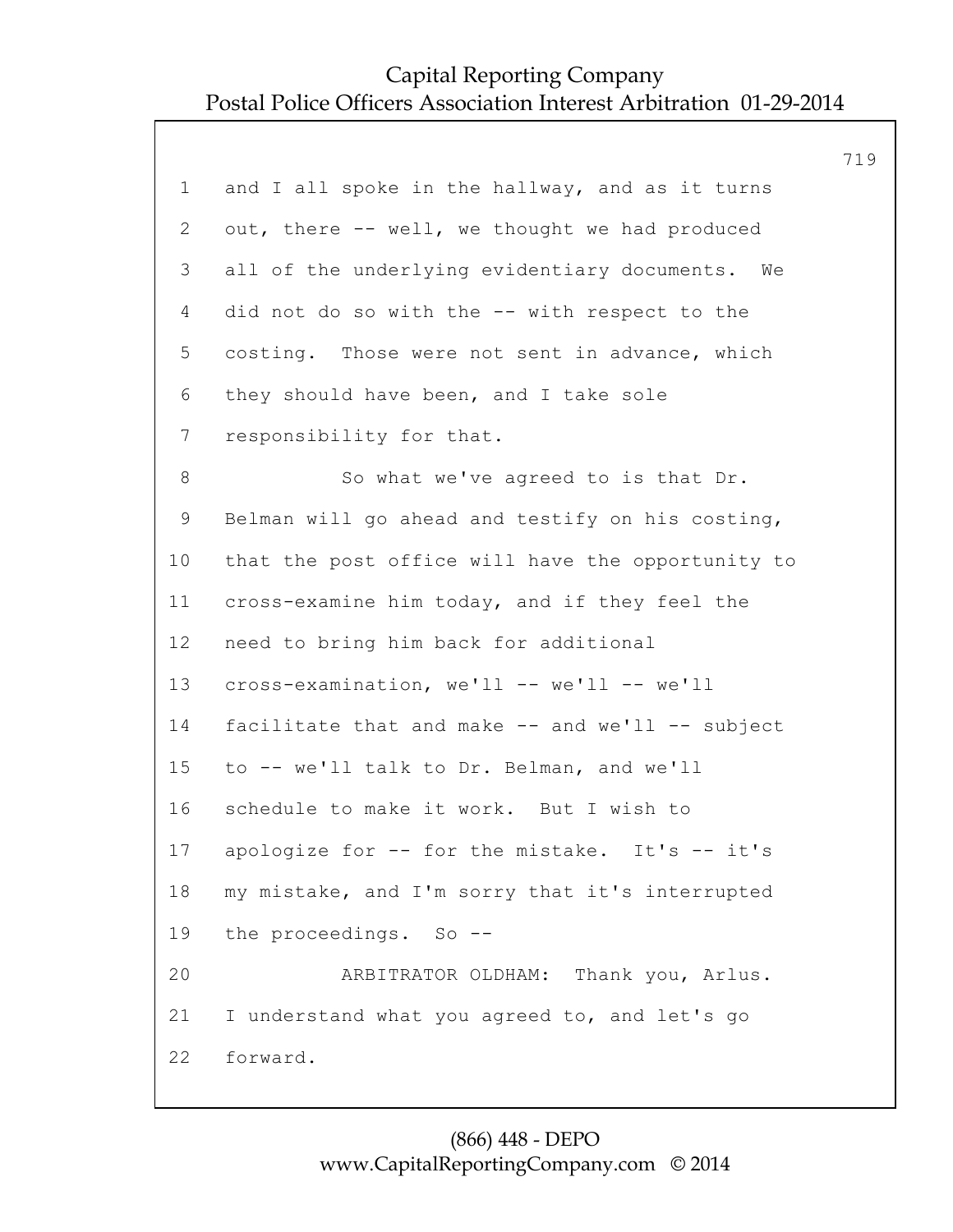1 and I all spoke in the hallway, and as it turns
2 out, there -- well, we thought we had produced
3 all of the underlying evidentiary documents. We
4 did not do so with the -- with respect to the
5 costing. Those were not sent in advance, which
6 they should have been, and I take sole
7 responsibility for that.
8 So what we've agreed to is that Dr.
9 Belman will go ahead and testify on his costing,
10 that the post office will have the opportunity to
11 cross-examine him today, and if they feel the
12 need to bring him back for additional
13 cross-examination, we'll -- we'll -- we'll
14 facilitate that and make -- and we'll -- subject
15 to -- we'll talk to Dr. Belman, and we'll
16 schedule to make it work. But I wish to
17 apologize for -- for the mistake. It's -- it's
18 my mistake, and I'm sorry that it's interrupted
19 the proceedings. So --
20 ARBITRATOR OLDHAM: Thank you, Arlus.
21 I understand what you agreed to, and let's go
22 forward.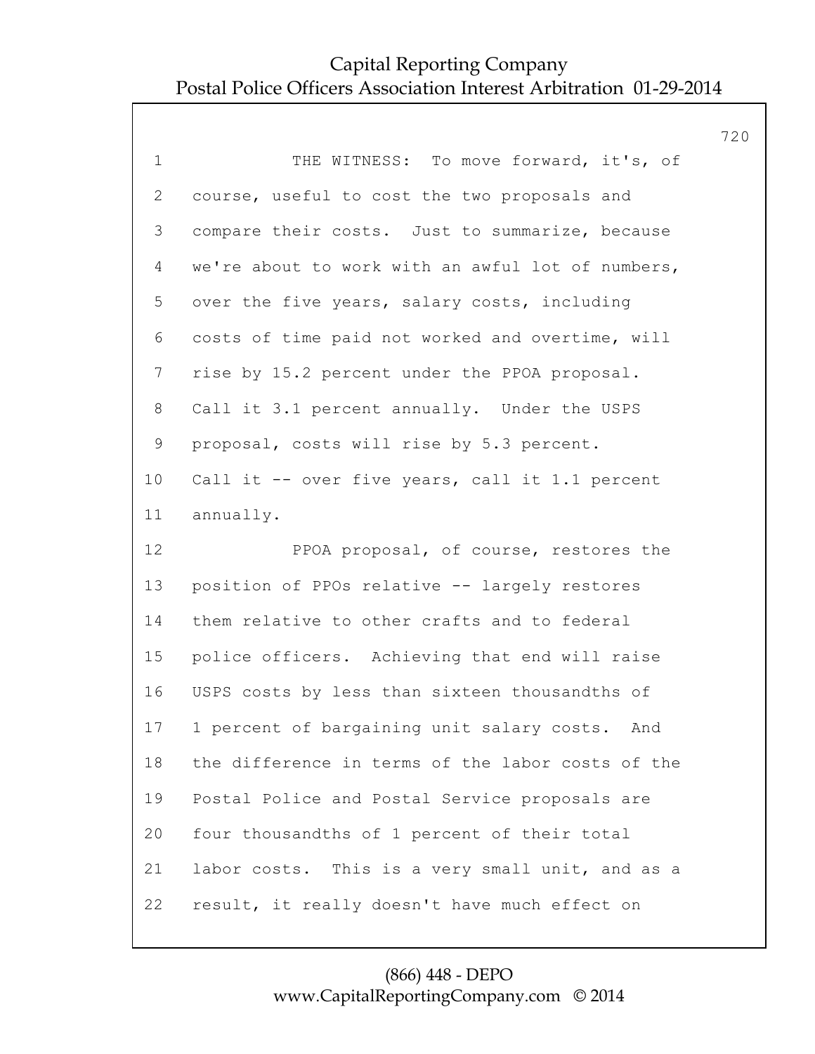THE WITNESS: To move forward, it's, of course, useful to cost the two proposals and compare their costs. Just to summarize, because we're about to work with an awful lot of numbers, over the five years, salary costs, including costs of time paid not worked and overtime, will rise by 15.2 percent under the PPOA proposal. Call it 3.1 percent annually. Under the USPS proposal, costs will rise by 5.3 percent. Call it -- over five years, call it 1.1 percent annually.

PPOA proposal, of course, restores the position of PPOs relative -- largely restores them relative to other crafts and to federal police officers. Achieving that end will raise USPS costs by less than sixteen thousandths of 1 percent of bargaining unit salary costs. And the difference in terms of the labor costs of the Postal Police and Postal Service proposals are four thousandths of 1 percent of their total labor costs. This is a very small unit, and as a result, it really doesn't have much effect on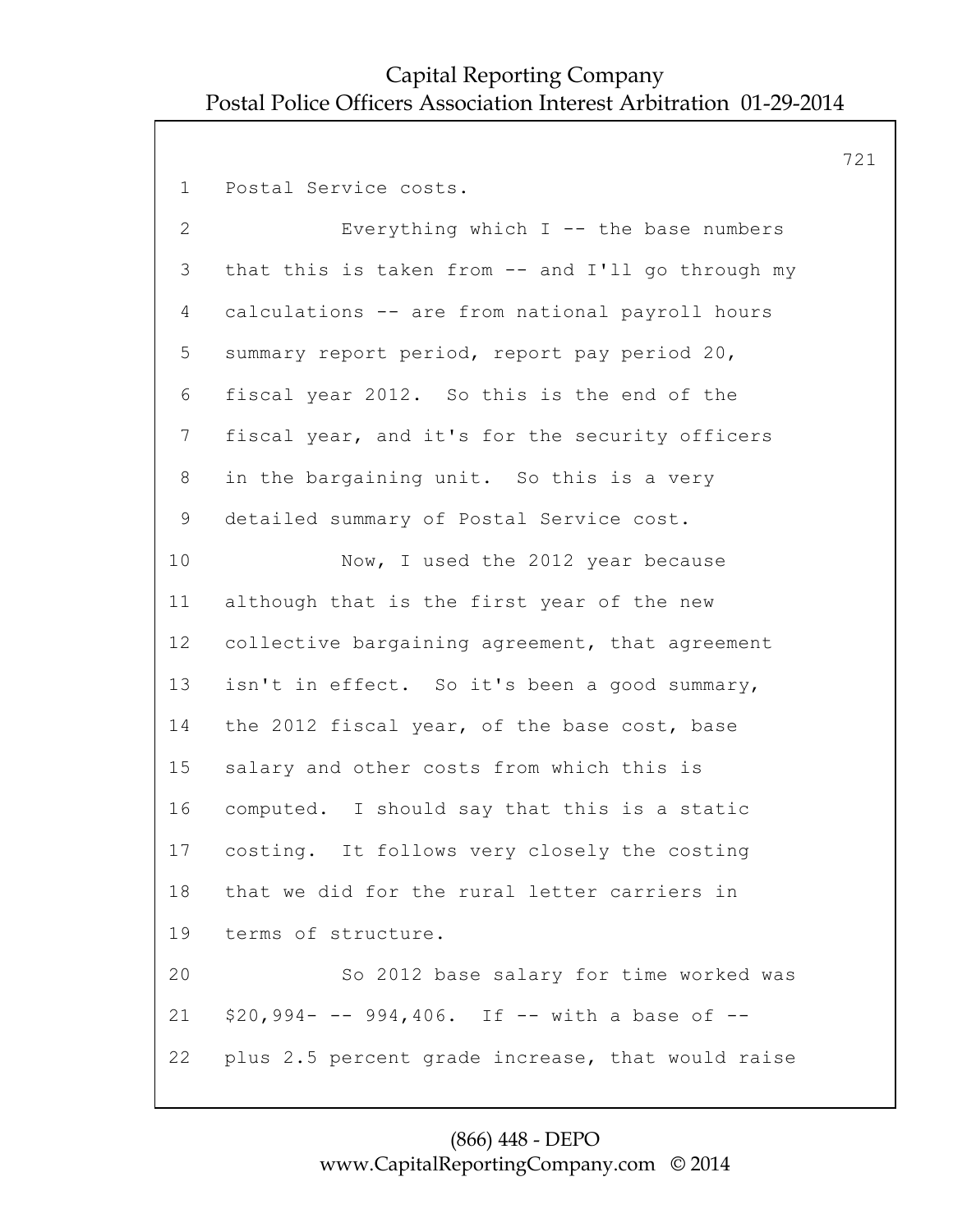1 Postal Service costs.

2 Everything which I -- the base numbers

3 that this is taken from -- and I'll go through my

4 calculations -- are from national payroll hours

5 summary report period, report pay period 20,

6 fiscal year 2012. So this is the end of the

7 fiscal year, and it's for the security officers

8 in the bargaining unit. So this is a very

9 detailed summary of Postal Service cost.

10 Now, I used the 2012 year because

11 although that is the first year of the new

12 collective bargaining agreement, that agreement

13 isn't in effect. So it's been a good summary,

14 the 2012 fiscal year, of the base cost, base

15 salary and other costs from which this is

16 computed. I should say that this is a static

17 costing. It follows very closely the costing

18 that we did for the rural letter carriers in

19 terms of structure.

20 So 2012 base salary for time worked was

21 $20,994- -- 994,406. If -- with a base of --

22 plus 2.5 percent grade increase, that would raise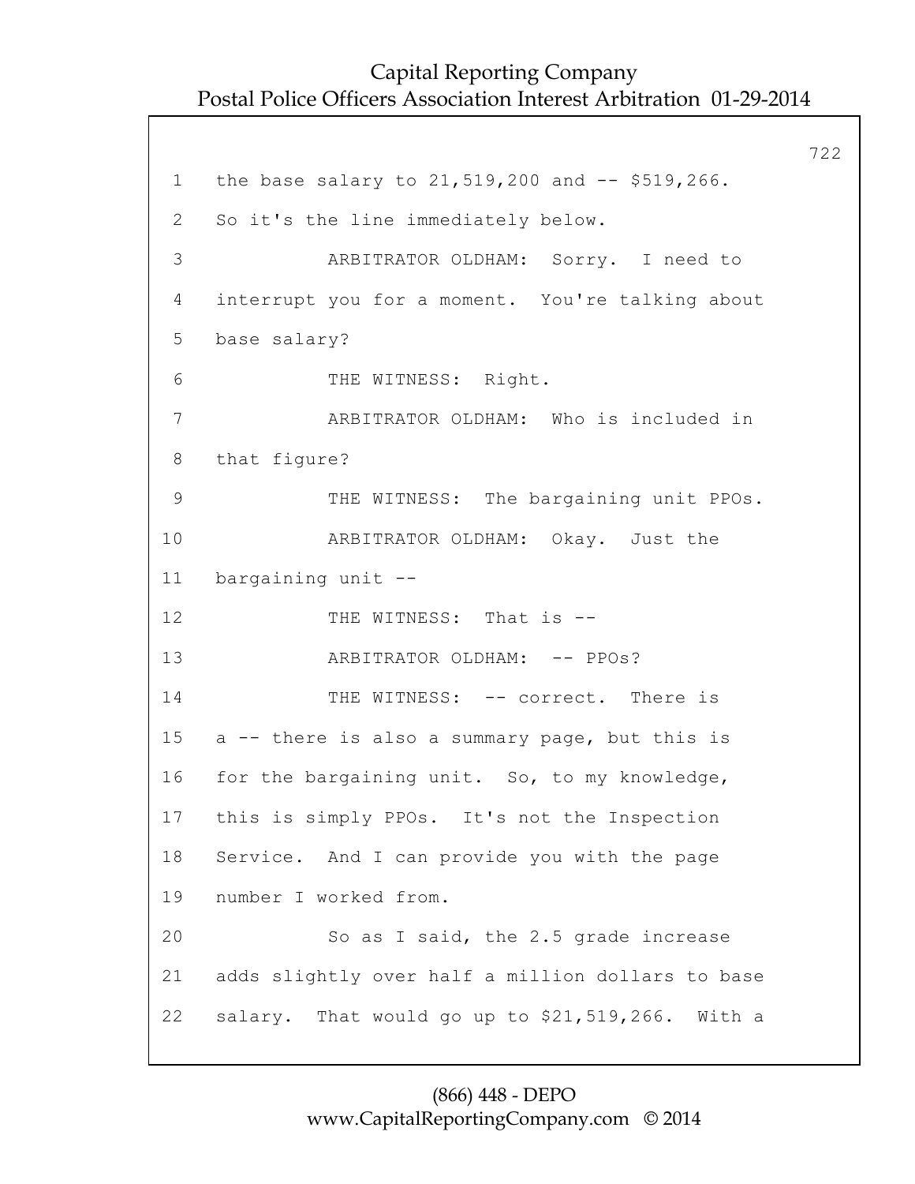1 the base salary to 21,519,200 and -- $519,266.

2 So it's the line immediately below.

3 ARBITRATOR OLDHAM: Sorry. I need to

4 interrupt you for a moment. You're talking about

5 base salary?

6 THE WITNESS: Right.

7 ARBITRATOR OLDHAM: Who is included in

8 that figure?

9 THE WITNESS: The bargaining unit PPOs.

10 ARBITRATOR OLDHAM: Okay. Just the

11 bargaining unit --

12 THE WITNESS: That is --

13 ARBITRATOR OLDHAM: -- PPOs?

14 THE WITNESS: -- correct. There is

15 a -- there is also a summary page, but this is

16 for the bargaining unit. So, to my knowledge,

17 this is simply PPOs. It's not the Inspection

18 Service. And I can provide you with the page

19 number I worked from.

20 So as I said, the 2.5 grade increase

21 adds slightly over half a million dollars to base

22 salary. That would go up to $21,519,266. With a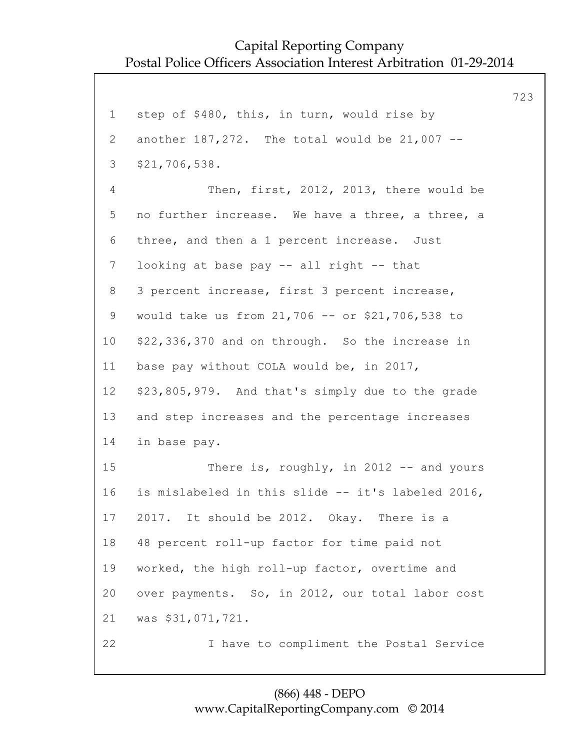step of $480, this, in turn, would rise by another 187,272. The total would be 21,007 -- $21,706,538.

Then, first, 2012, 2013, there would be no further increase. We have a three, a three, a three, and then a 1 percent increase. Just looking at base pay -- all right -- that 3 percent increase, first 3 percent increase, would take us from 21,706 -- or $21,706,538 to $22,336,370 and on through. So the increase in base pay without COLA would be, in 2017, $23,805,979. And that's simply due to the grade and step increases and the percentage increases in base pay.

There is, roughly, in 2012 -- and yours is mislabeled in this slide -- it's labeled 2016, 2017. It should be 2012. Okay. There is a 48 percent roll-up factor for time paid not worked, the high roll-up factor, overtime and over payments. So, in 2012, our total labor cost was $31,071,721.

I have to compliment the Postal Service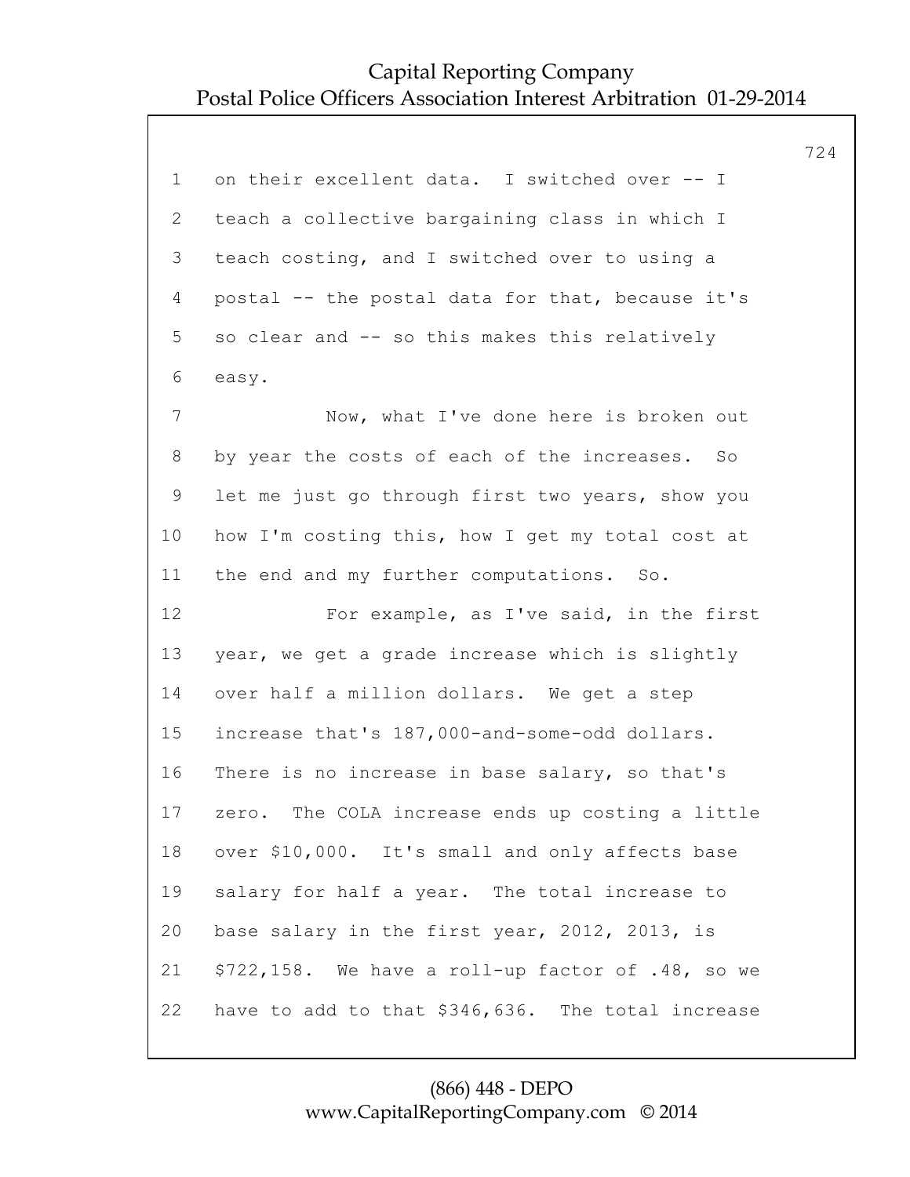1 on their excellent data. I switched over -- I
2 teach a collective bargaining class in which I
3 teach costing, and I switched over to using a
4 postal -- the postal data for that, because it's
5 so clear and -- so this makes this relatively
6 easy.
7 Now, what I've done here is broken out
8 by year the costs of each of the increases. So
9 let me just go through first two years, show you
10 how I'm costing this, how I get my total cost at
11 the end and my further computations. So.
12 For example, as I've said, in the first
13 year, we get a grade increase which is slightly
14 over half a million dollars. We get a step
15 increase that's 187,000-and-some-odd dollars.
16 There is no increase in base salary, so that's
17 zero. The COLA increase ends up costing a little
18 over $10,000. It's small and only affects base
19 salary for half a year. The total increase to
20 base salary in the first year, 2012, 2013, is
21 $722,158. We have a roll-up factor of .48, so we
22 have to add to that $346,636. The total increase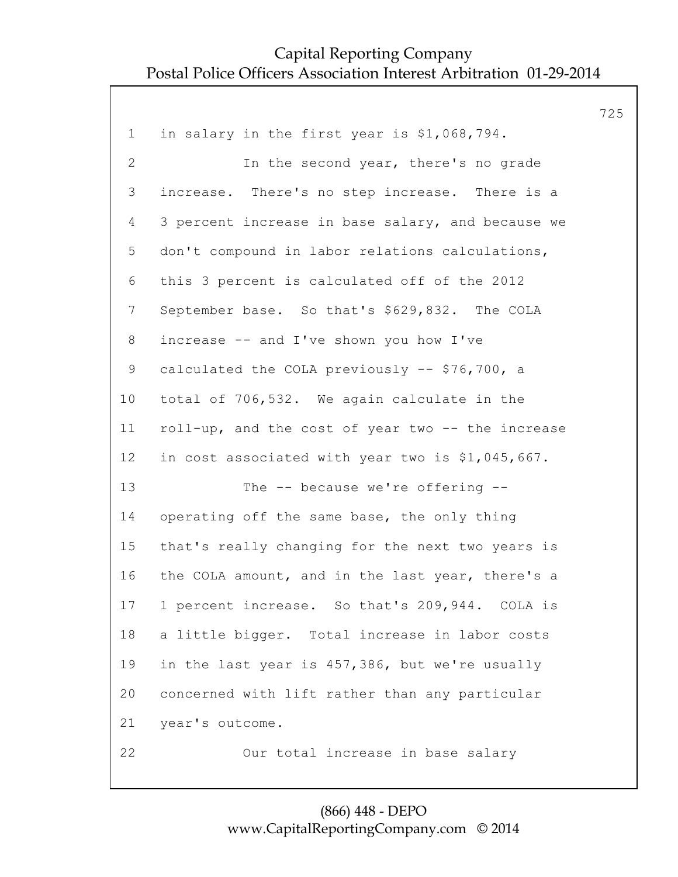1 in salary in the first year is $1,068,794.

2 In the second year, there's no grade

3 increase. There's no step increase. There is a

4 3 percent increase in base salary, and because we

5 don't compound in labor relations calculations,

6 this 3 percent is calculated off of the 2012

7 September base. So that's $629,832. The COLA

8 increase -- and I've shown you how I've

9 calculated the COLA previously -- $76,700, a

10 total of 706,532. We again calculate in the

11 roll-up, and the cost of year two -- the increase

12 in cost associated with year two is $1,045,667.

13 The -- because we're offering --

14 operating off the same base, the only thing

15 that's really changing for the next two years is

16 the COLA amount, and in the last year, there's a

17 1 percent increase. So that's 209,944. COLA is

18 a little bigger. Total increase in labor costs

19 in the last year is 457,386, but we're usually

20 concerned with lift rather than any particular

21 year's outcome.

22 Our total increase in base salary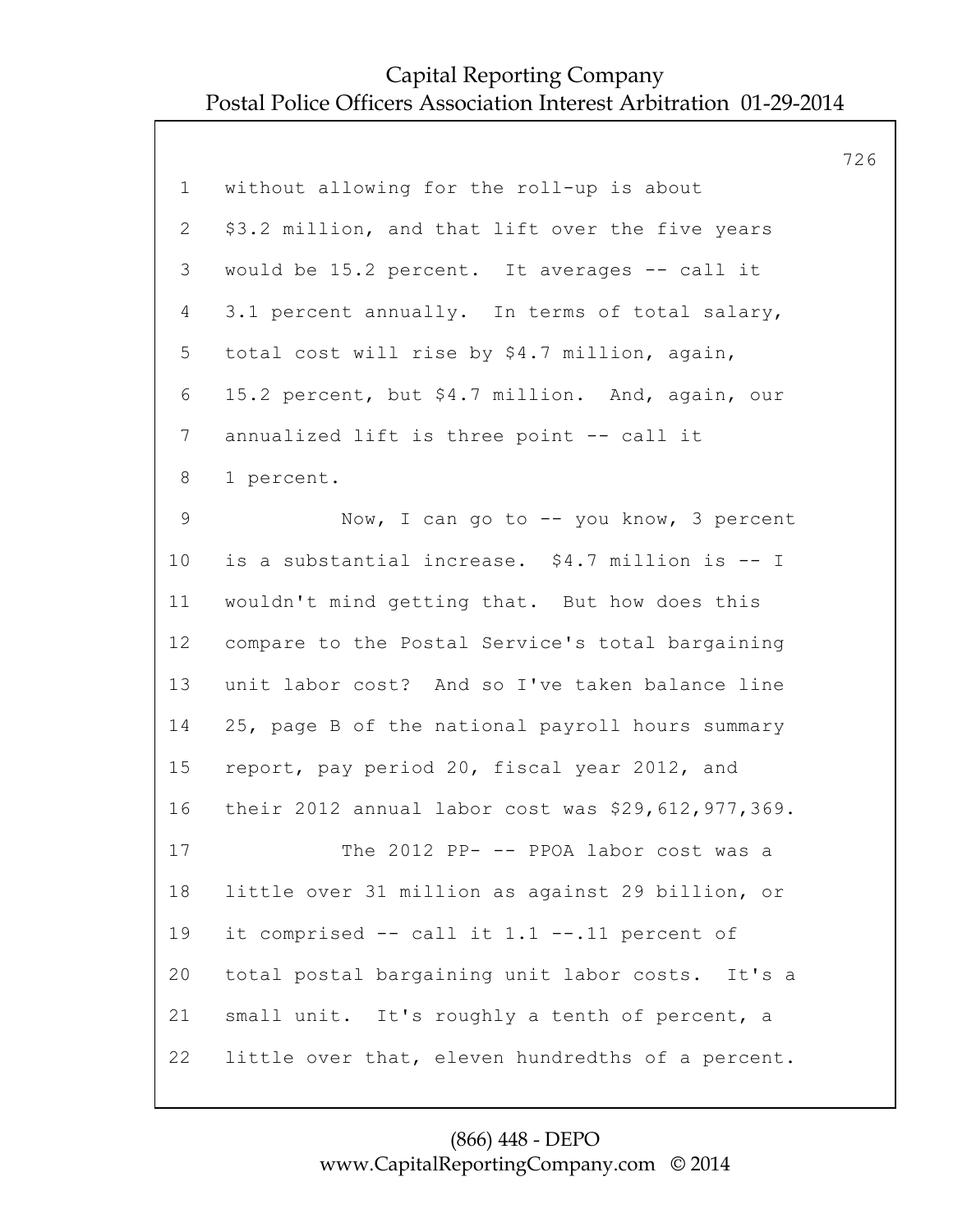without allowing for the roll-up is about $3.2 million, and that lift over the five years would be 15.2 percent. It averages -- call it 3.1 percent annually. In terms of total salary, total cost will rise by $4.7 million, again, 15.2 percent, but $4.7 million. And, again, our annualized lift is three point -- call it 1 percent.

Now, I can go to -- you know, 3 percent is a substantial increase. $4.7 million is -- I wouldn't mind getting that. But how does this compare to the Postal Service's total bargaining unit labor cost? And so I've taken balance line 25, page B of the national payroll hours summary report, pay period 20, fiscal year 2012, and their 2012 annual labor cost was $29,612,977,369.

The 2012 PP- -- PPOA labor cost was a little over 31 million as against 29 billion, or it comprised -- call it 1.1 --.11 percent of total postal bargaining unit labor costs. It's a small unit. It's roughly a tenth of percent, a little over that, eleven hundredths of a percent.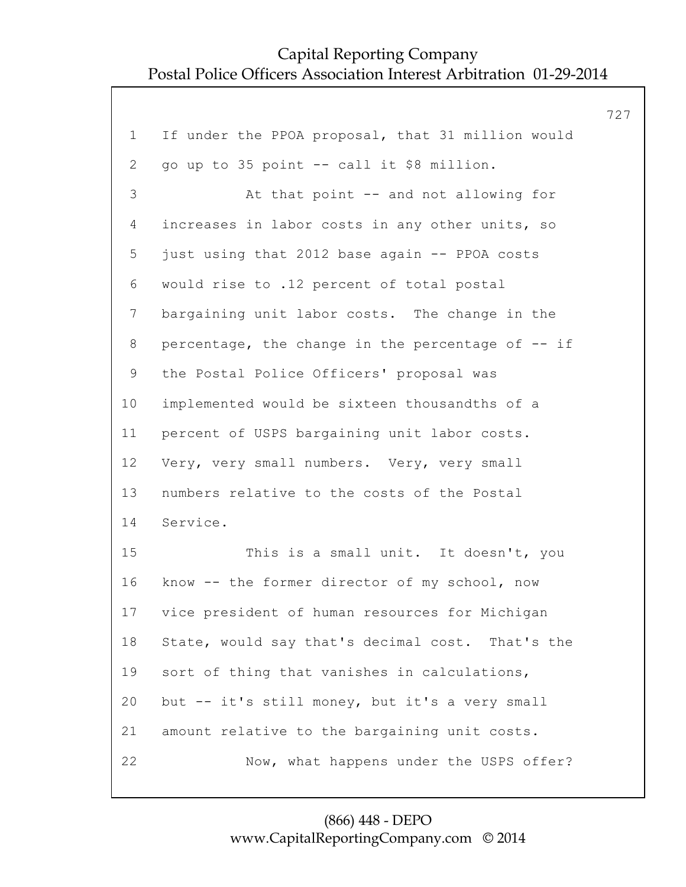If under the PPOA proposal, that 31 million would go up to 35 point -- call it $8 million.

At that point -- and not allowing for increases in labor costs in any other units, so just using that 2012 base again -- PPOA costs would rise to .12 percent of total postal bargaining unit labor costs. The change in the percentage, the change in the percentage of -- if the Postal Police Officers' proposal was implemented would be sixteen thousandths of a percent of USPS bargaining unit labor costs. Very, very small numbers. Very, very small numbers relative to the costs of the Postal Service.

This is a small unit. It doesn't, you know -- the former director of my school, now vice president of human resources for Michigan State, would say that's decimal cost. That's the sort of thing that vanishes in calculations, but -- it's still money, but it's a very small amount relative to the bargaining unit costs.

Now, what happens under the USPS offer?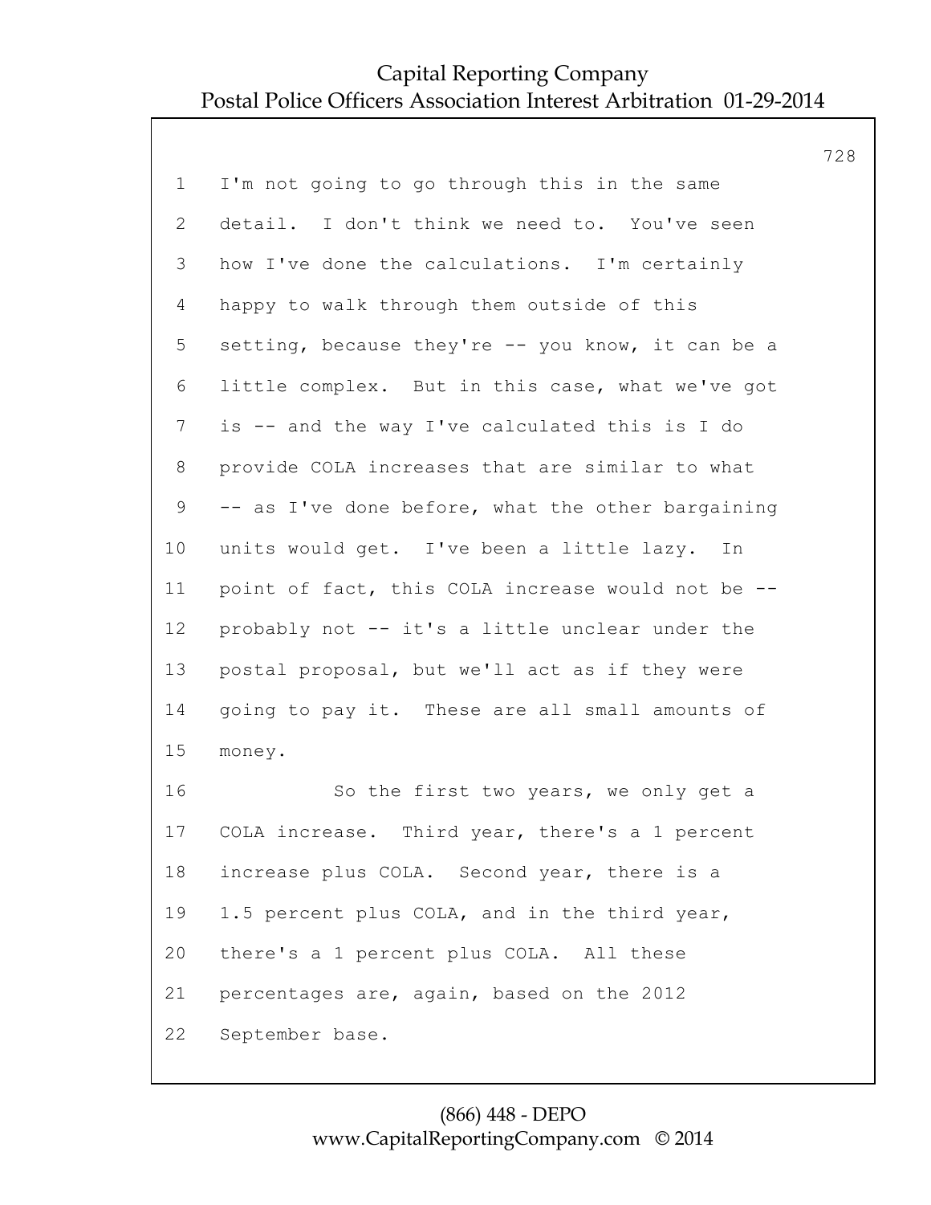I'm not going to go through this in the same detail. I don't think we need to. You've seen how I've done the calculations. I'm certainly happy to walk through them outside of this setting, because they're -- you know, it can be a little complex. But in this case, what we've got is -- and the way I've calculated this is I do provide COLA increases that are similar to what -- as I've done before, what the other bargaining units would get. I've been a little lazy. In point of fact, this COLA increase would not be -- probably not -- it's a little unclear under the postal proposal, but we'll act as if they were going to pay it. These are all small amounts of money.

So the first two years, we only get a COLA increase. Third year, there's a 1 percent increase plus COLA. Second year, there is a 1.5 percent plus COLA, and in the third year, there's a 1 percent plus COLA. All these percentages are, again, based on the 2012 September base.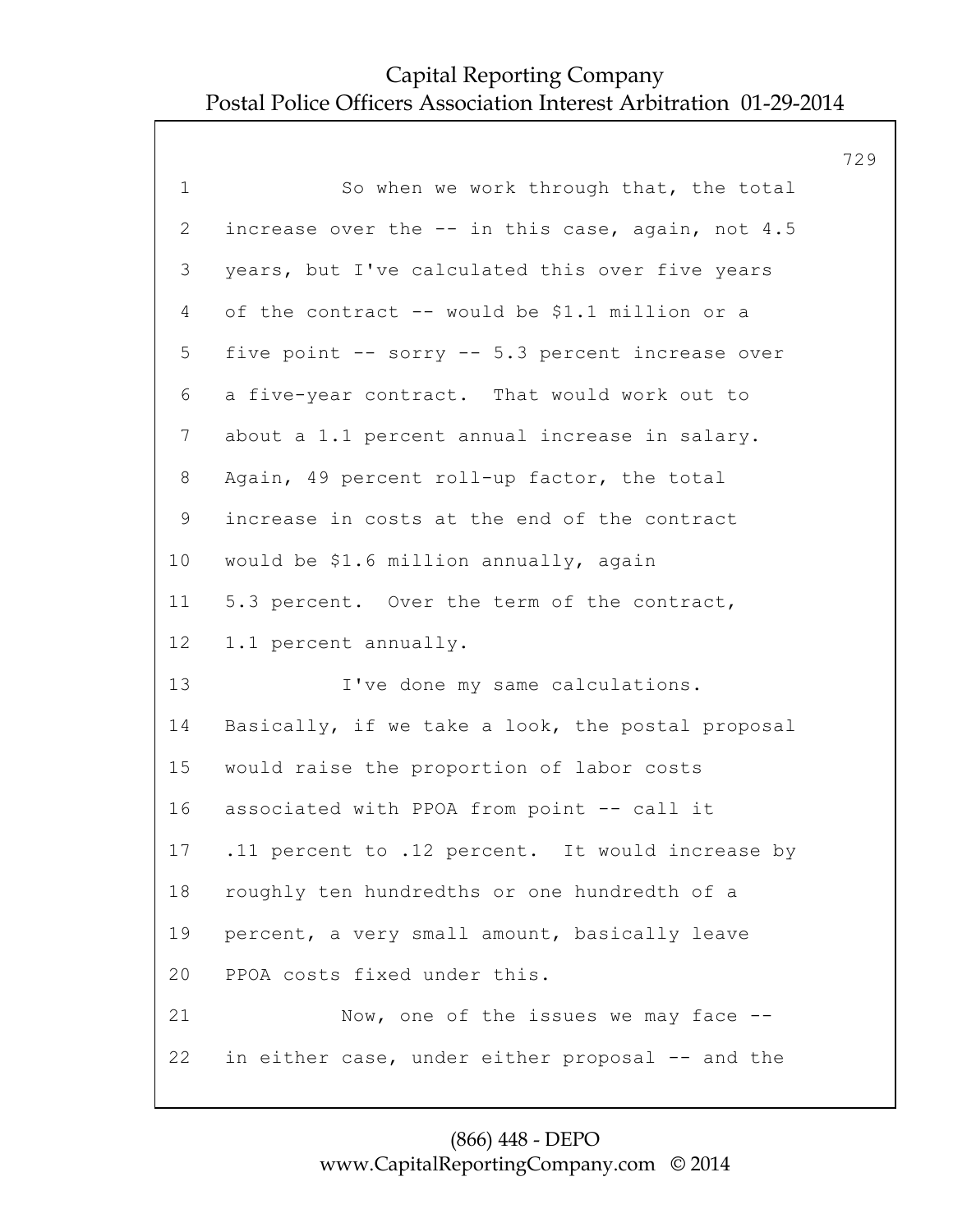So when we work through that, the total increase over the -- in this case, again, not 4.5 years, but I've calculated this over five years of the contract -- would be \$1.1 million or a five point -- sorry -- 5.3 percent increase over a five-year contract. That would work out to about a 1.1 percent annual increase in salary. Again, 49 percent roll-up factor, the total increase in costs at the end of the contract would be \$1.6 million annually, again 5.3 percent. Over the term of the contract, 1.1 percent annually.

I've done my same calculations. Basically, if we take a look, the postal proposal would raise the proportion of labor costs associated with PPOA from point -- call it .11 percent to .12 percent. It would increase by roughly ten hundredths or one hundredth of a percent, a very small amount, basically leave PPOA costs fixed under this.

Now, one of the issues we may face -- in either case, under either proposal -- and the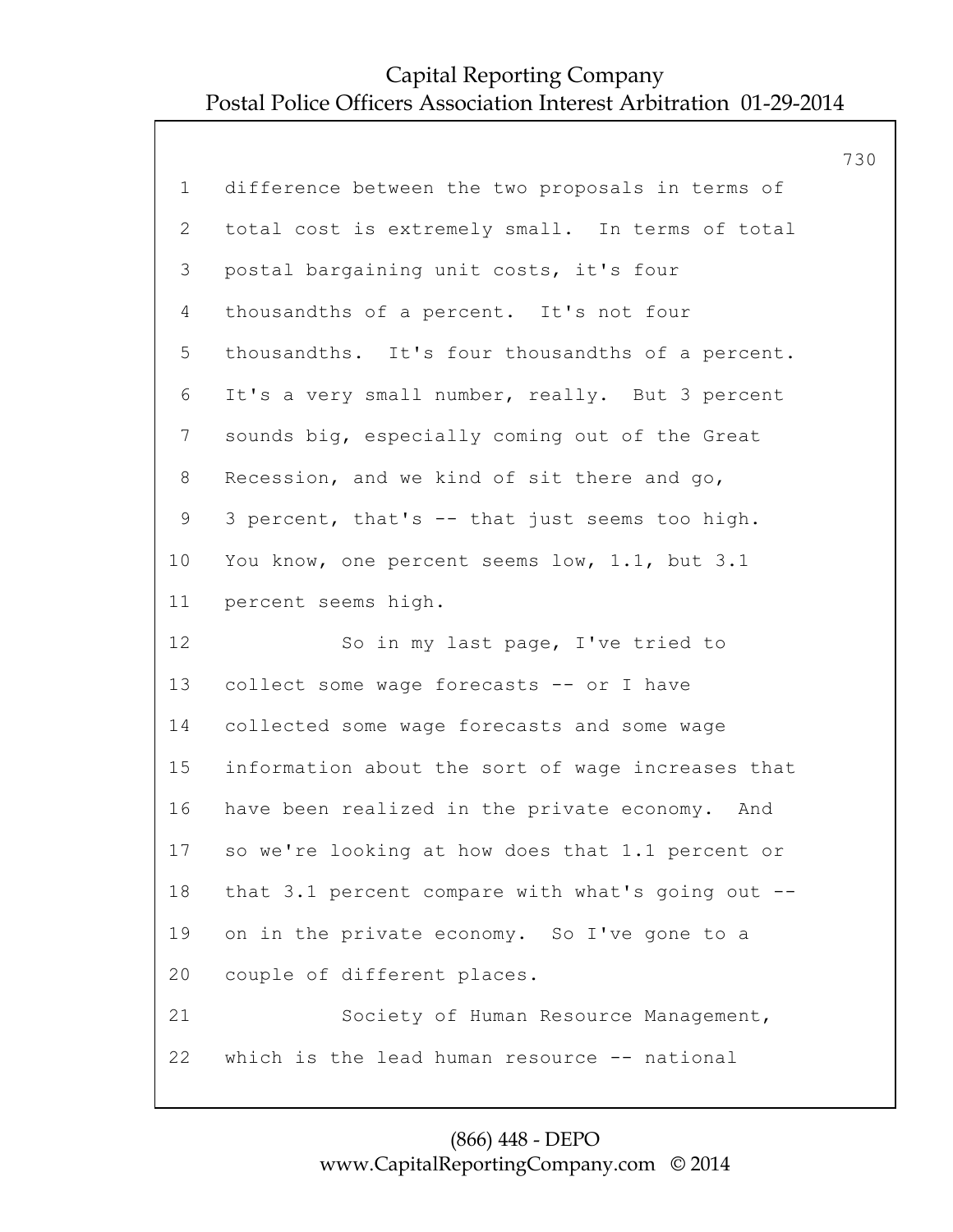1 difference between the two proposals in terms of

2 total cost is extremely small. In terms of total

3 postal bargaining unit costs, it's four

4 thousandths of a percent. It's not four

5 thousandths. It's four thousandths of a percent.

6 It's a very small number, really. But 3 percent

7 sounds big, especially coming out of the Great

8 Recession, and we kind of sit there and go,

9 3 percent, that's -- that just seems too high.

10 You know, one percent seems low, 1.1, but 3.1

11 percent seems high.

12 So in my last page, I've tried to

13 collect some wage forecasts -- or I have

14 collected some wage forecasts and some wage

15 information about the sort of wage increases that

16 have been realized in the private economy. And

17 so we're looking at how does that 1.1 percent or

18 that 3.1 percent compare with what's going out --

19 on in the private economy. So I've gone to a

20 couple of different places.

21 Society of Human Resource Management,

22 which is the lead human resource -- national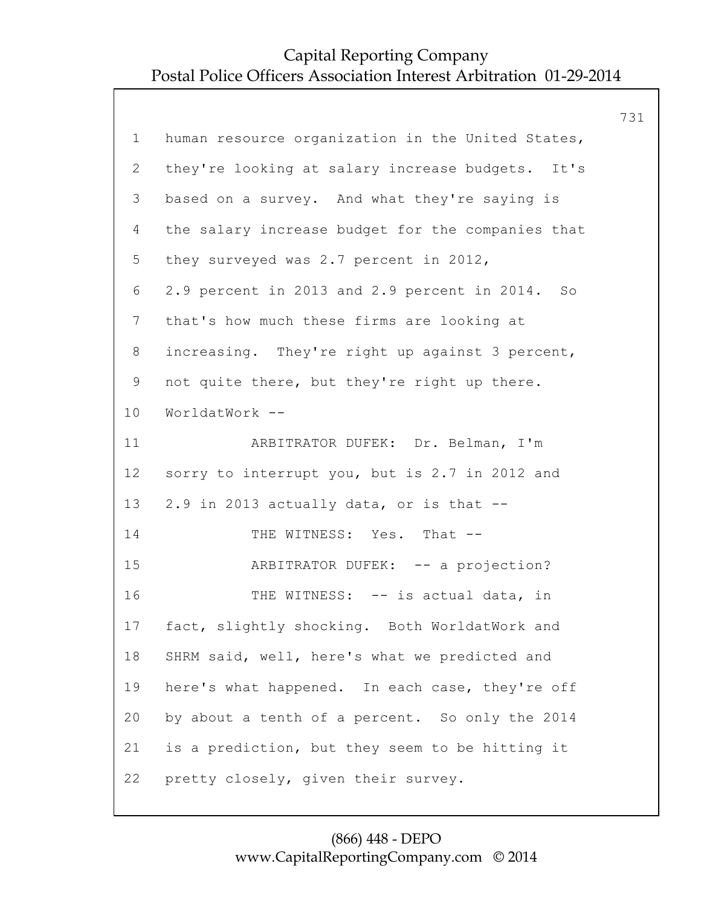human resource organization in the United States, they're looking at salary increase budgets. It's based on a survey. And what they're saying is the salary increase budget for the companies that they surveyed was 2.7 percent in 2012, 2.9 percent in 2013 and 2.9 percent in 2014. So that's how much these firms are looking at increasing. They're right up against 3 percent, not quite there, but they're right up there. WorldatWork --

ARBITRATOR DUFEK: Dr. Belman, I'm sorry to interrupt you, but is 2.7 in 2012 and 2.9 in 2013 actually data, or is that --

THE WITNESS: Yes. That --

ARBITRATOR DUFEK: -- a projection?

THE WITNESS: -- is actual data, in fact, slightly shocking. Both WorldatWork and SHRM said, well, here's what we predicted and here's what happened. In each case, they're off by about a tenth of a percent. So only the 2014 is a prediction, but they seem to be hitting it pretty closely, given their survey.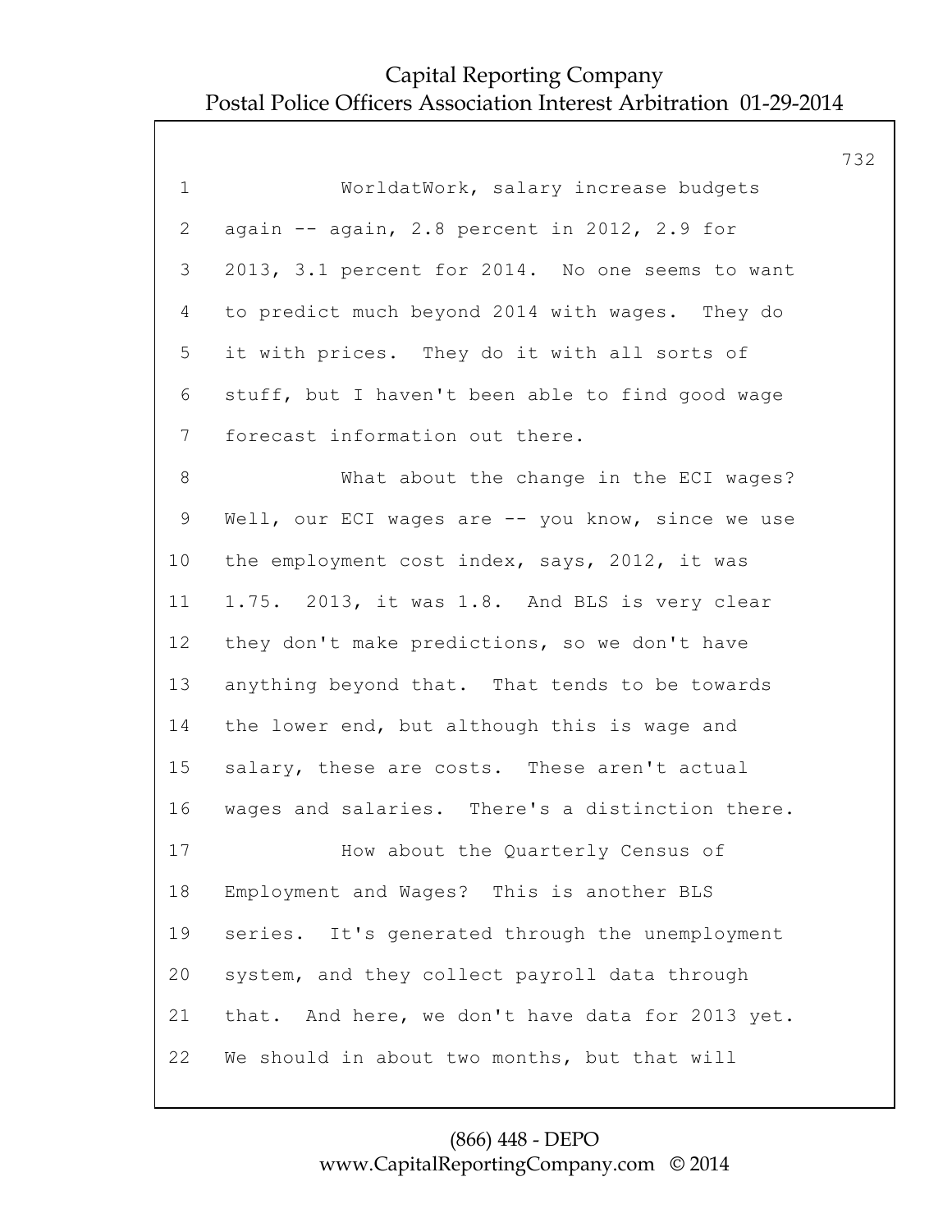WorldatWork, salary increase budgets again -- again, 2.8 percent in 2012, 2.9 for 2013, 3.1 percent for 2014. No one seems to want to predict much beyond 2014 with wages. They do it with prices. They do it with all sorts of stuff, but I haven't been able to find good wage forecast information out there.

What about the change in the ECI wages? Well, our ECI wages are -- you know, since we use the employment cost index, says, 2012, it was 1.75. 2013, it was 1.8. And BLS is very clear they don't make predictions, so we don't have anything beyond that. That tends to be towards the lower end, but although this is wage and salary, these are costs. These aren't actual wages and salaries. There's a distinction there.

How about the Quarterly Census of Employment and Wages? This is another BLS series. It's generated through the unemployment system, and they collect payroll data through that. And here, we don't have data for 2013 yet. We should in about two months, but that will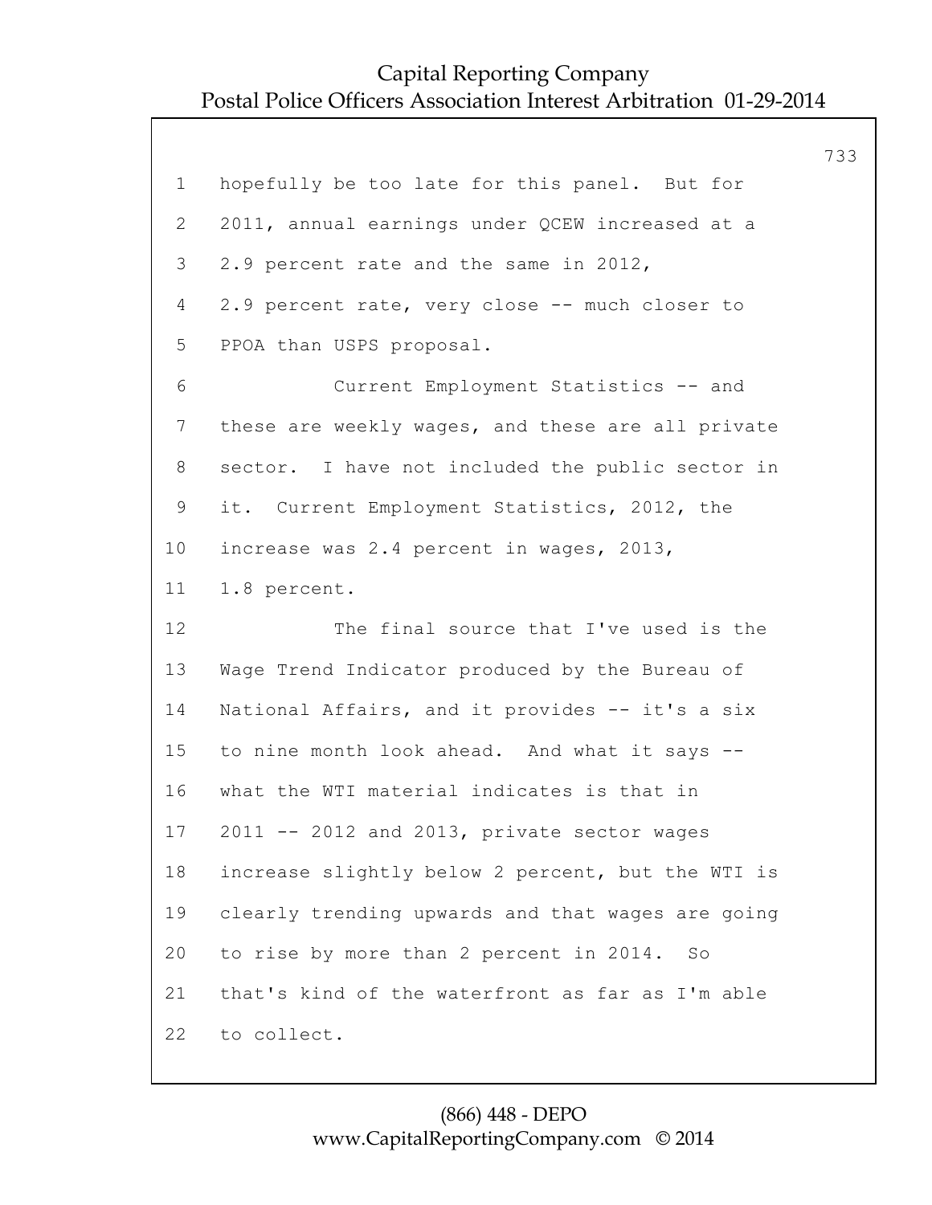hopefully be too late for this panel. But for 2011, annual earnings under QCEW increased at a 2.9 percent rate and the same in 2012, 2.9 percent rate, very close -- much closer to PPOA than USPS proposal.

Current Employment Statistics -- and these are weekly wages, and these are all private sector. I have not included the public sector in it. Current Employment Statistics, 2012, the increase was 2.4 percent in wages, 2013, 1.8 percent.

The final source that I've used is the Wage Trend Indicator produced by the Bureau of National Affairs, and it provides -- it's a six to nine month look ahead. And what it says -- what the WTI material indicates is that in 2011 -- 2012 and 2013, private sector wages increase slightly below 2 percent, but the WTI is clearly trending upwards and that wages are going to rise by more than 2 percent in 2014. So that's kind of the waterfront as far as I'm able to collect.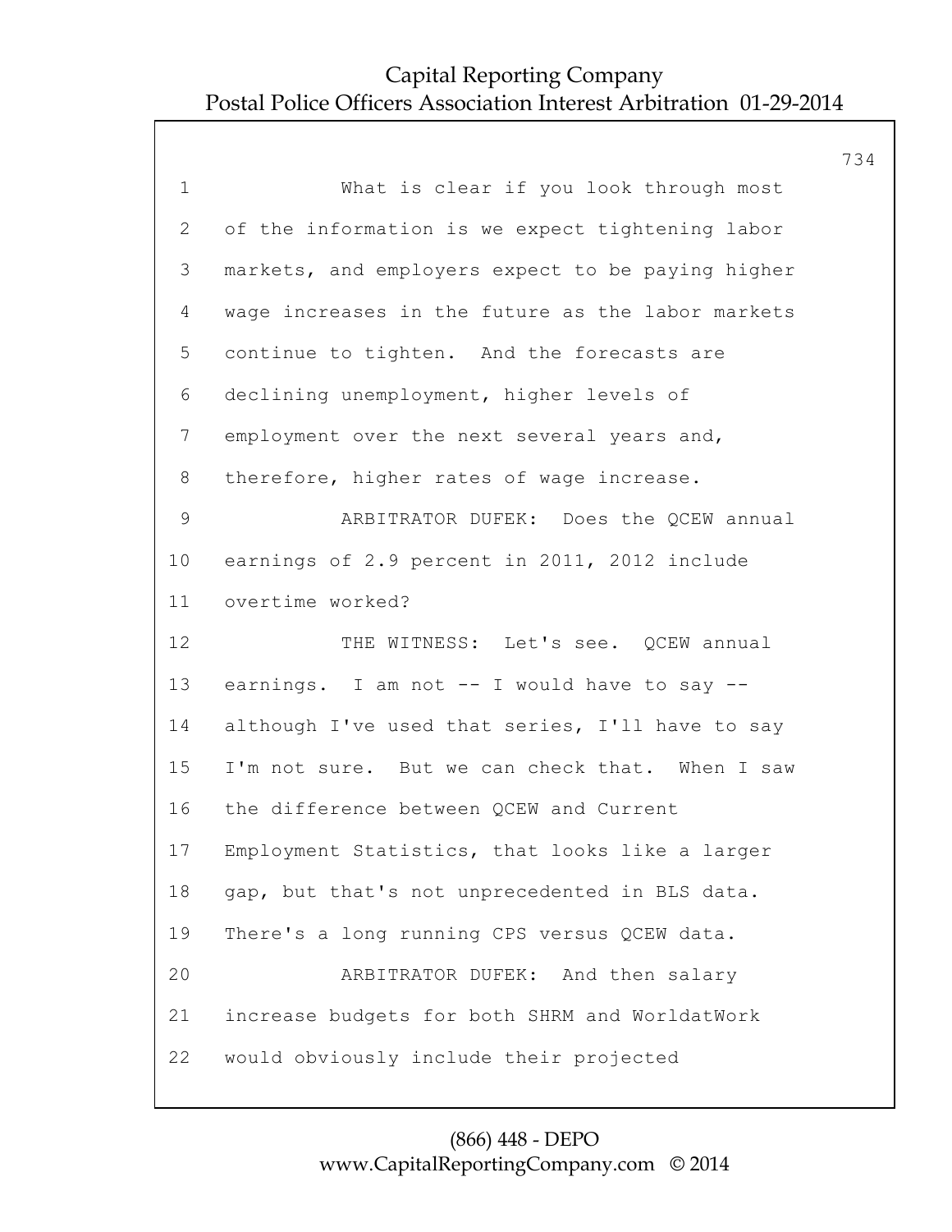1 What is clear if you look through most
2 of the information is we expect tightening labor
3 markets, and employers expect to be paying higher
4 wage increases in the future as the labor markets
5 continue to tighten. And the forecasts are
6 declining unemployment, higher levels of
7 employment over the next several years and,
8 therefore, higher rates of wage increase.
9 ARBITRATOR DUFEK: Does the QCEW annual
10 earnings of 2.9 percent in 2011, 2012 include
11 overtime worked?
12 THE WITNESS: Let's see. QCEW annual
13 earnings. I am not -- I would have to say --
14 although I've used that series, I'll have to say
15 I'm not sure. But we can check that. When I saw
16 the difference between QCEW and Current
17 Employment Statistics, that looks like a larger
18 gap, but that's not unprecedented in BLS data.
19 There's a long running CPS versus QCEW data.
20 ARBITRATOR DUFEK: And then salary
21 increase budgets for both SHRM and WorldatWork
22 would obviously include their projected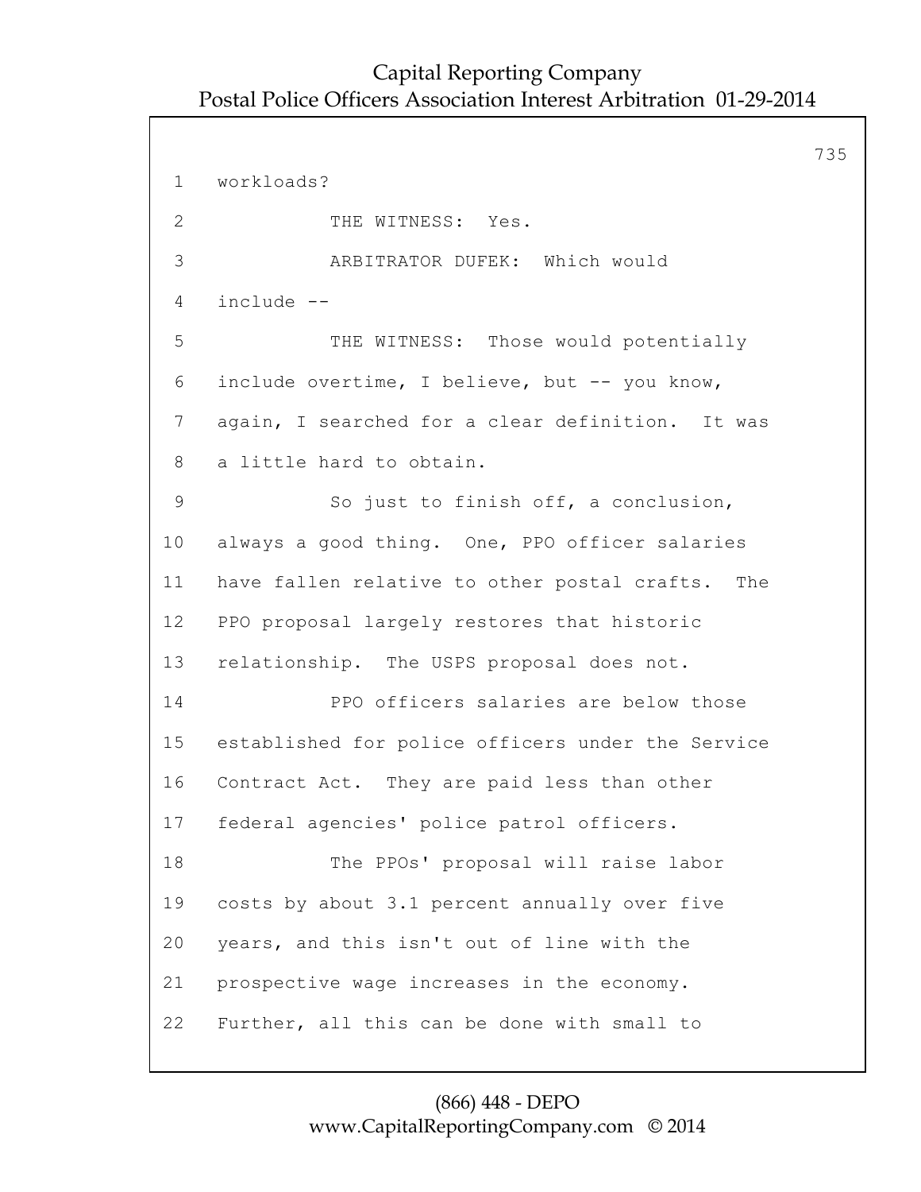workloads?

THE WITNESS: Yes.

ARBITRATOR DUFEK: Which would include --

THE WITNESS: Those would potentially include overtime, I believe, but -- you know, again, I searched for a clear definition. It was a little hard to obtain.

So just to finish off, a conclusion, always a good thing. One, PPO officer salaries have fallen relative to other postal crafts. The PPO proposal largely restores that historic relationship. The USPS proposal does not.

PPO officers salaries are below those established for police officers under the Service Contract Act. They are paid less than other federal agencies' police patrol officers.

The PPOs' proposal will raise labor costs by about 3.1 percent annually over five years, and this isn't out of line with the prospective wage increases in the economy. Further, all this can be done with small to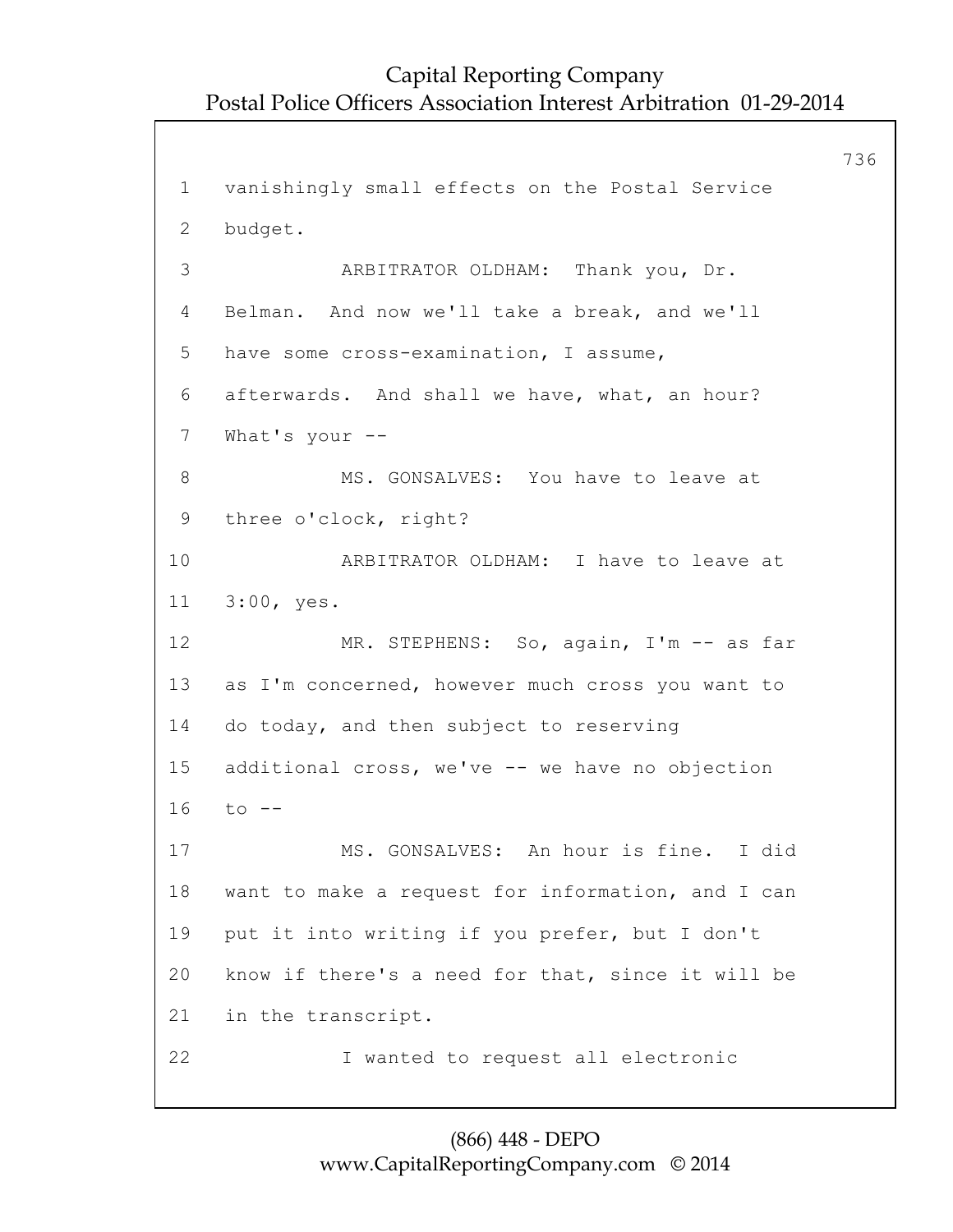1 vanishingly small effects on the Postal Service

2 budget.

3 ARBITRATOR OLDHAM: Thank you, Dr.

4 Belman. And now we'll take a break, and we'll

5 have some cross-examination, I assume,

6 afterwards. And shall we have, what, an hour?

7 What's your --

8 MS. GONSALVES: You have to leave at

9 three o'clock, right?

10 ARBITRATOR OLDHAM: I have to leave at

11 3:00, yes.

12 MR. STEPHENS: So, again, I'm -- as far

13 as I'm concerned, however much cross you want to

14 do today, and then subject to reserving

15 additional cross, we've -- we have no objection

16 to --

17 MS. GONSALVES: An hour is fine. I did

18 want to make a request for information, and I can

19 put it into writing if you prefer, but I don't

20 know if there's a need for that, since it will be

21 in the transcript.

22 I wanted to request all electronic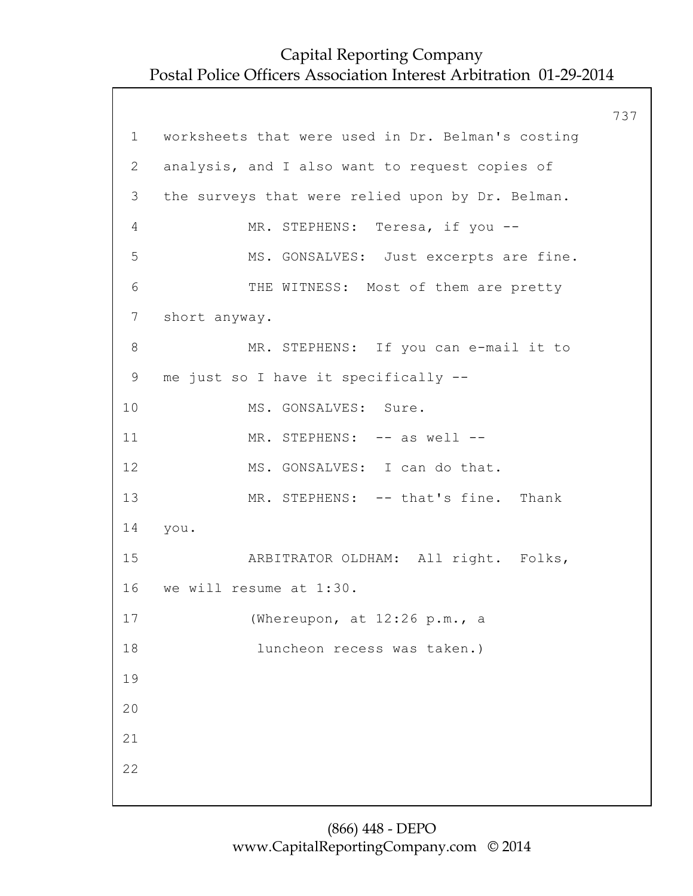worksheets that were used in Dr. Belman's costing analysis, and I also want to request copies of the surveys that were relied upon by Dr. Belman.

MR. STEPHENS: Teresa, if you --

MS. GONSALVES: Just excerpts are fine.

THE WITNESS: Most of them are pretty short anyway.

MR. STEPHENS: If you can e-mail it to me just so I have it specifically --

MS. GONSALVES: Sure.

MR. STEPHENS: -- as well --

MS. GONSALVES: I can do that.

MR. STEPHENS: -- that's fine. Thank you.

ARBITRATOR OLDHAM: All right. Folks, we will resume at 1:30.

(Whereupon, at 12:26 p.m., a luncheon recess was taken.)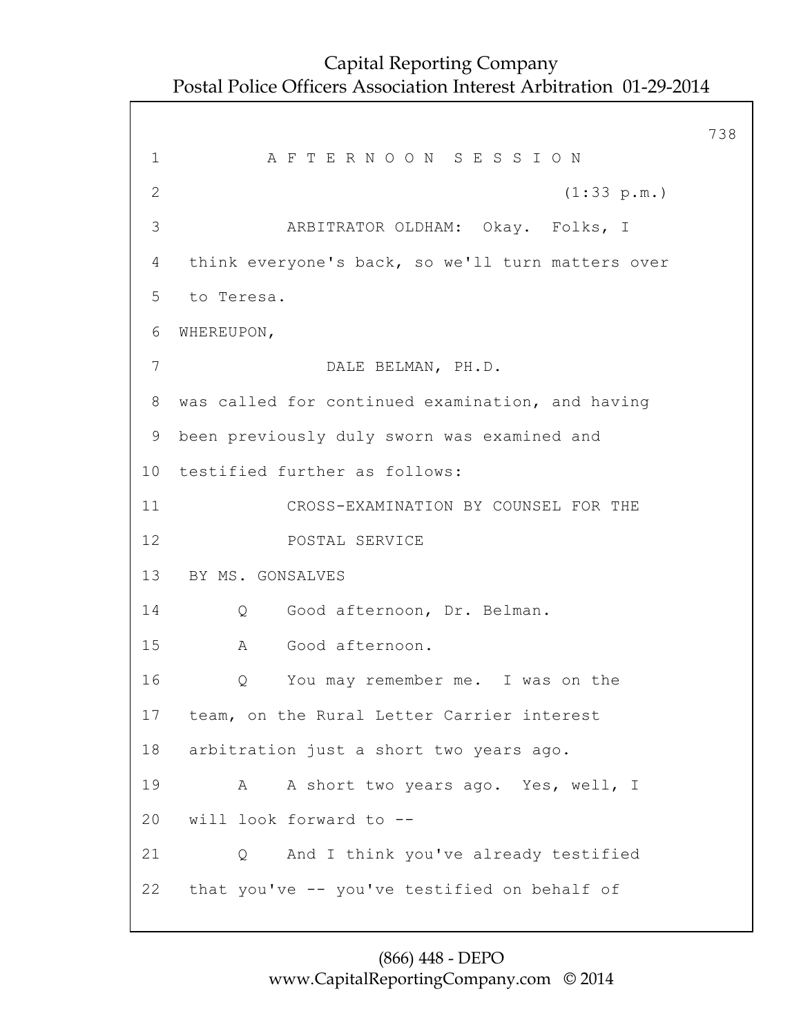AFTERNOON SESSION

(1:33 p.m.)

ARBITRATOR OLDHAM: Okay. Folks, I think everyone's back, so we'll turn matters over to Teresa.

WHEREUPON,

DALE BELMAN, PH.D.

was called for continued examination, and having been previously duly sworn was examined and testified further as follows:

CROSS-EXAMINATION BY COUNSEL FOR THE POSTAL SERVICE

BY MS. GONSALVES

Q Good afternoon, Dr. Belman.

A Good afternoon.

Q You may remember me. I was on the team, on the Rural Letter Carrier interest arbitration just a short two years ago.

A A short two years ago. Yes, well, I will look forward to --

Q And I think you've already testified that you've -- you've testified on behalf of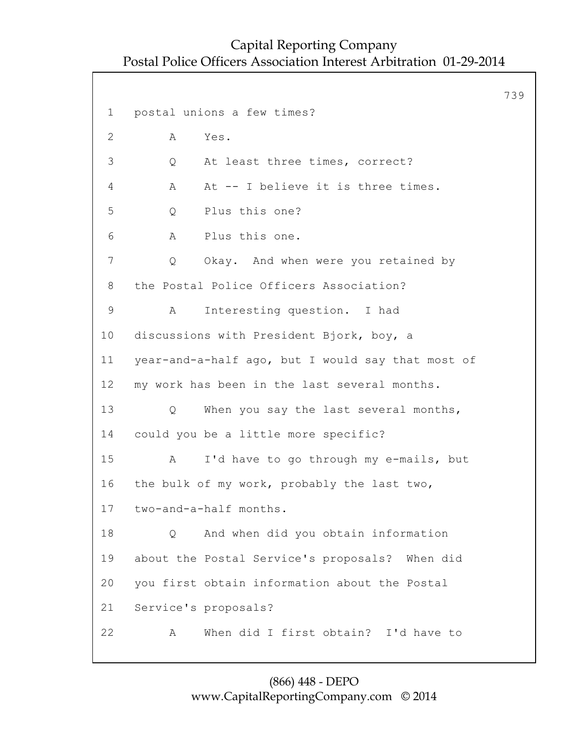1 postal unions a few times?

2 A Yes.

3 Q At least three times, correct?

4 A At -- I believe it is three times.

5 Q Plus this one?

6 A Plus this one.

7 Q Okay. And when were you retained by

8 the Postal Police Officers Association?

9 A Interesting question. I had

10 discussions with President Bjork, boy, a

11 year-and-a-half ago, but I would say that most of

12 my work has been in the last several months.

13 Q When you say the last several months,

14 could you be a little more specific?

15 A I'd have to go through my e-mails, but

16 the bulk of my work, probably the last two,

17 two-and-a-half months.

18 Q And when did you obtain information

19 about the Postal Service's proposals? When did

20 you first obtain information about the Postal

21 Service's proposals?

22 A When did I first obtain? I'd have to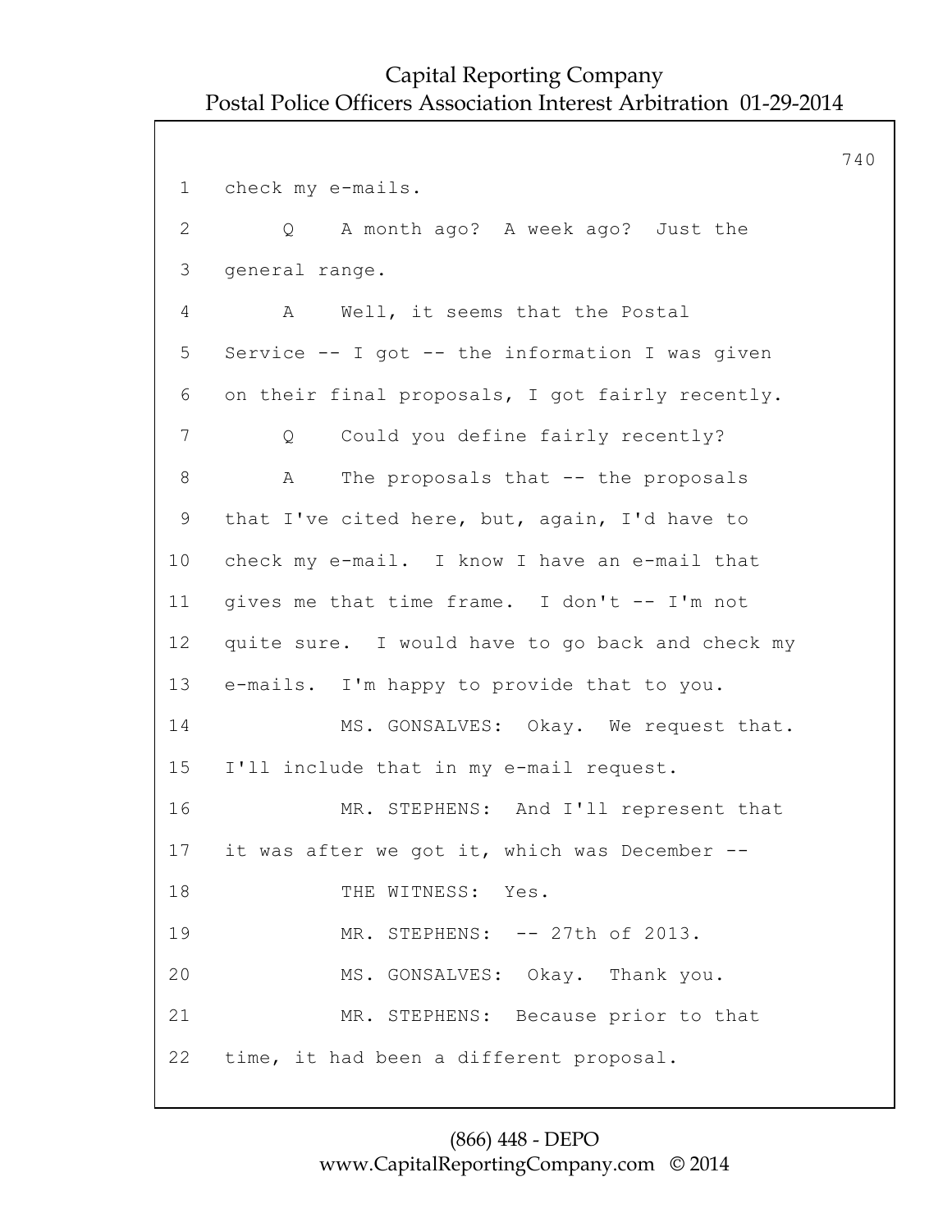1 check my e-mails.

2 Q A month ago? A week ago? Just the

3 general range.

4 A Well, it seems that the Postal

5 Service -- I got -- the information I was given

6 on their final proposals, I got fairly recently.

7 Q Could you define fairly recently?

8 A The proposals that -- the proposals

9 that I've cited here, but, again, I'd have to

10 check my e-mail. I know I have an e-mail that

11 gives me that time frame. I don't -- I'm not

12 quite sure. I would have to go back and check my

13 e-mails. I'm happy to provide that to you.

14 MS. GONSALVES: Okay. We request that.

15 I'll include that in my e-mail request.

16 MR. STEPHENS: And I'll represent that

17 it was after we got it, which was December --

18 THE WITNESS: Yes.

19 MR. STEPHENS: -- 27th of 2013.

20 MS. GONSALVES: Okay. Thank you.

21 MR. STEPHENS: Because prior to that

22 time, it had been a different proposal.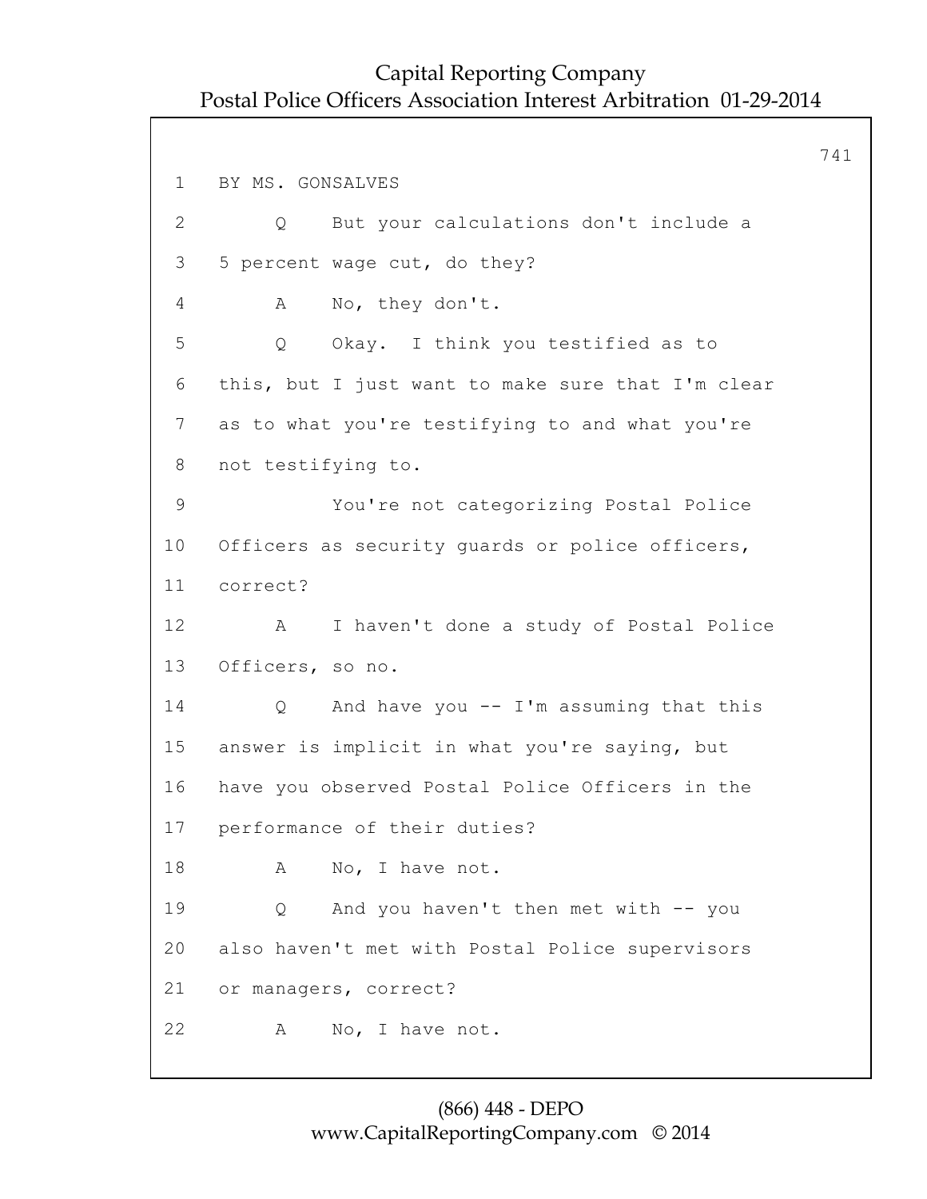BY MS. GONSALVES

Q But your calculations don't include a 5 percent wage cut, do they?

A No, they don't.

Q Okay. I think you testified as to this, but I just want to make sure that I'm clear as to what you're testifying to and what you're not testifying to.

You're not categorizing Postal Police Officers as security guards or police officers, correct?

A I haven't done a study of Postal Police Officers, so no.

Q And have you -- I'm assuming that this answer is implicit in what you're saying, but have you observed Postal Police Officers in the performance of their duties?

A No, I have not.

Q And you haven't then met with -- you also haven't met with Postal Police supervisors or managers, correct?

A No, I have not.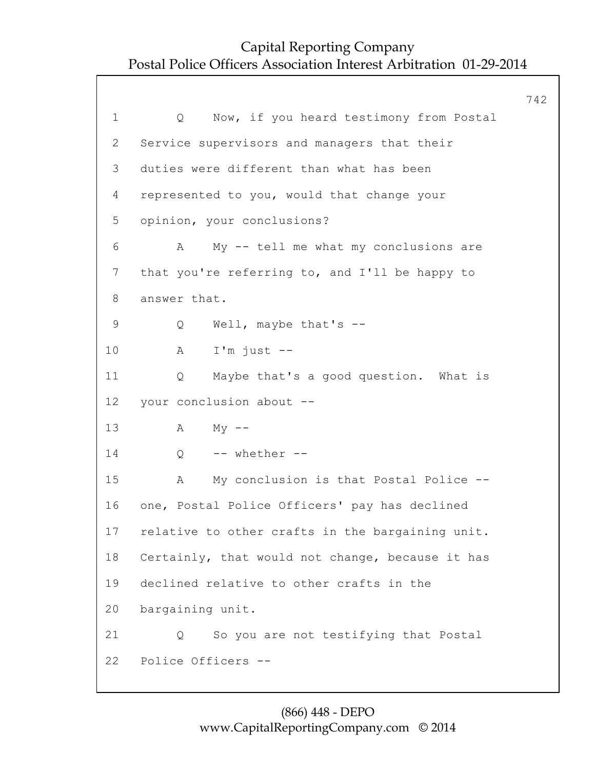1 Q Now, if you heard testimony from Postal
2 Service supervisors and managers that their
3 duties were different than what has been
4 represented to you, would that change your
5 opinion, your conclusions?
6 A My -- tell me what my conclusions are
7 that you're referring to, and I'll be happy to
8 answer that.
9 Q Well, maybe that's --
10 A I'm just --
11 Q Maybe that's a good question. What is
12 your conclusion about --
13 A My --
14 Q -- whether --
15 A My conclusion is that Postal Police --
16 one, Postal Police Officers' pay has declined
17 relative to other crafts in the bargaining unit.
18 Certainly, that would not change, because it has
19 declined relative to other crafts in the
20 bargaining unit.
21 Q So you are not testifying that Postal
22 Police Officers --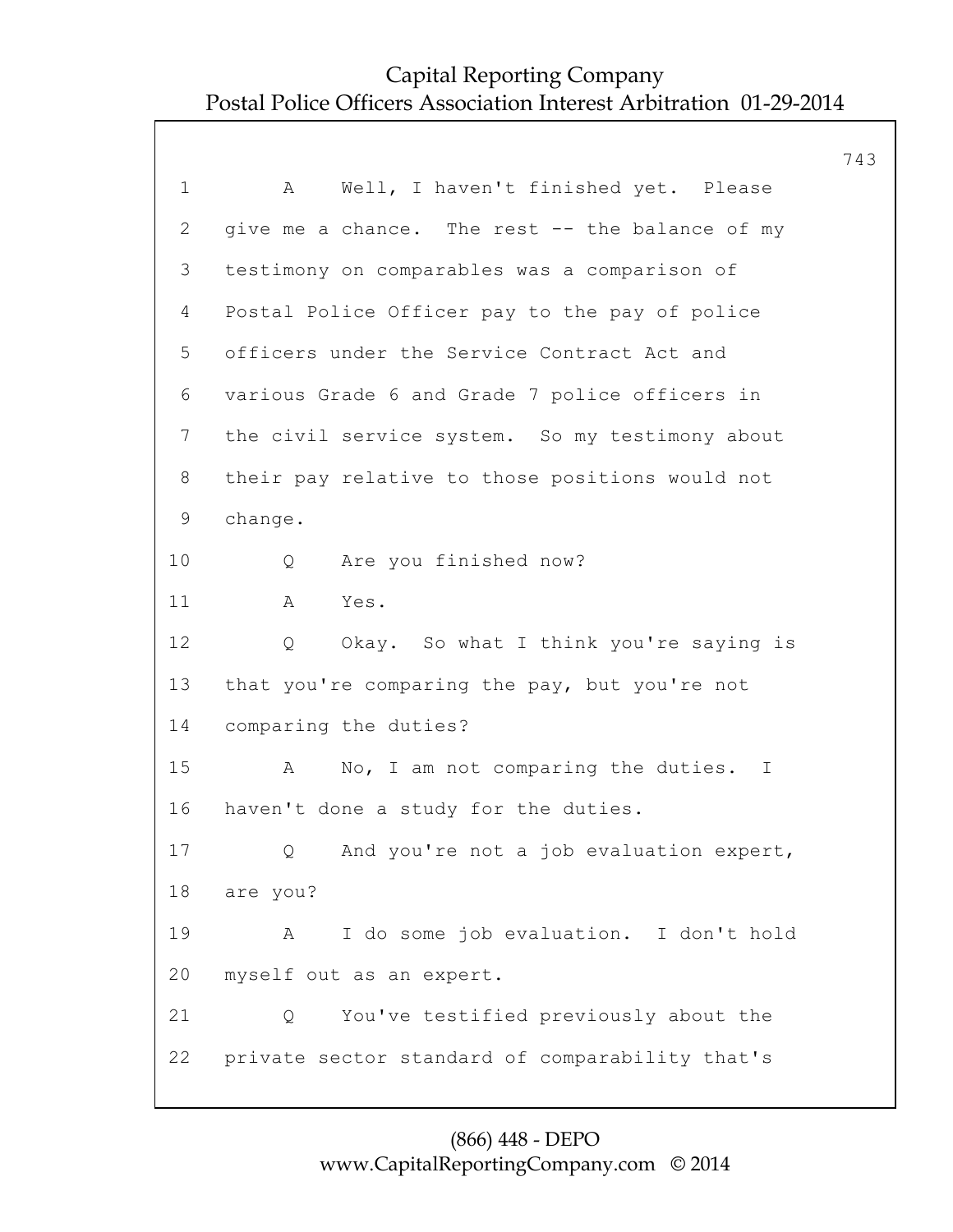1 A Well, I haven't finished yet. Please
2 give me a chance. The rest -- the balance of my
3 testimony on comparables was a comparison of
4 Postal Police Officer pay to the pay of police
5 officers under the Service Contract Act and
6 various Grade 6 and Grade 7 police officers in
7 the civil service system. So my testimony about
8 their pay relative to those positions would not
9 change.
10 Q Are you finished now?
11 A Yes.
12 Q Okay. So what I think you're saying is
13 that you're comparing the pay, but you're not
14 comparing the duties?
15 A No, I am not comparing the duties. I
16 haven't done a study for the duties.
17 Q And you're not a job evaluation expert,
18 are you?
19 A I do some job evaluation. I don't hold
20 myself out as an expert.
21 Q You've testified previously about the
22 private sector standard of comparability that's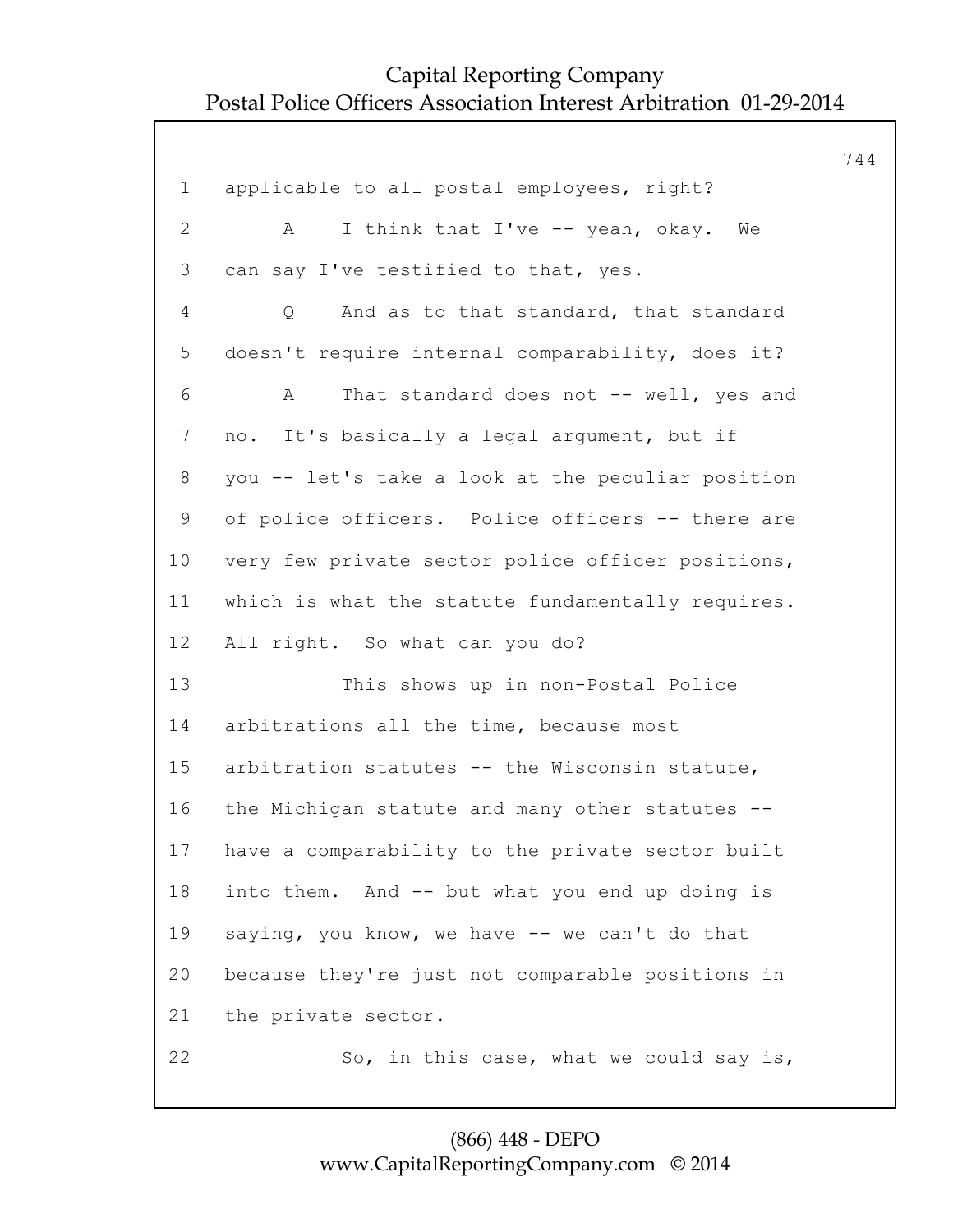applicable to all postal employees, right?

A I think that I've -- yeah, okay. We can say I've testified to that, yes.

Q And as to that standard, that standard doesn't require internal comparability, does it?

A That standard does not -- well, yes and no. It's basically a legal argument, but if you -- let's take a look at the peculiar position of police officers. Police officers -- there are very few private sector police officer positions, which is what the statute fundamentally requires. All right. So what can you do?

This shows up in non-Postal Police arbitrations all the time, because most arbitration statutes -- the Wisconsin statute, the Michigan statute and many other statutes -- have a comparability to the private sector built into them. And -- but what you end up doing is saying, you know, we have -- we can't do that because they're just not comparable positions in the private sector.

So, in this case, what we could say is,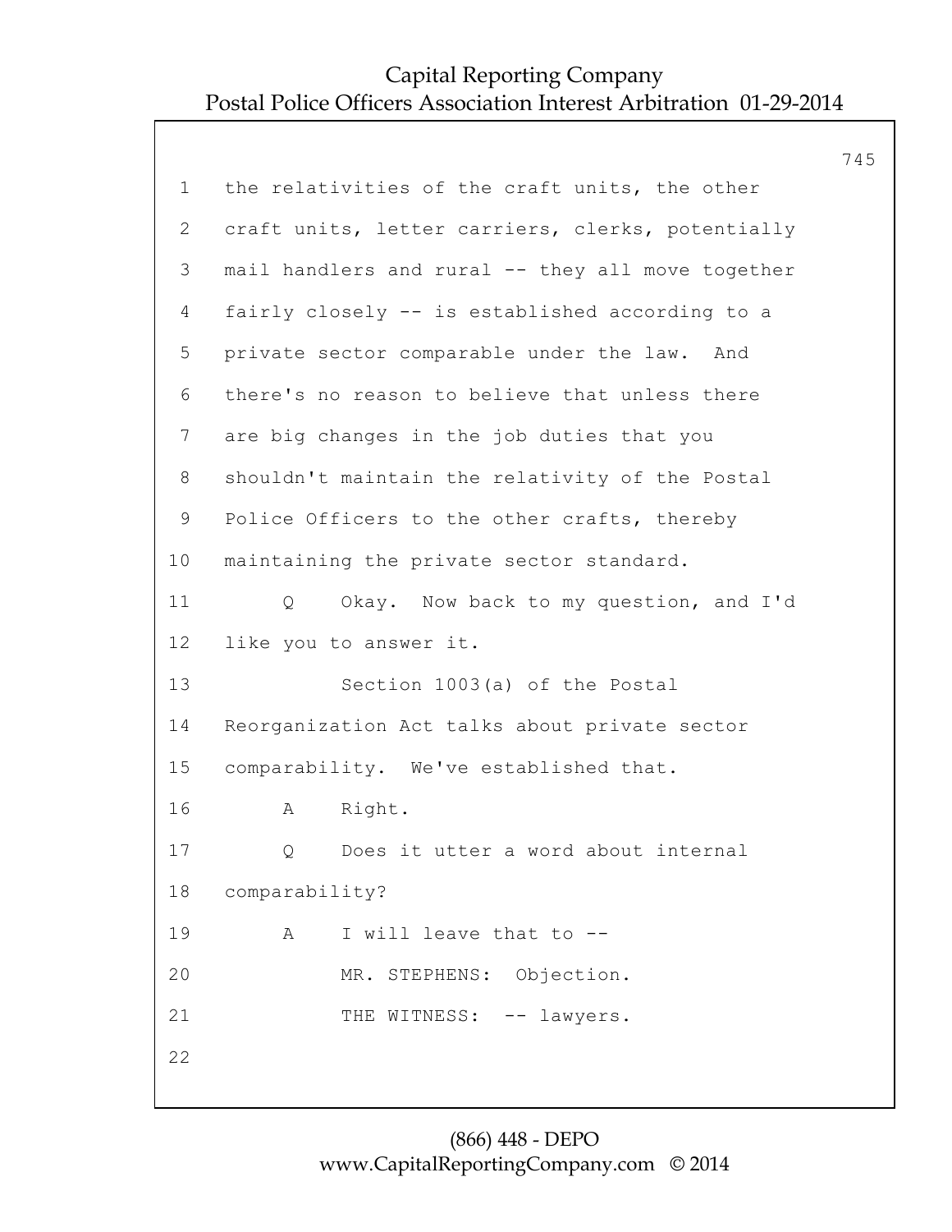1 the relativities of the craft units, the other
2 craft units, letter carriers, clerks, potentially
3 mail handlers and rural -- they all move together
4 fairly closely -- is established according to a
5 private sector comparable under the law. And
6 there's no reason to believe that unless there
7 are big changes in the job duties that you
8 shouldn't maintain the relativity of the Postal
9 Police Officers to the other crafts, thereby
10 maintaining the private sector standard.
11 Q Okay. Now back to my question, and I'd
12 like you to answer it.
13 Section 1003(a) of the Postal
14 Reorganization Act talks about private sector
15 comparability. We've established that.
16 A Right.
17 Q Does it utter a word about internal
18 comparability?
19 A I will leave that to --
20 MR. STEPHENS: Objection.
21 THE WITNESS: -- lawyers.
22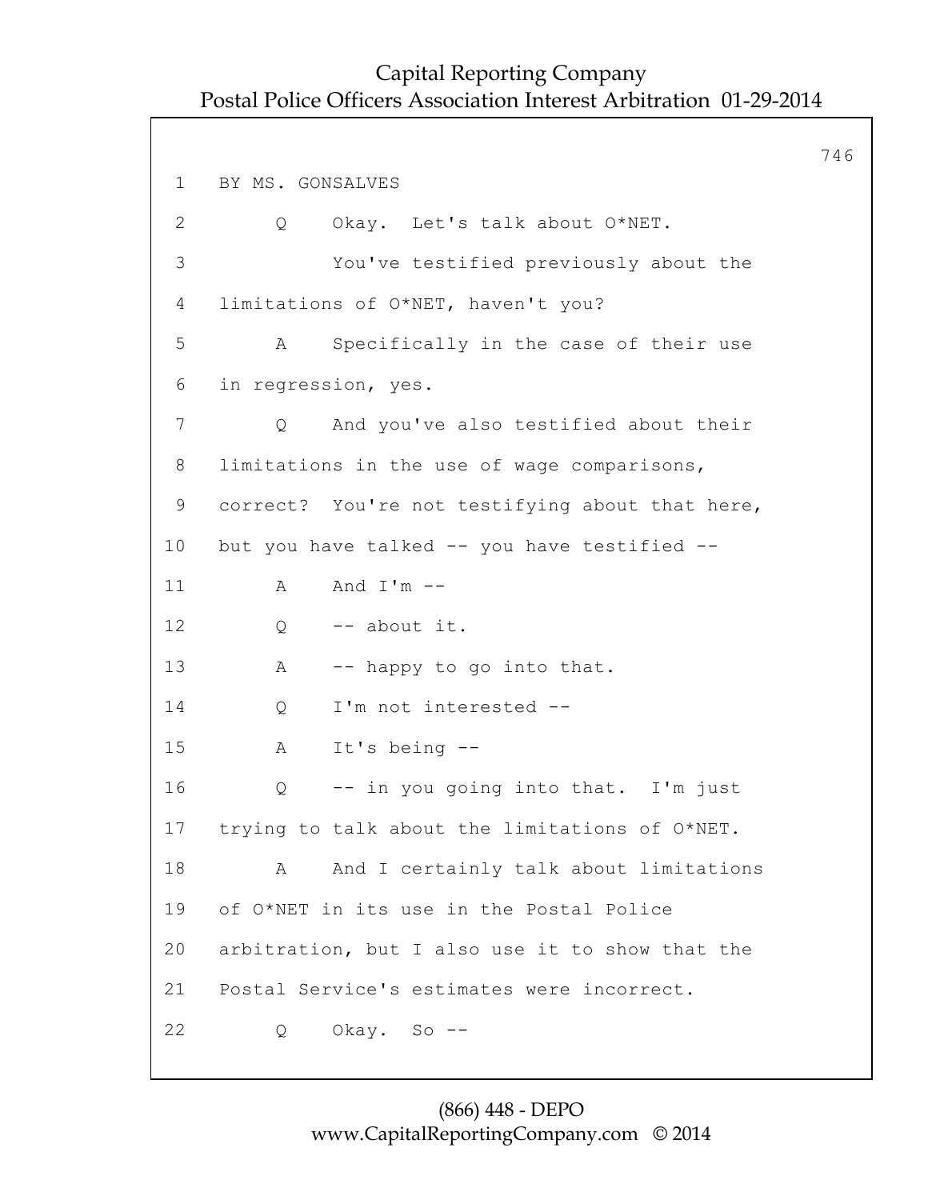BY MS. GONSALVES

Q Okay. Let's talk about O*NET.

You've testified previously about the limitations of O*NET, haven't you?

A Specifically in the case of their use in regression, yes.

Q And you've also testified about their limitations in the use of wage comparisons, correct? You're not testifying about that here, but you have talked -- you have testified --

A And I'm --

Q -- about it.

A -- happy to go into that.

Q I'm not interested --

A It's being --

Q -- in you going into that. I'm just trying to talk about the limitations of O*NET.

A And I certainly talk about limitations of O*NET in its use in the Postal Police arbitration, but I also use it to show that the Postal Service's estimates were incorrect.

Q Okay. So --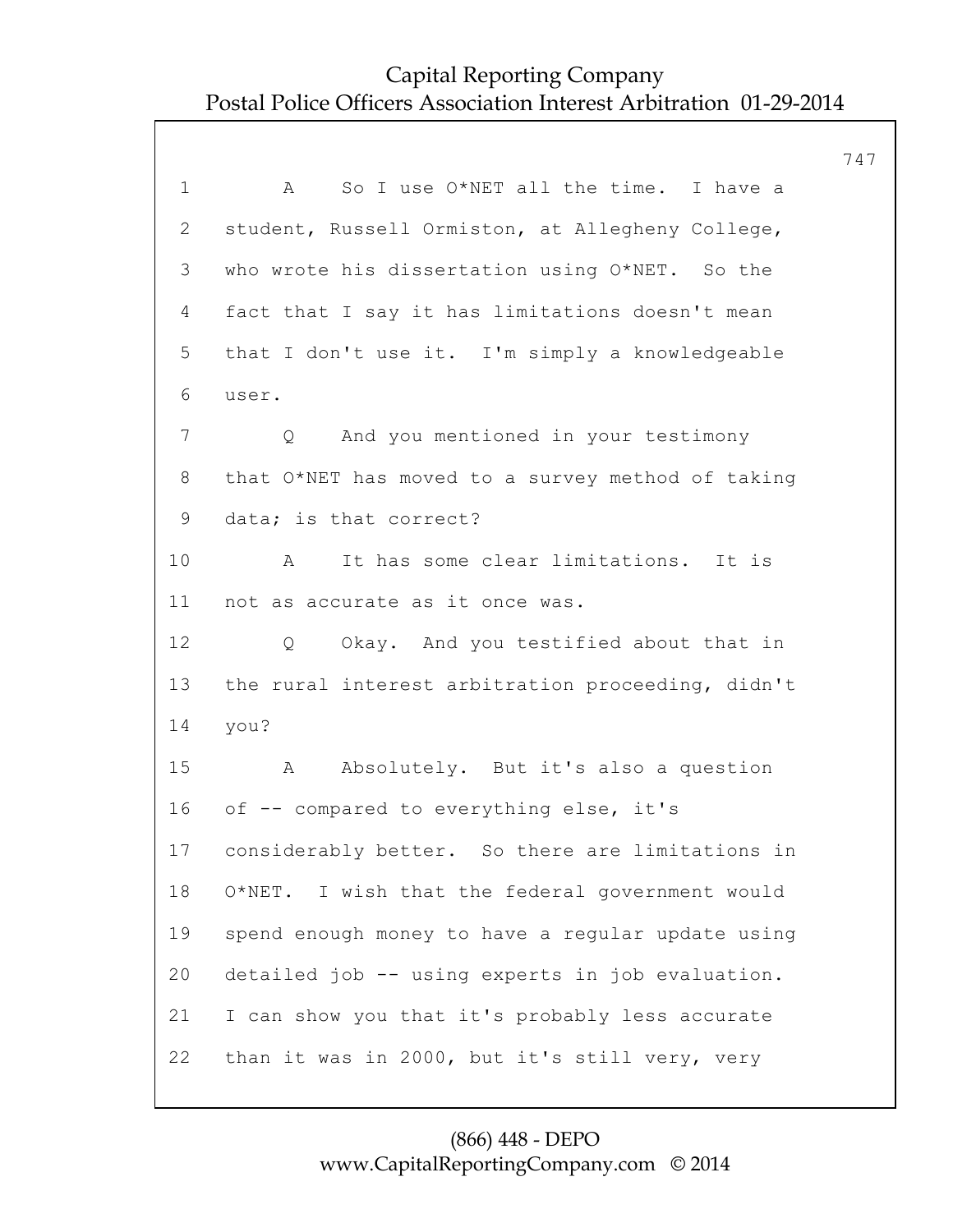1 A So I use O*NET all the time. I have a
2 student, Russell Ormiston, at Allegheny College,
3 who wrote his dissertation using O*NET. So the
4 fact that I say it has limitations doesn't mean
5 that I don't use it. I'm simply a knowledgeable
6 user.
7 Q And you mentioned in your testimony
8 that O*NET has moved to a survey method of taking
9 data; is that correct?
10 A It has some clear limitations. It is
11 not as accurate as it once was.
12 Q Okay. And you testified about that in
13 the rural interest arbitration proceeding, didn't
14 you?
15 A Absolutely. But it's also a question
16 of -- compared to everything else, it's
17 considerably better. So there are limitations in
18 O*NET. I wish that the federal government would
19 spend enough money to have a regular update using
20 detailed job -- using experts in job evaluation.
21 I can show you that it's probably less accurate
22 than it was in 2000, but it's still very, very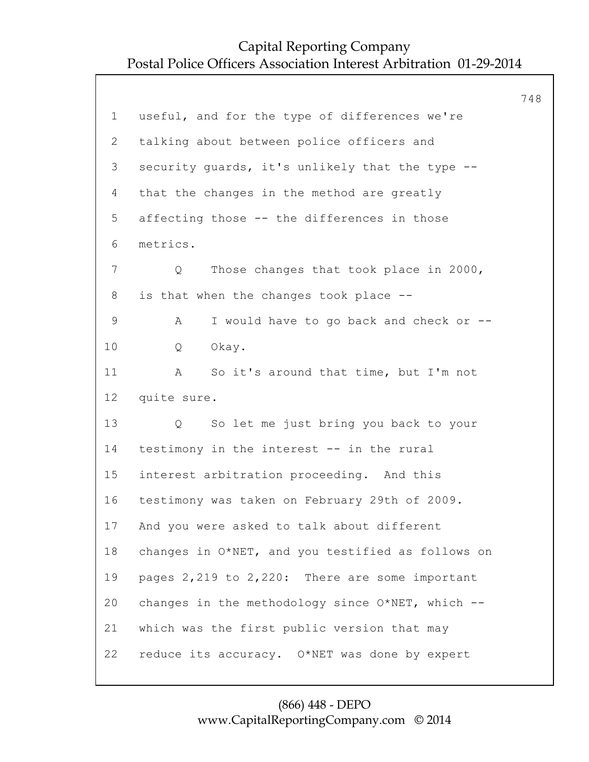useful, and for the type of differences we're talking about between police officers and security guards, it's unlikely that the type -- that the changes in the method are greatly affecting those -- the differences in those metrics.

Q Those changes that took place in 2000, is that when the changes took place --

A I would have to go back and check or --

Q Okay.

A So it's around that time, but I'm not quite sure.

Q So let me just bring you back to your testimony in the interest -- in the rural interest arbitration proceeding. And this testimony was taken on February 29th of 2009. And you were asked to talk about different changes in O*NET, and you testified as follows on pages 2,219 to 2,220: There are some important changes in the methodology since O*NET, which -- which was the first public version that may reduce its accuracy. O*NET was done by expert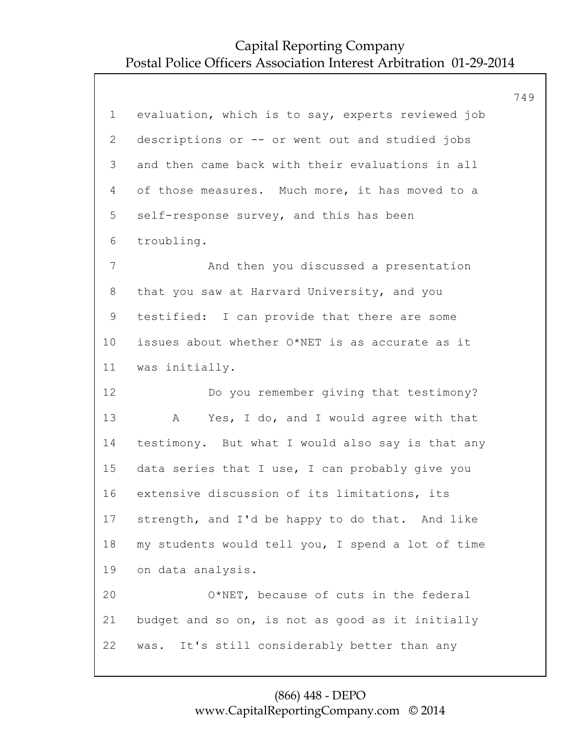evaluation, which is to say, experts reviewed job descriptions or -- or went out and studied jobs and then came back with their evaluations in all of those measures. Much more, it has moved to a self-response survey, and this has been troubling.

And then you discussed a presentation that you saw at Harvard University, and you testified: I can provide that there are some issues about whether O*NET is as accurate as it was initially.

Do you remember giving that testimony?

A Yes, I do, and I would agree with that testimony. But what I would also say is that any data series that I use, I can probably give you extensive discussion of its limitations, its strength, and I'd be happy to do that. And like my students would tell you, I spend a lot of time on data analysis.

O*NET, because of cuts in the federal budget and so on, is not as good as it initially was. It's still considerably better than any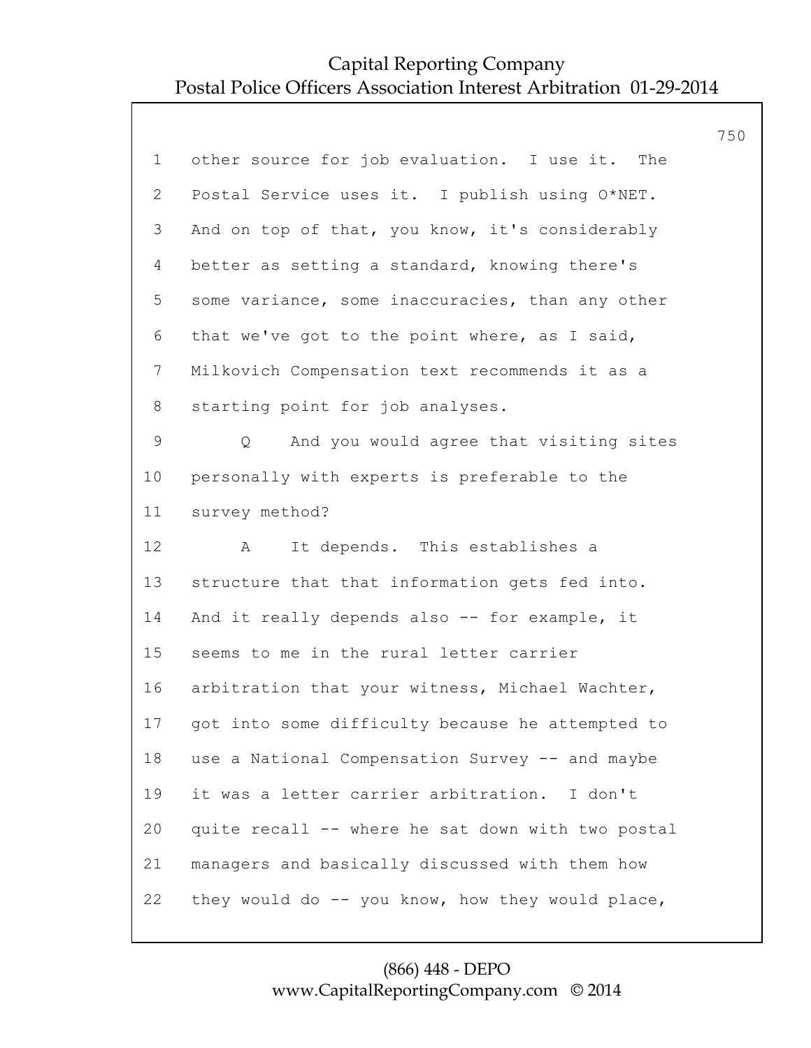other source for job evaluation. I use it. The Postal Service uses it. I publish using O*NET. And on top of that, you know, it's considerably better as setting a standard, knowing there's some variance, some inaccuracies, than any other that we've got to the point where, as I said, Milkovich Compensation text recommends it as a starting point for job analyses.

Q And you would agree that visiting sites personally with experts is preferable to the survey method?

A It depends. This establishes a structure that that information gets fed into. And it really depends also -- for example, it seems to me in the rural letter carrier arbitration that your witness, Michael Wachter, got into some difficulty because he attempted to use a National Compensation Survey -- and maybe it was a letter carrier arbitration. I don't quite recall -- where he sat down with two postal managers and basically discussed with them how they would do -- you know, how they would place,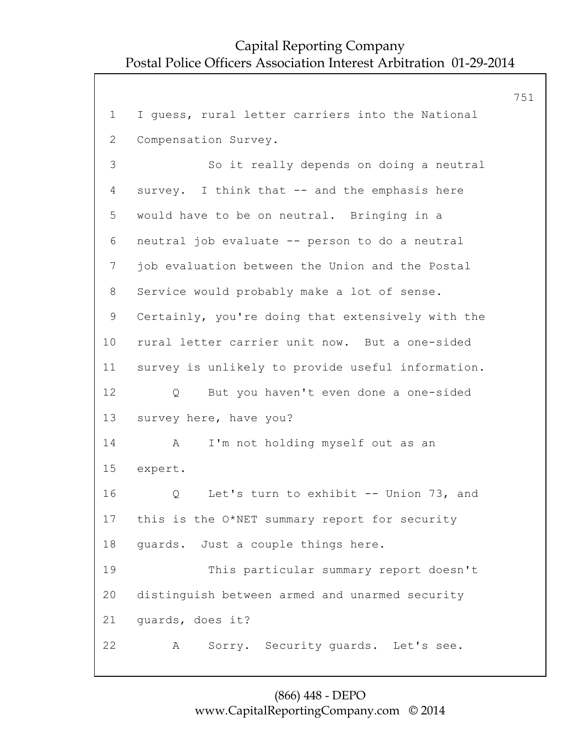I guess, rural letter carriers into the National Compensation Survey.

So it really depends on doing a neutral survey. I think that -- and the emphasis here would have to be on neutral. Bringing in a neutral job evaluate -- person to do a neutral job evaluation between the Union and the Postal Service would probably make a lot of sense. Certainly, you're doing that extensively with the rural letter carrier unit now. But a one-sided survey is unlikely to provide useful information.

Q But you haven't even done a one-sided survey here, have you?

A I'm not holding myself out as an expert.

Q Let's turn to exhibit -- Union 73, and this is the O*NET summary report for security guards. Just a couple things here.

This particular summary report doesn't distinguish between armed and unarmed security guards, does it?

A Sorry. Security guards. Let's see.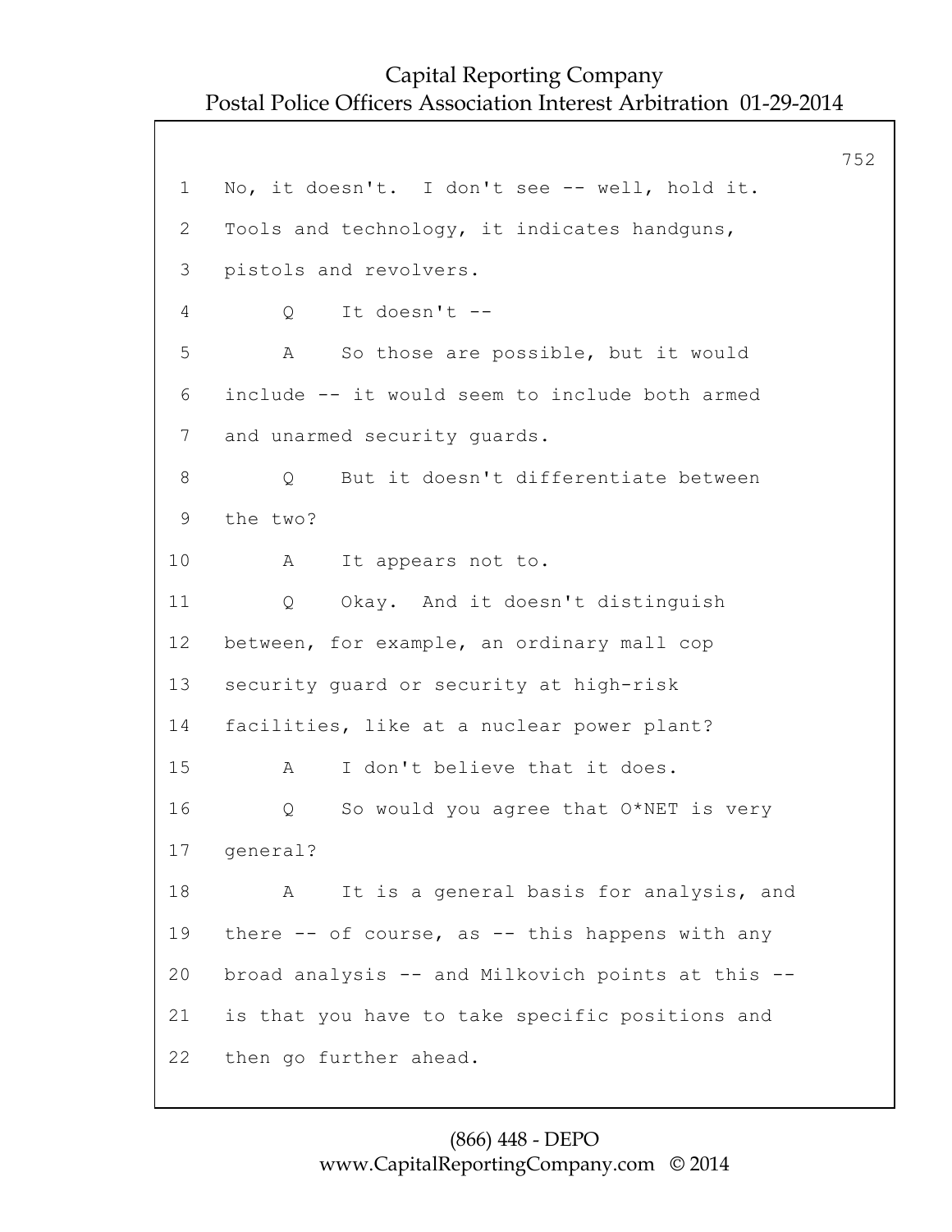1 No, it doesn't. I don't see -- well, hold it.
2 Tools and technology, it indicates handguns,
3 pistols and revolvers.
4 Q It doesn't --
5 A So those are possible, but it would
6 include -- it would seem to include both armed
7 and unarmed security guards.
8 Q But it doesn't differentiate between
9 the two?
10 A It appears not to.
11 Q Okay. And it doesn't distinguish
12 between, for example, an ordinary mall cop
13 security guard or security at high-risk
14 facilities, like at a nuclear power plant?
15 A I don't believe that it does.
16 Q So would you agree that O*NET is very
17 general?
18 A It is a general basis for analysis, and
19 there -- of course, as -- this happens with any
20 broad analysis -- and Milkovich points at this --
21 is that you have to take specific positions and
22 then go further ahead.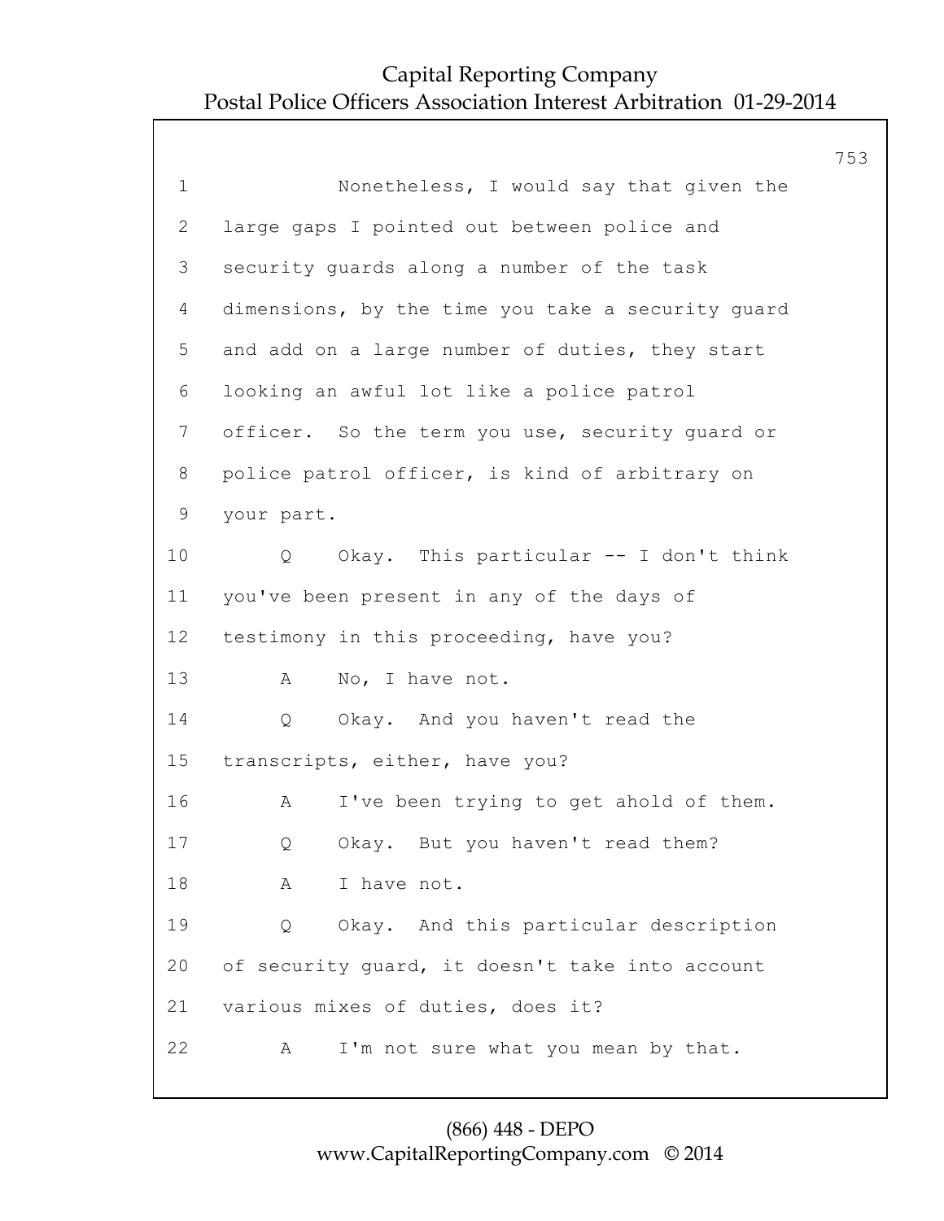1 Nonetheless, I would say that given the
2 large gaps I pointed out between police and
3 security guards along a number of the task
4 dimensions, by the time you take a security guard
5 and add on a large number of duties, they start
6 looking an awful lot like a police patrol
7 officer. So the term you use, security guard or
8 police patrol officer, is kind of arbitrary on
9 your part.
10 Q Okay. This particular -- I don't think
11 you've been present in any of the days of
12 testimony in this proceeding, have you?
13 A No, I have not.
14 Q Okay. And you haven't read the
15 transcripts, either, have you?
16 A I've been trying to get ahold of them.
17 Q Okay. But you haven't read them?
18 A I have not.
19 Q Okay. And this particular description
20 of security guard, it doesn't take into account
21 various mixes of duties, does it?
22 A I'm not sure what you mean by that.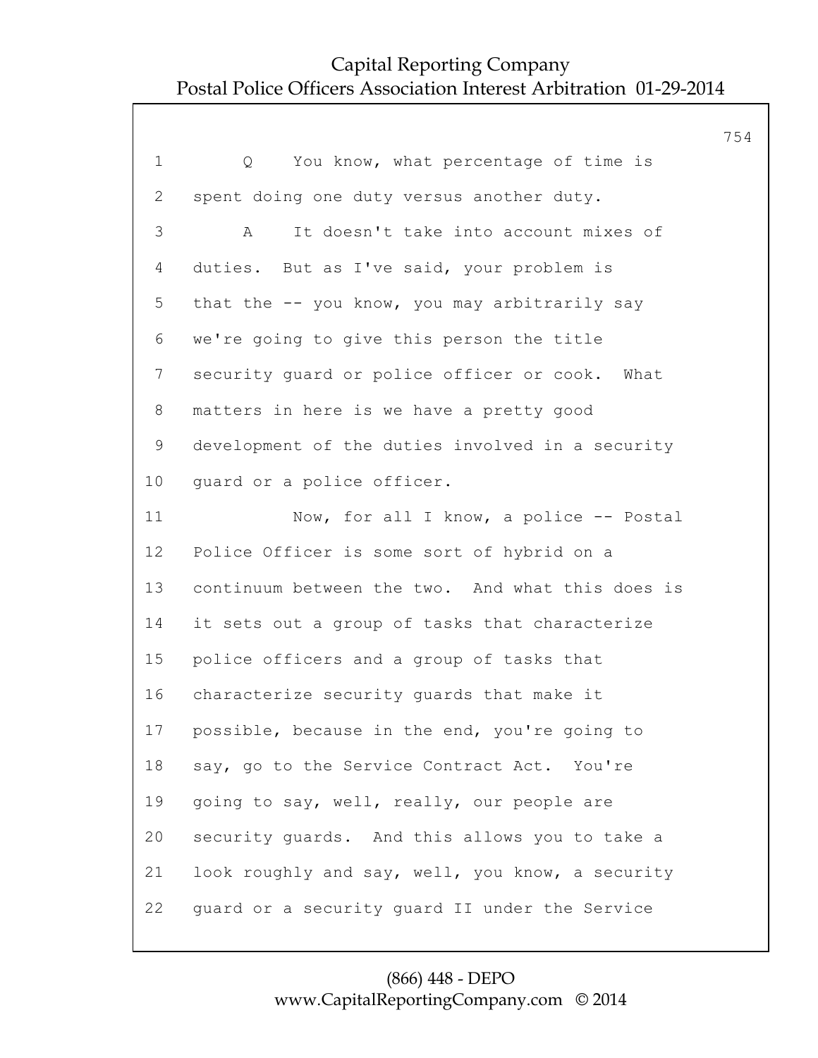1 Q You know, what percentage of time is
2 spent doing one duty versus another duty.
3 A It doesn't take into account mixes of
4 duties. But as I've said, your problem is
5 that the -- you know, you may arbitrarily say
6 we're going to give this person the title
7 security guard or police officer or cook. What
8 matters in here is we have a pretty good
9 development of the duties involved in a security
10 guard or a police officer.
11 Now, for all I know, a police -- Postal
12 Police Officer is some sort of hybrid on a
13 continuum between the two. And what this does is
14 it sets out a group of tasks that characterize
15 police officers and a group of tasks that
16 characterize security guards that make it
17 possible, because in the end, you're going to
18 say, go to the Service Contract Act. You're
19 going to say, well, really, our people are
20 security guards. And this allows you to take a
21 look roughly and say, well, you know, a security
22 guard or a security guard II under the Service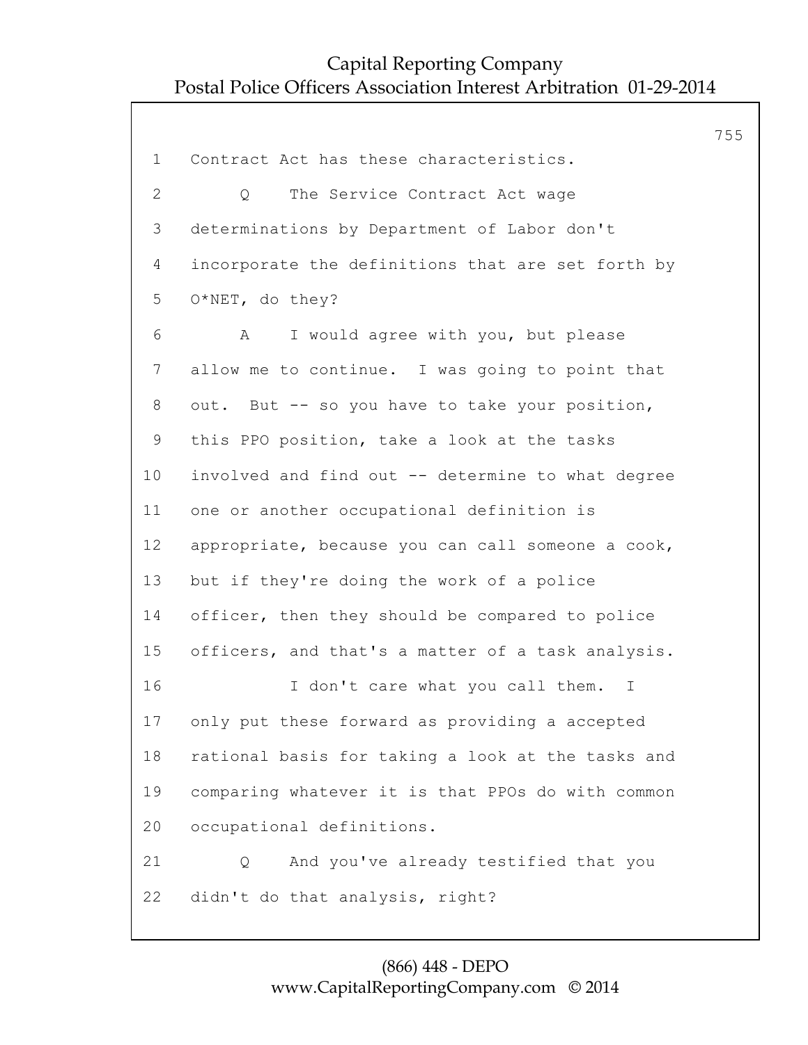Contract Act has these characteristics.

Q The Service Contract Act wage determinations by Department of Labor don't incorporate the definitions that are set forth by O*NET, do they?

A I would agree with you, but please allow me to continue. I was going to point that out. But -- so you have to take your position, this PPO position, take a look at the tasks involved and find out -- determine to what degree one or another occupational definition is appropriate, because you can call someone a cook, but if they're doing the work of a police officer, then they should be compared to police officers, and that's a matter of a task analysis.

I don't care what you call them. I only put these forward as providing a accepted rational basis for taking a look at the tasks and comparing whatever it is that PPOs do with common occupational definitions.

Q And you've already testified that you didn't do that analysis, right?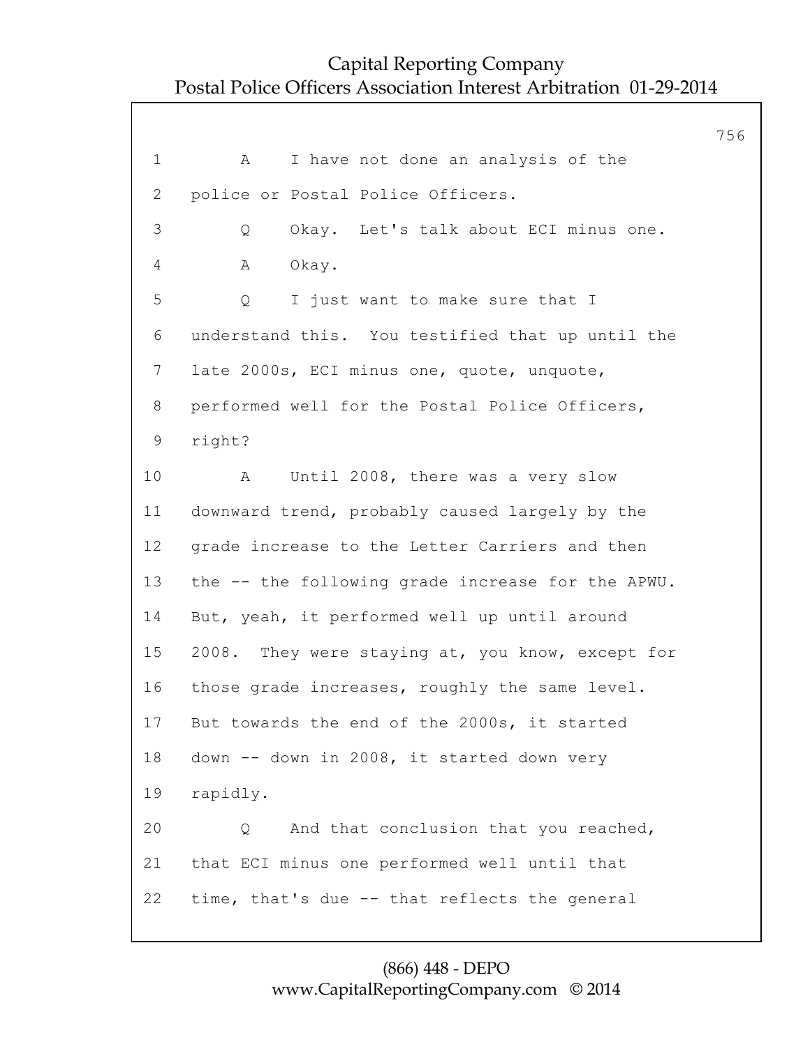1 A I have not done an analysis of the
2 police or Postal Police Officers.
3 Q Okay. Let's talk about ECI minus one.
4 A Okay.
5 Q I just want to make sure that I
6 understand this. You testified that up until the
7 late 2000s, ECI minus one, quote, unquote,
8 performed well for the Postal Police Officers,
9 right?
10 A Until 2008, there was a very slow
11 downward trend, probably caused largely by the
12 grade increase to the Letter Carriers and then
13 the -- the following grade increase for the APWU.
14 But, yeah, it performed well up until around
15 2008. They were staying at, you know, except for
16 those grade increases, roughly the same level.
17 But towards the end of the 2000s, it started
18 down -- down in 2008, it started down very
19 rapidly.
20 Q And that conclusion that you reached,
21 that ECI minus one performed well until that
22 time, that's due -- that reflects the general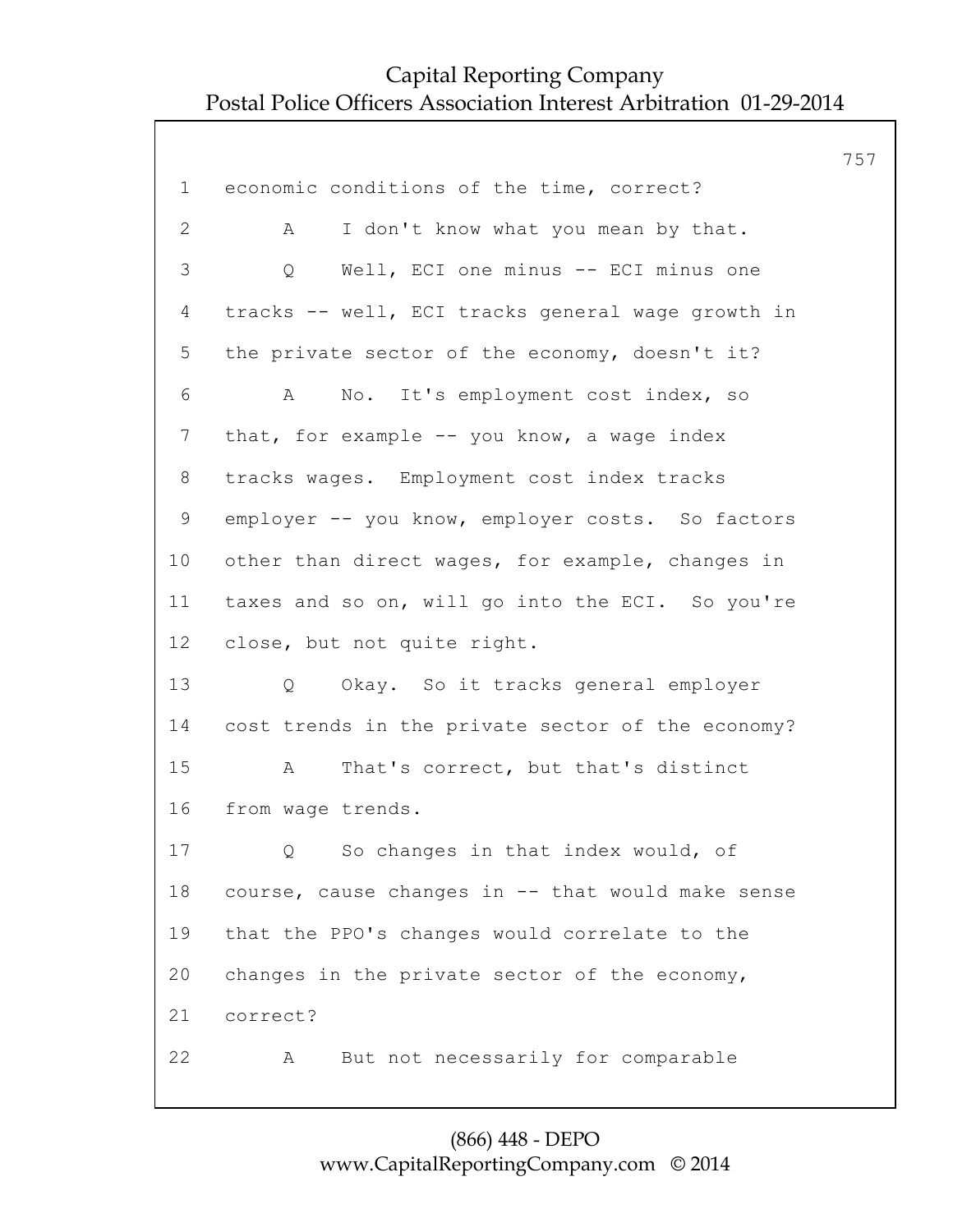1 economic conditions of the time, correct?

2 A I don't know what you mean by that.

3 Q Well, ECI one minus -- ECI minus one

4 tracks -- well, ECI tracks general wage growth in

5 the private sector of the economy, doesn't it?

6 A No. It's employment cost index, so

7 that, for example -- you know, a wage index

8 tracks wages. Employment cost index tracks

9 employer -- you know, employer costs. So factors

10 other than direct wages, for example, changes in

11 taxes and so on, will go into the ECI. So you're

12 close, but not quite right.

13 Q Okay. So it tracks general employer

14 cost trends in the private sector of the economy?

15 A That's correct, but that's distinct

16 from wage trends.

17 Q So changes in that index would, of

18 course, cause changes in -- that would make sense

19 that the PPO's changes would correlate to the

20 changes in the private sector of the economy,

21 correct?

22 A But not necessarily for comparable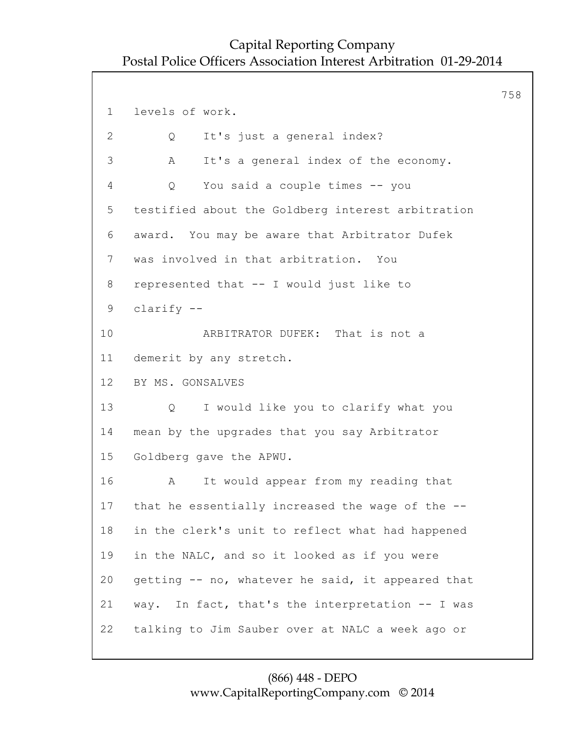1 levels of work.

2 Q It's just a general index?

3 A It's a general index of the economy.

4 Q You said a couple times -- you

5 testified about the Goldberg interest arbitration

6 award. You may be aware that Arbitrator Dufek

7 was involved in that arbitration. You

8 represented that -- I would just like to

9 clarify --

10 ARBITRATOR DUFEK: That is not a

11 demerit by any stretch.

12 BY MS. GONSALVES

13 Q I would like you to clarify what you

14 mean by the upgrades that you say Arbitrator

15 Goldberg gave the APWU.

16 A It would appear from my reading that

17 that he essentially increased the wage of the --

18 in the clerk's unit to reflect what had happened

19 in the NALC, and so it looked as if you were

20 getting -- no, whatever he said, it appeared that

21 way. In fact, that's the interpretation -- I was

22 talking to Jim Sauber over at NALC a week ago or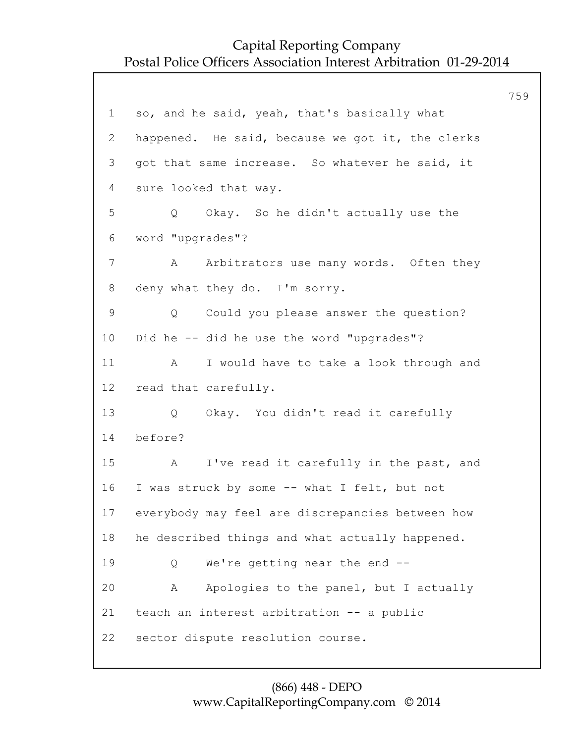1 so, and he said, yeah, that's basically what
2 happened. He said, because we got it, the clerks
3 got that same increase. So whatever he said, it
4 sure looked that way.
5 Q Okay. So he didn't actually use the
6 word "upgrades"?
7 A Arbitrators use many words. Often they
8 deny what they do. I'm sorry.
9 Q Could you please answer the question?
10 Did he -- did he use the word "upgrades"?
11 A I would have to take a look through and
12 read that carefully.
13 Q Okay. You didn't read it carefully
14 before?
15 A I've read it carefully in the past, and
16 I was struck by some -- what I felt, but not
17 everybody may feel are discrepancies between how
18 he described things and what actually happened.
19 Q We're getting near the end --
20 A Apologies to the panel, but I actually
21 teach an interest arbitration -- a public
22 sector dispute resolution course.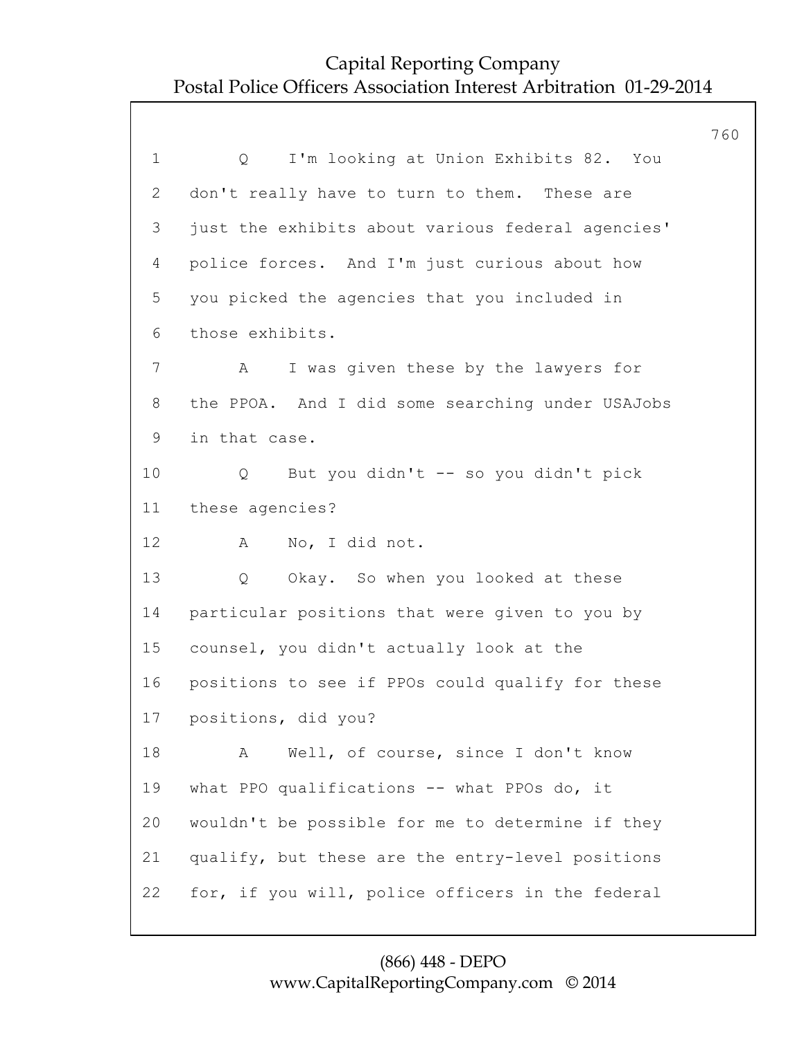1 Q I'm looking at Union Exhibits 82. You
2 don't really have to turn to them. These are
3 just the exhibits about various federal agencies'
4 police forces. And I'm just curious about how
5 you picked the agencies that you included in
6 those exhibits.
7 A I was given these by the lawyers for
8 the PPOA. And I did some searching under USAJobs
9 in that case.
10 Q But you didn't -- so you didn't pick
11 these agencies?
12 A No, I did not.
13 Q Okay. So when you looked at these
14 particular positions that were given to you by
15 counsel, you didn't actually look at the
16 positions to see if PPOs could qualify for these
17 positions, did you?
18 A Well, of course, since I don't know
19 what PPO qualifications -- what PPOs do, it
20 wouldn't be possible for me to determine if they
21 qualify, but these are the entry-level positions
22 for, if you will, police officers in the federal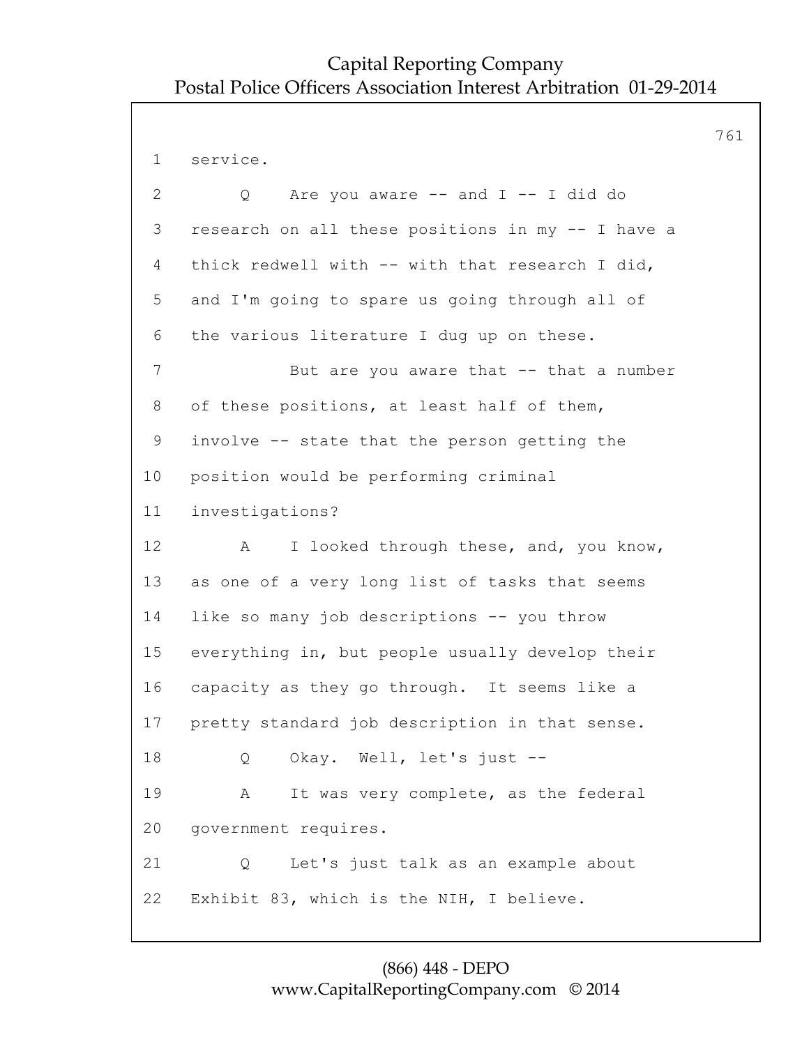1 service.

2 Q Are you aware -- and I -- I did do

3 research on all these positions in my -- I have a

4 thick redwell with -- with that research I did,

5 and I'm going to spare us going through all of

6 the various literature I dug up on these.

7 But are you aware that -- that a number

8 of these positions, at least half of them,

9 involve -- state that the person getting the

10 position would be performing criminal

11 investigations?

12 A I looked through these, and, you know,

13 as one of a very long list of tasks that seems

14 like so many job descriptions -- you throw

15 everything in, but people usually develop their

16 capacity as they go through. It seems like a

17 pretty standard job description in that sense.

18 Q Okay. Well, let's just --

19 A It was very complete, as the federal

20 government requires.

21 Q Let's just talk as an example about

22 Exhibit 83, which is the NIH, I believe.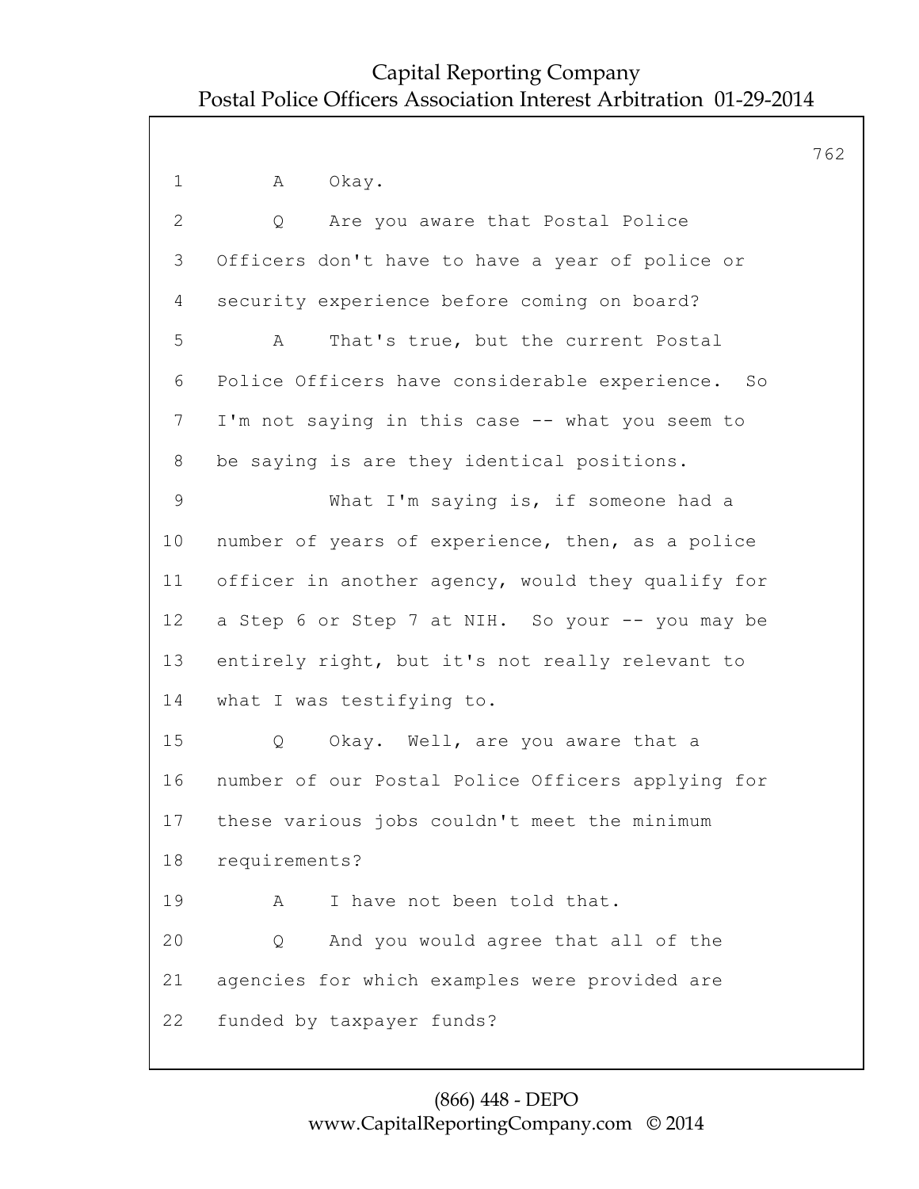1 A Okay.

2 Q Are you aware that Postal Police

3 Officers don't have to have a year of police or

4 security experience before coming on board?

5 A That's true, but the current Postal

6 Police Officers have considerable experience. So

7 I'm not saying in this case -- what you seem to

8 be saying is are they identical positions.

9 What I'm saying is, if someone had a

10 number of years of experience, then, as a police

11 officer in another agency, would they qualify for

12 a Step 6 or Step 7 at NIH. So your -- you may be

13 entirely right, but it's not really relevant to

14 what I was testifying to.

15 Q Okay. Well, are you aware that a

16 number of our Postal Police Officers applying for

17 these various jobs couldn't meet the minimum

18 requirements?

19 A I have not been told that.

20 Q And you would agree that all of the

21 agencies for which examples were provided are

22 funded by taxpayer funds?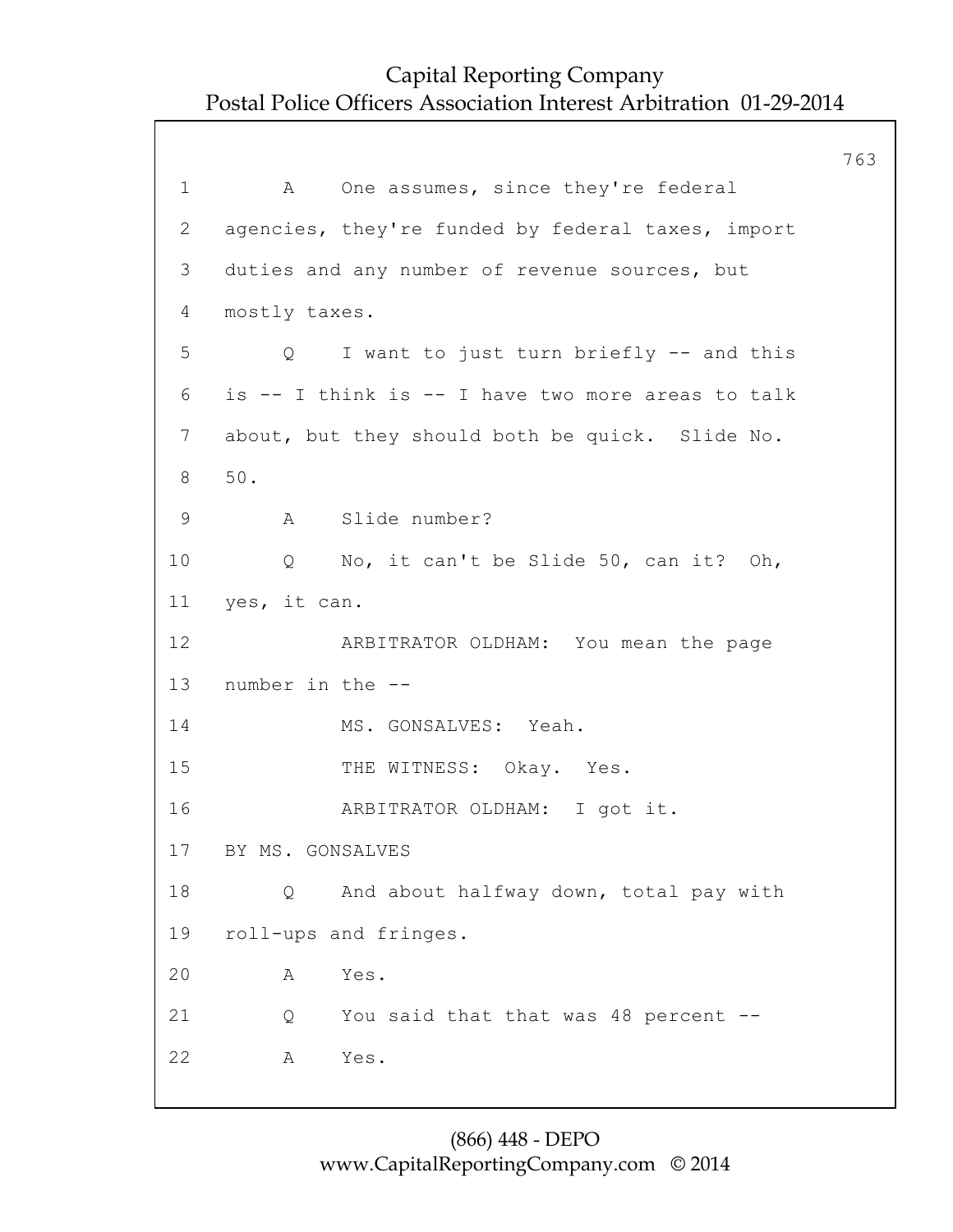1 A One assumes, since they're federal
2 agencies, they're funded by federal taxes, import
3 duties and any number of revenue sources, but
4 mostly taxes.
5 Q I want to just turn briefly -- and this
6 is -- I think is -- I have two more areas to talk
7 about, but they should both be quick. Slide No.
8 50.
9 A Slide number?
10 Q No, it can't be Slide 50, can it? Oh,
11 yes, it can.
12 ARBITRATOR OLDHAM: You mean the page
13 number in the --
14 MS. GONSALVES: Yeah.
15 THE WITNESS: Okay. Yes.
16 ARBITRATOR OLDHAM: I got it.
17 BY MS. GONSALVES
18 Q And about halfway down, total pay with
19 roll-ups and fringes.
20 A Yes.
21 Q You said that that was 48 percent --
22 A Yes.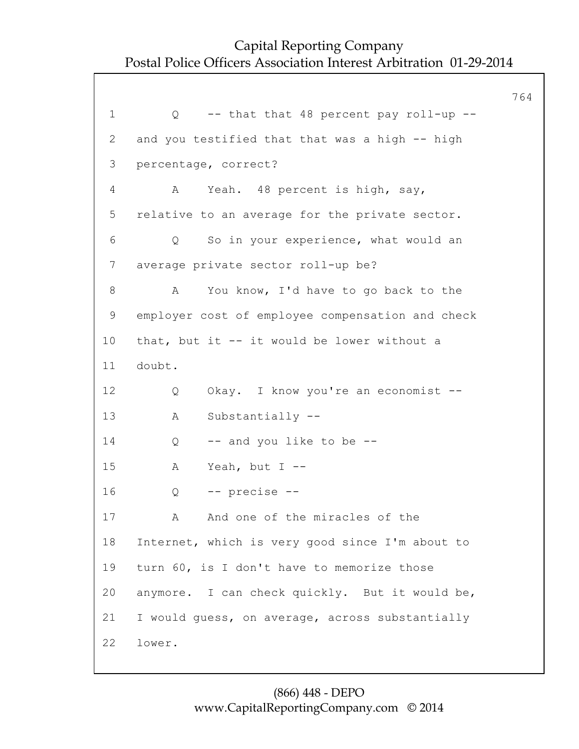1 Q -- that that 48 percent pay roll-up --

2 and you testified that that was a high -- high

3 percentage, correct?

4 A Yeah. 48 percent is high, say,

5 relative to an average for the private sector.

6 Q So in your experience, what would an

7 average private sector roll-up be?

8 A You know, I'd have to go back to the

9 employer cost of employee compensation and check

10 that, but it -- it would be lower without a

11 doubt.

12 Q Okay. I know you're an economist --

13 A Substantially --

14 Q -- and you like to be --

15 A Yeah, but I --

16 Q -- precise --

17 A And one of the miracles of the

18 Internet, which is very good since I'm about to

19 turn 60, is I don't have to memorize those

20 anymore. I can check quickly. But it would be,

21 I would guess, on average, across substantially

22 lower.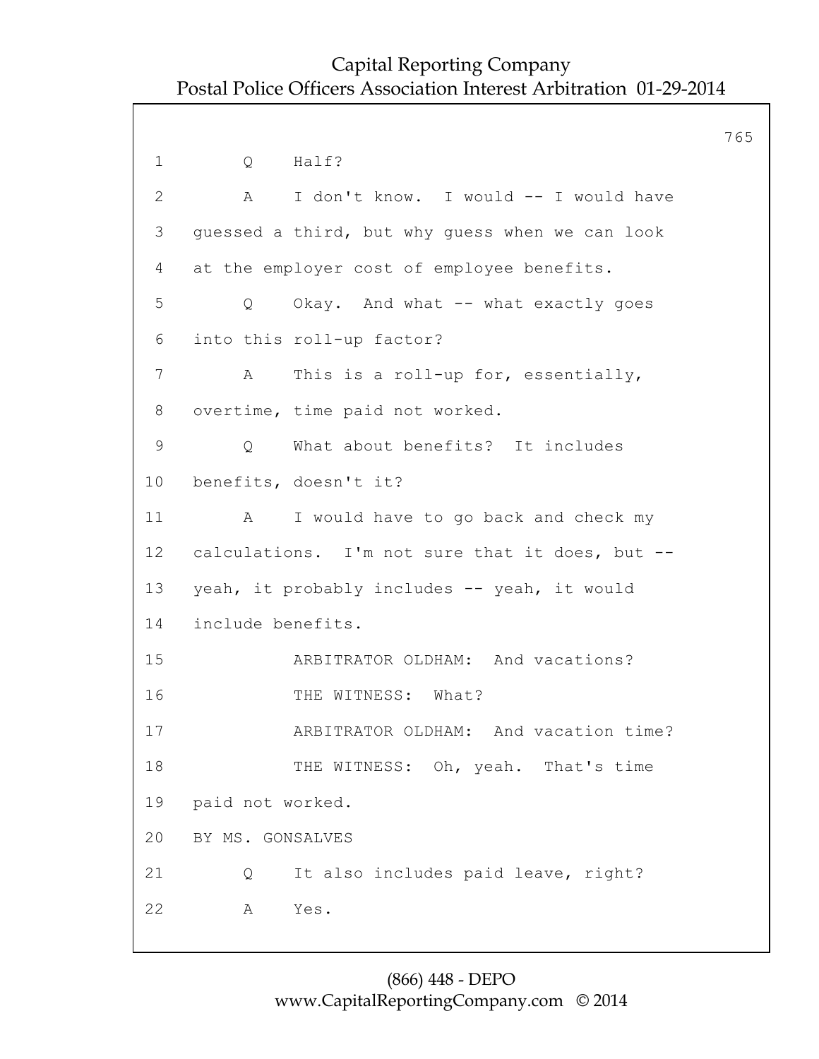1 Q Half?

2 A I don't know. I would -- I would have

3 guessed a third, but why guess when we can look

4 at the employer cost of employee benefits.

5 Q Okay. And what -- what exactly goes

6 into this roll-up factor?

7 A This is a roll-up for, essentially,

8 overtime, time paid not worked.

9 Q What about benefits? It includes

10 benefits, doesn't it?

11 A I would have to go back and check my

12 calculations. I'm not sure that it does, but --

13 yeah, it probably includes -- yeah, it would

14 include benefits.

15 ARBITRATOR OLDHAM: And vacations?

16 THE WITNESS: What?

17 ARBITRATOR OLDHAM: And vacation time?

18 THE WITNESS: Oh, yeah. That's time

19 paid not worked.

20 BY MS. GONSALVES

21 Q It also includes paid leave, right?

22 A Yes.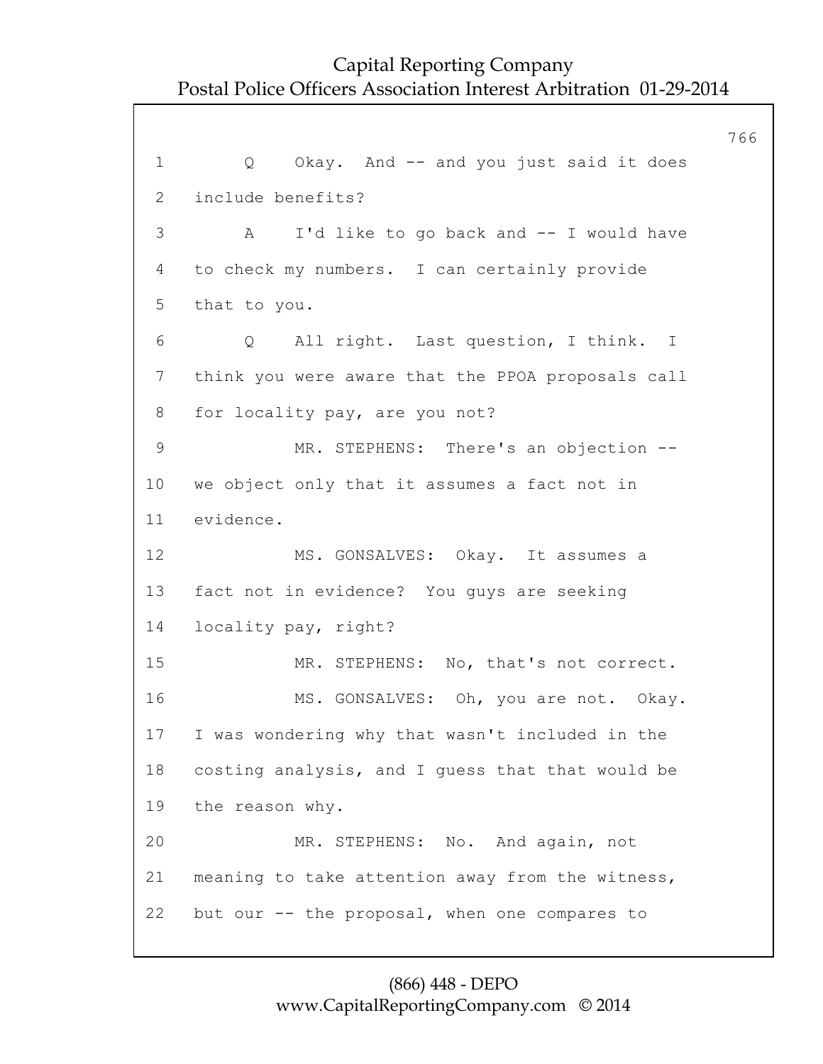1 Q Okay. And -- and you just said it does
2 include benefits?
3 A I'd like to go back and -- I would have
4 to check my numbers. I can certainly provide
5 that to you.
6 Q All right. Last question, I think. I
7 think you were aware that the PPOA proposals call
8 for locality pay, are you not?
9 MR. STEPHENS: There's an objection --
10 we object only that it assumes a fact not in
11 evidence.
12 MS. GONSALVES: Okay. It assumes a
13 fact not in evidence? You guys are seeking
14 locality pay, right?
15 MR. STEPHENS: No, that's not correct.
16 MS. GONSALVES: Oh, you are not. Okay.
17 I was wondering why that wasn't included in the
18 costing analysis, and I guess that that would be
19 the reason why.
20 MR. STEPHENS: No. And again, not
21 meaning to take attention away from the witness,
22 but our -- the proposal, when one compares to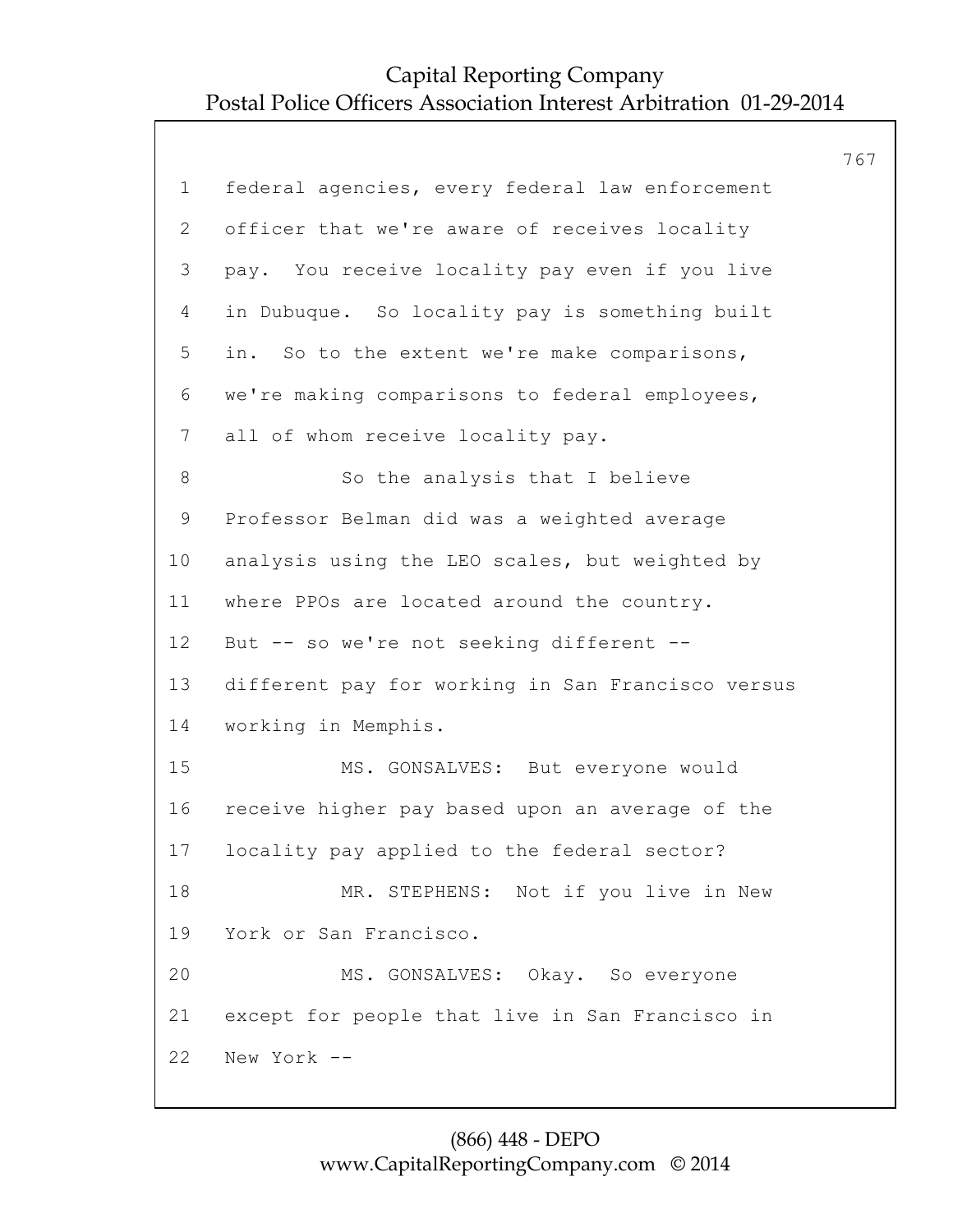federal agencies, every federal law enforcement officer that we're aware of receives locality pay. You receive locality pay even if you live in Dubuque. So locality pay is something built in. So to the extent we're make comparisons, we're making comparisons to federal employees, all of whom receive locality pay.

So the analysis that I believe Professor Belman did was a weighted average analysis using the LEO scales, but weighted by where PPOs are located around the country. But -- so we're not seeking different -- different pay for working in San Francisco versus working in Memphis.

MS. GONSALVES: But everyone would receive higher pay based upon an average of the locality pay applied to the federal sector?

MR. STEPHENS: Not if you live in New York or San Francisco.

MS. GONSALVES: Okay. So everyone except for people that live in San Francisco in New York --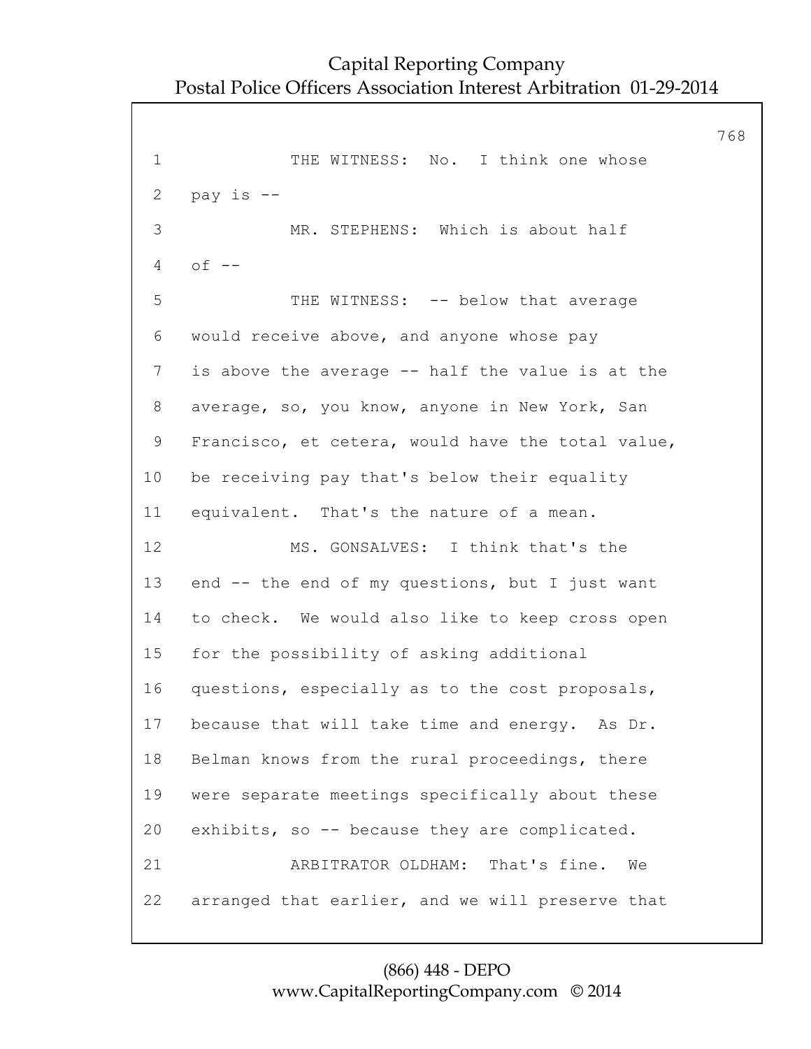1 THE WITNESS: No. I think one whose
2 pay is --
3 MR. STEPHENS: Which is about half
4 of --
5 THE WITNESS: -- below that average
6 would receive above, and anyone whose pay
7 is above the average -- half the value is at the
8 average, so, you know, anyone in New York, San
9 Francisco, et cetera, would have the total value,
10 be receiving pay that's below their equality
11 equivalent. That's the nature of a mean.
12 MS. GONSALVES: I think that's the
13 end -- the end of my questions, but I just want
14 to check. We would also like to keep cross open
15 for the possibility of asking additional
16 questions, especially as to the cost proposals,
17 because that will take time and energy. As Dr.
18 Belman knows from the rural proceedings, there
19 were separate meetings specifically about these
20 exhibits, so -- because they are complicated.
21 ARBITRATOR OLDHAM: That's fine. We
22 arranged that earlier, and we will preserve that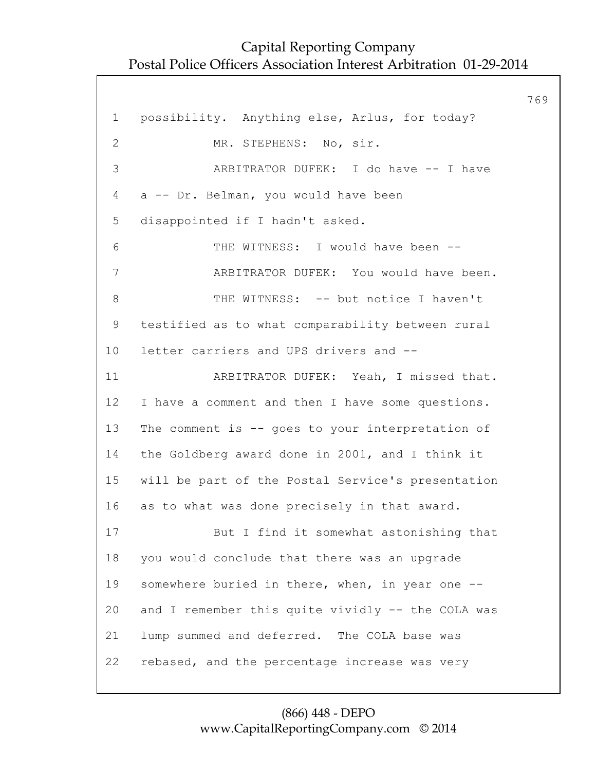1 possibility. Anything else, Arlus, for today?

2 MR. STEPHENS: No, sir.

3 ARBITRATOR DUFEK: I do have -- I have

4 a -- Dr. Belman, you would have been

5 disappointed if I hadn't asked.

6 THE WITNESS: I would have been --

7 ARBITRATOR DUFEK: You would have been.

8 THE WITNESS: -- but notice I haven't

9 testified as to what comparability between rural

10 letter carriers and UPS drivers and --

11 ARBITRATOR DUFEK: Yeah, I missed that.

12 I have a comment and then I have some questions.

13 The comment is -- goes to your interpretation of

14 the Goldberg award done in 2001, and I think it

15 will be part of the Postal Service's presentation

16 as to what was done precisely in that award.

17 But I find it somewhat astonishing that

18 you would conclude that there was an upgrade

19 somewhere buried in there, when, in year one --

20 and I remember this quite vividly -- the COLA was

21 lump summed and deferred. The COLA base was

22 rebased, and the percentage increase was very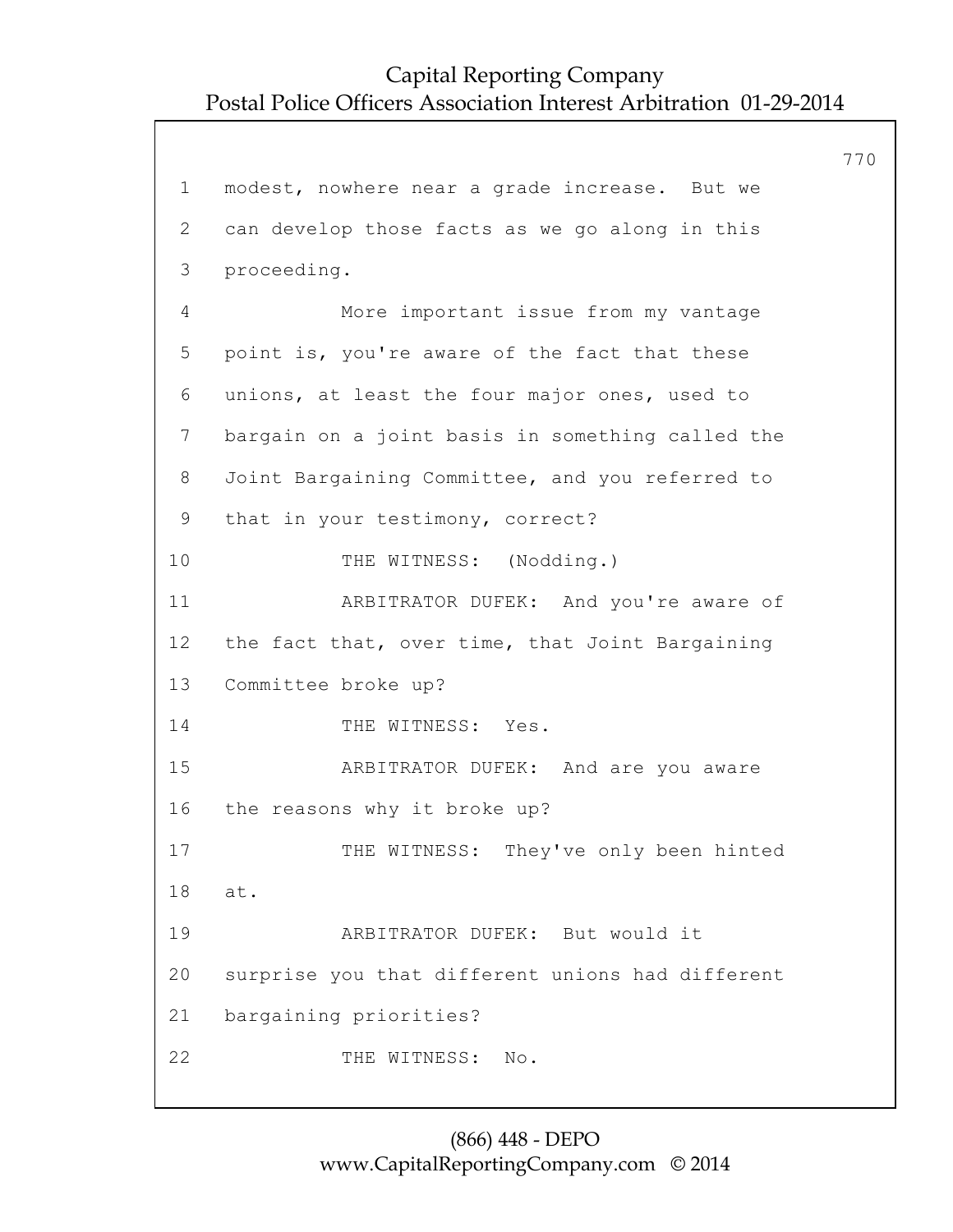modest, nowhere near a grade increase. But we can develop those facts as we go along in this proceeding.

More important issue from my vantage point is, you're aware of the fact that these unions, at least the four major ones, used to bargain on a joint basis in something called the Joint Bargaining Committee, and you referred to that in your testimony, correct?

THE WITNESS: (Nodding.)

ARBITRATOR DUFEK: And you're aware of the fact that, over time, that Joint Bargaining Committee broke up?

THE WITNESS: Yes.

ARBITRATOR DUFEK: And are you aware the reasons why it broke up?

THE WITNESS: They've only been hinted at.

ARBITRATOR DUFEK: But would it surprise you that different unions had different bargaining priorities?

THE WITNESS: No.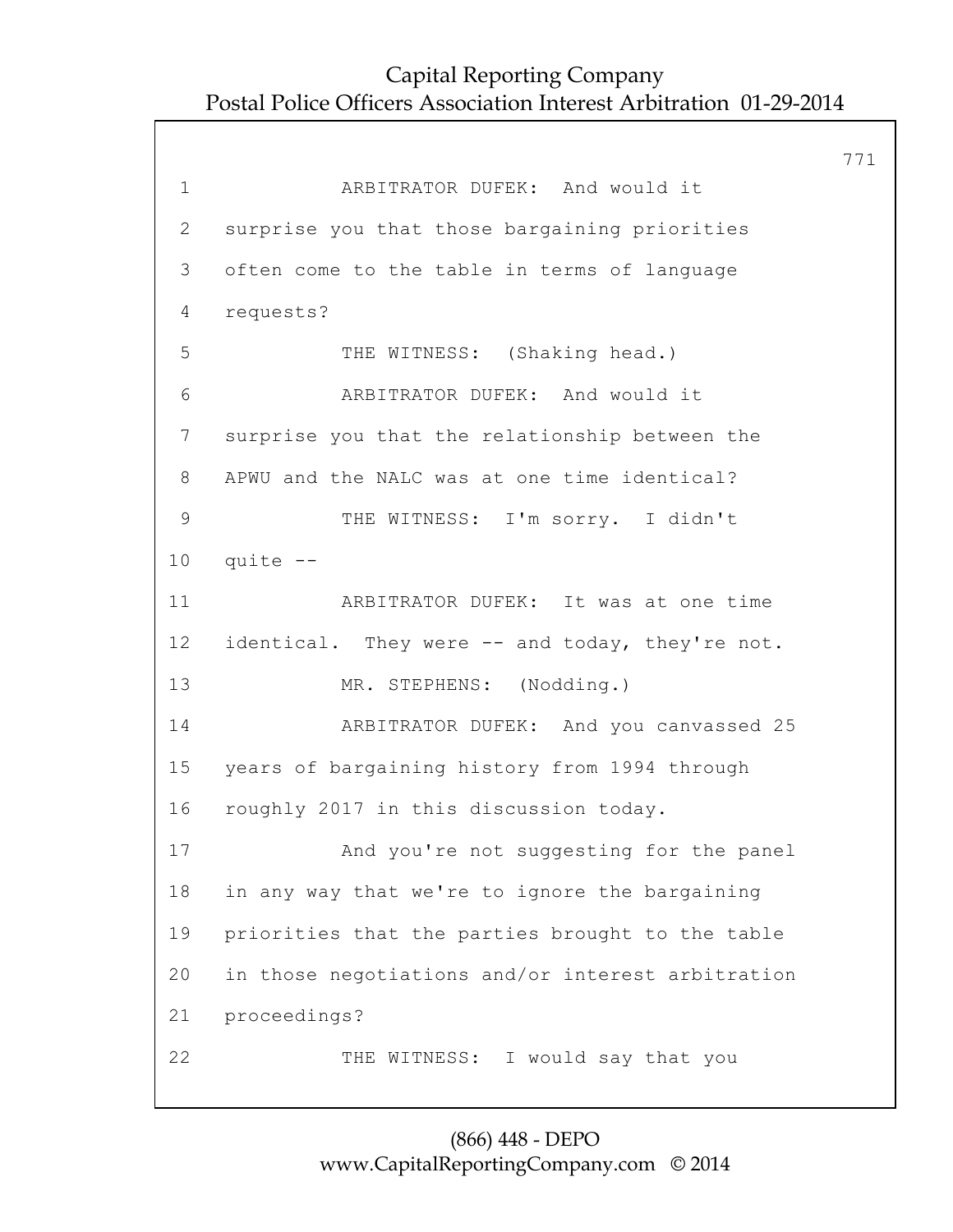1 ARBITRATOR DUFEK: And would it
2 surprise you that those bargaining priorities
3 often come to the table in terms of language
4 requests?
5 THE WITNESS: (Shaking head.)
6 ARBITRATOR DUFEK: And would it
7 surprise you that the relationship between the
8 APWU and the NALC was at one time identical?
9 THE WITNESS: I'm sorry. I didn't
10 quite --
11 ARBITRATOR DUFEK: It was at one time
12 identical. They were -- and today, they're not.
13 MR. STEPHENS: (Nodding.)
14 ARBITRATOR DUFEK: And you canvassed 25
15 years of bargaining history from 1994 through
16 roughly 2017 in this discussion today.
17 And you're not suggesting for the panel
18 in any way that we're to ignore the bargaining
19 priorities that the parties brought to the table
20 in those negotiations and/or interest arbitration
21 proceedings?
22 THE WITNESS: I would say that you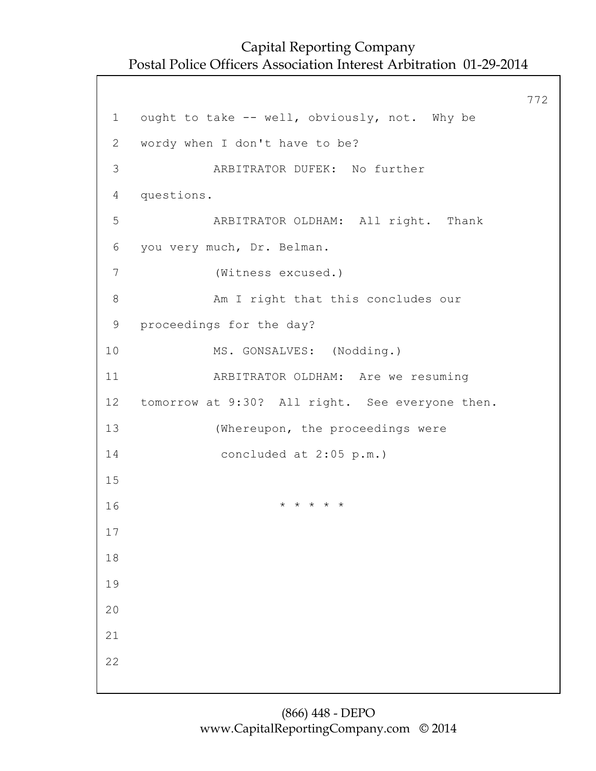1 ought to take -- well, obviously, not. Why be

2 wordy when I don't have to be?

3 ARBITRATOR DUFEK: No further

4 questions.

5 ARBITRATOR OLDHAM: All right. Thank

6 you very much, Dr. Belman.

7 (Witness excused.)

8 Am I right that this concludes our

9 proceedings for the day?

10 MS. GONSALVES: (Nodding.)

11 ARBITRATOR OLDHAM: Are we resuming

12 tomorrow at 9:30? All right. See everyone then.

13 (Whereupon, the proceedings were

14 concluded at 2:05 p.m.)

15

16 * * * * *

17

18

19

20

21

22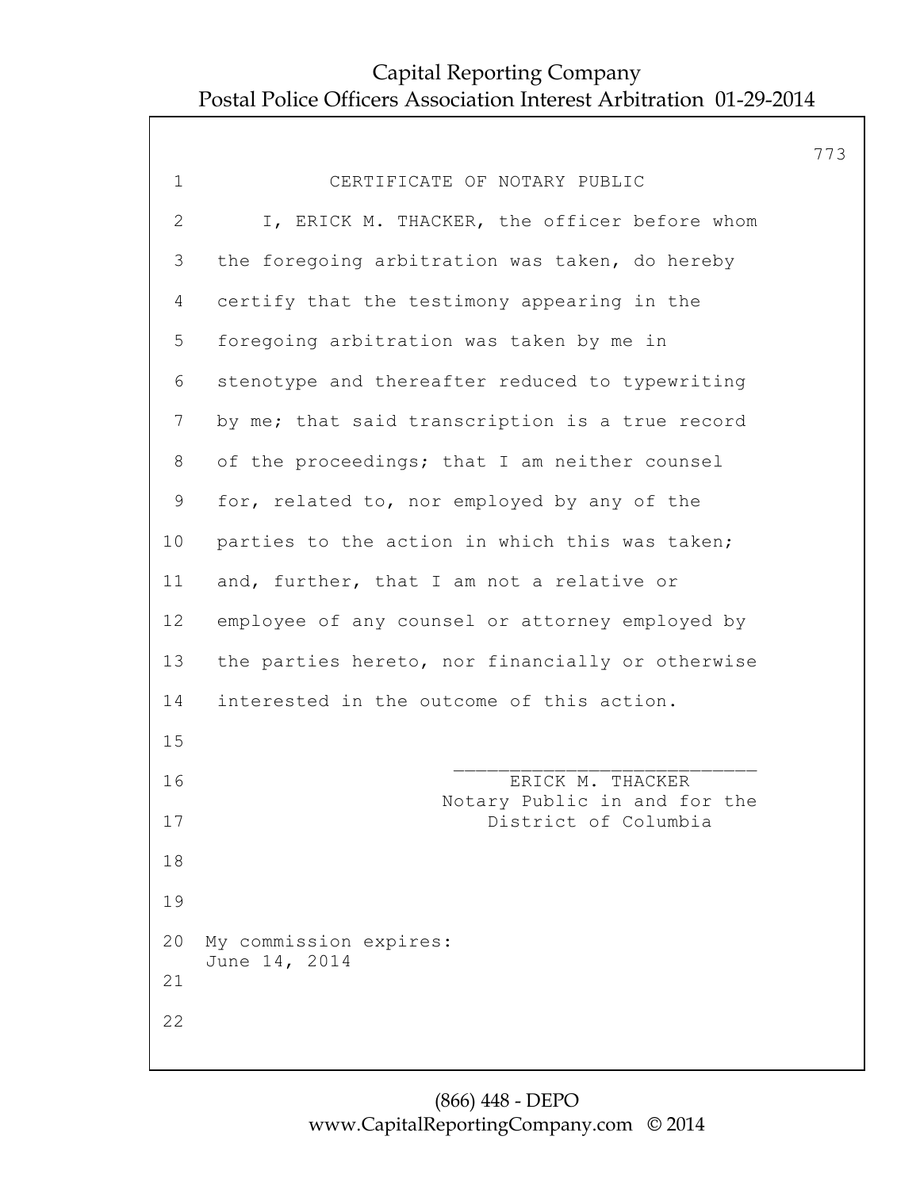# CERTIFICATE OF NOTARY PUBLIC

I, ERICK M. THACKER, the officer before whom the foregoing arbitration was taken, do hereby certify that the testimony appearing in the foregoing arbitration was taken by me in stenotype and thereafter reduced to typewriting by me; that said transcription is a true record of the proceedings; that I am neither counsel for, related to, nor employed by any of the parties to the action in which this was taken; and, further, that I am not a relative or employee of any counsel or attorney employed by the parties hereto, nor financially or otherwise interested in the outcome of this action.

___________________________
ERICK M. THACKER
Notary Public in and for the
District of Columbia

My commission expires:
June 14, 2014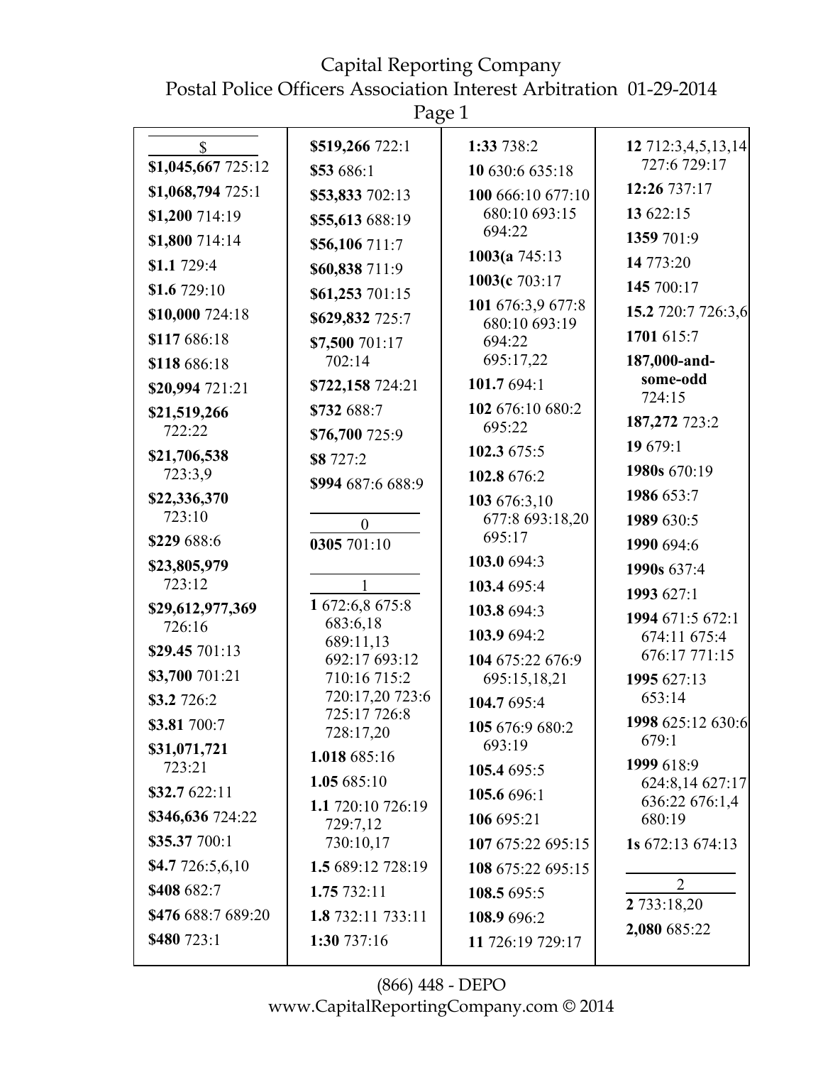## $

**$1,045,667** 725:12
**$1,068,794** 725:1
**$1,200** 714:19
**$1,800** 714:14
**$1.1** 729:4
**$1.6** 729:10
**$10,000** 724:18
**$117** 686:18
**$118** 686:18
**$20,994** 721:21
**$21,519,266** 722:22
**$21,706,538** 723:3,9
**$22,336,370** 723:10
**$229** 688:6
**$23,805,979** 723:12
**$29,612,977,369** 726:16
**$29.45** 701:13
**$3,700** 701:21
**$3.2** 726:2
**$3.81** 700:7
**$31,071,721** 723:21
**$32.7** 622:11
**$346,636** 724:22
**$35.37** 700:1
**$4.7** 726:5,6,10
**$408** 682:7
**$476** 688:7 689:20
**$480** 723:1
**$519,266** 722:1
**$53** 686:1
**$53,833** 702:13
**$55,613** 688:19
**$56,106** 711:7
**$60,838** 711:9
**$61,253** 701:15
**$629,832** 725:7
**$7,500** 701:17 702:14
**$722,158** 724:21
**$732** 688:7
**$76,700** 725:9
**$8** 727:2
**$994** 687:6 688:9

## 0

**0305** 701:10

## 1

**1** 672:6,8 675:8 683:6,18 689:11,13 692:17 693:12 710:16 715:2 720:17,20 723:6 725:17 726:8 728:17,20
**1.018** 685:16
**1.05** 685:10
**1.1** 720:10 726:19 729:7,12 730:10,17
**1.5** 689:12 728:19
**1.75** 732:11
**1.8** 732:11 733:11
**1:30** 737:16
**1:33** 738:2
**10** 630:6 635:18
**100** 666:10 677:10 680:10 693:15 694:22
**1003(a** 745:13
**1003(c** 703:17
**101** 676:3,9 677:8 680:10 693:19 694:22 695:17,22
**101.7** 694:1
**102** 676:10 680:2 695:22
**102.3** 675:5
**102.8** 676:2
**103** 676:3,10 677:8 693:18,20 695:17
**103.0** 694:3
**103.4** 695:4
**103.8** 694:3
**103.9** 694:2
**104** 675:22 676:9 695:15,18,21
**104.7** 695:4
**105** 676:9 680:2 693:19
**105.4** 695:5
**105.6** 696:1
**106** 695:21
**107** 675:22 695:15
**108** 675:22 695:15
**108.5** 695:5
**108.9** 696:2
**11** 726:19 729:17
**12** 712:3,4,5,13,14 727:6 729:17
**12:26** 737:17
**13** 622:15
**1359** 701:9
**14** 773:20
**145** 700:17
**15.2** 720:7 726:3,6
**1701** 615:7
**187,000-and-some-odd** 724:15
**187,272** 723:2
**19** 679:1
**1980s** 670:19
**1986** 653:7
**1989** 630:5
**1990** 694:6
**1990s** 637:4
**1993** 627:1
**1994** 671:5 672:1 674:11 675:4 676:17 771:15
**1995** 627:13 653:14
**1998** 625:12 630:6 679:1
**1999** 618:9 624:8,14 627:17 636:22 676:1,4 680:19
**1s** 672:13 674:13

## 2

**2** 733:18,20
**2,080** 685:22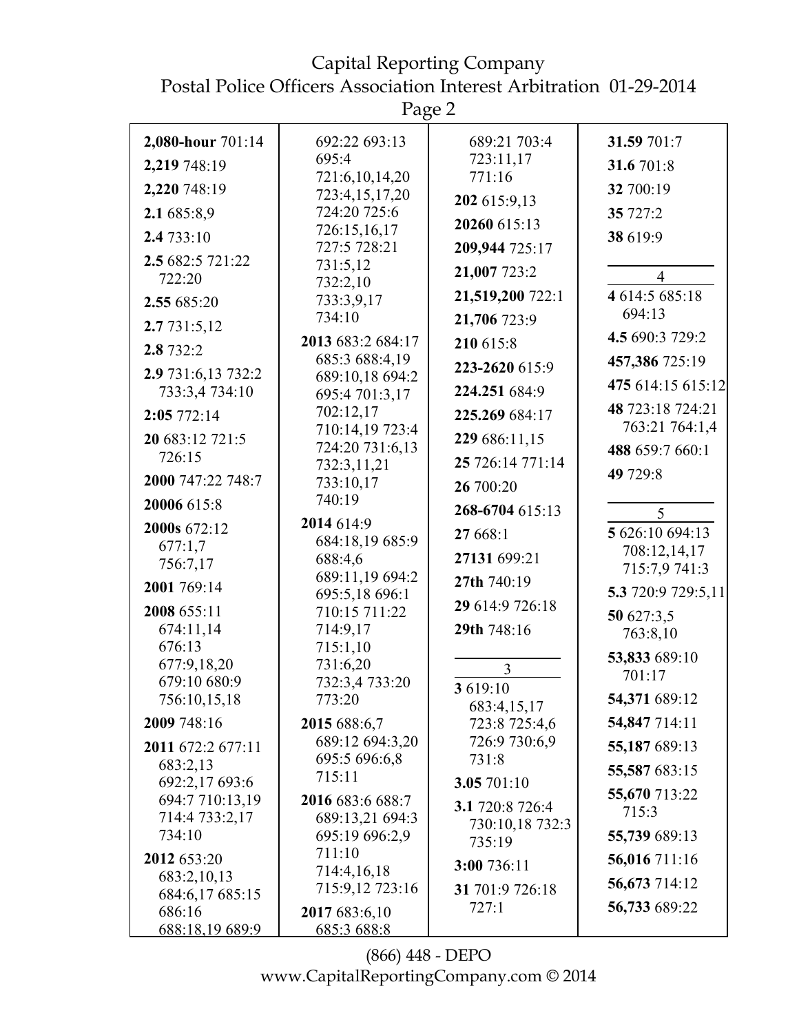**2,080-hour** 701:14
**2,219** 748:19
**2,220** 748:19
**2.1** 685:8,9
**2.4** 733:10
**2.5** 682:5 721:22 722:20
**2.55** 685:20
**2.7** 731:5,12
**2.8** 732:2
**2.9** 731:6,13 732:2 733:3,4 734:10
**2:05** 772:14
**20** 683:12 721:5 726:15
**2000** 747:22 748:7
**20006** 615:8
**2000s** 672:12 677:1,7 756:7,17
**2001** 769:14
**2008** 655:11 674:11,14 676:13 677:9,18,20 679:10 680:9 756:10,15,18
**2009** 748:16
**2011** 672:2 677:11 683:2,13 692:2,17 693:6 694:7 710:13,19 714:4 733:2,17 734:10
**2012** 653:20 683:2,10,13 684:6,17 685:15 686:16 688:18,19 689:9 692:22 693:13 695:4 721:6,10,14,20 723:4,15,17,20 724:20 725:6 726:15,16,17 727:5 728:21 731:5,12 732:2,10 733:3,9,17 734:10
**2013** 683:2 684:17 685:3 688:4,19 689:10,18 694:2 695:4 701:3,17 702:12,17 710:14,19 723:4 724:20 731:6,13 732:3,11,21 733:10,17 740:19
**2014** 614:9 684:18,19 685:9 688:4,6 689:11,19 694:2 695:5,18 696:1 710:15 711:22 714:9,17 715:1,10 731:6,20 732:3,4 733:20 773:20
**2015** 688:6,7 689:12 694:3,20 695:5 696:6,8 715:11
**2016** 683:6 688:7 689:13,21 694:3 695:19 696:2,9 711:10 714:4,16,18 715:9,12 723:16
**2017** 683:6,10 685:3 688:8 689:21 703:4 723:11,17 771:16
**202** 615:9,13
**20260** 615:13
**209,944** 725:17
**21,007** 723:2
**21,519,200** 722:1
**21,706** 723:9
**210** 615:8
**223-2620** 615:9
**224.251** 684:9
**225.269** 684:17
**229** 686:11,15
**25** 726:14 771:14
**26** 700:20
**268-6704** 615:13
**27** 668:1
**27131** 699:21
**27th** 740:19
**29** 614:9 726:18
**29th** 748:16

3

**3** 619:10 683:4,15,17 723:8 725:4,6 726:9 730:6,9 731:8
**3.05** 701:10
**3.1** 720:8 726:4 730:10,18 732:3 735:19
**3:00** 736:11
**31** 701:9 726:18 727:1
**31.59** 701:7
**31.6** 701:8
**32** 700:19
**35** 727:2
**38** 619:9

4

**4** 614:5 685:18 694:13
**4.5** 690:3 729:2
**457,386** 725:19
**475** 614:15 615:12
**48** 723:18 724:21 763:21 764:1,4
**488** 659:7 660:1
**49** 729:8

5

**5** 626:10 694:13 708:12,14,17 715:7,9 741:3
**5.3** 720:9 729:5,11
**50** 627:3,5 763:8,10
**53,833** 689:10 701:17
**54,371** 689:12
**54,847** 714:11
**55,187** 689:13
**55,587** 683:15
**55,670** 713:22 715:3
**55,739** 689:13
**56,016** 711:16
**56,673** 714:12
**56,733** 689:22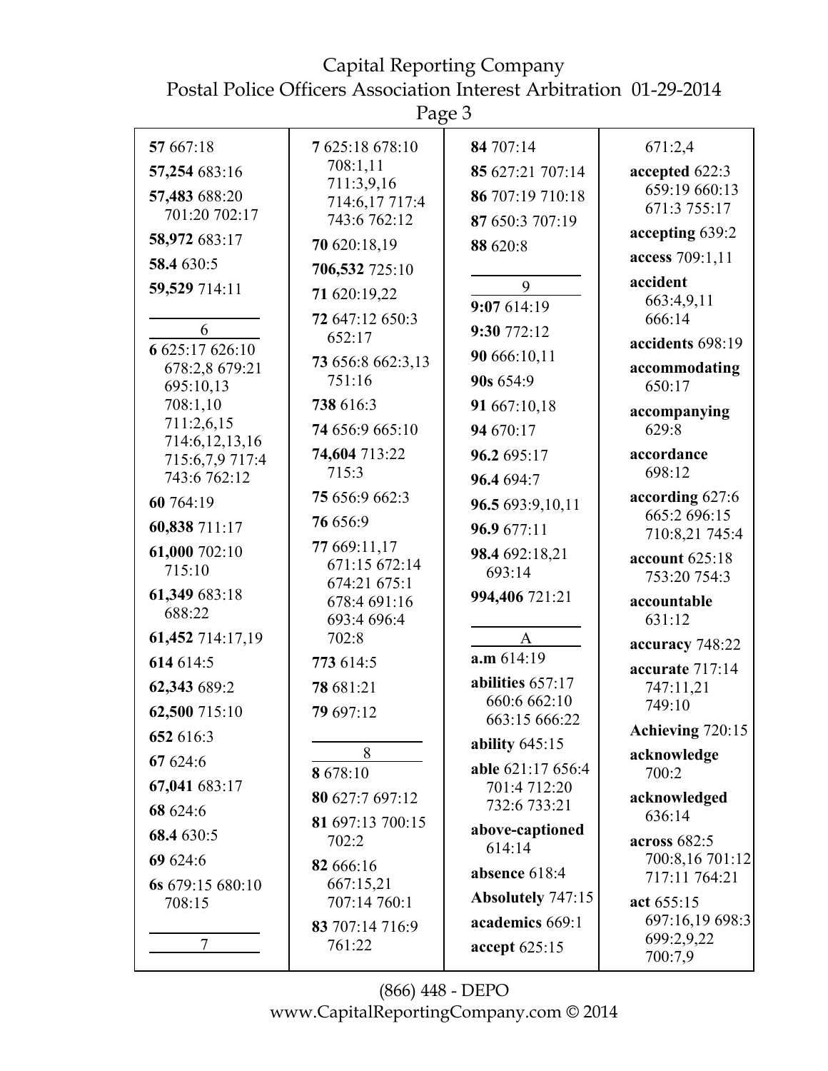**57** 667:18

**57,254** 683:16

**57,483** 688:20 701:20 702:17

**58,972** 683:17

**58.4** 630:5

**59,529** 714:11

6

**6** 625:17 626:10 678:2,8 679:21 695:10,13 708:1,10 711:2,6,15 714:6,12,13,16 715:6,7,9 717:4 743:6 762:12

**60** 764:19

**60,838** 711:17

**61,000** 702:10 715:10

**61,349** 683:18 688:22

**61,452** 714:17,19

**614** 614:5

**62,343** 689:2

**62,500** 715:10

**652** 616:3

**67** 624:6

**67,041** 683:17

**68** 624:6

**68.4** 630:5

**69** 624:6

**6s** 679:15 680:10 708:15

7

**7** 625:18 678:10 708:1,11 711:3,9,16 714:6,17 717:4 743:6 762:12

**70** 620:18,19

**706,532** 725:10

**71** 620:19,22

**72** 647:12 650:3 652:17

**73** 656:8 662:3,13 751:16

**738** 616:3

**74** 656:9 665:10

**74,604** 713:22 715:3

**75** 656:9 662:3

**76** 656:9

**77** 669:11,17 671:15 672:14 674:21 675:1 678:4 691:16 693:4 696:4 702:8

**773** 614:5

**78** 681:21

**79** 697:12

8

**8** 678:10

**80** 627:7 697:12

**81** 697:13 700:15 702:2

**82** 666:16 667:15,21 707:14 760:1

**83** 707:14 716:9 761:22

**84** 707:14

**85** 627:21 707:14

**86** 707:19 710:18

**87** 650:3 707:19

**88** 620:8

9

**9:07** 614:19

**9:30** 772:12

**90** 666:10,11

**90s** 654:9

**91** 667:10,18

**94** 670:17

**96.2** 695:17

**96.4** 694:7

**96.5** 693:9,10,11

**96.9** 677:11

**98.4** 692:18,21 693:14

**994,406** 721:21

A

**a.m** 614:19

**abilities** 657:17 660:6 662:10 663:15 666:22

**ability** 645:15

**able** 621:17 656:4 701:4 712:20 732:6 733:21

**above-captioned** 614:14

**absence** 618:4

**Absolutely** 747:15

**academics** 669:1

**accept** 625:15 671:2,4

**accepted** 622:3 659:19 660:13 671:3 755:17

**accepting** 639:2

**access** 709:1,11

**accident** 663:4,9,11 666:14

**accidents** 698:19

**accommodating** 650:17

**accompanying** 629:8

**accordance** 698:12

**according** 627:6 665:2 696:15 710:8,21 745:4

**account** 625:18 753:20 754:3

**accountable** 631:12

**accuracy** 748:22

**accurate** 717:14 747:11,21 749:10

**Achieving** 720:15

**acknowledge** 700:2

**acknowledged** 636:14

**across** 682:5 700:8,16 701:12 717:11 764:21

**act** 655:15 697:16,19 698:3 699:2,9,22 700:7,9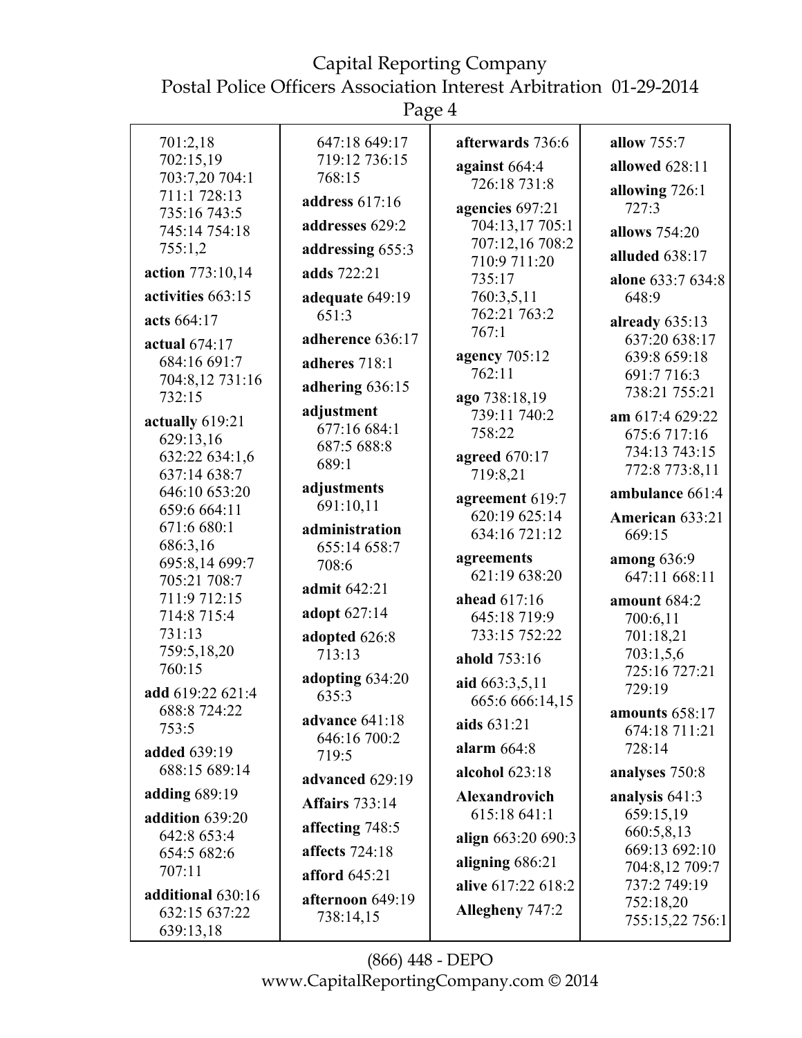701:2,18
702:15,19
703:7,20 704:1
711:1 728:13
735:16 743:5
745:14 754:18
755:1,2

**action** 773:10,14

**activities** 663:15

**acts** 664:17

**actual** 674:17
684:16 691:7
704:8,12 731:16
732:15

**actually** 619:21
629:13,16
632:22 634:1,6
637:14 638:7
646:10 653:20
659:6 664:11
671:6 680:1
686:3,16
695:8,14 699:7
705:21 708:7
711:9 712:15
714:8 715:4
731:13
759:5,18,20
760:15

**add** 619:22 621:4
688:8 724:22
753:5

**added** 639:19
688:15 689:14

**adding** 689:19

**addition** 639:20
642:8 653:4
654:5 682:6
707:11

**additional** 630:16
632:15 637:22
639:13,18
647:18 649:17
719:12 736:15
768:15

**address** 617:16

**addresses** 629:2

**addressing** 655:3

**adds** 722:21

**adequate** 649:19
651:3

**adherence** 636:17

**adheres** 718:1

**adhering** 636:15

**adjustment**
677:16 684:1
687:5 688:8
689:1

**adjustments**
691:10,11

**administration**
655:14 658:7
708:6

**admit** 642:21

**adopt** 627:14

**adopted** 626:8
713:13

**adopting** 634:20
635:3

**advance** 641:18
646:16 700:2
719:5

**advanced** 629:19

**Affairs** 733:14

**affecting** 748:5

**affects** 724:18

**afford** 645:21

**afternoon** 649:19
738:14,15

**afterwards** 736:6

**against** 664:4
726:18 731:8

**agencies** 697:21
704:13,17 705:1
707:12,16 708:2
710:9 711:20
735:17
760:3,5,11
762:21 763:2
767:1

**agency** 705:12
762:11

**ago** 738:18,19
739:11 740:2
758:22

**agreed** 670:17
719:8,21

**agreement** 619:7
620:19 625:14
634:16 721:12

**agreements**
621:19 638:20

**ahead** 617:16
645:18 719:9
733:15 752:22

**ahold** 753:16

**aid** 663:3,5,11
665:6 666:14,15

**aids** 631:21

**alarm** 664:8

**alcohol** 623:18

**Alexandrovich**
615:18 641:1

**align** 663:20 690:3

**aligning** 686:21

**alive** 617:22 618:2

**Allegheny** 747:2

**allow** 755:7

**allowed** 628:11

**allowing** 726:1
727:3

**allows** 754:20

**alluded** 638:17

**alone** 633:7 634:8
648:9

**already** 635:13
637:20 638:17
639:8 659:18
691:7 716:3
738:21 755:21

**am** 617:4 629:22
675:6 717:16
734:13 743:15
772:8 773:8,11

**ambulance** 661:4

**American** 633:21
669:15

**among** 636:9
647:11 668:11

**amount** 684:2
700:6,11
701:18,21
703:1,5,6
725:16 727:21
729:19

**amounts** 658:17
674:18 711:21
728:14

**analyses** 750:8

**analysis** 641:3
659:15,19
660:5,8,13
669:13 692:10
704:8,12 709:7
737:2 749:19
752:18,20
755:15,22 756:1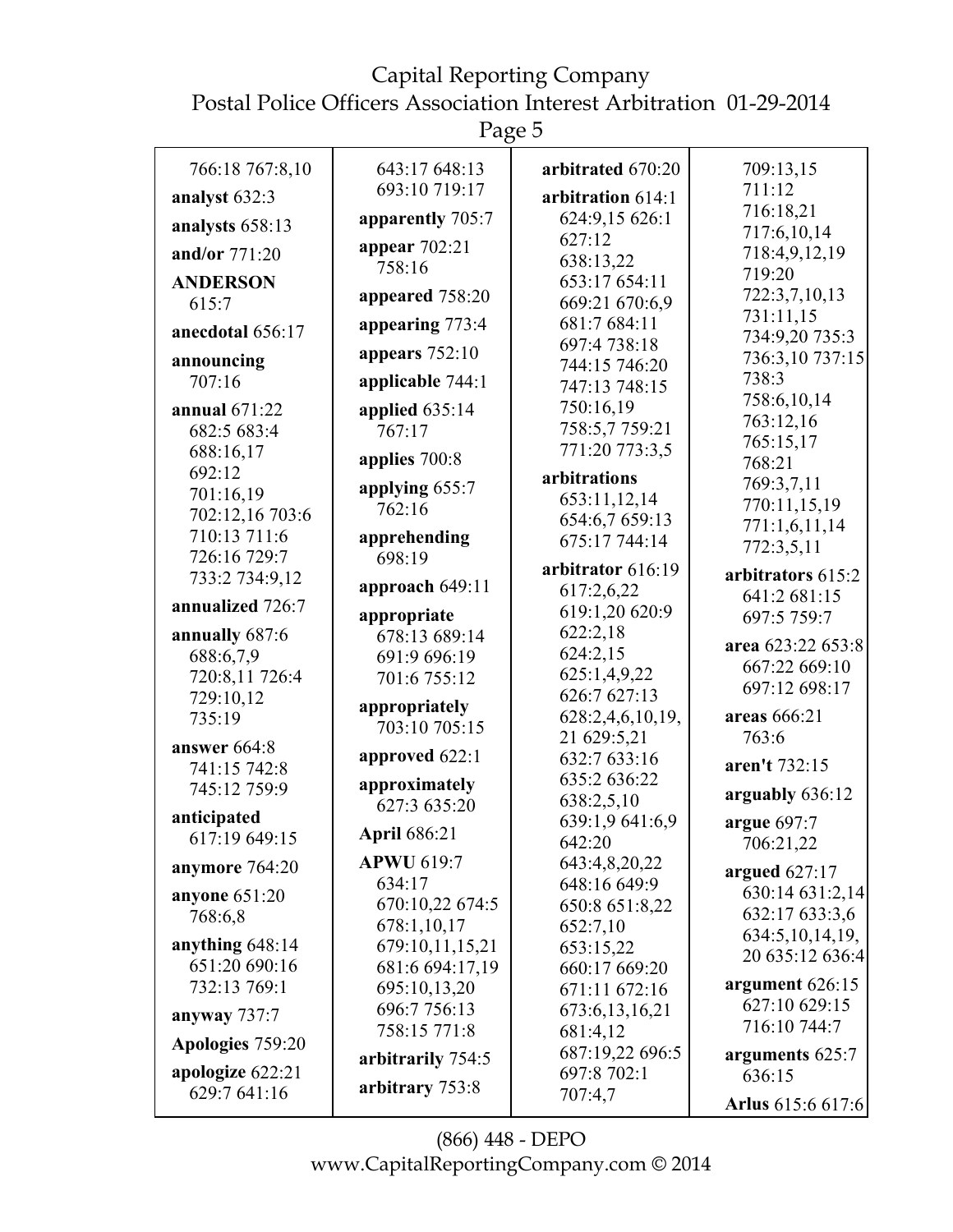766:18 767:8,10

**analyst** 632:3

**analysts** 658:13

**and/or** 771:20

**ANDERSON** 615:7

**anecdotal** 656:17

**announcing** 707:16

**annual** 671:22 682:5 683:4 688:16,17 692:12 701:16,19 702:12,16 703:6 710:13 711:6 726:16 729:7 733:2 734:9,12

**annualized** 726:7

**annually** 687:6 688:6,7,9 720:8,11 726:4 729:10,12 735:19

**answer** 664:8 741:15 742:8 745:12 759:9

**anticipated** 617:19 649:15

**anymore** 764:20

**anyone** 651:20 768:6,8

**anything** 648:14 651:20 690:16 732:13 769:1

**anyway** 737:7

**Apologies** 759:20

**apologize** 622:21 629:7 641:16

643:17 648:13 693:10 719:17

**apparently** 705:7

**appear** 702:21 758:16

**appeared** 758:20

**appearing** 773:4

**appears** 752:10

**applicable** 744:1

**applied** 635:14 767:17

**applies** 700:8

**applying** 655:7 762:16

**apprehending** 698:19

**approach** 649:11

**appropriate** 678:13 689:14 691:9 696:19 701:6 755:12

**appropriately** 703:10 705:15

**approved** 622:1

**approximately** 627:3 635:20

**April** 686:21

**APWU** 619:7 634:17 670:10,22 674:5 678:1,10,17 679:10,11,15,21 681:6 694:17,19 695:10,13,20 696:7 756:13 758:15 771:8

**arbitrarily** 754:5

**arbitrary** 753:8

**arbitrated** 670:20

**arbitration** 614:1 624:9,15 626:1 627:12 638:13,22 653:17 654:11 669:21 670:6,9 681:7 684:11 697:4 738:18 744:15 746:20 747:13 748:15 750:16,19 758:5,7 759:21 771:20 773:3,5

**arbitrations** 653:11,12,14 654:6,7 659:13 675:17 744:14

**arbitrator** 616:19 617:2,6,22 619:1,20 620:9 622:2,18 624:2,15 625:1,4,9,22 626:7 627:13 628:2,4,6,10,19, 21 629:5,21 632:7 633:16 635:2 636:22 638:2,5,10 639:1,9 641:6,9 642:20 643:4,8,20,22 648:16 649:9 650:8 651:8,22 652:7,10 653:15,22 660:17 669:20 671:11 672:16 673:6,13,16,21 681:4,12 687:19,22 696:5 697:8 702:1 707:4,7

709:13,15 711:12 716:18,21 717:6,10,14 718:4,9,12,19 719:20 722:3,7,10,13 731:11,15 734:9,20 735:3 736:3,10 737:15 738:3 758:6,10,14 763:12,16 765:15,17 768:21 769:3,7,11 770:11,15,19 771:1,6,11,14 772:3,5,11

**arbitrators** 615:2 641:2 681:15 697:5 759:7

**area** 623:22 653:8 667:22 669:10 697:12 698:17

**areas** 666:21 763:6

**aren't** 732:15

**arguably** 636:12

**argue** 697:7 706:21,22

**argued** 627:17 630:14 631:2,14 632:17 633:3,6 634:5,10,14,19, 20 635:12 636:4

**argument** 626:15 627:10 629:15 716:10 744:7

**arguments** 625:7 636:15

**Arlus** 615:6 617:6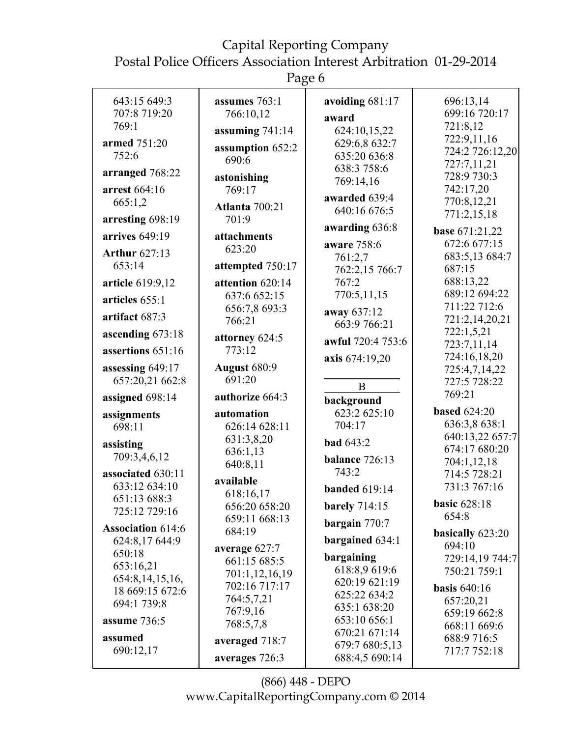643:15 649:3 707:8 719:20 769:1

**armed** 751:20 752:6

**arranged** 768:22

**arrest** 664:16 665:1,2

**arresting** 698:19

**arrives** 649:19

**Arthur** 627:13 653:14

**article** 619:9,12

**articles** 655:1

**artifact** 687:3

**ascending** 673:18

**assertions** 651:16

**assessing** 649:17 657:20,21 662:8

**assigned** 698:14

**assignments** 698:11

**assisting** 709:3,4,6,12

**associated** 630:11 633:12 634:10 651:13 688:3 725:12 729:16

**Association** 614:6 624:8,17 644:9 650:18 653:16,21 654:8,14,15,16, 18 669:15 672:6 694:1 739:8

**assume** 736:5

**assumed** 690:12,17

**assumes** 763:1 766:10,12

**assuming** 741:14

**assumption** 652:2 690:6

**astonishing** 769:17

**Atlanta** 700:21 701:9

**attachments** 623:20

**attempted** 750:17

**attention** 620:14 637:6 652:15 656:7,8 693:3 766:21

**attorney** 624:5 773:12

**August** 680:9 691:20

**authorize** 664:3

**automation** 626:14 628:11 631:3,8,20 636:1,13 640:8,11

**available** 618:16,17 656:20 658:20 659:11 668:13 684:19

**average** 627:7 661:15 685:5 701:1,12,16,19 702:16 717:17 764:5,7,21 767:9,16 768:5,7,8

**averaged** 718:7

**averages** 726:3

**avoiding** 681:17

**award** 624:10,15,22 629:6,8 632:7 635:20 636:8 638:3 758:6 769:14,16

**awarded** 639:4 640:16 676:5

**awarding** 636:8

**aware** 758:6 761:2,7 762:2,15 766:7 767:2 770:5,11,15

**away** 637:12 663:9 766:21

**awful** 720:4 753:6

**axis** 674:19,20

## B

**background** 623:2 625:10 704:17

**bad** 643:2

**balance** 726:13 743:2

**banded** 619:14

**barely** 714:15

**bargain** 770:7

**bargained** 634:1

**bargaining** 618:8,9 619:6 620:19 621:19 625:22 634:2 635:1 638:20 653:10 656:1 670:21 671:14 679:7 680:5,13 688:4,5 690:14 696:13,14 699:16 720:17 721:8,12 722:9,11,16 724:2 726:12,20 727:7,11,21 728:9 730:3 742:17,20 770:8,12,21 771:2,15,18

**base** 671:21,22 672:6 677:15 683:5,13 684:7 687:15 688:13,22 689:12 694:22 711:22 712:6 721:2,14,20,21 722:1,5,21 723:7,11,14 724:16,18,20 725:4,7,14,22 727:5 728:22 769:21

**based** 624:20 636:3,8 638:1 640:13,22 657:7 674:17 680:20 704:1,12,18 714:5 728:21 731:3 767:16

**basic** 628:18 654:8

**basically** 623:20 694:10 729:14,19 744:7 750:21 759:1

**basis** 640:16 657:20,21 659:19 662:8 668:11 669:6 688:9 716:5 717:7 752:18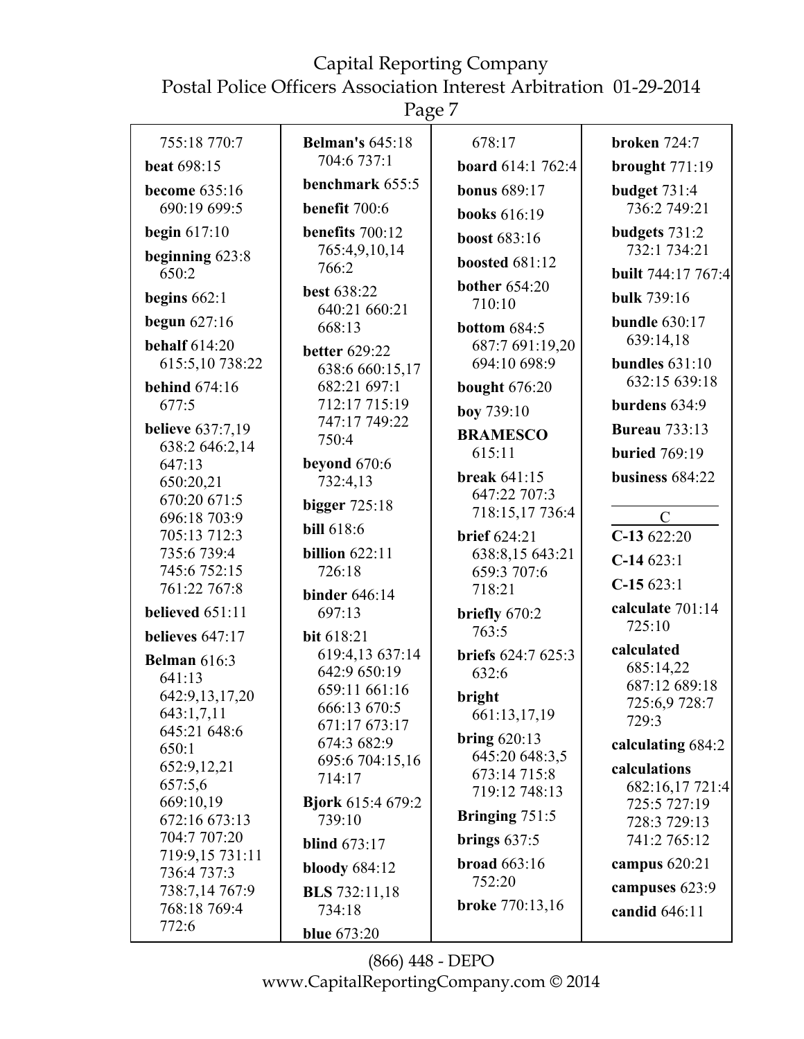755:18 770:7

**beat** 698:15

**become** 635:16 690:19 699:5

**begin** 617:10

**beginning** 623:8 650:2

**begins** 662:1

**begun** 627:16

**behalf** 614:20 615:5,10 738:22

**behind** 674:16 677:5

**believe** 637:7,19 638:2 646:2,14 647:13 650:20,21 670:20 671:5 696:18 703:9 705:13 712:3 735:6 739:4 745:6 752:15 761:22 767:8

**believed** 651:11

**believes** 647:17

**Belman** 616:3 641:13 642:9,13,17,20 643:1,7,11 645:21 648:6 650:1 652:9,12,21 657:5,6 669:10,19 672:16 673:13 704:7 707:20 719:9,15 731:11 736:4 737:3 738:7,14 767:9 768:18 769:4 772:6

**Belman's** 645:18 704:6 737:1

**benchmark** 655:5

**benefit** 700:6

**benefits** 700:12 765:4,9,10,14 766:2

**best** 638:22 640:21 660:21 668:13

**better** 629:22 638:6 660:15,17 682:21 697:1 712:17 715:19 747:17 749:22 750:4

**beyond** 670:6 732:4,13

**bigger** 725:18

**bill** 618:6

**billion** 622:11 726:18

**binder** 646:14 697:13

**bit** 618:21 619:4,13 637:14 642:9 650:19 659:11 661:16 666:13 670:5 671:17 673:17 674:3 682:9 695:6 704:15,16 714:17

**Bjork** 615:4 679:2 739:10

**blind** 673:17

**bloody** 684:12

**BLS** 732:11,18 734:18

**blue** 673:20

678:17

**board** 614:1 762:4

**bonus** 689:17

**books** 616:19

**boost** 683:16

**boosted** 681:12

**bother** 654:20 710:10

**bottom** 684:5 687:7 691:19,20 694:10 698:9

**bought** 676:20

**boy** 739:10

**BRAMESCO** 615:11

**break** 641:15 647:22 707:3 718:15,17 736:4

**brief** 624:21 638:8,15 643:21 659:3 707:6 718:21

**briefly** 670:2 763:5

**briefs** 624:7 625:3 632:6

**bright** 661:13,17,19

**bring** 620:13 645:20 648:3,5 673:14 715:8 719:12 748:13

**Bringing** 751:5

**brings** 637:5

**broad** 663:16 752:20

**broke** 770:13,16

**broken** 724:7

**brought** 771:19

**budget** 731:4 736:2 749:21

**budgets** 731:2 732:1 734:21

**built** 744:17 767:4

**bulk** 739:16

**bundle** 630:17 639:14,18

**bundles** 631:10 632:15 639:18

**burdens** 634:9

**Bureau** 733:13

**buried** 769:19

**business** 684:22

## C

**C-13** 622:20

**C-14** 623:1

**C-15** 623:1

**calculate** 701:14 725:10

**calculated** 685:14,22 687:12 689:18 725:6,9 728:7 729:3

**calculating** 684:2

**calculations** 682:16,17 721:4 725:5 727:19 728:3 729:13 741:2 765:12

**campus** 620:21

**campuses** 623:9

**candid** 646:11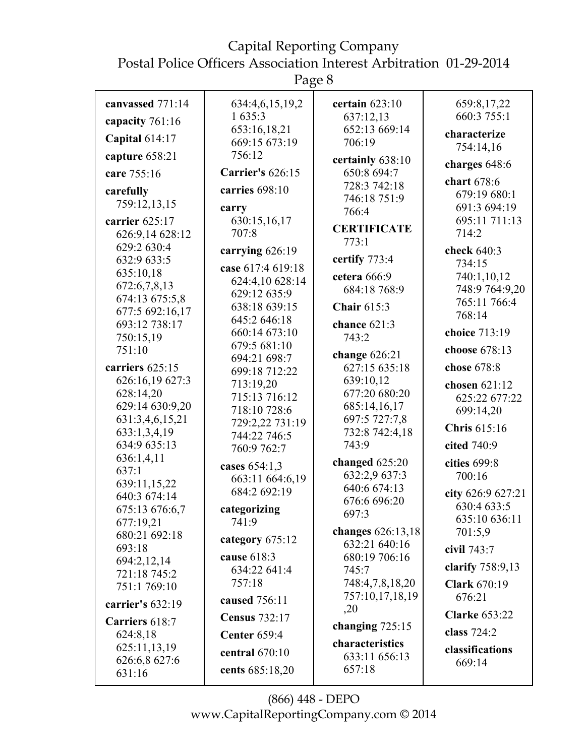**canvassed** 771:14

**capacity** 761:16

**Capital** 614:17

**capture** 658:21

**care** 755:16

**carefully** 759:12,13,15

**carrier** 625:17 626:9,14 628:12 629:2 630:4 632:9 633:5 635:10,18 672:6,7,8,13 674:13 675:5,8 677:5 692:16,17 693:12 738:17 750:15,19 751:10

**carriers** 625:15 626:16,19 627:3 628:14,20 629:14 630:9,20 631:3,4,6,15,21 633:1,3,4,19 634:9 635:13 636:1,4,11 637:1 639:11,15,22 640:3 674:14 675:13 676:6,7 677:19,21 680:21 692:18 693:18 694:2,12,14 721:18 745:2 751:1 769:10

**carrier's** 632:19

**Carriers** 618:7 624:8,18 625:11,13,19 626:6,8 627:6 631:16 634:4,6,15,19,21 635:3 653:16,18,21 669:15 673:19 756:12

**Carrier's** 626:15

**carries** 698:10

**carry** 630:15,16,17 707:8

**carrying** 626:19

**case** 617:4 619:18 624:4,10 628:14 629:12 635:9 638:18 639:15 645:2 646:18 660:14 673:10 679:5 681:10 694:21 698:7 699:18 712:22 713:19,20 715:13 716:12 718:10 728:6 729:2,22 731:19 744:22 746:5 760:9 762:7

**cases** 654:1,3 663:11 664:6,19 684:2 692:19

**categorizing** 741:9

**category** 675:12

**cause** 618:3 634:22 641:4 757:18

**caused** 756:11

**Census** 732:17

**Center** 659:4

**central** 670:10

**cents** 685:18,20

**certain** 623:10 637:12,13 652:13 669:14 706:19

**certainly** 638:10 650:8 694:7 728:3 742:18 746:18 751:9 766:4

**CERTIFICATE** 773:1

**certify** 773:4

**cetera** 666:9 684:18 768:9

**Chair** 615:3

**chance** 621:3 743:2

**change** 626:21 627:15 635:18 639:10,12 677:20 680:20 685:14,16,17 697:5 727:7,8 732:8 742:4,18 743:9

**changed** 625:20 632:2,9 637:3 640:6 674:13 676:6 696:20 697:3

**changes** 626:13,18 632:21 640:16 680:19 706:16 745:7 748:4,7,8,18,20 757:10,17,18,19,20

**changing** 725:15

**characteristics** 633:11 656:13 657:18 659:8,17,22 660:3 755:1

**characterize** 754:14,16

**charges** 648:6

**chart** 678:6 679:19 680:1 691:3 694:19 695:11 711:13 714:2

**check** 640:3 734:15 740:1,10,12 748:9 764:9,20 765:11 766:4 768:14

**choice** 713:19

**choose** 678:13

**chose** 678:8

**chosen** 621:12 625:22 677:22 699:14,20

**Chris** 615:16

**cited** 740:9

**cities** 699:8 700:16

**city** 626:9 627:21 630:4 633:5 635:10 636:11 701:5,9

**civil** 743:7

**clarify** 758:9,13

**Clark** 670:19 676:21

**Clarke** 653:22

**class** 724:2

**classifications** 669:14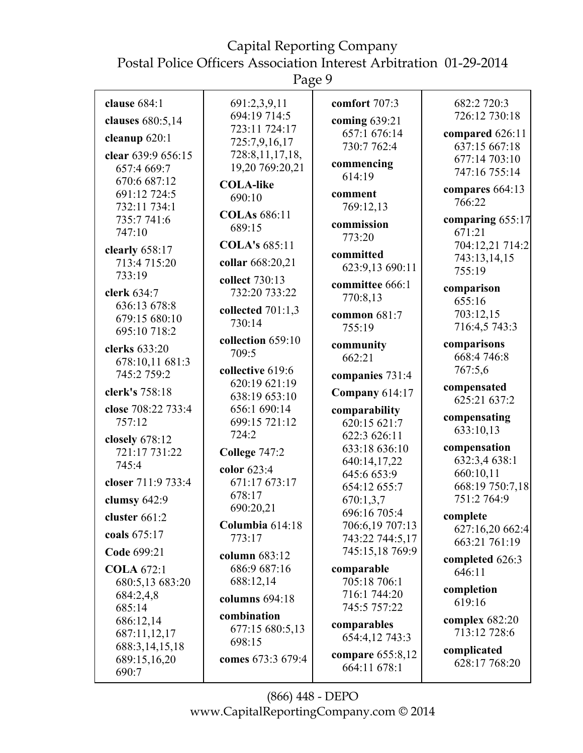**clause** 684:1

**clauses** 680:5,14

**cleanup** 620:1

**clear** 639:9 656:15 657:4 669:7 670:6 687:12 691:12 724:5 732:11 734:1 735:7 741:6 747:10

**clearly** 658:17 713:4 715:20 733:19

**clerk** 634:7 636:13 678:8 679:15 680:10 695:10 718:2

**clerks** 633:20 678:10,11 681:3 745:2 759:2

**clerk's** 758:18

**close** 708:22 733:4 757:12

**closely** 678:12 721:17 731:22 745:4

**closer** 711:9 733:4

**clumsy** 642:9

**cluster** 661:2

**coals** 675:17

**Code** 699:21

**COLA** 672:1 680:5,13 683:20 684:2,4,8 685:14 686:12,14 687:11,12,17 688:3,14,15,18 689:15,16,20 690:7 691:2,3,9,11 694:19 714:5 723:11 724:17 725:7,9,16,17 728:8,11,17,18, 19,20 769:20,21

**COLA-like** 690:10

**COLAs** 686:11 689:15

**COLA's** 685:11

**collar** 668:20,21

**collect** 730:13 732:20 733:22

**collected** 701:1,3 730:14

**collection** 659:10 709:5

**collective** 619:6 620:19 621:19 638:19 653:10 656:1 690:14 699:15 721:12 724:2

**College** 747:2

**color** 623:4 671:17 673:17 678:17 690:20,21

**Columbia** 614:18 773:17

**column** 683:12 686:9 687:16 688:12,14

**columns** 694:18

**combination** 677:15 680:5,13 698:15

**comes** 673:3 679:4

**comfort** 707:3

**coming** 639:21 657:1 676:14 730:7 762:4

**commencing** 614:19

**comment** 769:12,13

**commission** 773:20

**committed** 623:9,13 690:11

**committee** 666:1 770:8,13

**common** 681:7 755:19

**community** 662:21

**companies** 731:4

**Company** 614:17

**comparability** 620:15 621:7 622:3 626:11 633:18 636:10 640:14,17,22 645:6 653:9 654:12 655:7 670:1,3,7 696:16 705:4 706:6,19 707:13 743:22 744:5,17 745:15,18 769:9

**comparable** 705:18 706:1 716:1 744:20 745:5 757:22

**comparables** 654:4,12 743:3

**compare** 655:8,12 664:11 678:1 682:2 720:3 726:12 730:18

**compared** 626:11 637:15 667:18 677:14 703:10 747:16 755:14

**compares** 664:13 766:22

**comparing** 655:17 671:21 704:12,21 714:2 743:13,14,15 755:19

**comparison** 655:16 703:12,15 716:4,5 743:3

**comparisons** 668:4 746:8 767:5,6

**compensated** 625:21 637:2

**compensating** 633:10,13

**compensation** 632:3,4 638:1 660:10,11 668:19 750:7,18 751:2 764:9

**complete** 627:16,20 662:4 663:21 761:19

**completed** 626:3 646:11

**completion** 619:16

**complex** 682:20 713:12 728:6

**complicated** 628:17 768:20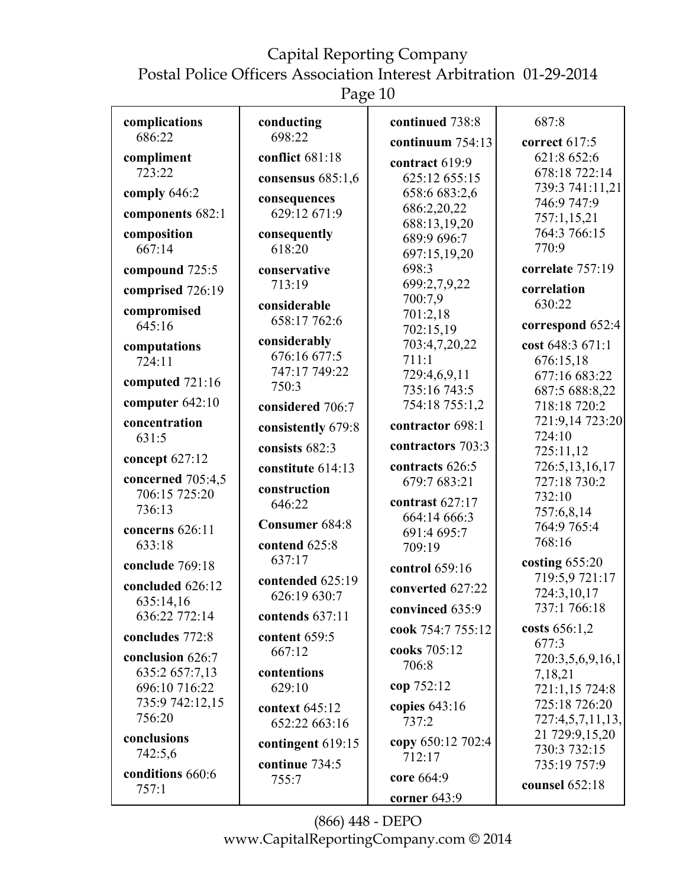**complications** 686:22

**compliment** 723:22

**comply** 646:2

**components** 682:1

**composition** 667:14

**compound** 725:5

**comprised** 726:19

**compromised** 645:16

**computations** 724:11

**computed** 721:16

**computer** 642:10

**concentration** 631:5

**concept** 627:12

**concerned** 705:4,5 706:15 725:20 736:13

**concerns** 626:11 633:18

**conclude** 769:18

**concluded** 626:12 635:14,16 636:22 772:14

**concludes** 772:8

**conclusion** 626:7 635:2 657:7,13 696:10 716:22 735:9 742:12,15 756:20

**conclusions** 742:5,6

**conditions** 660:6 757:1

**conducting** 698:22

**conflict** 681:18

**consensus** 685:1,6

**consequences** 629:12 671:9

**consequently** 618:20

**conservative** 713:19

**considerable** 658:17 762:6

**considerably** 676:16 677:5 747:17 749:22 750:3

**considered** 706:7

**consistently** 679:8

**consists** 682:3

**constitute** 614:13

**construction** 646:22

**Consumer** 684:8

**contend** 625:8 637:17

**contended** 625:19 626:19 630:7

**contends** 637:11

**content** 659:5 667:12

**contentions** 629:10

**context** 645:12 652:22 663:16

**contingent** 619:15

**continue** 734:5 755:7

**continued** 738:8

**continuum** 754:13

**contract** 619:9 625:12 655:15 658:6 683:2,6 686:2,20,22 688:13,19,20 689:9 696:7 697:15,19,20 698:3 699:2,7,9,22 700:7,9 701:2,18 702:15,19 703:4,7,20,22 711:1 729:4,6,9,11 735:16 743:5 754:18 755:1,2

**contractor** 698:1

**contractors** 703:3

**contracts** 626:5 679:7 683:21

**contrast** 627:17 664:14 666:3 691:4 695:7 709:19

**control** 659:16

**converted** 627:22

**convinced** 635:9

**cook** 754:7 755:12

**cooks** 705:12 706:8

**cop** 752:12

**copies** 643:16 737:2

**copy** 650:12 702:4 712:17

**core** 664:9

**corner** 643:9

687:8

**correct** 617:5 621:8 652:6 678:18 722:14 739:3 741:11,21 746:9 747:9 757:1,15,21 764:3 766:15 770:9

**correlate** 757:19

**correlation** 630:22

**correspond** 652:4

**cost** 648:3 671:1 676:15,18 677:16 683:22 687:5 688:8,22 718:18 720:2 721:9,14 723:20 724:10 725:11,12 726:5,13,16,17 727:18 730:2 732:10 757:6,8,14 764:9 765:4 768:16

**costing** 655:20 719:5,9 721:17 724:3,10,17 737:1 766:18

**costs** 656:1,2 677:3 720:3,5,6,9,16,17,18,21 721:1,15 724:8 725:18 726:20 727:4,5,7,11,13,21 729:9,15,20 730:3 732:15 735:19 757:9

**counsel** 652:18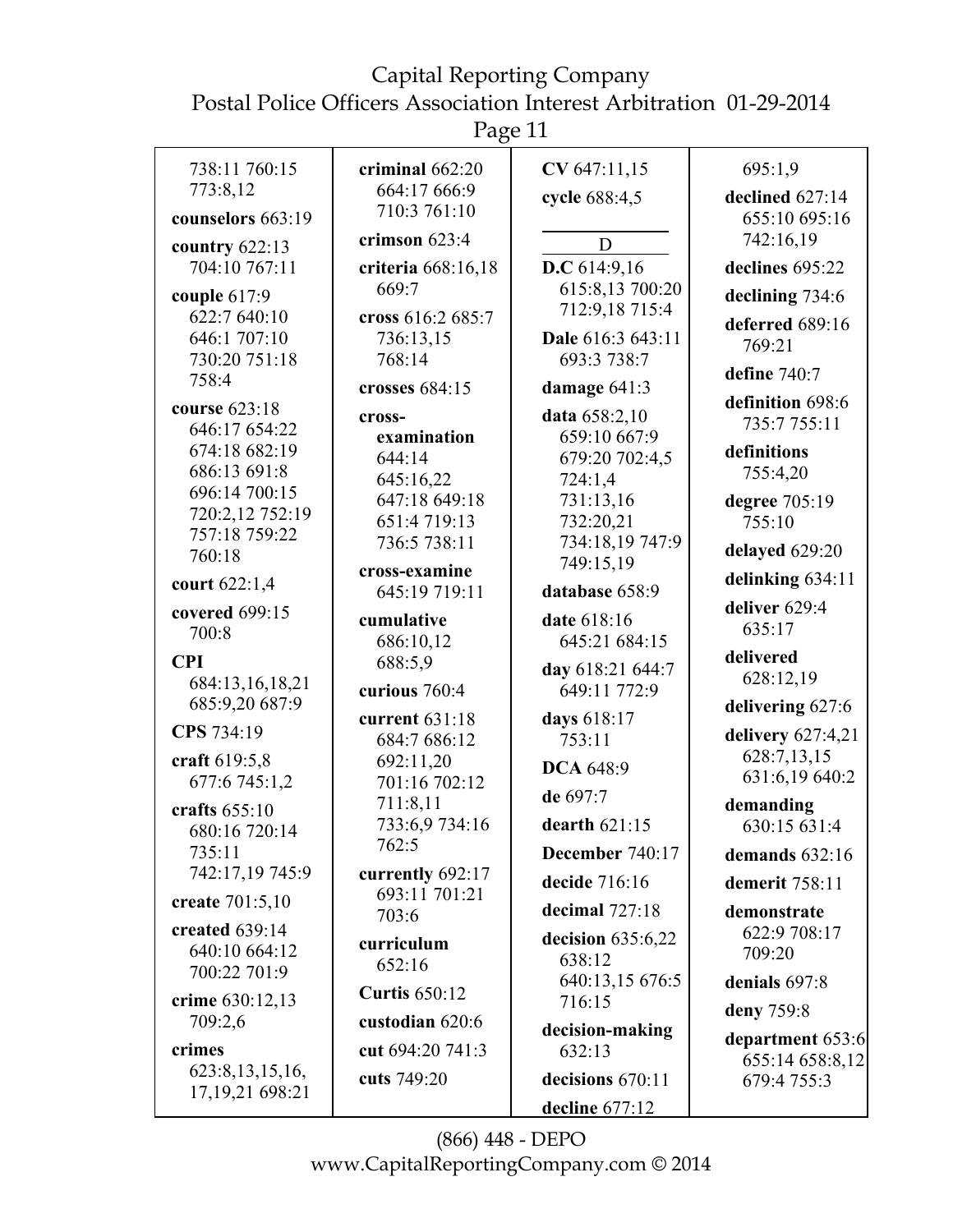738:11 760:15 773:8,12

**counselors** 663:19

**country** 622:13 704:10 767:11

**couple** 617:9 622:7 640:10 646:1 707:10 730:20 751:18 758:4

**course** 623:18 646:17 654:22 674:18 682:19 686:13 691:8 696:14 700:15 720:2,12 752:19 757:18 759:22 760:18

**court** 622:1,4

**covered** 699:15 700:8

**CPI** 684:13,16,18,21 685:9,20 687:9

**CPS** 734:19

**craft** 619:5,8 677:6 745:1,2

**crafts** 655:10 680:16 720:14 735:11 742:17,19 745:9

**create** 701:5,10

**created** 639:14 640:10 664:12 700:22 701:9

**crime** 630:12,13 709:2,6

**crimes** 623:8,13,15,16, 17,19,21 698:21

**criminal** 662:20 664:17 666:9 710:3 761:10

**crimson** 623:4

**criteria** 668:16,18 669:7

**cross** 616:2 685:7 736:13,15 768:14

**crosses** 684:15

**cross-examination** 644:14 645:16,22 647:18 649:18 651:4 719:13 736:5 738:11

**cross-examine** 645:19 719:11

**cumulative** 686:10,12 688:5,9

**curious** 760:4

**current** 631:18 684:7 686:12 692:11,20 701:16 702:12 711:8,11 733:6,9 734:16 762:5

**currently** 692:17 693:11 701:21 703:6

**curriculum** 652:16

**Curtis** 650:12

**custodian** 620:6

**cut** 694:20 741:3

**cuts** 749:20

**CV** 647:11,15

**cycle** 688:4,5

D

**D.C** 614:9,16 615:8,13 700:20 712:9,18 715:4

**Dale** 616:3 643:11 693:3 738:7

**damage** 641:3

**data** 658:2,10 659:10 667:9 679:20 702:4,5 724:1,4 731:13,16 732:20,21 734:18,19 747:9 749:15,19

**database** 658:9

**date** 618:16 645:21 684:15

**day** 618:21 644:7 649:11 772:9

**days** 618:17 753:11

**DCA** 648:9

**de** 697:7

**dearth** 621:15

**December** 740:17

**decide** 716:16

**decimal** 727:18

**decision** 635:6,22 638:12 640:13,15 676:5 716:15

**decision-making** 632:13

**decisions** 670:11

**decline** 677:12 695:1,9

**declined** 627:14 655:10 695:16 742:16,19

**declines** 695:22

**declining** 734:6

**deferred** 689:16 769:21

**define** 740:7

**definition** 698:6 735:7 755:11

**definitions** 755:4,20

**degree** 705:19 755:10

**delayed** 629:20

**delinking** 634:11

**deliver** 629:4 635:17

**delivered** 628:12,19

**delivering** 627:6

**delivery** 627:4,21 628:7,13,15 631:6,19 640:2

**demanding** 630:15 631:4

**demands** 632:16

**demerit** 758:11

**demonstrate** 622:9 708:17 709:20

**denials** 697:8

**deny** 759:8

**department** 653:6 655:14 658:8,12 679:4 755:3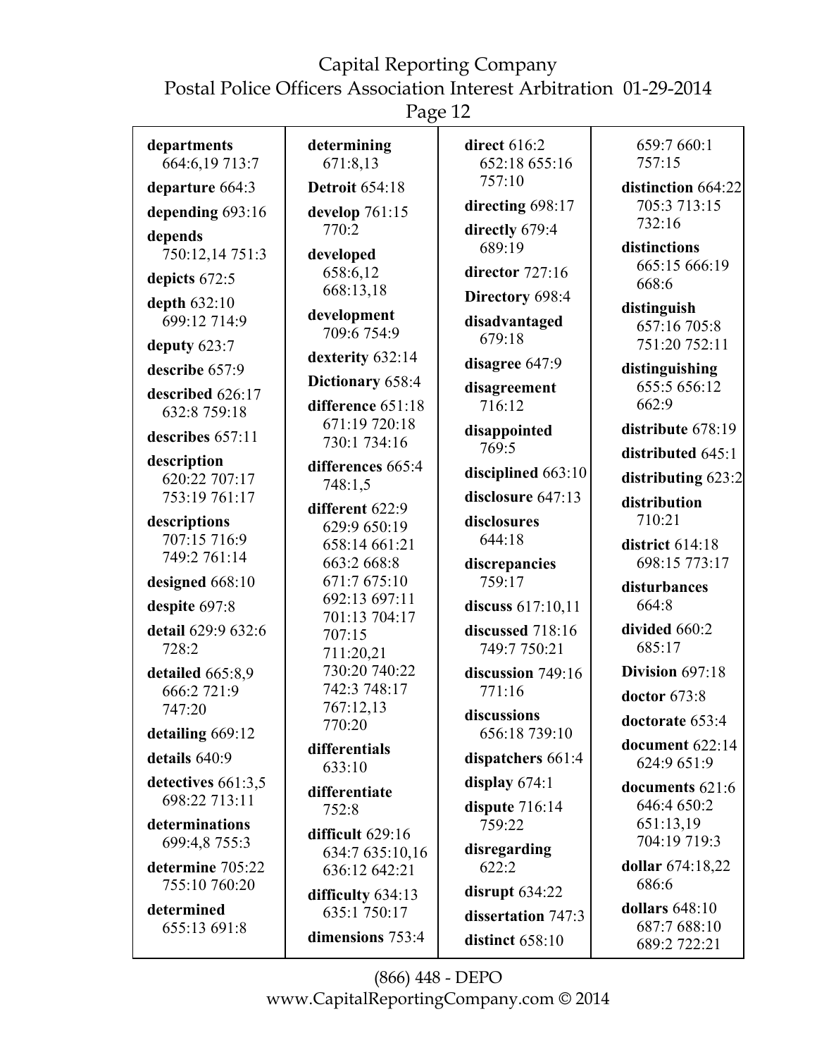**departments** 664:6,19 713:7

**departure** 664:3

**depending** 693:16

**depends** 750:12,14 751:3

**depicts** 672:5

**depth** 632:10 699:12 714:9

**deputy** 623:7

**describe** 657:9

**described** 626:17 632:8 759:18

**describes** 657:11

**description** 620:22 707:17 753:19 761:17

**descriptions** 707:15 716:9 749:2 761:14

**designed** 668:10

**despite** 697:8

**detail** 629:9 632:6 728:2

**detailed** 665:8,9 666:2 721:9 747:20

**detailing** 669:12

**details** 640:9

**detectives** 661:3,5 698:22 713:11

**determinations** 699:4,8 755:3

**determine** 705:22 755:10 760:20

**determined** 655:13 691:8

**determining** 671:8,13

**Detroit** 654:18

**develop** 761:15 770:2

**developed** 658:6,12 668:13,18

**development** 709:6 754:9

**dexterity** 632:14

**Dictionary** 658:4

**difference** 651:18 671:19 720:18 730:1 734:16

**differences** 665:4 748:1,5

**different** 622:9 629:9 650:19 658:14 661:21 663:2 668:8 671:7 675:10 692:13 697:11 701:13 704:17 707:15 711:20,21 730:20 740:22 742:3 748:17 767:12,13 770:20

**differentials** 633:10

**differentiate** 752:8

**difficult** 629:16 634:7 635:10,16 636:12 642:21

**difficulty** 634:13 635:1 750:17

**dimensions** 753:4

**direct** 616:2 652:18 655:16 757:10

**directing** 698:17

**directly** 679:4 689:19

**director** 727:16

**Directory** 698:4

**disadvantaged** 679:18

**disagree** 647:9

**disagreement** 716:12

**disappointed** 769:5

**disciplined** 663:10

**disclosure** 647:13

**disclosures** 644:18

**discrepancies** 759:17

**discuss** 617:10,11

**discussed** 718:16 749:7 750:21

**discussion** 749:16 771:16

**discussions** 656:18 739:10

**dispatchers** 661:4

**display** 674:1

**dispute** 716:14 759:22

**disregarding** 622:2

**disrupt** 634:22

**dissertation** 747:3

**distinct** 658:10 659:7 660:1 757:15

**distinction** 664:22 705:3 713:15 732:16

**distinctions** 665:15 666:19 668:6

**distinguish** 657:16 705:8 751:20 752:11

**distinguishing** 655:5 656:12 662:9

**distribute** 678:19

**distributed** 645:1

**distributing** 623:2

**distribution** 710:21

**district** 614:18 698:15 773:17

**disturbances** 664:8

**divided** 660:2 685:17

**Division** 697:18

**doctor** 673:8

**doctorate** 653:4

**document** 622:14 624:9 651:9

**documents** 621:6 646:4 650:2 651:13,19 704:19 719:3

**dollar** 674:18,22 686:6

**dollars** 648:10 687:7 688:10 689:2 722:21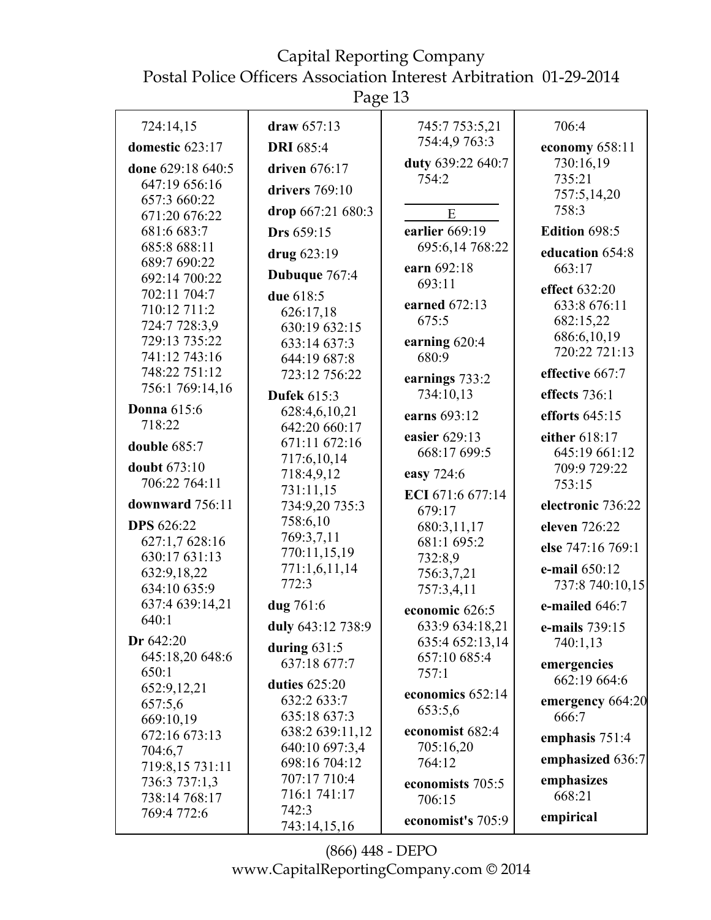724:14,15

**domestic** 623:17

**done** 629:18 640:5 647:19 656:16 657:3 660:22 671:20 676:22 681:6 683:7 685:8 688:11 689:7 690:22 692:14 700:22 702:11 704:7 710:12 711:2 724:7 728:3,9 729:13 735:22 741:12 743:16 748:22 751:12 756:1 769:14,16

**Donna** 615:6 718:22

**double** 685:7

**doubt** 673:10 706:22 764:11

**downward** 756:11

**DPS** 626:22 627:1,7 628:16 630:17 631:13 632:9,18,22 634:10 635:9 637:4 639:14,21 640:1

**Dr** 642:20 645:18,20 648:6 650:1 652:9,12,21 657:5,6 669:10,19 672:16 673:13 704:6,7 719:8,15 731:11 736:3 737:1,3 738:14 768:17 769:4 772:6

**draw** 657:13

**DRI** 685:4

**driven** 676:17

**drivers** 769:10

**drop** 667:21 680:3

**Drs** 659:15

**drug** 623:19

**Dubuque** 767:4

**due** 618:5 626:17,18 630:19 632:15 633:14 637:3 644:19 687:8 723:12 756:22

**Dufek** 615:3 628:4,6,10,21 642:20 660:17 671:11 672:16 717:6,10,14 718:4,9,12 731:11,15 734:9,20 735:3 758:6,10 769:3,7,11 770:11,15,19 771:1,6,11,14 772:3

**dug** 761:6

**duly** 643:12 738:9

**during** 631:5 637:18 677:7

**duties** 625:20 632:2 633:7 635:18 637:3 638:2 639:11,12 640:10 697:3,4 698:16 704:12 707:17 710:4 716:1 741:17 742:3 743:14,15,16 745:7 753:5,21 754:4,9 763:3

**duty** 639:22 640:7 754:2

## E

**earlier** 669:19 695:6,14 768:22

**earn** 692:18 693:11

**earned** 672:13 675:5

**earning** 620:4 680:9

**earnings** 733:2 734:10,13

**earns** 693:12

**easier** 629:13 668:17 699:5

**easy** 724:6

**ECI** 671:6 677:14 679:17 680:3,11,17 681:1 695:2 732:8,9 756:3,7,21 757:3,4,11

**economic** 626:5 633:9 634:18,21 635:4 652:13,14 657:10 685:4 757:1

**economics** 652:14 653:5,6

**economist** 682:4 705:16,20 764:12

**economists** 705:5 706:15

**economist's** 705:9

706:4

**economy** 658:11 730:16,19 735:21 757:5,14,20 758:3

**Edition** 698:5

**education** 654:8 663:17

**effect** 632:20 633:8 676:11 682:15,22 686:6,10,19 720:22 721:13

**effective** 667:7

**effects** 736:1

**efforts** 645:15

**either** 618:17 645:19 661:12 709:9 729:22 753:15

**electronic** 736:22

**eleven** 726:22

**else** 747:16 769:1

**e-mail** 650:12 737:8 740:10,15

**e-mailed** 646:7

**e-mails** 739:15 740:1,13

**emergencies** 662:19 664:6

**emergency** 664:20 666:7

**emphasis** 751:4

**emphasized** 636:7

**emphasizes** 668:21

**empirical**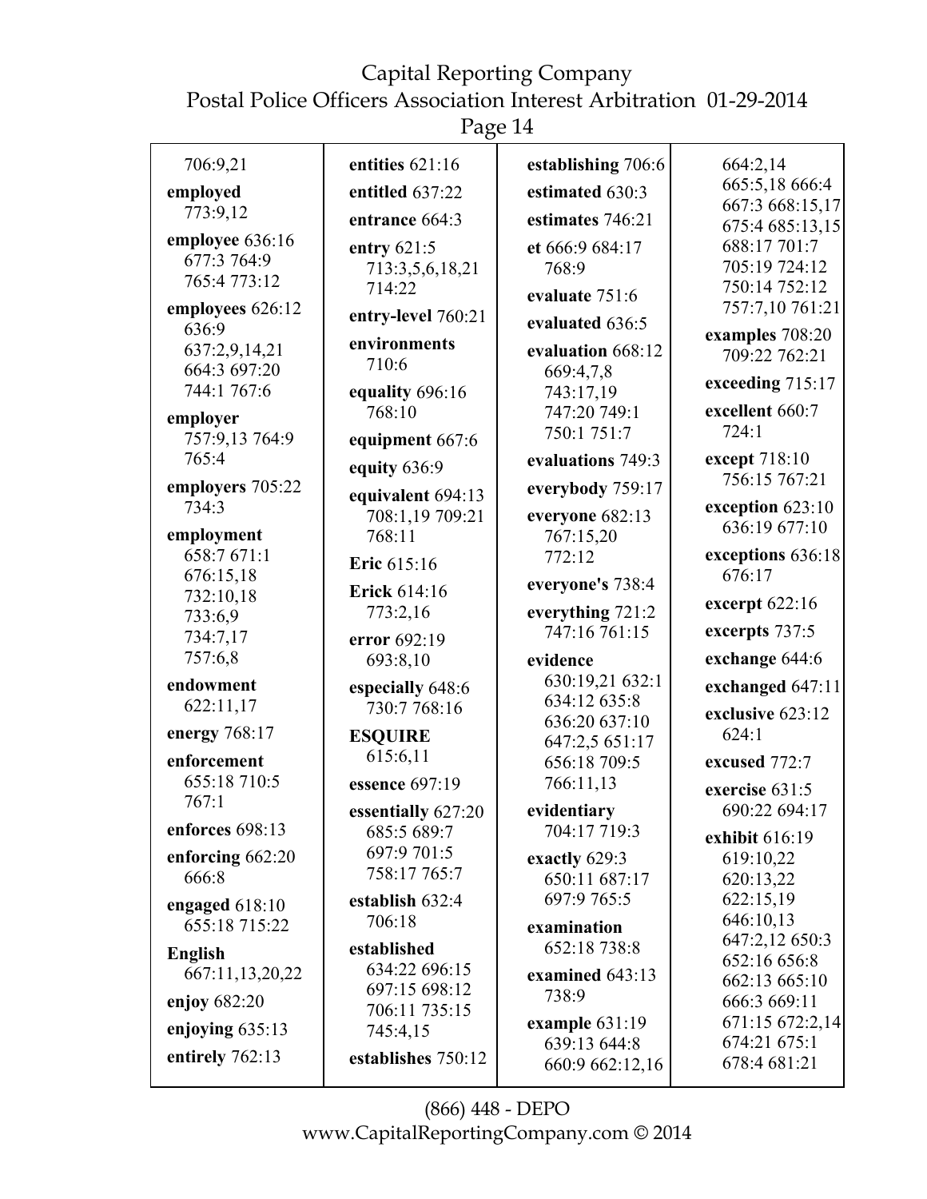706:9,21

**employed** 773:9,12

**employee** 636:16 677:3 764:9 765:4 773:12

**employees** 626:12 636:9 637:2,9,14,21 664:3 697:20 744:1 767:6

**employer** 757:9,13 764:9 765:4

**employers** 705:22 734:3

**employment** 658:7 671:1 676:15,18 732:10,18 733:6,9 734:7,17 757:6,8

**endowment** 622:11,17

**energy** 768:17

**enforcement** 655:18 710:5 767:1

**enforces** 698:13

**enforcing** 662:20 666:8

**engaged** 618:10 655:18 715:22

**English** 667:11,13,20,22

**enjoy** 682:20

**enjoying** 635:13

**entirely** 762:13

**entities** 621:16

**entitled** 637:22

**entrance** 664:3

**entry** 621:5 713:3,5,6,18,21 714:22

**entry-level** 760:21

**environments** 710:6

**equality** 696:16 768:10

**equipment** 667:6

**equity** 636:9

**equivalent** 694:13 708:1,19 709:21 768:11

**Eric** 615:16

**Erick** 614:16 773:2,16

**error** 692:19 693:8,10

**especially** 648:6 730:7 768:16

**ESQUIRE** 615:6,11

**essence** 697:19

**essentially** 627:20 685:5 689:7 697:9 701:5 758:17 765:7

**establish** 632:4 706:18

**established** 634:22 696:15 697:15 698:12 706:11 735:15 745:4,15

**establishes** 750:12

**establishing** 706:6

**estimated** 630:3

**estimates** 746:21

**et** 666:9 684:17 768:9

**evaluate** 751:6

**evaluated** 636:5

**evaluation** 668:12 669:4,7,8 743:17,19 747:20 749:1 750:1 751:7

**evaluations** 749:3

**everybody** 759:17

**everyone** 682:13 767:15,20 772:12

**everyone's** 738:4

**everything** 721:2 747:16 761:15

**evidence** 630:19,21 632:1 634:12 635:8 636:20 637:10 647:2,5 651:17 656:18 709:5 766:11,13

**evidentiary** 704:17 719:3

**exactly** 629:3 650:11 687:17 697:9 765:5

**examination** 652:18 738:8

**examined** 643:13 738:9

**example** 631:19 639:13 644:8 660:9 662:12,16 664:2,14 665:5,18 666:4 667:3 668:15,17 675:4 685:13,15 688:17 701:7 705:19 724:12 750:14 752:12 757:7,10 761:21

**examples** 708:20 709:22 762:21

**exceeding** 715:17

**excellent** 660:7 724:1

**except** 718:10 756:15 767:21

**exception** 623:10 636:19 677:10

**exceptions** 636:18 676:17

**excerpt** 622:16

**excerpts** 737:5

**exchange** 644:6

**exchanged** 647:11

**exclusive** 623:12 624:1

**excused** 772:7

**exercise** 631:5 690:22 694:17

**exhibit** 616:19 619:10,22 620:13,22 622:15,19 646:10,13 647:2,12 650:3 652:16 656:8 662:13 665:10 666:3 669:11 671:15 672:2,14 674:21 675:1 678:4 681:21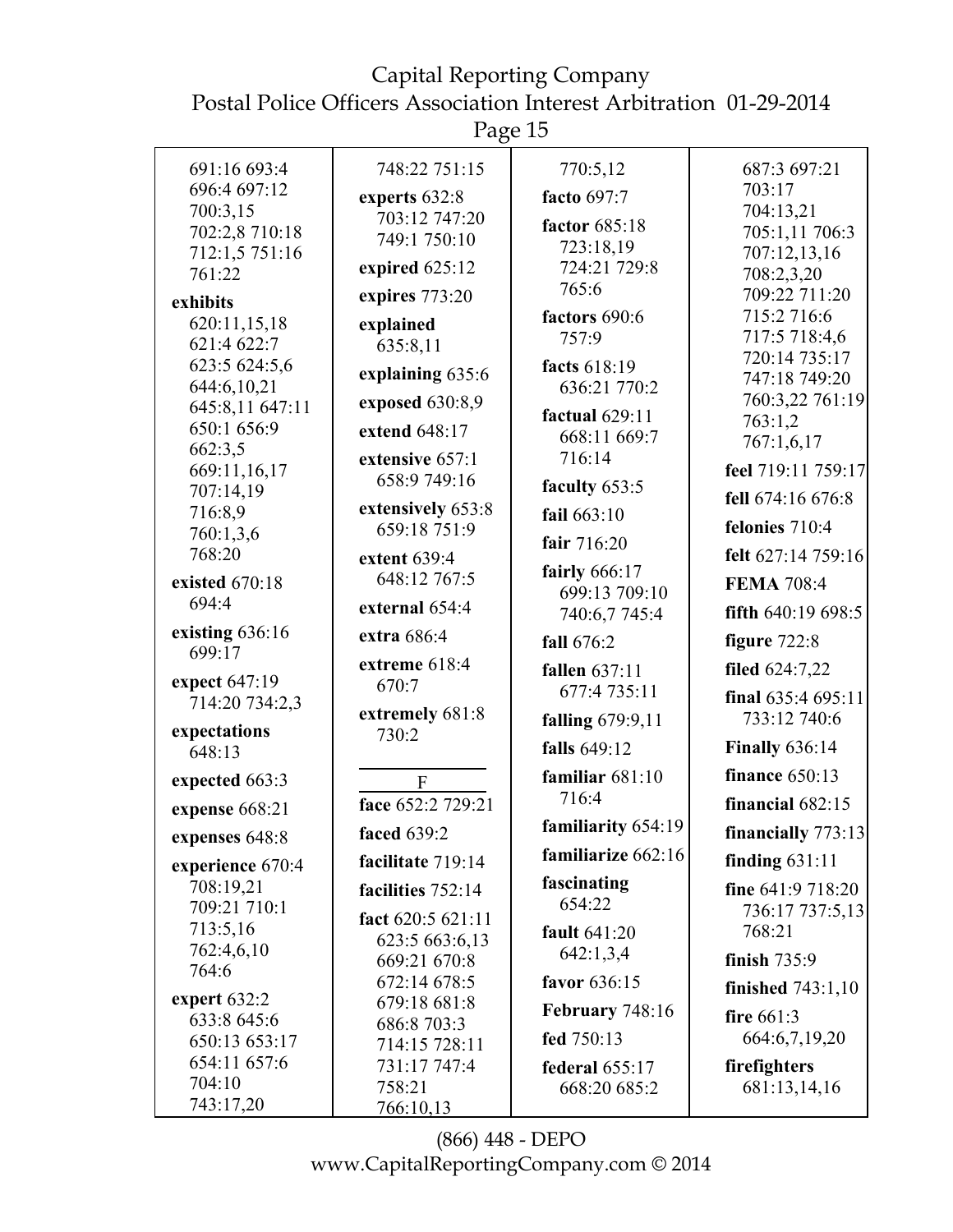691:16 693:4 696:4 697:12 700:3,15 702:2,8 710:18 712:1,5 751:16 761:22

**exhibits** 620:11,15,18 621:4 622:7 623:5 624:5,6 644:6,10,21 645:8,11 647:11 650:1 656:9 662:3,5 669:11,16,17 707:14,19 716:8,9 760:1,3,6 768:20

**existed** 670:18 694:4

**existing** 636:16 699:17

**expect** 647:19 714:20 734:2,3

**expectations** 648:13

**expected** 663:3

**expense** 668:21

**expenses** 648:8

**experience** 670:4 708:19,21 709:21 710:1 713:5,16 762:4,6,10 764:6

**expert** 632:2 633:8 645:6 650:13 653:17 654:11 657:6 704:10 743:17,20

748:22 751:15

**experts** 632:8 703:12 747:20 749:1 750:10

**expired** 625:12

**expires** 773:20

**explained** 635:8,11

**explaining** 635:6

**exposed** 630:8,9

**extend** 648:17

**extensive** 657:1 658:9 749:16

**extensively** 653:8 659:18 751:9

**extent** 639:4 648:12 767:5

**external** 654:4

**extra** 686:4

**extreme** 618:4 670:7

**extremely** 681:8 730:2

F

**face** 652:2 729:21

**faced** 639:2

**facilitate** 719:14

**facilities** 752:14

**fact** 620:5 621:11 623:5 663:6,13 669:21 670:8 672:14 678:5 679:18 681:8 686:8 703:3 714:15 728:11 731:17 747:4 758:21 766:10,13

770:5,12

**facto** 697:7

**factor** 685:18 723:18,19 724:21 729:8 765:6

**factors** 690:6 757:9

**facts** 618:19 636:21 770:2

**factual** 629:11 668:11 669:7 716:14

**faculty** 653:5

**fail** 663:10

**fair** 716:20

**fairly** 666:17 699:13 709:10 740:6,7 745:4

**fall** 676:2

**fallen** 637:11 677:4 735:11

**falling** 679:9,11

**falls** 649:12

**familiar** 681:10 716:4

**familiarity** 654:19

**familiarize** 662:16

**fascinating** 654:22

**fault** 641:20 642:1,3,4

**favor** 636:15

**February** 748:16

**fed** 750:13

**federal** 655:17 668:20 685:2

687:3 697:21 703:17 704:13,21 705:1,11 706:3 707:12,13,16 708:2,3,20 709:22 711:20 715:2 716:6 717:5 718:4,6 720:14 735:17 747:18 749:20 760:3,22 761:19 763:1,2 767:1,6,17

**feel** 719:11 759:17

**fell** 674:16 676:8

**felonies** 710:4

**felt** 627:14 759:16

**FEMA** 708:4

**fifth** 640:19 698:5

**figure** 722:8

**filed** 624:7,22

**final** 635:4 695:11 733:12 740:6

**Finally** 636:14

**finance** 650:13

**financial** 682:15

**financially** 773:13

**finding** 631:11

**fine** 641:9 718:20 736:17 737:5,13 768:21

**finish** 735:9

**finished** 743:1,10

**fire** 661:3 664:6,7,19,20

**firefighters** 681:13,14,16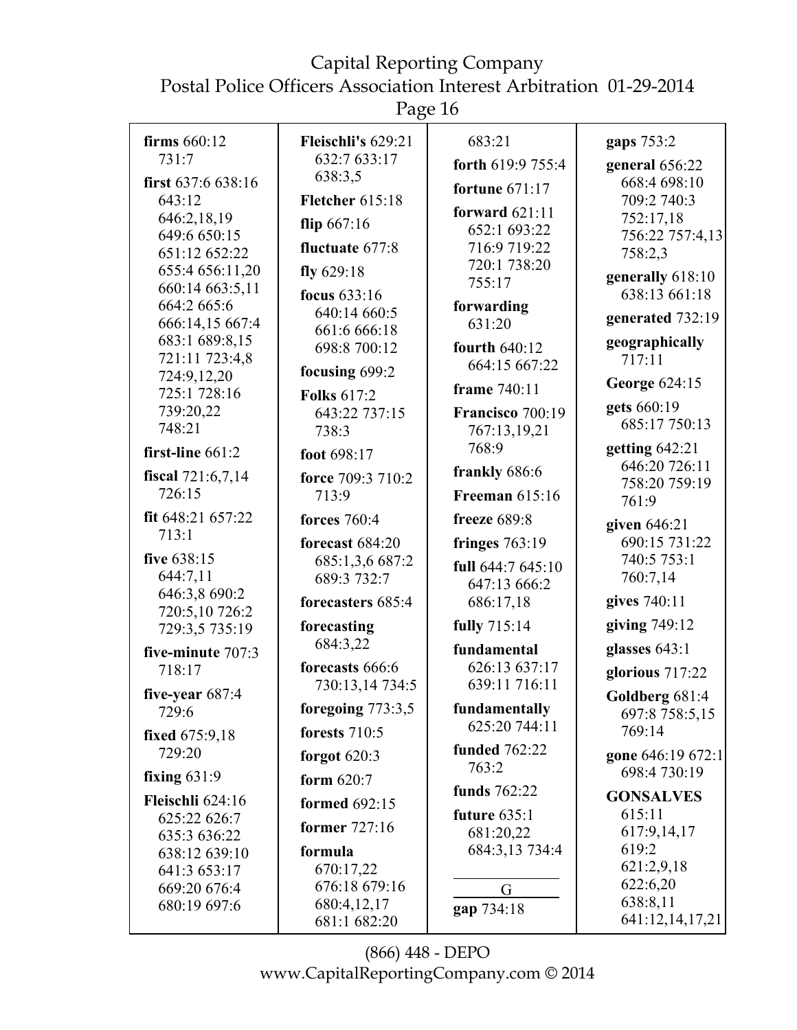**firms** 660:12 731:7

**first** 637:6 638:16 643:12 646:2,18,19 649:6 650:15 651:12 652:22 655:4 656:11,20 660:14 663:5,11 664:2 665:6 666:14,15 667:4 683:1 689:8,15 721:11 723:4,8 724:9,12,20 725:1 728:16 739:20,22 748:21

**first-line** 661:2

**fiscal** 721:6,7,14 726:15

**fit** 648:21 657:22 713:1

**five** 638:15 644:7,11 646:3,8 690:2 720:5,10 726:2 729:3,5 735:19

**five-minute** 707:3 718:17

**five-year** 687:4 729:6

**fixed** 675:9,18 729:20

**fixing** 631:9

**Fleischli** 624:16 625:22 626:7 635:3 636:22 638:12 639:10 641:3 653:17 669:20 676:4 680:19 697:6

**Fleischli's** 629:21 632:7 633:17 638:3,5

**Fletcher** 615:18

**flip** 667:16

**fluctuate** 677:8

**fly** 629:18

**focus** 633:16 640:14 660:5 661:6 666:18 698:8 700:12

**focusing** 699:2

**Folks** 617:2 643:22 737:15 738:3

**foot** 698:17

**force** 709:3 710:2 713:9

**forces** 760:4

**forecast** 684:20 685:1,3,6 687:2 689:3 732:7

**forecasters** 685:4

**forecasting** 684:3,22

**forecasts** 666:6 730:13,14 734:5

**foregoing** 773:3,5

**forests** 710:5

**forgot** 620:3

**form** 620:7

**formed** 692:15

**former** 727:16

**formula** 670:17,22 676:18 679:16 680:4,12,17 681:1 682:20 683:21

**forth** 619:9 755:4

**fortune** 671:17

**forward** 621:11 652:1 693:22 716:9 719:22 720:1 738:20 755:17

**forwarding** 631:20

**fourth** 640:12 664:15 667:22

**frame** 740:11

**Francisco** 700:19 767:13,19,21 768:9

**frankly** 686:6

**Freeman** 615:16

**freeze** 689:8

**fringes** 763:19

**full** 644:7 645:10 647:13 666:2 686:17,18

**fully** 715:14

**fundamental** 626:13 637:17 639:11 716:11

**fundamentally** 625:20 744:11

**funded** 762:22 763:2

**funds** 762:22

**future** 635:1 681:20,22 684:3,13 734:4

G

**gap** 734:18

**gaps** 753:2

**general** 656:22 668:4 698:10 709:2 740:3 752:17,18 756:22 757:4,13 758:2,3

**generally** 618:10 638:13 661:18

**generated** 732:19

**geographically** 717:11

**George** 624:15

**gets** 660:19 685:17 750:13

**getting** 642:21 646:20 726:11 758:20 759:19 761:9

**given** 646:21 690:15 731:22 740:5 753:1 760:7,14

**gives** 740:11

**giving** 749:12

**glasses** 643:1

**glorious** 717:22

**Goldberg** 681:4 697:8 758:5,15 769:14

**gone** 646:19 672:1 698:4 730:19

**GONSALVES** 615:11 617:9,14,17 619:2 621:2,9,18 622:6,20 638:8,11 641:12,14,17,21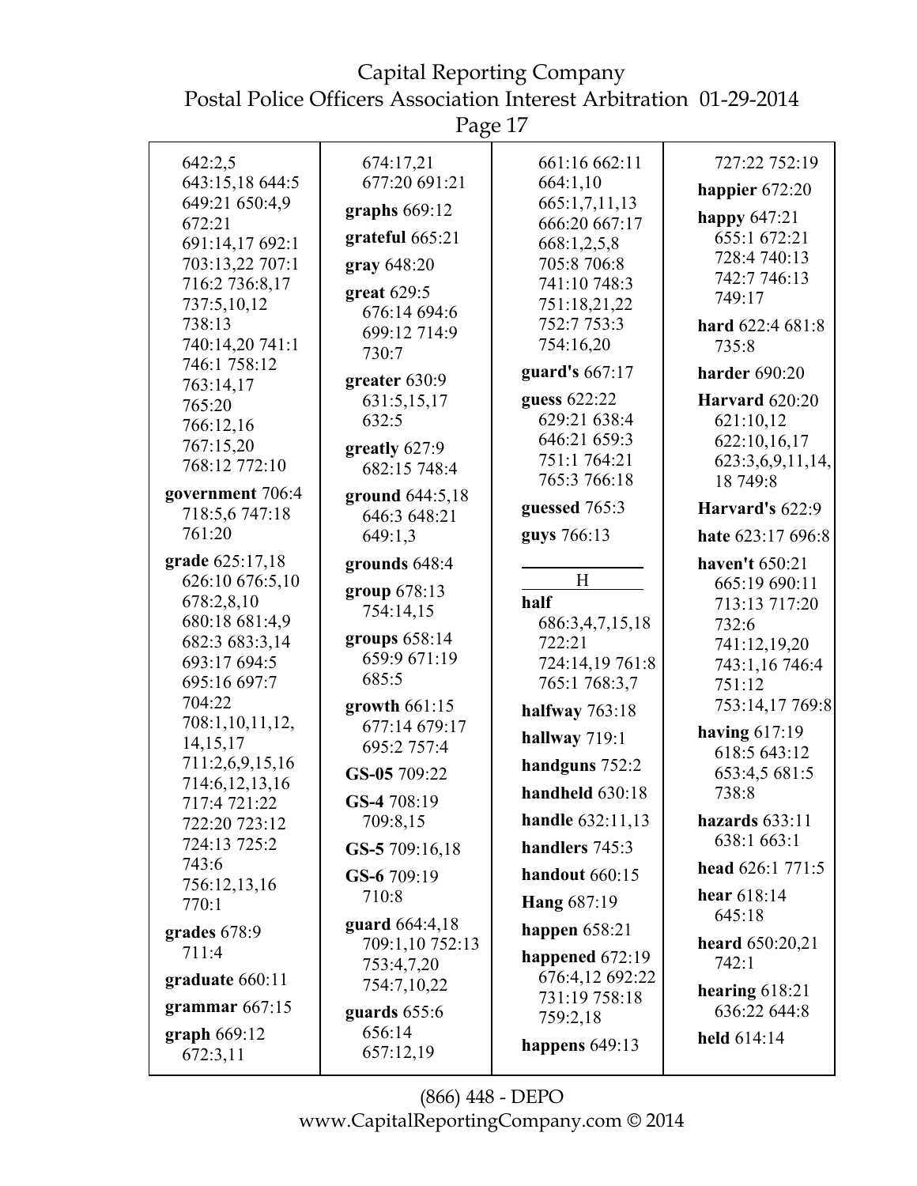642:2,5 643:15,18 644:5 649:21 650:4,9 672:21 691:14,17 692:1 703:13,22 707:1 716:2 736:8,17 737:5,10,12 738:13 740:14,20 741:1 746:1 758:12 763:14,17 765:20 766:12,16 767:15,20 768:12 772:10

**government** 706:4 718:5,6 747:18 761:20

**grade** 625:17,18 626:10 676:5,10 678:2,8,10 680:18 681:4,9 682:3 683:3,14 693:17 694:5 695:16 697:7 704:22 708:1,10,11,12,14,15,17 711:2,6,9,15,16 714:6,12,13,16 717:4 721:22 722:20 723:12 724:13 725:2 743:6 756:12,13,16 770:1

**grades** 678:9 711:4

**graduate** 660:11

**grammar** 667:15

**graph** 669:12 672:3,11

674:17,21 677:20 691:21

**graphs** 669:12

**grateful** 665:21

**gray** 648:20

**great** 629:5 676:14 694:6 699:12 714:9 730:7

**greater** 630:9 631:5,15,17 632:5

**greatly** 627:9 682:15 748:4

**ground** 644:5,18 646:3 648:21 649:1,3

**grounds** 648:4

**group** 678:13 754:14,15

**groups** 658:14 659:9 671:19 685:5

**growth** 661:15 677:14 679:17 695:2 757:4

**GS-05** 709:22

**GS-4** 708:19 709:8,15

**GS-5** 709:16,18

**GS-6** 709:19 710:8

**guard** 664:4,18 709:1,10 752:13 753:4,7,20 754:7,10,22

**guards** 655:6 656:14 657:12,19

661:16 662:11 664:1,10 665:1,7,11,13 666:20 667:17 668:1,2,5,8 705:8 706:8 741:10 748:3 751:18,21,22 752:7 753:3 754:16,20

**guard's** 667:17

**guess** 622:22 629:21 638:4 646:21 659:3 751:1 764:21 765:3 766:18

**guessed** 765:3

**guys** 766:13

## H

**half** 686:3,4,7,15,18 722:21 724:14,19 761:8 765:1 768:3,7

**halfway** 763:18

**hallway** 719:1

**handguns** 752:2

**handheld** 630:18

**handle** 632:11,13

**handlers** 745:3

**handout** 660:15

**Hang** 687:19

**happen** 658:21

**happened** 672:19 676:4,12 692:22 731:19 758:18 759:2,18

**happens** 649:13

727:22 752:19

**happier** 672:20

**happy** 647:21 655:1 672:21 728:4 740:13 742:7 746:13 749:17

**hard** 622:4 681:8 735:8

**harder** 690:20

**Harvard** 620:20 621:10,12 622:10,16,17 623:3,6,9,11,14,18 749:8

**Harvard's** 622:9

**hate** 623:17 696:8

**haven't** 650:21 665:19 690:11 713:13 717:20 732:6 741:12,19,20 743:1,16 746:4 751:12 753:14,17 769:8

**having** 617:19 618:5 643:12 653:4,5 681:5 738:8

**hazards** 633:11 638:1 663:1

**head** 626:1 771:5

**hear** 618:14 645:18

**heard** 650:20,21 742:1

**hearing** 618:21 636:22 644:8

**held** 614:14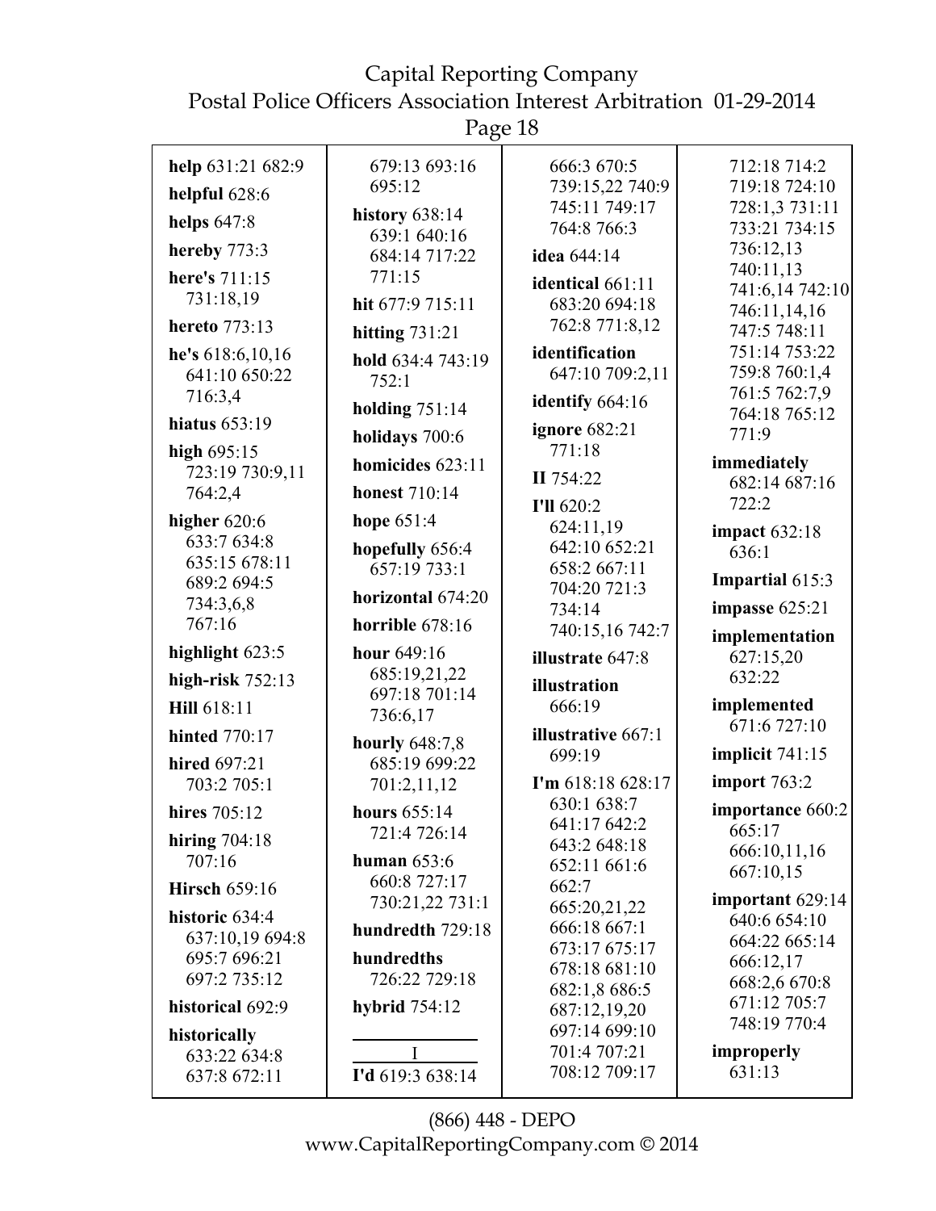**help** 631:21 682:9
**helpful** 628:6
**helps** 647:8
**hereby** 773:3
**here's** 711:15 731:18,19
**hereto** 773:13
**he's** 618:6,10,16 641:10 650:22 716:3,4
**hiatus** 653:19
**high** 695:15 723:19 730:9,11 764:2,4
**higher** 620:6 633:7 634:8 635:15 678:11 689:2 694:5 734:3,6,8 767:16
**highlight** 623:5
**high-risk** 752:13
**Hill** 618:11
**hinted** 770:17
**hired** 697:21 703:2 705:1
**hires** 705:12
**hiring** 704:18 707:16
**Hirsch** 659:16
**historic** 634:4 637:10,19 694:8 695:7 696:21 697:2 735:12
**historical** 692:9
**historically** 633:22 634:8 637:8 672:11 679:13 693:16 695:12
**history** 638:14 639:1 640:16 684:14 717:22 771:15
**hit** 677:9 715:11
**hitting** 731:21
**hold** 634:4 743:19 752:1
**holding** 751:14
**holidays** 700:6
**homicides** 623:11
**honest** 710:14
**hope** 651:4
**hopefully** 656:4 657:19 733:1
**horizontal** 674:20
**horrible** 678:16
**hour** 649:16 685:19,21,22 697:18 701:14 736:6,17
**hourly** 648:7,8 685:19 699:22 701:2,11,12
**hours** 655:14 721:4 726:14
**human** 653:6 660:8 727:17 730:21,22 731:1
**hundredth** 729:18
**hundredths** 726:22 729:18
**hybrid** 754:12

I

**I'd** 619:3 638:14 666:3 670:5 739:15,22 740:9 745:11 749:17 764:8 766:3
**idea** 644:14
**identical** 661:11 683:20 694:18 762:8 771:8,12
**identification** 647:10 709:2,11
**identify** 664:16
**ignore** 682:21 771:18
**II** 754:22
**I'll** 620:2 624:11,19 642:10 652:21 658:2 667:11 704:20 721:3 734:14 740:15,16 742:7
**illustrate** 647:8
**illustration** 666:19
**illustrative** 667:1 699:19
**I'm** 618:18 628:17 630:1 638:7 641:17 642:2 643:2 648:18 652:11 661:6 662:7 665:20,21,22 666:18 667:1 673:17 675:17 678:18 681:10 682:1,8 686:5 687:12,19,20 697:14 699:10 701:4 707:21 708:12 709:17 712:18 714:2 719:18 724:10 728:1,3 731:11 733:21 734:15 736:12,13 740:11,13 741:6,14 742:10 746:11,14,16 747:5 748:11 751:14 753:22 759:8 760:1,4 761:5 762:7,9 764:18 765:12 771:9
**immediately** 682:14 687:16 722:2
**impact** 632:18 636:1
**Impartial** 615:3
**impasse** 625:21
**implementation** 627:15,20 632:22
**implemented** 671:6 727:10
**implicit** 741:15
**import** 763:2
**importance** 660:2 665:17 666:10,11,16 667:10,15
**important** 629:14 640:6 654:10 664:22 665:14 666:12,17 668:2,6 670:8 671:12 705:7 748:19 770:4
**improperly** 631:13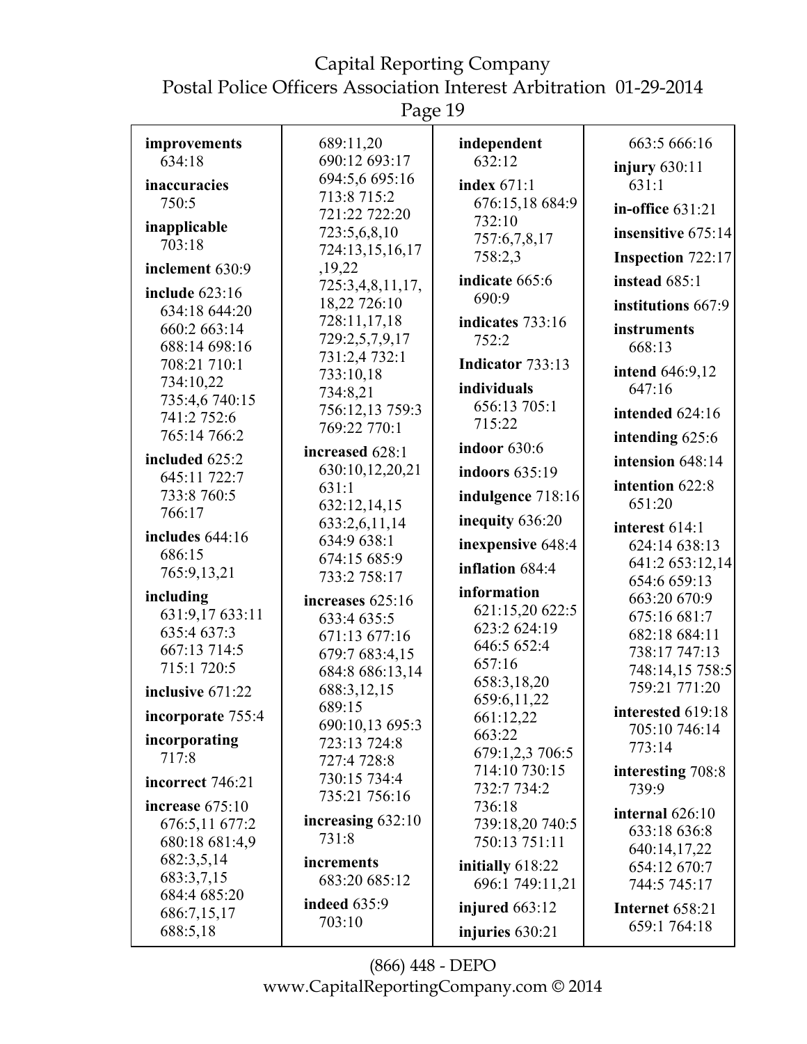**improvements** 634:18

**inaccuracies** 750:5

**inapplicable** 703:18

**inclement** 630:9

**include** 623:16 634:18 644:20 660:2 663:14 688:14 698:16 708:21 710:1 734:10,22 735:4,6 740:15 741:2 752:6 765:14 766:2

**included** 625:2 645:11 722:7 733:8 760:5 766:17

**includes** 644:16 686:15 765:9,13,21

**including** 631:9,17 633:11 635:4 637:3 667:13 714:5 715:1 720:5

**inclusive** 671:22

**incorporate** 755:4

**incorporating** 717:8

**incorrect** 746:21

**increase** 675:10 676:5,11 677:2 680:18 681:4,9 682:3,5,14 683:3,7,15 684:4 685:20 686:7,15,17 688:5,18 689:11,20 690:12 693:17 694:5,6 695:16 713:8 715:2 721:22 722:20 723:5,6,8,10 724:13,15,16,17 ,19,22 725:3,4,8,11,17, 18,22 726:10 728:11,17,18 729:2,5,7,9,17 731:2,4 732:1 733:10,18 734:8,21 756:12,13 759:3 769:22 770:1

**increased** 628:1 630:10,12,20,21 631:1 632:12,14,15 633:2,6,11,14 634:9 638:1 674:15 685:9 733:2 758:17

**increases** 625:16 633:4 635:5 671:13 677:16 679:7 683:4,15 684:8 686:13,14 688:3,12,15 689:15 690:10,13 695:3 723:13 724:8 727:4 728:8 730:15 734:4 735:21 756:16

**increasing** 632:10 731:8

**increments** 683:20 685:12

**indeed** 635:9 703:10

**independent** 632:12

**index** 671:1 676:15,18 684:9 732:10 757:6,7,8,17 758:2,3

**indicate** 665:6 690:9

**indicates** 733:16 752:2

**Indicator** 733:13

**individuals** 656:13 705:1 715:22

**indoor** 630:6

**indoors** 635:19

**indulgence** 718:16

**inequity** 636:20

**inexpensive** 648:4

**inflation** 684:4

**information** 621:15,20 622:5 623:2 624:19 646:5 652:4 657:16 658:3,18,20 659:6,11,22 661:12,22 663:22 679:1,2,3 706:5 714:10 730:15 732:7 734:2 736:18 739:18,20 740:5 750:13 751:11

**initially** 618:22 696:1 749:11,21

**injured** 663:12

**injuries** 630:21 663:5 666:16

**injury** 630:11 631:1

**in-office** 631:21

**insensitive** 675:14

**Inspection** 722:17

**instead** 685:1

**institutions** 667:9

**instruments** 668:13

**intend** 646:9,12 647:16

**intended** 624:16

**intending** 625:6

**intension** 648:14

**intention** 622:8 651:20

**interest** 614:1 624:14 638:13 641:2 653:12,14 654:6 659:13 663:20 670:9 675:16 681:7 682:18 684:11 738:17 747:13 748:14,15 758:5 759:21 771:20

**interested** 619:18 705:10 746:14 773:14

**interesting** 708:8 739:9

**internal** 626:10 633:18 636:8 640:14,17,22 654:12 670:7 744:5 745:17

**Internet** 658:21 659:1 764:18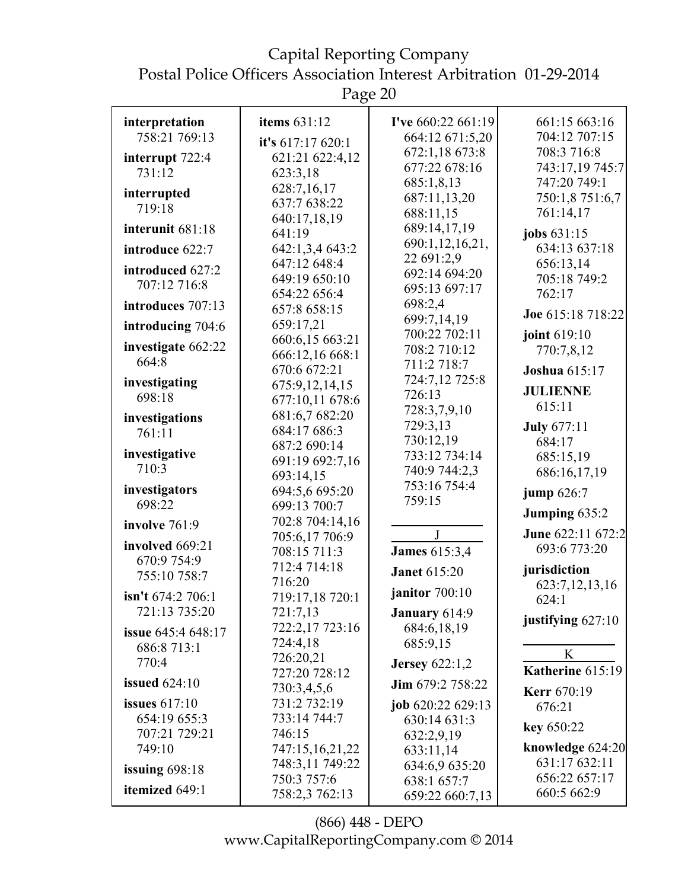**interpretation** 758:21 769:13

**interrupt** 722:4 731:12

**interrupted** 719:18

**interunit** 681:18

**introduce** 622:7

**introduced** 627:2 707:12 716:8

**introduces** 707:13

**introducing** 704:6

**investigate** 662:22 664:8

**investigating** 698:18

**investigations** 761:11

**investigative** 710:3

**investigators** 698:22

**involve** 761:9

**involved** 669:21 670:9 754:9 755:10 758:7

**isn't** 674:2 706:1 721:13 735:20

**issue** 645:4 648:17 686:8 713:1 770:4

**issued** 624:10

**issues** 617:10 654:19 655:3 707:21 729:21 749:10

**issuing** 698:18

**itemized** 649:1

**items** 631:12

**it's** 617:17 620:1 621:21 622:4,12 623:3,18 628:7,16,17 637:7 638:22 640:17,18,19 641:19 642:1,3,4 643:2 647:12 648:4 649:19 650:10 654:22 656:4 657:8 658:15 659:17,21 660:6,15 663:21 666:12,16 668:1 670:6 672:21 675:9,12,14,15 677:10,11 678:6 681:6,7 682:20 684:17 686:3 687:2 690:14 691:19 692:7,16 693:14,15 694:5,6 695:20 699:13 700:7 702:8 704:14,16 705:6,17 706:9 708:15 711:3 712:4 714:18 716:20 719:17,18 720:1 721:7,13 722:2,17 723:16 724:4,18 726:20,21 727:20 728:12 730:3,4,5,6 731:2 732:19 733:14 744:7 746:15 747:15,16,21,22 748:3,11 749:22 750:3 757:6 758:2,3 762:13

**I've** 660:22 661:19 664:12 671:5,20 672:1,18 673:8 677:22 678:16 685:1,8,13 687:11,13,20 688:11,15 689:14,17,19 690:1,12,16,21, 22 691:2,9 692:14 694:20 695:13 697:17 698:2,4 699:7,14,19 700:22 702:11 708:2 710:12 711:2 718:7 724:7,12 725:8 726:13 728:3,7,9,10 729:3,13 730:12,19 733:12 734:14 740:9 744:2,3 753:16 754:4 759:15

J

**James** 615:3,4

**Janet** 615:20

**janitor** 700:10

**January** 614:9 684:6,18,19 685:9,15

**Jersey** 622:1,2

**Jim** 679:2 758:22

**job** 620:22 629:13 630:14 631:3 632:2,9,19 633:11,14 634:6,9 635:20 638:1 657:7 659:22 660:7,13 661:15 663:16 704:12 707:15 708:3 716:8 743:17,19 745:7 747:20 749:1 750:1,8 751:6,7 761:14,17

**jobs** 631:15 634:13 637:18 656:13,14 705:18 749:2 762:17

**Joe** 615:18 718:22

**joint** 619:10 770:7,8,12

**Joshua** 615:17

**JULIENNE** 615:11

**July** 677:11 684:17 685:15,19 686:16,17,19

**jump** 626:7

**Jumping** 635:2

**June** 622:11 672:2 693:6 773:20

**jurisdiction** 623:7,12,13,16 624:1

**justifying** 627:10

K

**Katherine** 615:19

**Kerr** 670:19 676:21

**key** 650:22

**knowledge** 624:20 631:17 632:11 656:22 657:17 660:5 662:9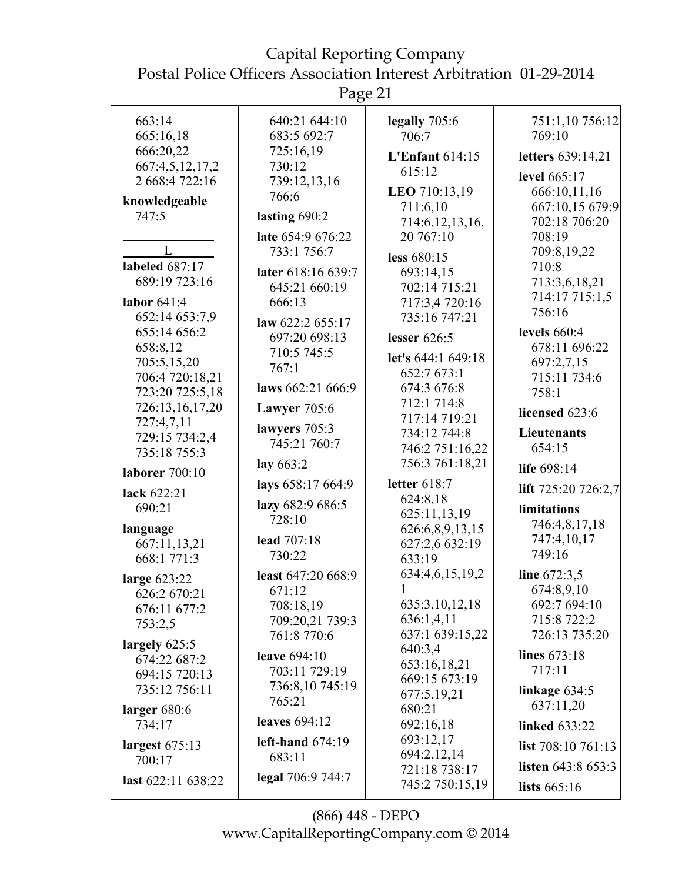663:14 665:16,18 666:20,22 667:4,5,12,17,22 668:4 722:16

**knowledgeable** 747:5

## L

**labeled** 687:17 689:19 723:16

**labor** 641:4 652:14 653:7,9 655:14 656:2 658:8,12 705:5,15,20 706:4 720:18,21 723:20 725:5,18 726:13,16,17,20 727:4,7,11 729:15 734:2,4 735:18 755:3

**laborer** 700:10

**lack** 622:21 690:21

**language** 667:11,13,21 668:1 771:3

**large** 623:22 626:2 670:21 676:11 677:2 753:2,5

**largely** 625:5 674:22 687:2 694:15 720:13 735:12 756:11

**larger** 680:6 734:17

**largest** 675:13 700:17

**last** 622:11 638:22 640:21 644:10 683:5 692:7 725:16,19 730:12 739:12,13,16 766:6

**lasting** 690:2

**late** 654:9 676:22 733:1 756:7

**later** 618:16 639:7 645:21 660:19 666:13

**law** 622:2 655:17 697:20 698:13 710:5 745:5 767:1

**laws** 662:21 666:9

**Lawyer** 705:6

**lawyers** 705:3 745:21 760:7

**lay** 663:2

**lays** 658:17 664:9

**lazy** 682:9 686:5 728:10

**lead** 707:18 730:22

**least** 647:20 668:9 671:12 708:18,19 709:20,21 739:3 761:8 770:6

**leave** 694:10 703:11 729:19 736:8,10 745:19 765:21

**leaves** 694:12

**left-hand** 674:19 683:11

**legal** 706:9 744:7

**legally** 705:6 706:7

**L'Enfant** 614:15 615:12

**LEO** 710:13,19 711:6,10 714:6,12,13,16,20 767:10

**less** 680:15 693:14,15 702:14 715:21 717:3,4 720:16 735:16 747:21

**lesser** 626:5

**let's** 644:1 649:18 652:7 673:1 674:3 676:8 712:1 714:8 717:14 719:21 734:12 744:8 746:2 751:16,22 756:3 761:18,21

**letter** 618:7 624:8,18 625:11,13,19 626:6,8,9,13,15 627:2,6 632:19 633:19 634:4,6,15,19,21 635:3,10,12,18 636:1,4,11 637:1 639:15,22 640:3,4 653:16,18,21 669:15 673:19 677:5,19,21 680:21 692:16,18 693:12,17 694:2,12,14 721:18 738:17 745:2 750:15,19 751:1,10 756:12 769:10

**letters** 639:14,21

**level** 665:17 666:10,11,16 667:10,15 679:9 702:18 706:20 708:19 709:8,19,22 710:8 713:3,6,18,21 714:17 715:1,5 756:16

**levels** 660:4 678:11 696:22 697:2,7,15 715:11 734:6 758:1

**licensed** 623:6

**Lieutenants** 654:15

**life** 698:14

**lift** 725:20 726:2,7

**limitations** 746:4,8,17,18 747:4,10,17 749:16

**line** 672:3,5 674:8,9,10 692:7 694:10 715:8 722:2 726:13 735:20

**lines** 673:18 717:11

**linkage** 634:5 637:11,20

**linked** 633:22

**list** 708:10 761:13

**listen** 643:8 653:3

**lists** 665:16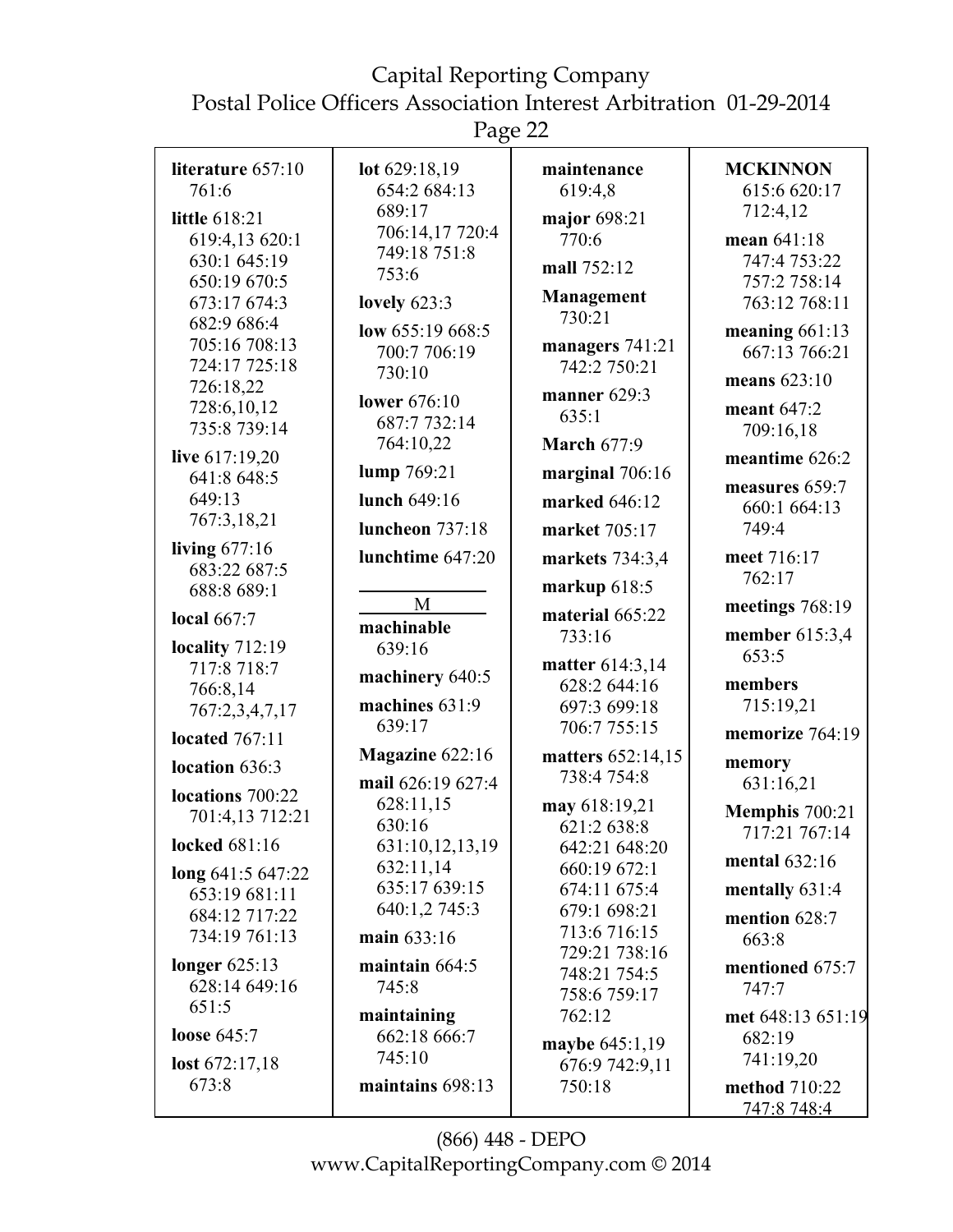**literature** 657:10 761:6

**little** 618:21 619:4,13 620:1 630:1 645:19 650:19 670:5 673:17 674:3 682:9 686:4 705:16 708:13 724:17 725:18 726:18,22 728:6,10,12 735:8 739:14

**live** 617:19,20 641:8 648:5 649:13 767:3,18,21

**living** 677:16 683:22 687:5 688:8 689:1

**local** 667:7

**locality** 712:19 717:8 718:7 766:8,14 767:2,3,4,7,17

**located** 767:11

**location** 636:3

**locations** 700:22 701:4,13 712:21

**locked** 681:16

**long** 641:5 647:22 653:19 681:11 684:12 717:22 734:19 761:13

**longer** 625:13 628:14 649:16 651:5

**loose** 645:7

**lost** 672:17,18 673:8

**lot** 629:18,19 654:2 684:13 689:17 706:14,17 720:4 749:18 751:8 753:6

**lovely** 623:3

**low** 655:19 668:5 700:7 706:19 730:10

**lower** 676:10 687:7 732:14 764:10,22

**lump** 769:21

**lunch** 649:16

**luncheon** 737:18

**lunchtime** 647:20

M

**machinable** 639:16

**machinery** 640:5

**machines** 631:9 639:17

**Magazine** 622:16

**mail** 626:19 627:4 628:11,15 630:16 631:10,12,13,19 632:11,14 635:17 639:15 640:1,2 745:3

**main** 633:16

**maintain** 664:5 745:8

**maintaining** 662:18 666:7 745:10

**maintains** 698:13

**maintenance** 619:4,8

**major** 698:21 770:6

**mall** 752:12

**Management** 730:21

**managers** 741:21 742:2 750:21

**manner** 629:3 635:1

**March** 677:9

**marginal** 706:16

**marked** 646:12

**market** 705:17

**markets** 734:3,4

**markup** 618:5

**material** 665:22 733:16

**matter** 614:3,14 628:2 644:16 697:3 699:18 706:7 755:15

**matters** 652:14,15 738:4 754:8

**may** 618:19,21 621:2 638:8 642:21 648:20 660:19 672:1 674:11 675:4 679:1 698:21 713:6 716:15 729:21 738:16 748:21 754:5 758:6 759:17 762:12

**maybe** 645:1,19 676:9 742:9,11 750:18

**MCKINNON** 615:6 620:17 712:4,12

**mean** 641:18 747:4 753:22 757:2 758:14 763:12 768:11

**meaning** 661:13 667:13 766:21

**means** 623:10

**meant** 647:2 709:16,18

**meantime** 626:2

**measures** 659:7 660:1 664:13 749:4

**meet** 716:17 762:17

**meetings** 768:19

**member** 615:3,4 653:5

**members** 715:19,21

**memorize** 764:19

**memory** 631:16,21

**Memphis** 700:21 717:21 767:14

**mental** 632:16

**mentally** 631:4

**mention** 628:7 663:8

**mentioned** 675:7 747:7

**met** 648:13 651:19 682:19 741:19,20

**method** 710:22 747:8 748:4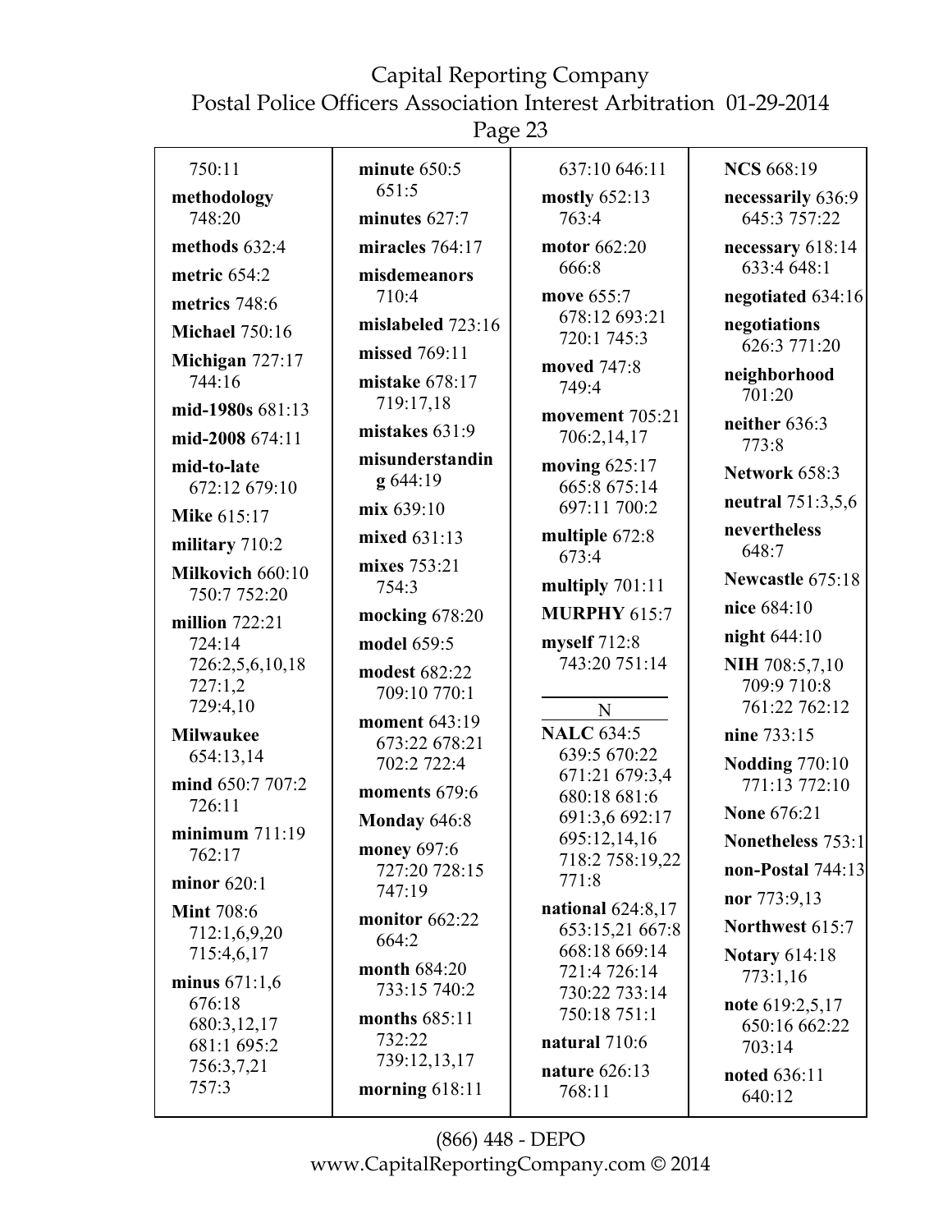750:11

**methodology** 748:20

**methods** 632:4

**metric** 654:2

**metrics** 748:6

**Michael** 750:16

**Michigan** 727:17 744:16

**mid-1980s** 681:13

**mid-2008** 674:11

**mid-to-late** 672:12 679:10

**Mike** 615:17

**military** 710:2

**Milkovich** 660:10 750:7 752:20

**million** 722:21 724:14 726:2,5,6,10,18 727:1,2 729:4,10

**Milwaukee** 654:13,14

**mind** 650:7 707:2 726:11

**minimum** 711:19 762:17

**minor** 620:1

**Mint** 708:6 712:1,6,9,20 715:4,6,17

**minus** 671:1,6 676:18 680:3,12,17 681:1 695:2 756:3,7,21 757:3

**minute** 650:5 651:5

**minutes** 627:7

**miracles** 764:17

**misdemeanors** 710:4

**mislabeled** 723:16

**missed** 769:11

**mistake** 678:17 719:17,18

**mistakes** 631:9

**misunderstanding** 644:19

**mix** 639:10

**mixed** 631:13

**mixes** 753:21 754:3

**mocking** 678:20

**model** 659:5

**modest** 682:22 709:10 770:1

**moment** 643:19 673:22 678:21 702:2 722:4

**moments** 679:6

**Monday** 646:8

**money** 697:6 727:20 728:15 747:19

**monitor** 662:22 664:2

**month** 684:20 733:15 740:2

**months** 685:11 732:22 739:12,13,17

**morning** 618:11

637:10 646:11

**mostly** 652:13 763:4

**motor** 662:20 666:8

**move** 655:7 678:12 693:21 720:1 745:3

**moved** 747:8 749:4

**movement** 705:21 706:2,14,17

**moving** 625:17 665:8 675:14 697:11 700:2

**multiple** 672:8 673:4

**multiply** 701:11

**MURPHY** 615:7

**myself** 712:8 743:20 751:14

## N

**NALC** 634:5 639:5 670:22 671:21 679:3,4 680:18 681:6 691:3,6 692:17 695:12,14,16 718:2 758:19,22 771:8

**national** 624:8,17 653:15,21 667:8 668:18 669:14 721:4 726:14 730:22 733:14 750:18 751:1

**natural** 710:6

**nature** 626:13 768:11

**NCS** 668:19

**necessarily** 636:9 645:3 757:22

**necessary** 618:14 633:4 648:1

**negotiated** 634:16

**negotiations** 626:3 771:20

**neighborhood** 701:20

**neither** 636:3 773:8

**Network** 658:3

**neutral** 751:3,5,6

**nevertheless** 648:7

**Newcastle** 675:18

**nice** 684:10

**night** 644:10

**NIH** 708:5,7,10 709:9 710:8 761:22 762:12

**nine** 733:15

**Nodding** 770:10 771:13 772:10

**None** 676:21

**Nonetheless** 753:1

**non-Postal** 744:13

**nor** 773:9,13

**Northwest** 615:7

**Notary** 614:18 773:1,16

**note** 619:2,5,17 650:16 662:22 703:14

**noted** 636:11 640:12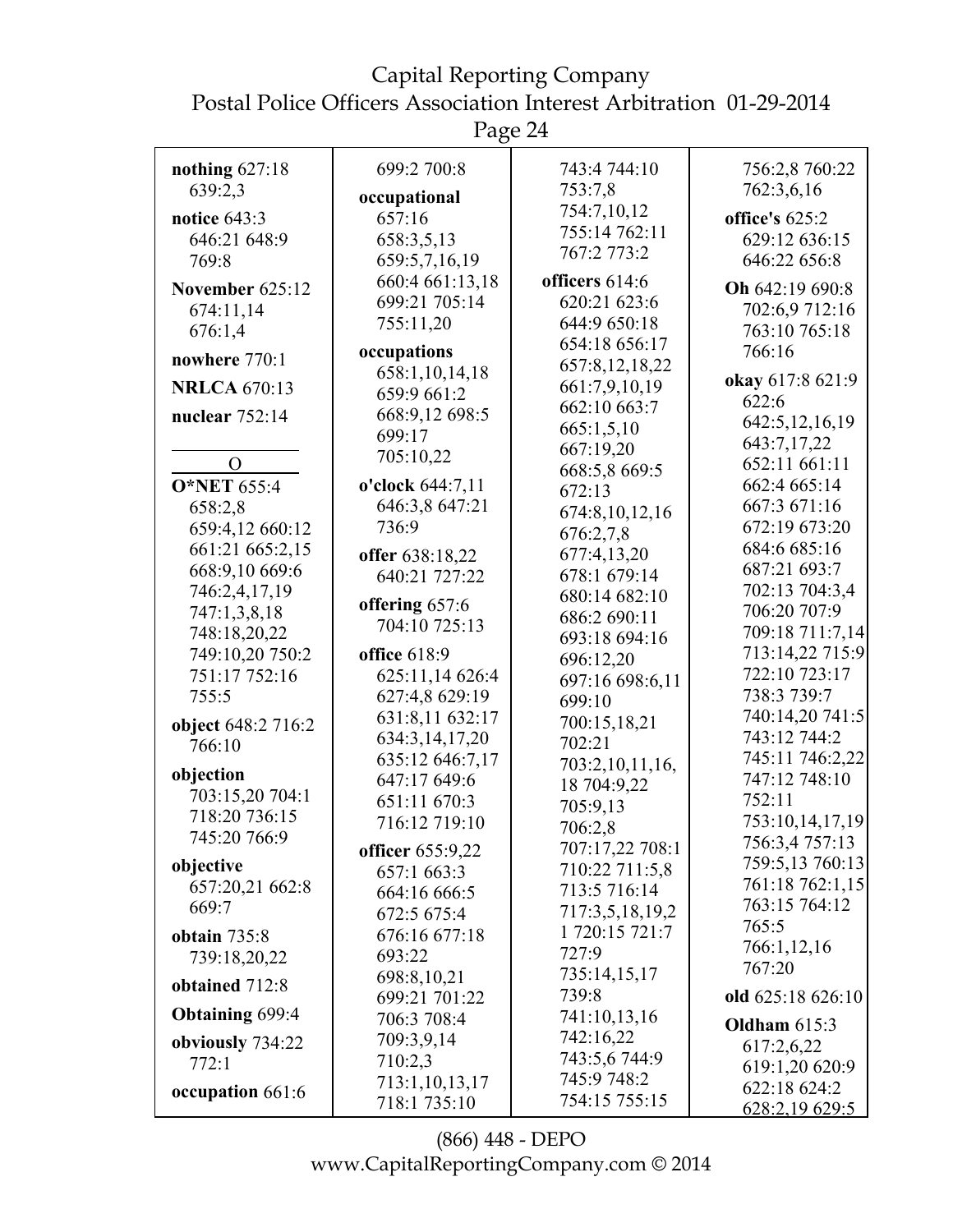**nothing** 627:18 639:2,3

**notice** 643:3 646:21 648:9 769:8

**November** 625:12 674:11,14 676:1,4

**nowhere** 770:1

**NRLCA** 670:13

**nuclear** 752:14

## O

**O*NET** 655:4 658:2,8 659:4,12 660:12 661:21 665:2,15 668:9,10 669:6 746:2,4,17,19 747:1,3,8,18 748:18,20,22 749:10,20 750:2 751:17 752:16 755:5

**object** 648:2 716:2 766:10

**objection** 703:15,20 704:1 718:20 736:15 745:20 766:9

**objective** 657:20,21 662:8 669:7

**obtain** 735:8 739:18,20,22

**obtained** 712:8

**Obtaining** 699:4

**obviously** 734:22 772:1

**occupation** 661:6 699:2 700:8

**occupational** 657:16 658:3,5,13 659:5,7,16,19 660:4 661:13,18 699:21 705:14 755:11,20

**occupations** 658:1,10,14,18 659:9 661:2 668:9,12 698:5 699:17 705:10,22

**o'clock** 644:7,11 646:3,8 647:21 736:9

**offer** 638:18,22 640:21 727:22

**offering** 657:6 704:10 725:13

**office** 618:9 625:11,14 626:4 627:4,8 629:19 631:8,11 632:17 634:3,14,17,20 635:12 646:7,17 647:17 649:6 651:11 670:3 716:12 719:10

**officer** 655:9,22 657:1 663:3 664:16 666:5 672:5 675:4 676:16 677:18 693:22 698:8,10,21 699:21 701:22 706:3 708:4 709:3,9,14 710:2,3 713:1,10,13,17 718:1 735:10 743:4 744:10 753:7,8 754:7,10,12 755:14 762:11 767:2 773:2

**officers** 614:6 620:21 623:6 644:9 650:18 654:18 656:17 657:8,12,18,22 661:7,9,10,19 662:10 663:7 665:1,5,10 667:19,20 668:5,8 669:5 672:13 674:8,10,12,16 676:2,7,8 677:4,13,20 678:1 679:14 680:14 682:10 686:2 690:11 693:18 694:16 696:12,20 697:16 698:6,11 699:10 700:15,18,21 702:21 703:2,10,11,16,18 704:9,22 705:9,13 706:2,8 707:17,22 708:1 710:22 711:5,8 713:5 716:14 717:3,5,18,19,21 720:15 721:7 727:9 735:14,15,17 739:8 741:10,13,16 742:16,22 743:5,6 744:9 745:9 748:2 754:15 755:15 756:2,8 760:22 762:3,6,16

**office's** 625:2 629:12 636:15 646:22 656:8

**Oh** 642:19 690:8 702:6,9 712:16 763:10 765:18 766:16

**okay** 617:8 621:9 622:6 642:5,12,16,19 643:7,17,22 652:11 661:11 662:4 665:14 667:3 671:16 672:19 673:20 684:6 685:16 687:21 693:7 702:13 704:3,4 706:20 707:9 709:18 711:7,14 713:14,22 715:9 722:10 723:17 738:3 739:7 740:14,20 741:5 743:12 744:2 745:11 746:2,22 747:12 748:10 752:11 753:10,14,17,19 756:3,4 757:13 759:5,13 760:13 761:18 762:1,15 763:15 764:12 765:5 766:1,12,16 767:20

**old** 625:18 626:10

**Oldham** 615:3 617:2,6,22 619:1,20 620:9 622:18 624:2 628:2,19 629:5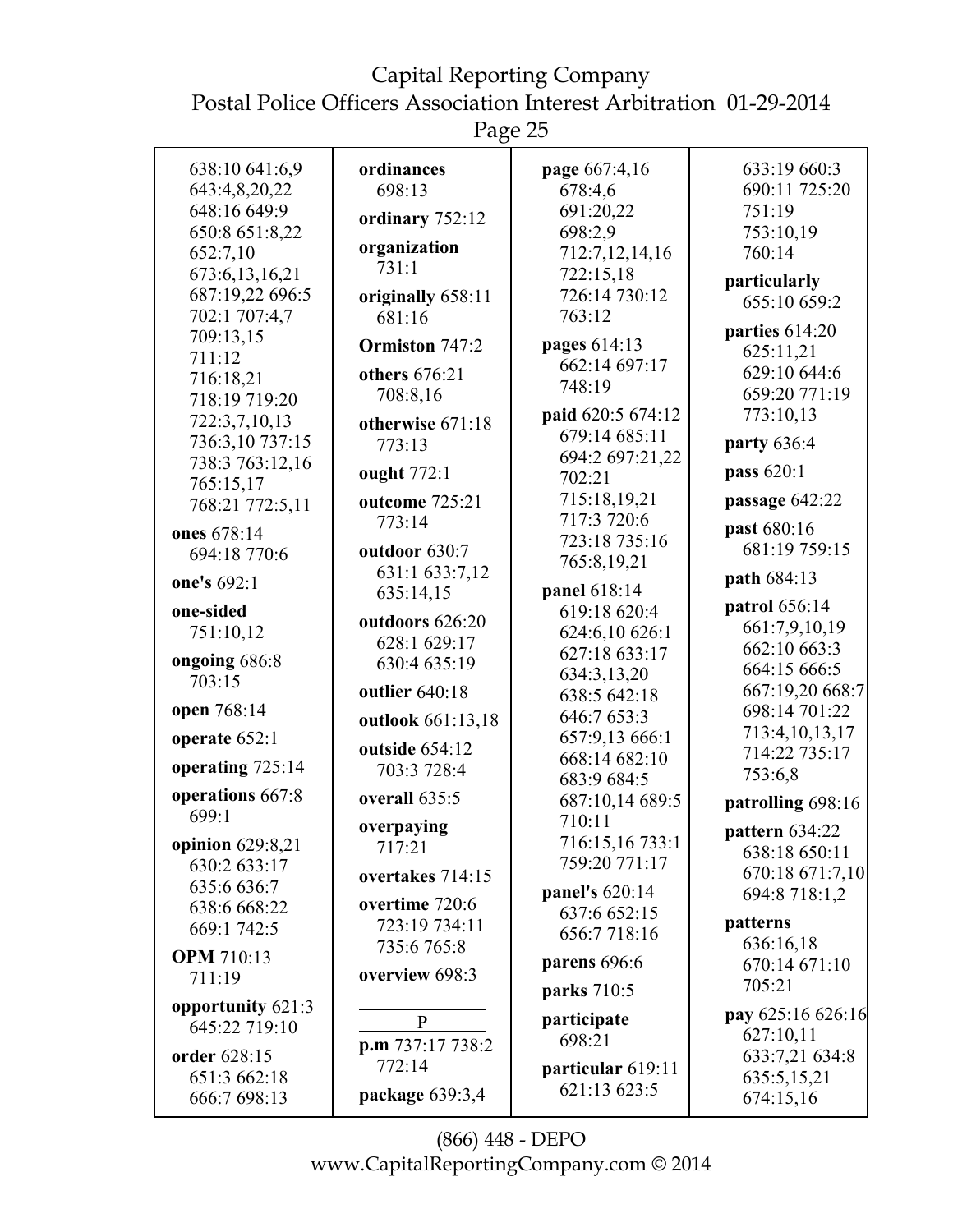638:10 641:6,9 643:4,8,20,22 648:16 649:9 650:8 651:8,22 652:7,10 673:6,13,16,21 687:19,22 696:5 702:1 707:4,7 709:13,15 711:12 716:18,21 718:19 719:20 722:3,7,10,13 736:3,10 737:15 738:3 763:12,16 765:15,17 768:21 772:5,11

**ones** 678:14 694:18 770:6

**one's** 692:1

**one-sided** 751:10,12

**ongoing** 686:8 703:15

**open** 768:14

**operate** 652:1

**operating** 725:14

**operations** 667:8 699:1

**opinion** 629:8,21 630:2 633:17 635:6 636:7 638:6 668:22 669:1 742:5

**OPM** 710:13 711:19

**opportunity** 621:3 645:22 719:10

**order** 628:15 651:3 662:18 666:7 698:13

**ordinances** 698:13

**ordinary** 752:12

**organization** 731:1

**originally** 658:11 681:16

**Ormiston** 747:2

**others** 676:21 708:8,16

**otherwise** 671:18 773:13

**ought** 772:1

**outcome** 725:21 773:14

**outdoor** 630:7 631:1 633:7,12 635:14,15

**outdoors** 626:20 628:1 629:17 630:4 635:19

**outlier** 640:18

**outlook** 661:13,18

**outside** 654:12 703:3 728:4

**overall** 635:5

**overpaying** 717:21

**overtakes** 714:15

**overtime** 720:6 723:19 734:11 735:6 765:8

**overview** 698:3

P

**p.m** 737:17 738:2 772:14

**package** 639:3,4

**page** 667:4,16 678:4,6 691:20,22 698:2,9 712:7,12,14,16 722:15,18 726:14 730:12 763:12

**pages** 614:13 662:14 697:17 748:19

**paid** 620:5 674:12 679:14 685:11 694:2 697:21,22 702:21 715:18,19,21 717:3 720:6 723:18 735:16 765:8,19,21

**panel** 618:14 619:18 620:4 624:6,10 626:1 627:18 633:17 634:3,13,20 638:5 642:18 646:7 653:3 657:9,13 666:1 668:14 682:10 683:9 684:5 687:10,14 689:5 710:11 716:15,16 733:1 759:20 771:17

**panel's** 620:14 637:6 652:15 656:7 718:16

**parens** 696:6

**parks** 710:5

**participate** 698:21

**particular** 619:11 621:13 623:5 633:19 660:3 690:11 725:20 751:19 753:10,19 760:14

**particularly** 655:10 659:2

**parties** 614:20 625:11,21 629:10 644:6 659:20 771:19 773:10,13

**party** 636:4

**pass** 620:1

**passage** 642:22

**past** 680:16 681:19 759:15

**path** 684:13

**patrol** 656:14 661:7,9,10,19 662:10 663:3 664:15 666:5 667:19,20 668:7 698:14 701:22 713:4,10,13,17 714:22 735:17 753:6,8

**patrolling** 698:16

**pattern** 634:22 638:18 650:11 670:18 671:7,10 694:8 718:1,2

**patterns** 636:16,18 670:14 671:10 705:21

**pay** 625:16 626:16 627:10,11 633:7,21 634:8 635:5,15,21 674:15,16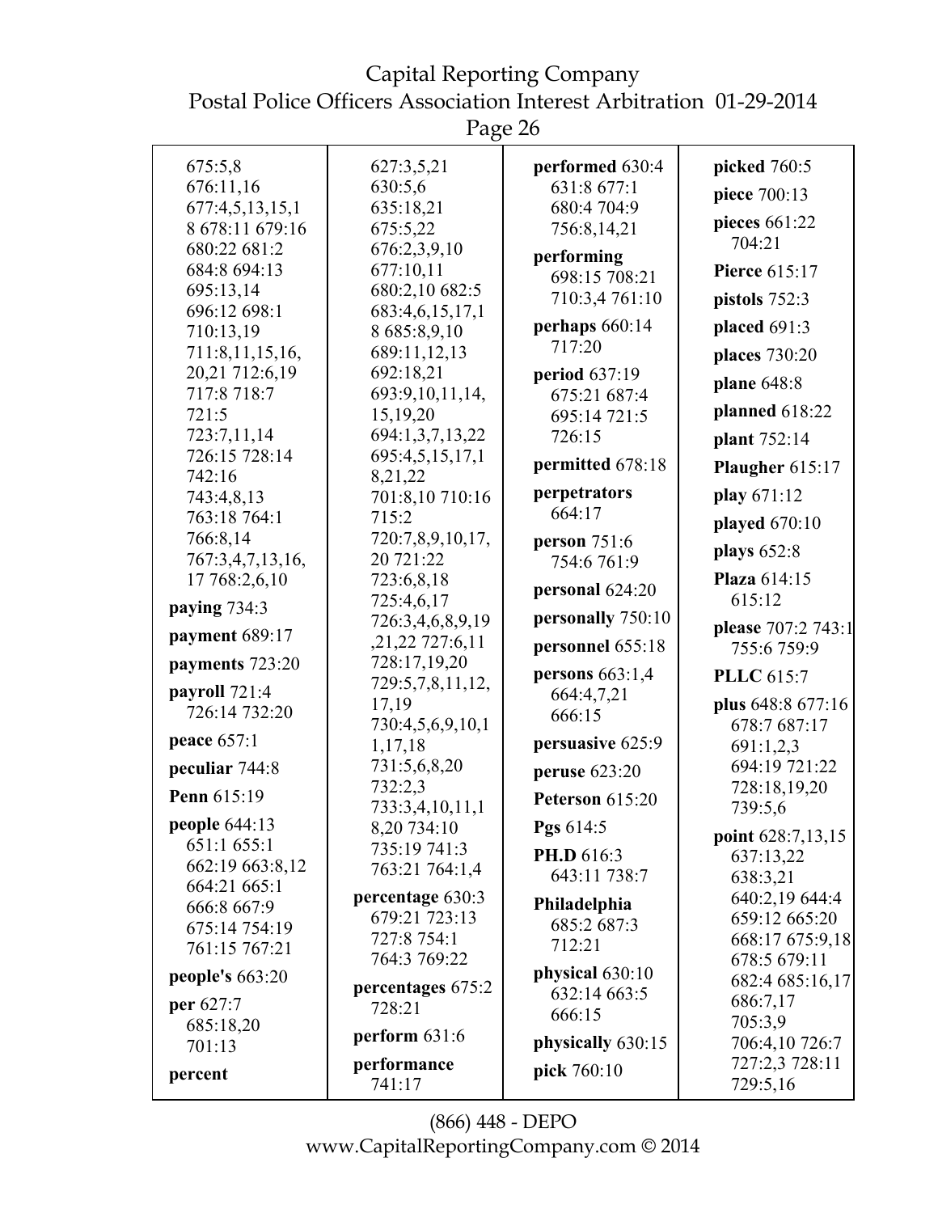675:5,8
676:11,16
677:4,5,13,15,18 678:11 679:16
680:22 681:2
684:8 694:13
695:13,14
696:12 698:1
710:13,19
711:8,11,15,16,20,21 712:6,19
717:8 718:7
721:5
723:7,11,14
726:15 728:14
742:16
743:4,8,13
763:18 764:1
766:8,14
767:3,4,7,13,16,17 768:2,6,10

**paying** 734:3

**payment** 689:17

**payments** 723:20

**payroll** 721:4 726:14 732:20

**peace** 657:1

**peculiar** 744:8

**Penn** 615:19

**people** 644:13 651:1 655:1 662:19 663:8,12 664:21 665:1 666:8 667:9 675:14 754:19 761:15 767:21

**people's** 663:20

**per** 627:7 685:18,20 701:13

**percent**
627:3,5,21
630:5,6
635:18,21
675:5,22
676:2,3,9,10
677:10,11
680:2,10 682:5
683:4,6,15,17,18 685:8,9,10
689:11,12,13
692:18,21
693:9,10,11,14,15,19,20
694:1,3,7,13,22
695:4,5,15,17,18,21,22
701:8,10 710:16
715:2
720:7,8,9,10,17,20 721:22
723:6,8,18
725:4,6,17
726:3,4,6,8,9,19,21,22 727:6,11
728:17,19,20
729:5,7,8,11,12,17,19
730:4,5,6,9,10,11,17,18
731:5,6,8,20
732:2,3
733:3,4,10,11,18,20 734:10
735:19 741:3
763:21 764:1,4

**percentage** 630:3 679:21 723:13 727:8 754:1 764:3 769:22

**percentages** 675:2 728:21

**perform** 631:6

**performance** 741:17

**performed** 630:4 631:8 677:1 680:4 704:9 756:8,14,21

**performing** 698:15 708:21 710:3,4 761:10

**perhaps** 660:14 717:20

**period** 637:19 675:21 687:4 695:14 721:5 726:15

**permitted** 678:18

**perpetrators** 664:17

**person** 751:6 754:6 761:9

**personal** 624:20

**personally** 750:10

**personnel** 655:18

**persons** 663:1,4 664:4,7,21 666:15

**persuasive** 625:9

**peruse** 623:20

**Peterson** 615:20

**Pgs** 614:5

**PH.D** 616:3 643:11 738:7

**Philadelphia** 685:2 687:3 712:21

**physical** 630:10 632:14 663:5 666:15

**physically** 630:15

**pick** 760:10

**picked** 760:5

**piece** 700:13

**pieces** 661:22 704:21

**Pierce** 615:17

**pistols** 752:3

**placed** 691:3

**places** 730:20

**plane** 648:8

**planned** 618:22

**plant** 752:14

**Plaugher** 615:17

**play** 671:12

**played** 670:10

**plays** 652:8

**Plaza** 614:15 615:12

**please** 707:2 743:1 755:6 759:9

**PLLC** 615:7

**plus** 648:8 677:16 678:7 687:17 691:1,2,3 694:19 721:22 728:18,19,20 739:5,6

**point** 628:7,13,15 637:13,22 638:3,21 640:2,19 644:4 659:12 665:20 668:17 675:9,18 678:5 679:11 682:4 685:16,17 686:7,17 705:3,9 706:4,10 726:7 727:2,3 728:11 729:5,16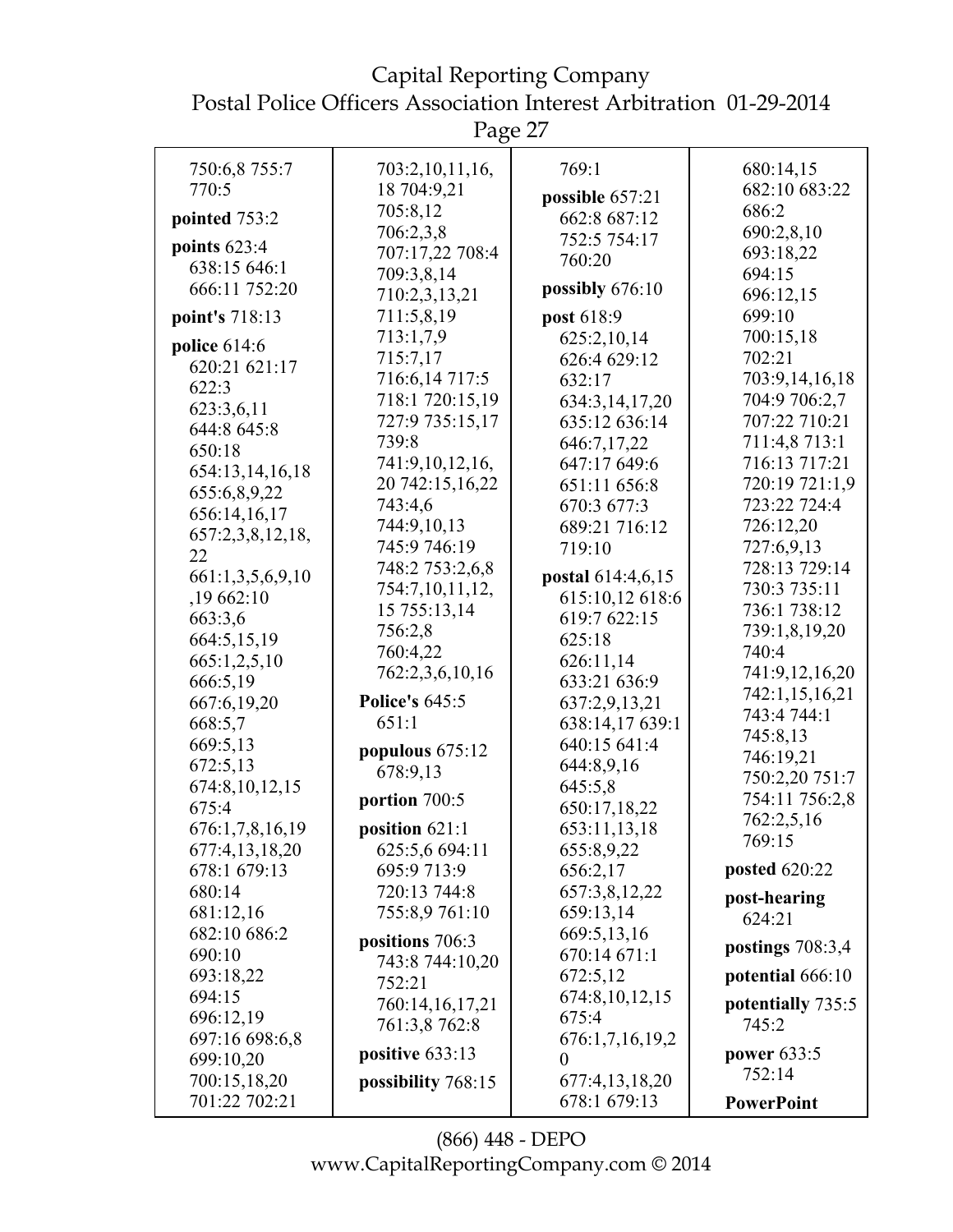750:6,8 755:7
770:5

**pointed** 753:2

**points** 623:4
638:15 646:1
666:11 752:20

**point's** 718:13

**police** 614:6
620:21 621:17
622:3
623:3,6,11
644:8 645:8
650:18
654:13,14,16,18
655:6,8,9,22
656:14,16,17
657:2,3,8,12,18,
22
661:1,3,5,6,9,10
,19 662:10
663:3,6
664:5,15,19
665:1,2,5,10
666:5,19
667:6,19,20
668:5,7
669:5,13
672:5,13
674:8,10,12,15
675:4
676:1,7,8,16,19
677:4,13,18,20
678:1 679:13
680:14
681:12,16
682:10 686:2
690:10
693:18,22
694:15
696:12,19
697:16 698:6,8
699:10,20
700:15,18,20
701:22 702:21
703:2,10,11,16,
18 704:9,21
705:8,12
706:2,3,8
707:17,22 708:4
709:3,8,14
710:2,3,13,21
711:5,8,19
713:1,7,9
715:7,17
716:6,14 717:5
718:1 720:15,19
727:9 735:15,17
739:8
741:9,10,12,16,
20 742:15,16,22
743:4,6
744:9,10,13
745:9 746:19
748:2 753:2,6,8
754:7,10,11,12,
15 755:13,14
756:2,8
760:4,22
762:2,3,6,10,16

**Police's** 645:5
651:1

**populous** 675:12
678:9,13

**portion** 700:5

**position** 621:1
625:5,6 694:11
695:9 713:9
720:13 744:8
755:8,9 761:10

**positions** 706:3
743:8 744:10,20
752:21
760:14,16,17,21
761:3,8 762:8

**positive** 633:13

**possibility** 768:15

769:1

**possible** 657:21
662:8 687:12
752:5 754:17
760:20

**possibly** 676:10

**post** 618:9
625:2,10,14
626:4 629:12
632:17
634:3,14,17,20
635:12 636:14
646:7,17,22
647:17 649:6
651:11 656:8
670:3 677:3
689:21 716:12
719:10

**postal** 614:4,6,15
615:10,12 618:6
619:7 622:15
625:18
626:11,14
633:21 636:9
637:2,9,13,21
638:14,17 639:1
640:15 641:4
644:8,9,16
645:5,8
650:17,18,22
653:11,13,18
655:8,9,22
656:2,17
657:3,8,12,22
659:13,14
669:5,13,16
670:14 671:1
672:5,12
674:8,10,12,15
675:4
676:1,7,16,19,2
0
677:4,13,18,20
678:1 679:13
680:14,15
682:10 683:22
686:2
690:2,8,10
693:18,22
694:15
696:12,15
699:10
700:15,18
702:21
703:9,14,16,18
704:9 706:2,7
707:22 710:21
711:4,8 713:1
716:13 717:21
720:19 721:1,9
723:22 724:4
726:12,20
727:6,9,13
728:13 729:14
730:3 735:11
736:1 738:12
739:1,8,19,20
740:4
741:9,12,16,20
742:1,15,16,21
743:4 744:1
745:8,13
746:19,21
750:2,20 751:7
754:11 756:2,8
762:2,5,16
769:15

**posted** 620:22

**post-hearing**
624:21

**postings** 708:3,4

**potential** 666:10

**potentially** 735:5
745:2

**power** 633:5
752:14

**PowerPoint**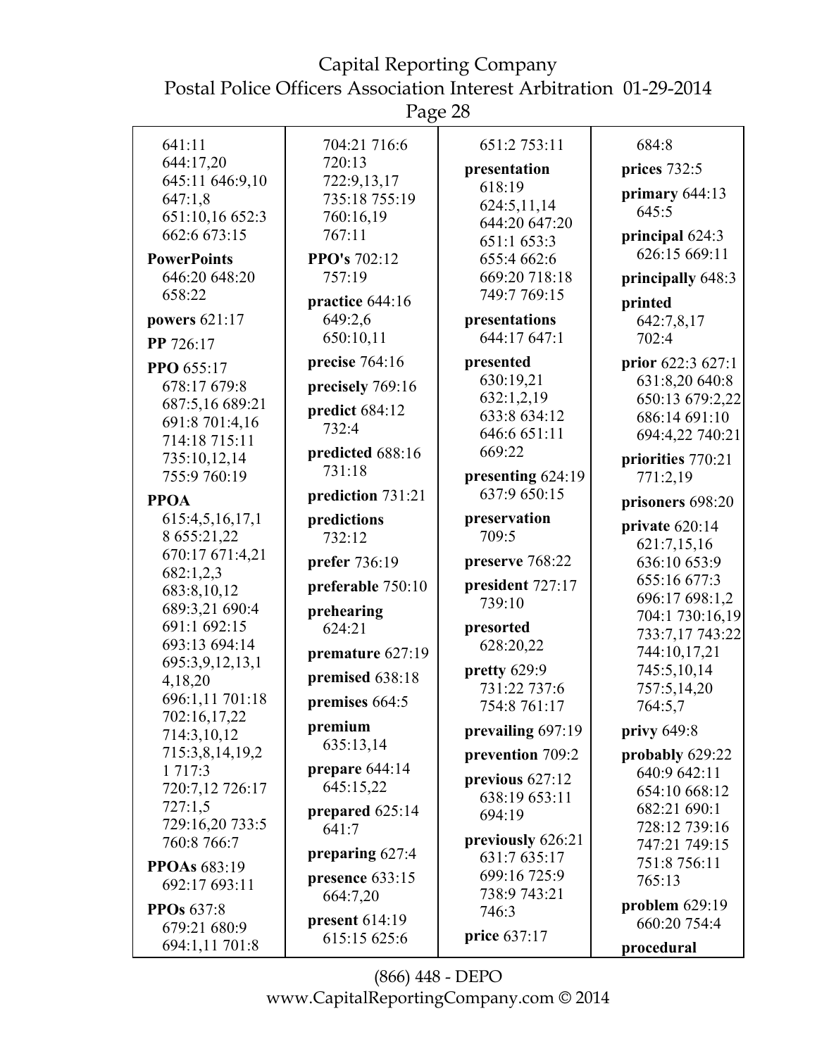641:11
644:17,20
645:11 646:9,10
647:1,8
651:10,16 652:3
662:6 673:15

**PowerPoints** 646:20 648:20 658:22

**powers** 621:17

**PP** 726:17

**PPO** 655:17 678:17 679:8 687:5,16 689:21 691:8 701:4,16 714:18 715:11 735:10,12,14 755:9 760:19

**PPOA** 615:4,5,16,17,18 655:21,22 670:17 671:4,21 682:1,2,3 683:8,10,12 689:3,21 690:4 691:1 692:15 693:13 694:14 695:3,9,12,13,14,18,20 696:1,11 701:18 702:16,17,22 714:3,10,12 715:3,8,14,19,21 717:3 720:7,12 726:17 727:1,5 729:16,20 733:5 760:8 766:7

**PPOAs** 683:19 692:17 693:11

**PPOs** 637:8 679:21 680:9 694:1,11 701:8 704:21 716:6 720:13 722:9,13,17 735:18 755:19 760:16,19 767:11

**PPO's** 702:12 757:19

**practice** 644:16 649:2,6 650:10,11

**precise** 764:16

**precisely** 769:16

**predict** 684:12 732:4

**predicted** 688:16 731:18

**prediction** 731:21

**predictions** 732:12

**prefer** 736:19

**preferable** 750:10

**prehearing** 624:21

**premature** 627:19

**premised** 638:18

**premises** 664:5

**premium** 635:13,14

**prepare** 644:14 645:15,22

**prepared** 625:14 641:7

**preparing** 627:4

**presence** 633:15 664:7,20

**present** 614:19 615:15 625:6 651:2 753:11

**presentation** 618:19 624:5,11,14 644:20 647:20 651:1 653:3 655:4 662:6 669:20 718:18 749:7 769:15

**presentations** 644:17 647:1

**presented** 630:19,21 632:1,2,19 633:8 634:12 646:6 651:11 669:22

**presenting** 624:19 637:9 650:15

**preservation** 709:5

**preserve** 768:22

**president** 727:17 739:10

**presorted** 628:20,22

**pretty** 629:9 731:22 737:6 754:8 761:17

**prevailing** 697:19

**prevention** 709:2

**previous** 627:12 638:19 653:11 694:19

**previously** 626:21 631:7 635:17 699:16 725:9 738:9 743:21 746:3

**price** 637:17 684:8

**prices** 732:5

**primary** 644:13 645:5

**principal** 624:3 626:15 669:11

**principally** 648:3

**printed** 642:7,8,17 702:4

**prior** 622:3 627:1 631:8,20 640:8 650:13 679:2,22 686:14 691:10 694:4,22 740:21

**priorities** 770:21 771:2,19

**prisoners** 698:20

**private** 620:14 621:7,15,16 636:10 653:9 655:16 677:3 696:17 698:1,2 704:1 730:16,19 733:7,17 743:22 744:10,17,21 745:5,10,14 757:5,14,20 764:5,7

**privy** 649:8

**probably** 629:22 640:9 642:11 654:10 668:12 682:21 690:1 728:12 739:16 747:21 749:15 751:8 756:11 765:13

**problem** 629:19 660:20 754:4

**procedural**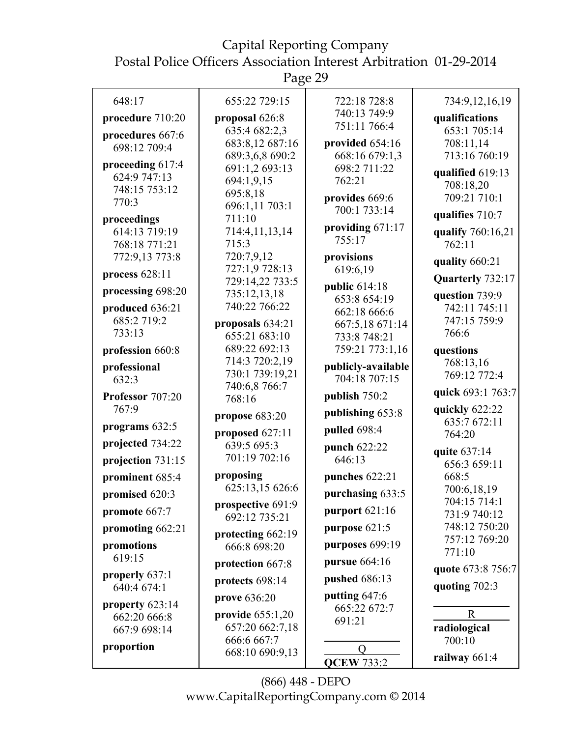648:17

**procedure** 710:20

**procedures** 667:6 698:12 709:4

**proceeding** 617:4 624:9 747:13 748:15 753:12 770:3

**proceedings** 614:13 719:19 768:18 771:21 772:9,13 773:8

**process** 628:11

**processing** 698:20

**produced** 636:21 685:2 719:2 733:13

**profession** 660:8

**professional** 632:3

**Professor** 707:20 767:9

**programs** 632:5

**projected** 734:22

**projection** 731:15

**prominent** 685:4

**promised** 620:3

**promote** 667:7

**promoting** 662:21

**promotions** 619:15

**properly** 637:1 640:4 674:1

**property** 623:14 662:20 666:8 667:9 698:14

**proportion** 655:22 729:15

**proposal** 626:8 635:4 682:2,3 683:8,12 687:16 689:3,6,8 690:2 691:1,2 693:13 694:1,9,15 695:8,18 696:1,11 703:1 711:10 714:4,11,13,14 715:3 720:7,9,12 727:1,9 728:13 729:14,22 733:5 735:12,13,18 740:22 766:22

**proposals** 634:21 655:21 683:10 689:22 692:13 714:3 720:2,19 730:1 739:19,21 740:6,8 766:7 768:16

**propose** 683:20

**proposed** 627:11 639:5 695:3 701:19 702:16

**proposing** 625:13,15 626:6

**prospective** 691:9 692:12 735:21

**protecting** 662:19 666:8 698:20

**protection** 667:8

**protects** 698:14

**prove** 636:20

**provide** 655:1,20 657:20 662:7,18 666:6 667:7 668:10 690:9,13 722:18 728:8 740:13 749:9 751:11 766:4

**provided** 654:16 668:16 679:1,3 698:2 711:22 762:21

**provides** 669:6 700:1 733:14

**providing** 671:17 755:17

**provisions** 619:6,19

**public** 614:18 653:8 654:19 662:18 666:6 667:5,18 671:14 733:8 748:21 759:21 773:1,16

**publicly-available** 704:18 707:15

**publish** 750:2

**publishing** 653:8

**pulled** 698:4

**punch** 622:22 646:13

**punches** 622:21

**purchasing** 633:5

**purport** 621:16

**purpose** 621:5

**purposes** 699:19

**pursue** 664:16

**pushed** 686:13

**putting** 647:6 665:22 672:7 691:21

## Q

**QCEW** 733:2 734:9,12,16,19

**qualifications** 653:1 705:14 708:11,14 713:16 760:19

**qualified** 619:13 708:18,20 709:21 710:1

**qualifies** 710:7

**qualify** 760:16,21 762:11

**quality** 660:21

**Quarterly** 732:17

**question** 739:9 742:11 745:11 747:15 759:9 766:6

**questions** 768:13,16 769:12 772:4

**quick** 693:1 763:7

**quickly** 622:22 635:7 672:11 764:20

**quite** 637:14 656:3 659:11 668:5 700:6,18,19 704:15 714:1 731:9 740:12 748:12 750:20 757:12 769:20 771:10

**quote** 673:8 756:7

**quoting** 702:3

## R

**radiological** 700:10

**railway** 661:4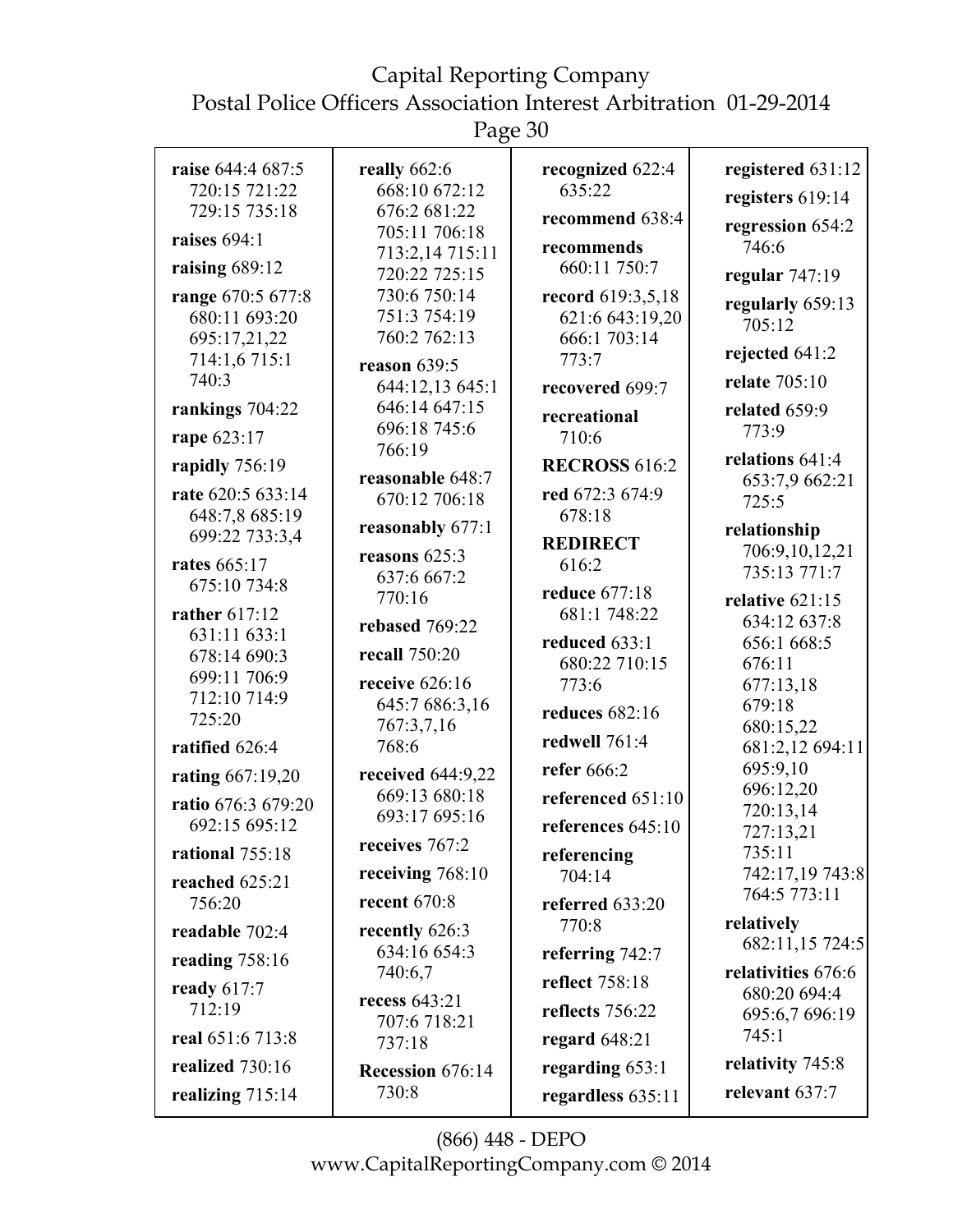**raise** 644:4 687:5 720:15 721:22 729:15 735:18

**raises** 694:1

**raising** 689:12

**range** 670:5 677:8 680:11 693:20 695:17,21,22 714:1,6 715:1 740:3

**rankings** 704:22

**rape** 623:17

**rapidly** 756:19

**rate** 620:5 633:14 648:7,8 685:19 699:22 733:3,4

**rates** 665:17 675:10 734:8

**rather** 617:12 631:11 633:1 678:14 690:3 699:11 706:9 712:10 714:9 725:20

**ratified** 626:4

**rating** 667:19,20

**ratio** 676:3 679:20 692:15 695:12

**rational** 755:18

**reached** 625:21 756:20

**readable** 702:4

**reading** 758:16

**ready** 617:7 712:19

**real** 651:6 713:8

**realized** 730:16

**realizing** 715:14

**really** 662:6 668:10 672:12 676:2 681:22 705:11 706:18 713:2,14 715:11 720:22 725:15 730:6 750:14 751:3 754:19 760:2 762:13

**reason** 639:5 644:12,13 645:1 646:14 647:15 696:18 745:6 766:19

**reasonable** 648:7 670:12 706:18

**reasonably** 677:1

**reasons** 625:3 637:6 667:2 770:16

**rebased** 769:22

**recall** 750:20

**receive** 626:16 645:7 686:3,16 767:3,7,16 768:6

**received** 644:9,22 669:13 680:18 693:17 695:16

**receives** 767:2

**receiving** 768:10

**recent** 670:8

**recently** 626:3 634:16 654:3 740:6,7

**recess** 643:21 707:6 718:21 737:18

**Recession** 676:14 730:8

**recognized** 622:4 635:22

**recommend** 638:4

**recommends** 660:11 750:7

**record** 619:3,5,18 621:6 643:19,20 666:1 703:14 773:7

**recovered** 699:7

**recreational** 710:6

**RECROSS** 616:2

**red** 672:3 674:9 678:18

**REDIRECT** 616:2

**reduce** 677:18 681:1 748:22

**reduced** 633:1 680:22 710:15 773:6

**reduces** 682:16

**redwell** 761:4

**refer** 666:2

**referenced** 651:10

**references** 645:10

**referencing** 704:14

**referred** 633:20 770:8

**referring** 742:7

**reflect** 758:18

**reflects** 756:22

**regard** 648:21

**regarding** 653:1

**regardless** 635:11

**registered** 631:12

**registers** 619:14

**regression** 654:2 746:6

**regular** 747:19

**regularly** 659:13 705:12

**rejected** 641:2

**relate** 705:10

**related** 659:9 773:9

**relations** 641:4 653:7,9 662:21 725:5

**relationship** 706:9,10,12,21 735:13 771:7

**relative** 621:15 634:12 637:8 656:1 668:5 676:11 677:13,18 679:18 680:15,22 681:2,12 694:11 695:9,10 696:12,20 720:13,14 727:13,21 735:11 742:17,19 743:8 764:5 773:11

**relatively** 682:11,15 724:5

**relativities** 676:6 680:20 694:4 695:6,7 696:19 745:1

**relativity** 745:8

**relevant** 637:7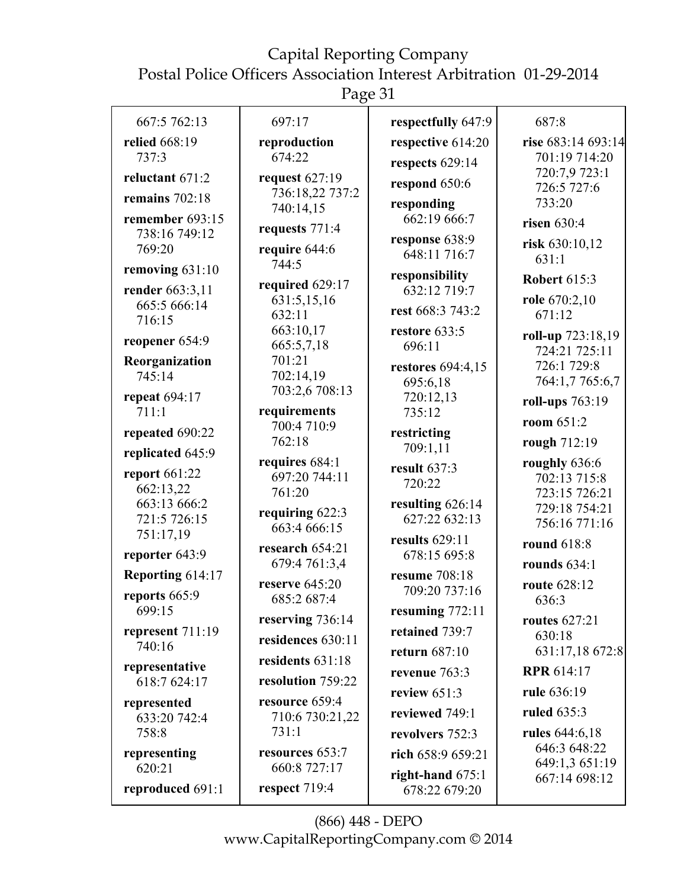667:5 762:13

**relied** 668:19 737:3

**reluctant** 671:2

**remains** 702:18

**remember** 693:15 738:16 749:12 769:20

**removing** 631:10

**render** 663:3,11 665:5 666:14 716:15

**reopener** 654:9

**Reorganization** 745:14

**repeat** 694:17 711:1

**repeated** 690:22

**replicated** 645:9

**report** 661:22 662:13,22 663:13 666:2 721:5 726:15 751:17,19

**reporter** 643:9

**Reporting** 614:17

**reports** 665:9 699:15

**represent** 711:19 740:16

**representative** 618:7 624:17

**represented** 633:20 742:4 758:8

**representing** 620:21

**reproduced** 691:1

697:17

**reproduction** 674:22

**request** 627:19 736:18,22 737:2 740:14,15

**requests** 771:4

**require** 644:6 744:5

**required** 629:17 631:5,15,16 632:11 663:10,17 665:5,7,18 701:21 702:14,19 703:2,6 708:13

**requirements** 700:4 710:9 762:18

**requires** 684:1 697:20 744:11 761:20

**requiring** 622:3 663:4 666:15

**research** 654:21 679:4 761:3,4

**reserve** 645:20 685:2 687:4

**reserving** 736:14

**residences** 630:11

**residents** 631:18

**resolution** 759:22

**resource** 659:4 710:6 730:21,22 731:1

**resources** 653:7 660:8 727:17

**respect** 719:4

**respectfully** 647:9

**respective** 614:20

**respects** 629:14

**respond** 650:6

**responding** 662:19 666:7

**response** 638:9 648:11 716:7

**responsibility** 632:12 719:7

**rest** 668:3 743:2

**restore** 633:5 696:11

**restores** 694:4,15 695:6,18 720:12,13 735:12

**restricting** 709:1,11

**result** 637:3 720:22

**resulting** 626:14 627:22 632:13

**results** 629:11 678:15 695:8

**resume** 708:18 709:20 737:16

**resuming** 772:11

**retained** 739:7

**return** 687:10

**revenue** 763:3

**review** 651:3

**reviewed** 749:1

**revolvers** 752:3

**rich** 658:9 659:21

**right-hand** 675:1 678:22 679:20

687:8

**rise** 683:14 693:14 701:19 714:20 720:7,9 723:1 726:5 727:6 733:20

**risen** 630:4

**risk** 630:10,12 631:1

**Robert** 615:3

**role** 670:2,10 671:12

**roll-up** 723:18,19 724:21 725:11 726:1 729:8 764:1,7 765:6,7

**roll-ups** 763:19

**room** 651:2

**rough** 712:19

**roughly** 636:6 702:13 715:8 723:15 726:21 729:18 754:21 756:16 771:16

**round** 618:8

**rounds** 634:1

**route** 628:12 636:3

**routes** 627:21 630:18 631:17,18 672:8

**RPR** 614:17

**rule** 636:19

**ruled** 635:3

**rules** 644:6,18 646:3 648:22 649:1,3 651:19 667:14 698:12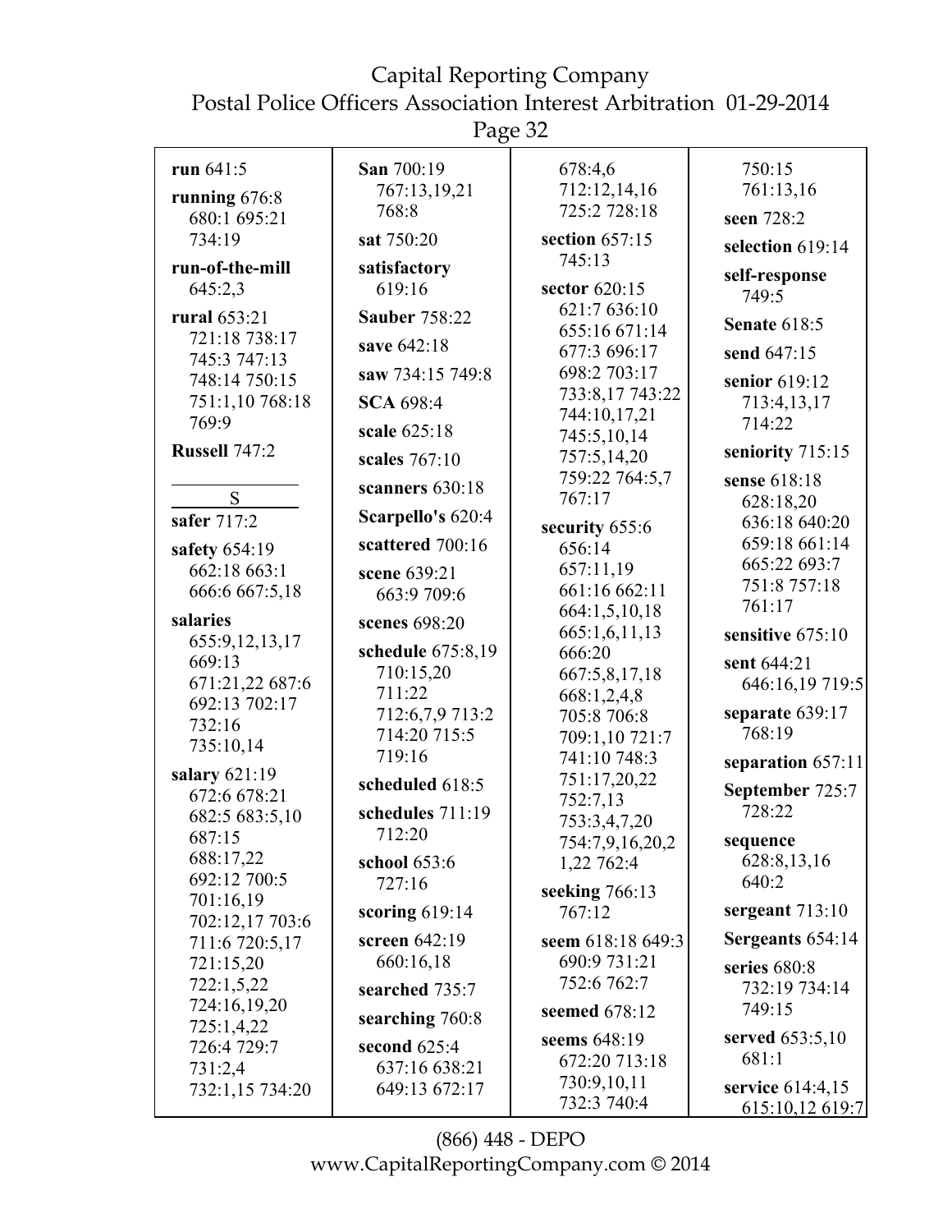**run** 641:5

**running** 676:8 680:1 695:21 734:19

**run-of-the-mill** 645:2,3

**rural** 653:21 721:18 738:17 745:3 747:13 748:14 750:15 751:1,10 768:18 769:9

**Russell** 747:2

**S**

**safer** 717:2

**safety** 654:19 662:18 663:1 666:6 667:5,18

**salaries** 655:9,12,13,17 669:13 671:21,22 687:6 692:13 702:17 732:16 735:10,14

**salary** 621:19 672:6 678:21 682:5 683:5,10 687:15 688:17,22 692:12 700:5 701:16,19 702:12,17 703:6 711:6 720:5,17 721:15,20 722:1,5,22 724:16,19,20 725:1,4,22 726:4 729:7 731:2,4 732:1,15 734:20

**San** 700:19 767:13,19,21 768:8

**sat** 750:20

**satisfactory** 619:16

**Sauber** 758:22

**save** 642:18

**saw** 734:15 749:8

**SCA** 698:4

**scale** 625:18

**scales** 767:10

**scanners** 630:18

**Scarpello's** 620:4

**scattered** 700:16

**scene** 639:21 663:9 709:6

**scenes** 698:20

**schedule** 675:8,19 710:15,20 711:22 712:6,7,9 713:2 714:20 715:5 719:16

**scheduled** 618:5

**schedules** 711:19 712:20

**school** 653:6 727:16

**scoring** 619:14

**screen** 642:19 660:16,18

**searched** 735:7

**searching** 760:8

**second** 625:4 637:16 638:21 649:13 672:17 678:4,6 712:12,14,16 725:2 728:18

**section** 657:15 745:13

**sector** 620:15 621:7 636:10 655:16 671:14 677:3 696:17 698:2 703:17 733:8,17 743:22 744:10,17,21 745:5,10,14 757:5,14,20 759:22 764:5,7 767:17

**security** 655:6 656:14 657:11,19 661:16 662:11 664:1,5,10,18 665:1,6,11,13 666:20 667:5,8,17,18 668:1,2,4,8 705:8 706:8 709:1,10 721:7 741:10 748:3 751:17,20,22 752:7,13 753:3,4,7,20 754:7,9,16,20,21,22 762:4

**seeking** 766:13 767:12

**seem** 618:18 649:3 690:9 731:21 752:6 762:7

**seemed** 678:12

**seems** 648:19 672:20 713:18 730:9,10,11 732:3 740:4 750:15 761:13,16

**seen** 728:2

**selection** 619:14

**self-response** 749:5

**Senate** 618:5

**send** 647:15

**senior** 619:12 713:4,13,17 714:22

**seniority** 715:15

**sense** 618:18 628:18,20 636:18 640:20 659:18 661:14 665:22 693:7 751:8 757:18 761:17

**sensitive** 675:10

**sent** 644:21 646:16,19 719:5

**separate** 639:17 768:19

**separation** 657:11

**September** 725:7 728:22

**sequence** 628:8,13,16 640:2

**sergeant** 713:10

**Sergeants** 654:14

**series** 680:8 732:19 734:14 749:15

**served** 653:5,10 681:1

**service** 614:4,15 615:10,12 619:7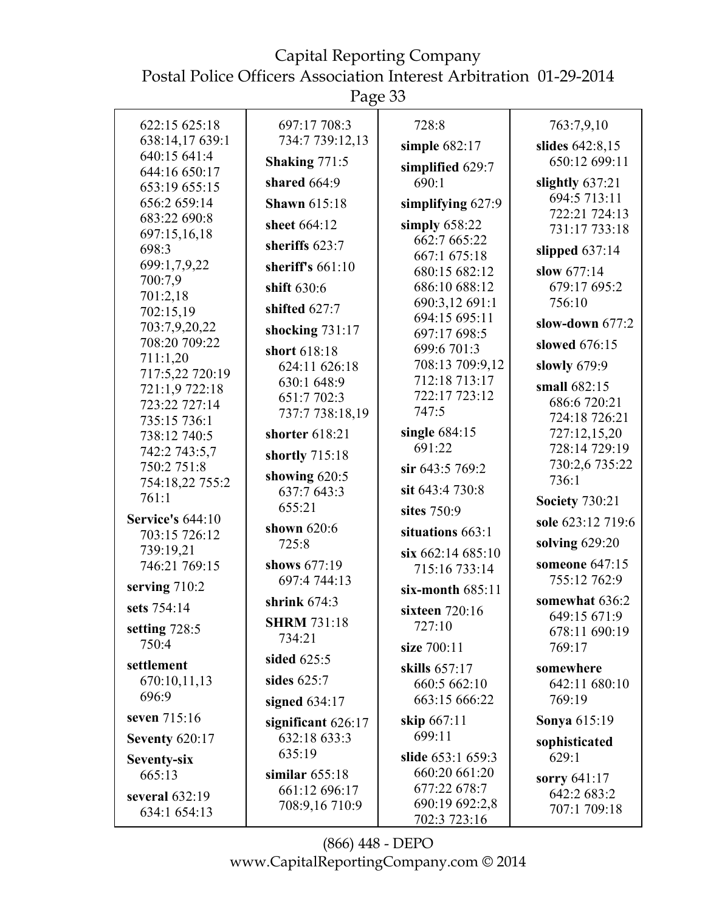622:15 625:18 638:14,17 639:1 640:15 641:4 644:16 650:17 653:19 655:15 656:2 659:14 683:22 690:8 697:15,16,18 698:3 699:1,7,9,22 700:7,9 701:2,18 702:15,19 703:7,9,20,22 708:20 709:22 711:1,20 717:5,22 720:19 721:1,9 722:18 723:22 727:14 735:15 736:1 738:12 740:5 742:2 743:5,7 750:2 751:8 754:18,22 755:2 761:1

**Service's** 644:10 703:15 726:12 739:19,21 746:21 769:15

**serving** 710:2

**sets** 754:14

**setting** 728:5 750:4

**settlement** 670:10,11,13 696:9

**seven** 715:16

**Seventy** 620:17

**Seventy-six** 665:13

**several** 632:19 634:1 654:13

697:17 708:3 734:7 739:12,13

**Shaking** 771:5

**shared** 664:9

**Shawn** 615:18

**sheet** 664:12

**sheriffs** 623:7

**sheriff's** 661:10

**shift** 630:6

**shifted** 627:7

**shocking** 731:17

**short** 618:18 624:11 626:18 630:1 648:9 651:7 702:3 737:7 738:18,19

**shorter** 618:21

**shortly** 715:18

**showing** 620:5 637:7 643:3 655:21

**shown** 620:6 725:8

**shows** 677:19 697:4 744:13

**shrink** 674:3

**SHRM** 731:18 734:21

**sided** 625:5

**sides** 625:7

**signed** 634:17

**significant** 626:17 632:18 633:3 635:19

**similar** 655:18 661:12 696:17 708:9,16 710:9

728:8

**simple** 682:17

**simplified** 629:7 690:1

**simplifying** 627:9

**simply** 658:22 662:7 665:22 667:1 675:18 680:15 682:12 686:10 688:12 690:3,12 691:1 694:15 695:11 697:17 698:5 699:6 701:3 708:13 709:9,12 712:18 713:17 722:17 723:12 747:5

**single** 684:15 691:22

**sir** 643:5 769:2

**sit** 643:4 730:8

**sites** 750:9

**situations** 663:1

**six** 662:14 685:10 715:16 733:14

**six-month** 685:11

**sixteen** 720:16 727:10

**size** 700:11

**skills** 657:17 660:5 662:10 663:15 666:22

**skip** 667:11 699:11

**slide** 653:1 659:3 660:20 661:20 677:22 678:7 690:19 692:2,8 702:3 723:16

763:7,9,10

**slides** 642:8,15 650:12 699:11

**slightly** 637:21 694:5 713:11 722:21 724:13 731:17 733:18

**slipped** 637:14

**slow** 677:14 679:17 695:2 756:10

**slow-down** 677:2

**slowed** 676:15

**slowly** 679:9

**small** 682:15 686:6 720:21 724:18 726:21 727:12,15,20 728:14 729:19 730:2,6 735:22 736:1

**Society** 730:21

**sole** 623:12 719:6

**solving** 629:20

**someone** 647:15 755:12 762:9

**somewhat** 636:2 649:15 671:9 678:11 690:19 769:17

**somewhere** 642:11 680:10 769:19

**Sonya** 615:19

**sophisticated** 629:1

**sorry** 641:17 642:2 683:2 707:1 709:18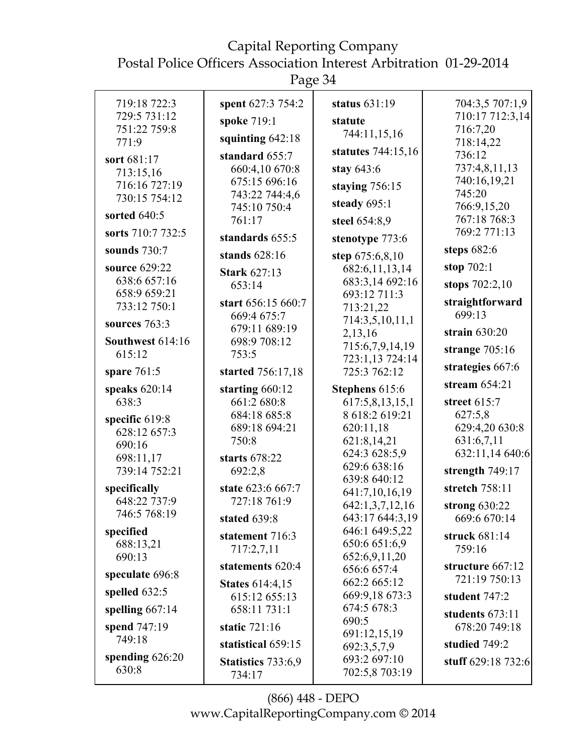719:18 722:3 729:5 731:12 751:22 759:8 771:9

**sort** 681:17 713:15,16 716:16 727:19 730:15 754:12

**sorted** 640:5

**sorts** 710:7 732:5

**sounds** 730:7

**source** 629:22 638:6 657:16 658:9 659:21 733:12 750:1

**sources** 763:3

**Southwest** 614:16 615:12

**spare** 761:5

**speaks** 620:14 638:3

**specific** 619:8 628:12 657:3 690:16 698:11,17 739:14 752:21

**specifically** 648:22 737:9 746:5 768:19

**specified** 688:13,21 690:13

**speculate** 696:8

**spelled** 632:5

**spelling** 667:14

**spend** 747:19 749:18

**spending** 626:20 630:8

**spent** 627:3 754:2

**spoke** 719:1

**squinting** 642:18

**standard** 655:7 660:4,10 670:8 675:15 696:16 743:22 744:4,6 745:10 750:4 761:17

**standards** 655:5

**stands** 628:16

**Stark** 627:13 653:14

**start** 656:15 660:7 669:4 675:7 679:11 689:19 698:9 708:12 753:5

**started** 756:17,18

**starting** 660:12 661:2 680:8 684:18 685:8 689:18 694:21 750:8

**starts** 678:22 692:2,8

**state** 623:6 667:7 727:18 761:9

**stated** 639:8

**statement** 716:3 717:2,7,11

**statements** 620:4

**States** 614:4,15 615:12 655:13 658:11 731:1

**static** 721:16

**statistical** 659:15

**Statistics** 733:6,9 734:17

**status** 631:19

**statute** 744:11,15,16

**statutes** 744:15,16

**stay** 643:6

**staying** 756:15

**steady** 695:1

**steel** 654:8,9

**stenotype** 773:6

**step** 675:6,8,10 682:6,11,13,14 683:3,14 692:16 693:12 711:3 713:21,22 714:3,5,10,11,12,13,16 715:6,7,9,14,19 723:1,13 724:14 725:3 762:12

**Stephens** 615:6 617:5,8,13,15,18 618:2 619:21 620:11,18 621:8,14,21 624:3 628:5,9 629:6 638:16 639:8 640:12 641:7,10,16,19 642:1,3,7,12,16 643:17 644:3,19 646:1 649:5,22 650:6 651:6,9 652:6,9,11,20 656:6 657:4 662:2 665:12 669:9,18 673:3 674:5 678:3 690:5 691:12,15,19 692:3,5,7,9 693:2 697:10 702:5,8 703:19 704:3,5 707:1,9 710:17 712:3,14 716:7,20 718:14,22 736:12 737:4,8,11,13 740:16,19,21 745:20 766:9,15,20 767:18 768:3 769:2 771:13

**steps** 682:6

**stop** 702:1

**stops** 702:2,10

**straightforward** 699:13

**strain** 630:20

**strange** 705:16

**strategies** 667:6

**stream** 654:21

**street** 615:7 627:5,8 629:4,20 630:8 631:6,7,11 632:11,14 640:6

**strength** 749:17

**stretch** 758:11

**strong** 630:22 669:6 670:14

**struck** 681:14 759:16

**structure** 667:12 721:19 750:13

**student** 747:2

**students** 673:11 678:20 749:18

**studied** 749:2

**stuff** 629:18 732:6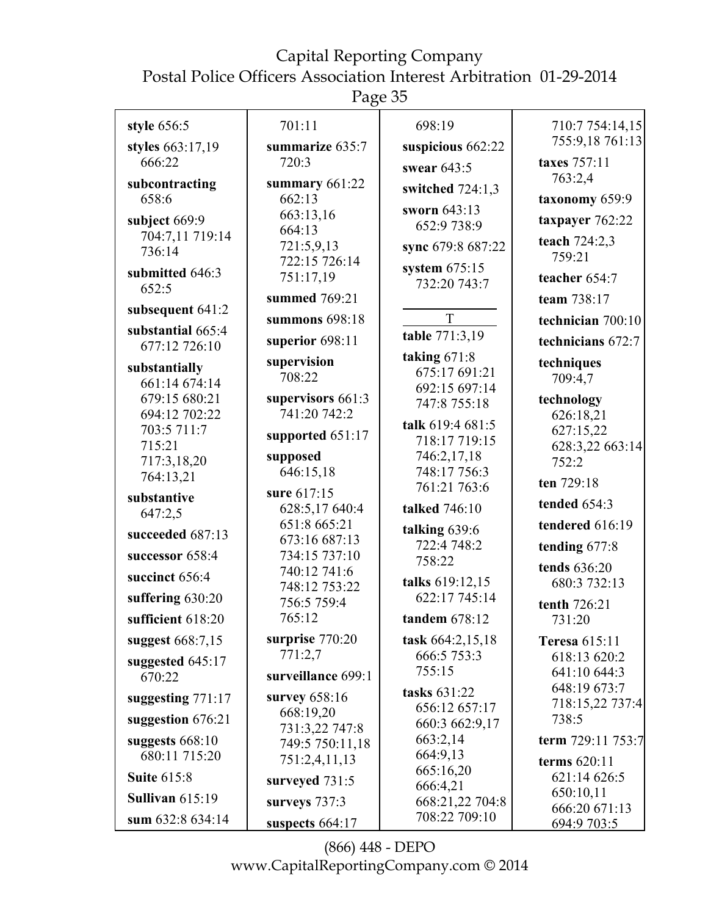**style** 656:5

**styles** 663:17,19 666:22

**subcontracting** 658:6

**subject** 669:9 704:7,11 719:14 736:14

**submitted** 646:3 652:5

**subsequent** 641:2

**substantial** 665:4 677:12 726:10

**substantially** 661:14 674:14 679:15 680:21 694:12 702:22 703:5 711:7 715:21 717:3,18,20 764:13,21

**substantive** 647:2,5

**succeeded** 687:13

**successor** 658:4

**succinct** 656:4

**suffering** 630:20

**sufficient** 618:20

**suggest** 668:7,15

**suggested** 645:17 670:22

**suggesting** 771:17

**suggestion** 676:21

**suggests** 668:10 680:11 715:20

**Suite** 615:8

**Sullivan** 615:19

**sum** 632:8 634:14 701:11

**summarize** 635:7 720:3

**summary** 661:22 662:13 663:13,16 664:13 721:5,9,13 722:15 726:14 751:17,19

**summed** 769:21

**summons** 698:18

**superior** 698:11

**supervision** 708:22

**supervisors** 661:3 741:20 742:2

**supported** 651:17

**supposed** 646:15,18

**sure** 617:15 628:5,17 640:4 651:8 665:21 673:16 687:13 734:15 737:10 740:12 741:6 748:12 753:22 756:5 759:4 765:12

**surprise** 770:20 771:2,7

**surveillance** 699:1

**survey** 658:16 668:19,20 731:3,22 747:8 749:5 750:11,18 751:2,4,11,13

**surveyed** 731:5

**surveys** 737:3

**suspects** 664:17 698:19

**suspicious** 662:22

**swear** 643:5

**switched** 724:1,3

**sworn** 643:13 652:9 738:9

**sync** 679:8 687:22

**system** 675:15 732:20 743:7

## T

**table** 771:3,19

**taking** 671:8 675:17 691:21 692:15 697:14 747:8 755:18

**talk** 619:4 681:5 718:17 719:15 746:2,17,18 748:17 756:3 761:21 763:6

**talked** 746:10

**talking** 639:6 722:4 748:2 758:22

**talks** 619:12,15 622:17 745:14

**tandem** 678:12

**task** 664:2,15,18 666:5 753:3 755:15

**tasks** 631:22 656:12 657:17 660:3 662:9,17 663:2,14 664:9,13 665:16,20 666:4,21 668:21,22 704:8 708:22 709:10 710:7 754:14,15 755:9,18 761:13

**taxes** 757:11 763:2,4

**taxonomy** 659:9

**taxpayer** 762:22

**teach** 724:2,3 759:21

**teacher** 654:7

**team** 738:17

**technician** 700:10

**technicians** 672:7

**techniques** 709:4,7

**technology** 626:18,21 627:15,22 628:3,22 663:14 752:2

**ten** 729:18

**tended** 654:3

**tendered** 616:19

**tending** 677:8

**tends** 636:20 680:3 732:13

**tenth** 726:21 731:20

**Teresa** 615:11 618:13 620:2 641:10 644:3 648:19 673:7 718:15,22 737:4 738:5

**term** 729:11 753:7

**terms** 620:11 621:14 626:5 650:10,11 666:20 671:13 694:9 703:5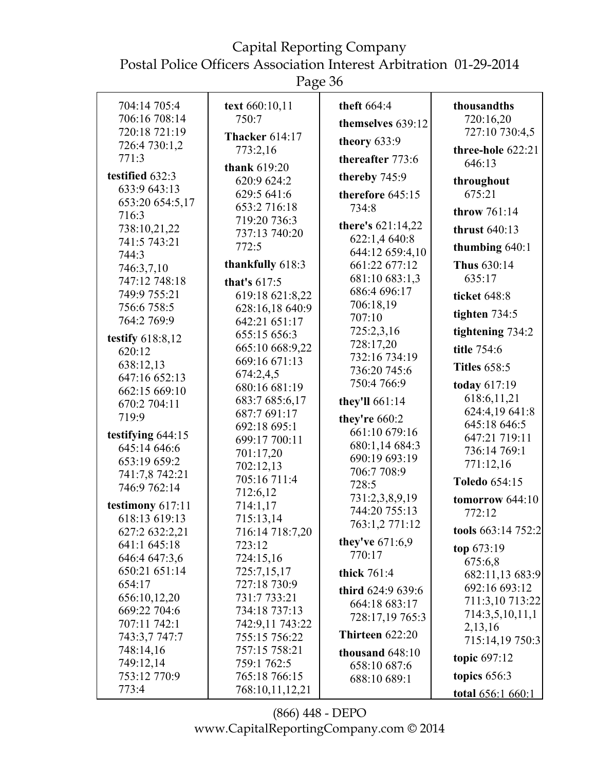704:14 705:4 706:16 708:14 720:18 721:19 726:4 730:1,2 771:3

**testified** 632:3 633:9 643:13 653:20 654:5,17 716:3 738:10,21,22 741:5 743:21 744:3 746:3,7,10 747:12 748:18 749:9 755:21 756:6 758:5 764:2 769:9

**testify** 618:8,12 620:12 638:12,13 647:16 652:13 662:15 669:10 670:2 704:11 719:9

**testifying** 644:15 645:14 646:6 653:19 659:2 741:7,8 742:21 746:9 762:14

**testimony** 617:11 618:13 619:13 627:2 632:2,21 641:1 645:18 646:4 647:3,6 650:21 651:14 654:17 656:10,12,20 669:22 704:6 707:11 742:1 743:3,7 747:7 748:14,16 749:12,14 753:12 770:9 773:4

**text** 660:10,11 750:7

**Thacker** 614:17 773:2,16

**thank** 619:20 620:9 624:2 629:5 641:6 653:2 716:18 719:20 736:3 737:13 740:20 772:5

**thankfully** 618:3

**that's** 617:5 619:18 621:8,22 628:16,18 640:9 642:21 651:17 655:15 656:3 665:10 668:9,22 669:16 671:13 674:2,4,5 680:16 681:19 683:7 685:6,17 687:7 691:17 692:18 695:1 699:17 700:11 701:17,20 702:12,13 705:16 711:4 712:6,12 714:1,17 715:13,14 716:14 718:7,20 723:12 724:15,16 725:7,15,17 727:18 730:9 731:7 733:21 734:18 737:13 742:9,11 743:22 755:15 756:22 757:15 758:21 759:1 762:5 765:18 766:15 768:10,11,12,21

**theft** 664:4

**themselves** 639:12

**theory** 633:9

**thereafter** 773:6

**thereby** 745:9

**therefore** 645:15 734:8

**there's** 621:14,22 622:1,4 640:8 644:12 659:4,10 661:22 677:12 681:10 683:1,3 686:4 696:17 706:18,19 707:10 725:2,3,16 728:17,20 732:16 734:19 736:20 745:6 750:4 766:9

**they'll** 661:14

**they're** 660:2 661:10 679:16 680:1,14 684:3 690:19 693:19 706:7 708:9 728:5 731:2,3,8,9,19 744:20 755:13 763:1,2 771:12

**they've** 671:6,9 770:17

**thick** 761:4

**third** 624:9 639:6 664:18 683:17 728:17,19 765:3

**Thirteen** 622:20

**thousand** 648:10 658:10 687:6 688:10 689:1

**thousandths** 720:16,20 727:10 730:4,5

**three-hole** 622:21 646:13

**throughout** 675:21

**throw** 761:14

**thrust** 640:13

**thumbing** 640:1

**Thus** 630:14 635:17

**ticket** 648:8

**tighten** 734:5

**tightening** 734:2

**title** 754:6

**Titles** 658:5

**today** 617:19 618:6,11,21 624:4,19 641:8 645:18 646:5 647:21 719:11 736:14 769:1 771:12,16

**Toledo** 654:15

**tomorrow** 644:10 772:12

**tools** 663:14 752:2

**top** 673:19 675:6,8 682:11,13 683:9 692:16 693:12 711:3,10 713:22 714:3,5,10,11,12,13,16 715:14,19 750:3

**topic** 697:12

**topics** 656:3

**total** 656:1 660:1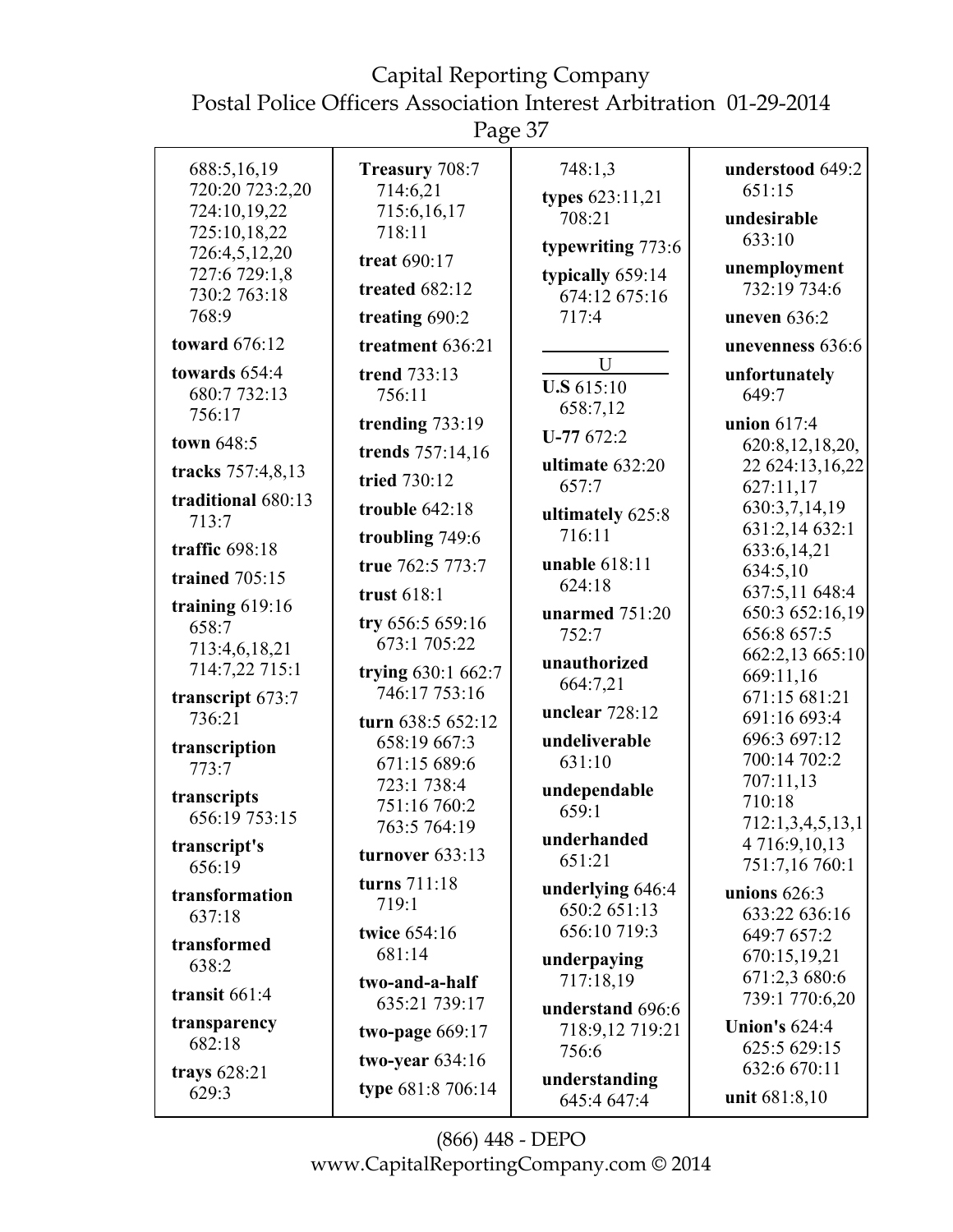688:5,16,19 720:20 723:2,20 724:10,19,22 725:10,18,22 726:4,5,12,20 727:6 729:1,8 730:2 763:18 768:9

**toward** 676:12

**towards** 654:4 680:7 732:13 756:17

**town** 648:5

**tracks** 757:4,8,13

**traditional** 680:13 713:7

**traffic** 698:18

**trained** 705:15

**training** 619:16 658:7 713:4,6,18,21 714:7,22 715:1

**transcript** 673:7 736:21

**transcription** 773:7

**transcripts** 656:19 753:15

**transcript's** 656:19

**transformation** 637:18

**transformed** 638:2

**transit** 661:4

**transparency** 682:18

**trays** 628:21 629:3

**Treasury** 708:7 714:6,21 715:6,16,17 718:11

**treat** 690:17

**treated** 682:12

**treating** 690:2

**treatment** 636:21

**trend** 733:13 756:11

**trending** 733:19

**trends** 757:14,16

**tried** 730:12

**trouble** 642:18

**troubling** 749:6

**true** 762:5 773:7

**trust** 618:1

**try** 656:5 659:16 673:1 705:22

**trying** 630:1 662:7 746:17 753:16

**turn** 638:5 652:12 658:19 667:3 671:15 689:6 723:1 738:4 751:16 760:2 763:5 764:19

**turnover** 633:13

**turns** 711:18 719:1

**twice** 654:16 681:14

**two-and-a-half** 635:21 739:17

**two-page** 669:17

**two-year** 634:16

**type** 681:8 706:14

748:1,3

**types** 623:11,21 708:21

**typewriting** 773:6

**typically** 659:14 674:12 675:16 717:4

## U

**U.S** 615:10 658:7,12

**U-77** 672:2

**ultimate** 632:20 657:7

**ultimately** 625:8 716:11

**unable** 618:11 624:18

**unarmed** 751:20 752:7

**unauthorized** 664:7,21

**unclear** 728:12

**undeliverable** 631:10

**undependable** 659:1

**underhanded** 651:21

**underlying** 646:4 650:2 651:13 656:10 719:3

**underpaying** 717:18,19

**understand** 696:6 718:9,12 719:21 756:6

**understanding** 645:4 647:4

**understood** 649:2 651:15

**undesirable** 633:10

**unemployment** 732:19 734:6

**uneven** 636:2

**unevenness** 636:6

**unfortunately** 649:7

**union** 617:4 620:8,12,18,20,22 624:13,16,22 627:11,17 630:3,7,14,19 631:2,14 632:1 633:6,14,21 634:5,10 637:5,11 648:4 650:3 652:16,19 656:8 657:5 662:2,13 665:10 669:11,16 671:15 681:21 691:16 693:4 696:3 697:12 700:14 702:2 707:11,13 710:18 712:1,3,4,5,13,14 716:9,10,13 751:7,16 760:1

**unions** 626:3 633:22 636:16 649:7 657:2 670:15,19,21 671:2,3 680:6 739:1 770:6,20

**Union's** 624:4 625:5 629:15 632:6 670:11

**unit** 681:8,10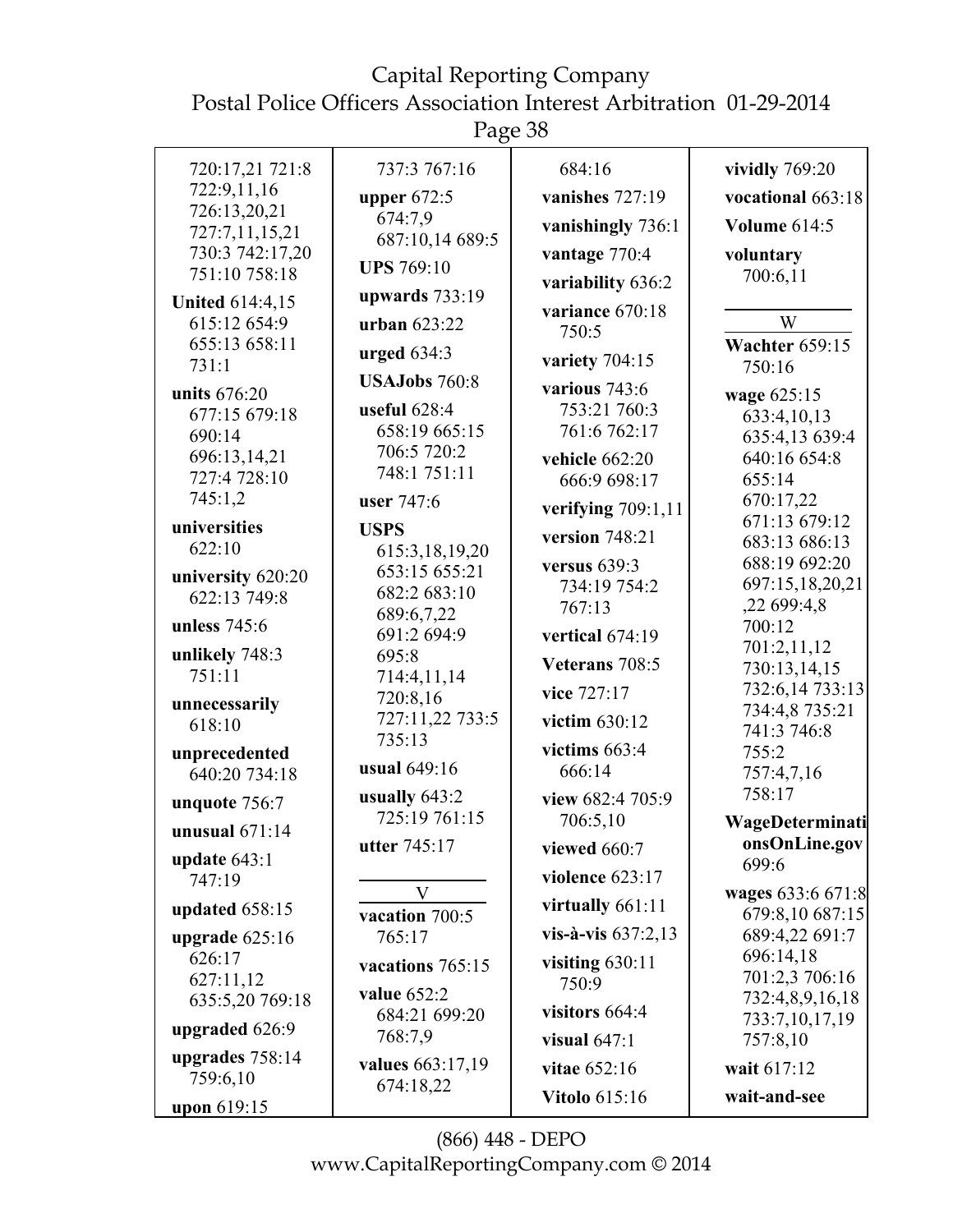720:17,21 721:8
722:9,11,16
726:13,20,21
727:7,11,15,21
730:3 742:17,20
751:10 758:18

**United** 614:4,15
615:12 654:9
655:13 658:11
731:1

**units** 676:20
677:15 679:18
690:14
696:13,14,21
727:4 728:10
745:1,2

**universities**
622:10

**university** 620:20
622:13 749:8

**unless** 745:6

**unlikely** 748:3
751:11

**unnecessarily**
618:10

**unprecedented**
640:20 734:18

**unquote** 756:7

**unusual** 671:14

**update** 643:1
747:19

**updated** 658:15

**upgrade** 625:16
626:17
627:11,12
635:5,20 769:18

**upgraded** 626:9

**upgrades** 758:14
759:6,10

**upon** 619:15

737:3 767:16

**upper** 672:5
674:7,9
687:10,14 689:5

**UPS** 769:10

**upwards** 733:19

**urban** 623:22

**urged** 634:3

**USAJobs** 760:8

**useful** 628:4
658:19 665:15
706:5 720:2
748:1 751:11

**user** 747:6

**USPS**
615:3,18,19,20
653:15 655:21
682:2 683:10
689:6,7,22
691:2 694:9
695:8
714:4,11,14
720:8,16
727:11,22 733:5
735:13

**usual** 649:16

**usually** 643:2
725:19 761:15

**utter** 745:17

## V

**vacation** 700:5
765:17

**vacations** 765:15

**value** 652:2
684:21 699:20
768:7,9

**values** 663:17,19
674:18,22

684:16

**vanishes** 727:19

**vanishingly** 736:1

**vantage** 770:4

**variability** 636:2

**variance** 670:18
750:5

**variety** 704:15

**various** 743:6
753:21 760:3
761:6 762:17

**vehicle** 662:20
666:9 698:17

**verifying** 709:1,11

**version** 748:21

**versus** 639:3
734:19 754:2
767:13

**vertical** 674:19

**Veterans** 708:5

**vice** 727:17

**victim** 630:12

**victims** 663:4
666:14

**view** 682:4 705:9
706:5,10

**viewed** 660:7

**violence** 623:17

**virtually** 661:11

**vis-à-vis** 637:2,13

**visiting** 630:11
750:9

**visitors** 664:4

**visual** 647:1

**vitae** 652:16

**Vitolo** 615:16

**vividly** 769:20

**vocational** 663:18

**Volume** 614:5

**voluntary**
700:6,11

## W

**Wachter** 659:15
750:16

**wage** 625:15
633:4,10,13
635:4,13 639:4
640:16 654:8
655:14
670:17,22
671:13 679:12
683:13 686:13
688:19 692:20
697:15,18,20,21
,22 699:4,8
700:12
701:2,11,12
730:13,14,15
732:6,14 733:13
734:4,8 735:21
741:3 746:8
755:2
757:4,7,16
758:17

**WageDeterminationsOnLine.gov**
699:6

**wages** 633:6 671:8
679:8,10 687:15
689:4,22 691:7
696:14,18
701:2,3 706:16
732:4,8,9,16,18
733:7,10,17,19
757:8,10

**wait** 617:12

**wait-and-see**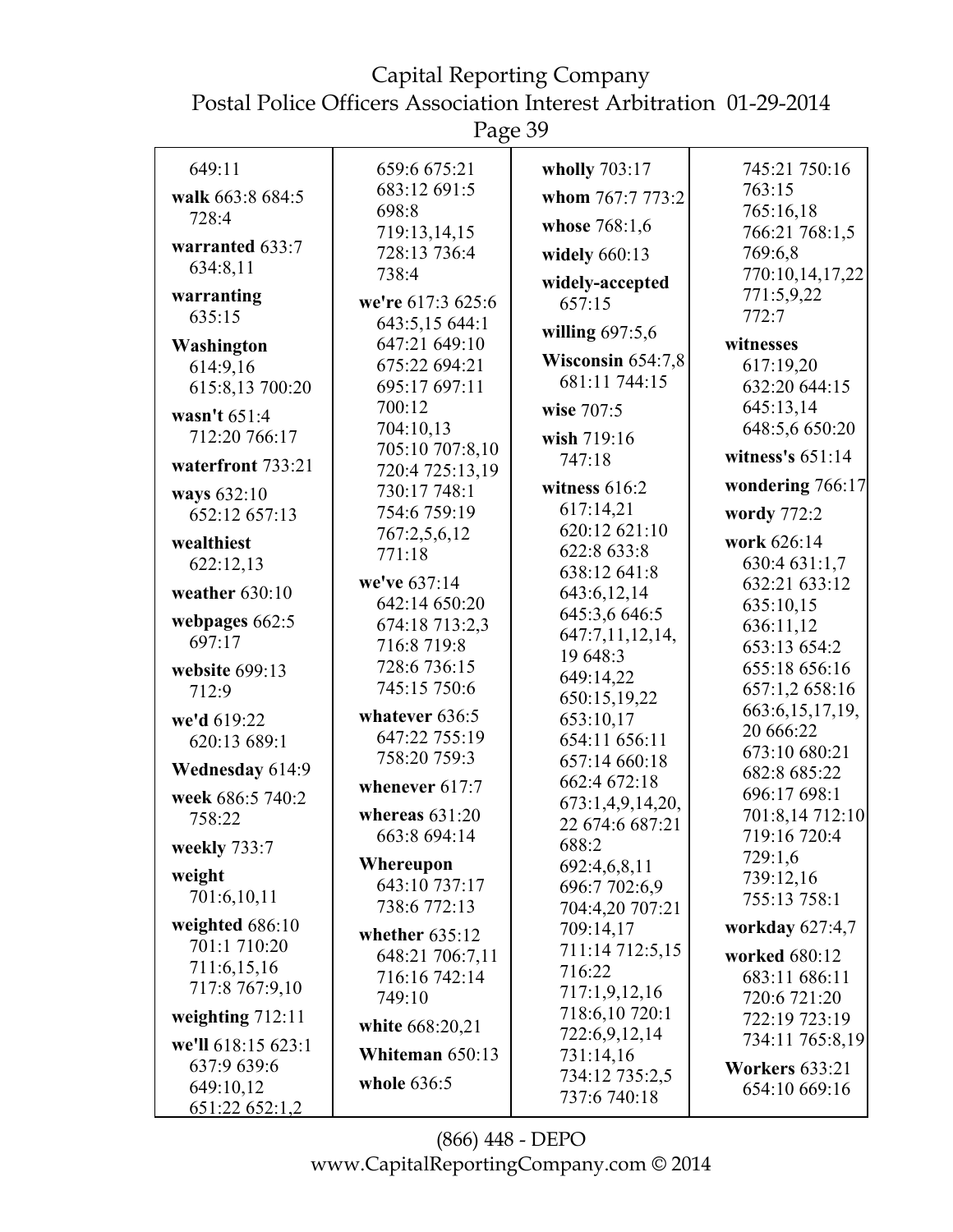649:11

**walk** 663:8 684:5 728:4

**warranted** 633:7 634:8,11

**warranting** 635:15

**Washington** 614:9,16 615:8,13 700:20

**wasn't** 651:4 712:20 766:17

**waterfront** 733:21

**ways** 632:10 652:12 657:13

**wealthiest** 622:12,13

**weather** 630:10

**webpages** 662:5 697:17

**website** 699:13 712:9

**we'd** 619:22 620:13 689:1

**Wednesday** 614:9

**week** 686:5 740:2 758:22

**weekly** 733:7

**weight** 701:6,10,11

**weighted** 686:10 701:1 710:20 711:6,15,16 717:8 767:9,10

**weighting** 712:11

**we'll** 618:15 623:1 637:9 639:6 649:10,12 651:22 652:1,2 659:6 675:21 683:12 691:5 698:8 719:13,14,15 728:13 736:4 738:4

**we're** 617:3 625:6 643:5,15 644:1 647:21 649:10 675:22 694:21 695:17 697:11 700:12 704:10,13 705:10 707:8,10 720:4 725:13,19 730:17 748:1 754:6 759:19 767:2,5,6,12 771:18

**we've** 637:14 642:14 650:20 674:18 713:2,3 716:8 719:8 728:6 736:15 745:15 750:6

**whatever** 636:5 647:22 755:19 758:20 759:3

**whenever** 617:7

**whereas** 631:20 663:8 694:14

**Whereupon** 643:10 737:17 738:6 772:13

**whether** 635:12 648:21 706:7,11 716:16 742:14 749:10

**white** 668:20,21

**Whiteman** 650:13

**whole** 636:5

**wholly** 703:17

**whom** 767:7 773:2

**whose** 768:1,6

**widely** 660:13

**widely-accepted** 657:15

**willing** 697:5,6

**Wisconsin** 654:7,8 681:11 744:15

**wise** 707:5

**wish** 719:16 747:18

**witness** 616:2 617:14,21 620:12 621:10 622:8 633:8 638:12 641:8 643:6,12,14 645:3,6 646:5 647:7,11,12,14, 19 648:3 649:14,22 650:15,19,22 653:10,17 654:11 656:11 657:14 660:18 662:4 672:18 673:1,4,9,14,20, 22 674:6 687:21 688:2 692:4,6,8,11 696:7 702:6,9 704:4,20 707:21 709:14,17 711:14 712:5,15 716:22 717:1,9,12,16 718:6,10 720:1 722:6,9,12,14 731:14,16 734:12 735:2,5 737:6 740:18 745:21 750:16 763:15 765:16,18 766:21 768:1,5 769:6,8 770:10,14,17,22 771:5,9,22 772:7

**witnesses** 617:19,20 632:20 644:15 645:13,14 648:5,6 650:20

**witness's** 651:14

**wondering** 766:17

**wordy** 772:2

**work** 626:14 630:4 631:1,7 632:21 633:12 635:10,15 636:11,12 653:13 654:2 655:18 656:16 657:1,2 658:16 663:6,15,17,19, 20 666:22 673:10 680:21 682:8 685:22 696:17 698:1 701:8,14 712:10 719:16 720:4 729:1,6 739:12,16 755:13 758:1

**workday** 627:4,7

**worked** 680:12 683:11 686:11 720:6 721:20 722:19 723:19 734:11 765:8,19

**Workers** 633:21 654:10 669:16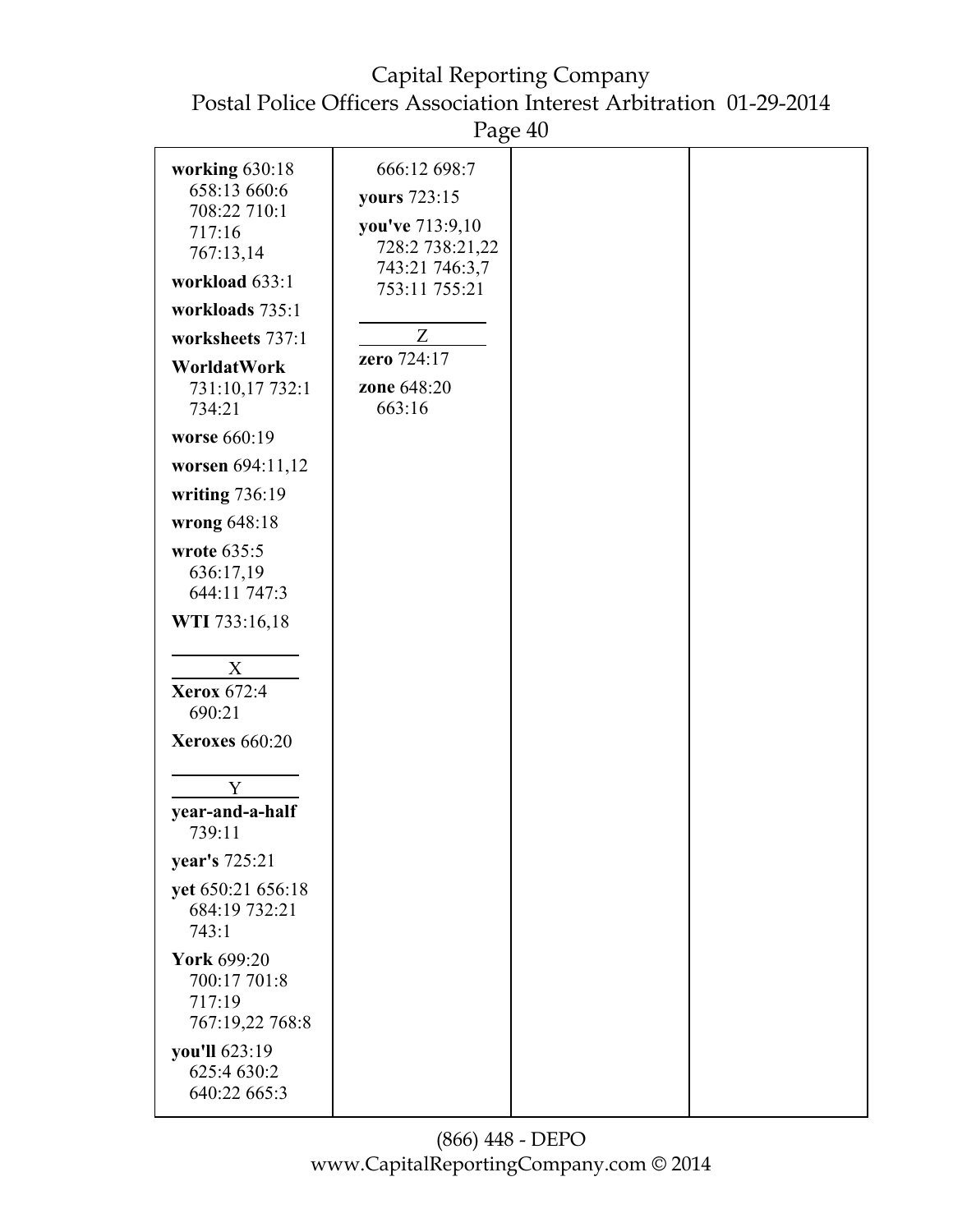**working** 630:18 658:13 660:6 708:22 710:1 717:16 767:13,14

**workload** 633:1

**workloads** 735:1

**worksheets** 737:1

**WorldatWork** 731:10,17 732:1 734:21

**worse** 660:19

**worsen** 694:11,12

**writing** 736:19

**wrong** 648:18

**wrote** 635:5 636:17,19 644:11 747:3

**WTI** 733:16,18

## X

**Xerox** 672:4 690:21

**Xeroxes** 660:20

## Y

**year-and-a-half** 739:11

**year's** 725:21

**yet** 650:21 656:18 684:19 732:21 743:1

**York** 699:20 700:17 701:8 717:19 767:19,22 768:8

**you'll** 623:19 625:4 630:2 640:22 665:3 666:12 698:7

**yours** 723:15

**you've** 713:9,10 728:2 738:21,22 743:21 746:3,7 753:11 755:21

## Z

**zero** 724:17

**zone** 648:20 663:16